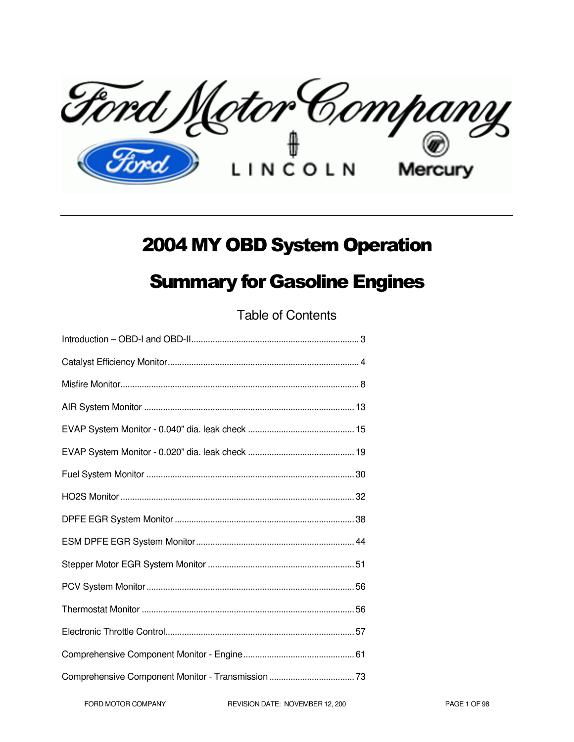# 2004 MY OBD System Operation

# Summary for Gasoline Engines

## Table of Contents

Introduction – OBD-I and OBD-II .......... 3

Catalyst Efficiency Monitor .......... 4

Misfire Monitor .......... 8

AIR System Monitor .......... 13

EVAP System Monitor - 0.040" dia. leak check .......... 15

EVAP System Monitor - 0.020" dia. leak check .......... 19

Fuel System Monitor .......... 30

HO2S Monitor .......... 32

DPFE EGR System Monitor .......... 38

ESM DPFE EGR System Monitor .......... 44

Stepper Motor EGR System Monitor .......... 51

PCV System Monitor .......... 56

Thermostat Monitor .......... 56

Electronic Throttle Control .......... 57

Comprehensive Component Monitor - Engine .......... 61

Comprehensive Component Monitor - Transmission .......... 73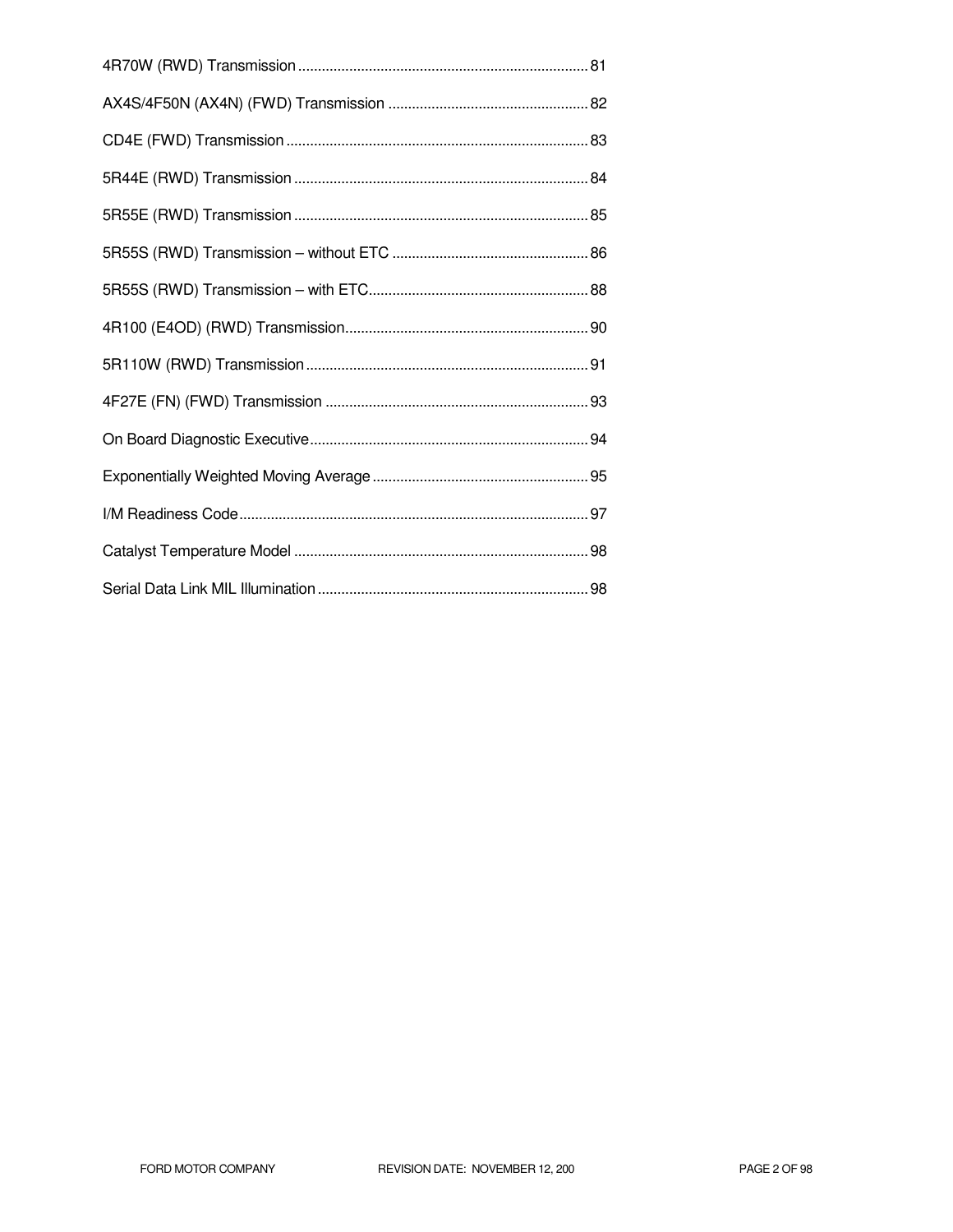4R70W (RWD) Transmission ........................................................................ 81

AX4S/4F50N (AX4N) (FWD) Transmission .................................................. 82

CD4E (FWD) Transmission ........................................................................... 83

5R44E (RWD) Transmission ......................................................................... 84

5R55E (RWD) Transmission ......................................................................... 85

5R55S (RWD) Transmission – without ETC ................................................. 86

5R55S (RWD) Transmission – with ETC....................................................... 88

4R100 (E4OD) (RWD) Transmission............................................................ 90

5R110W (RWD) Transmission ...................................................................... 91

4F27E (FN) (FWD) Transmission ................................................................. 93

On Board Diagnostic Executive..................................................................... 94

Exponentially Weighted Moving Average ...................................................... 95

I/M Readiness Code....................................................................................... 97

Catalyst Temperature Model ......................................................................... 98

Serial Data Link MIL Illumination ................................................................... 98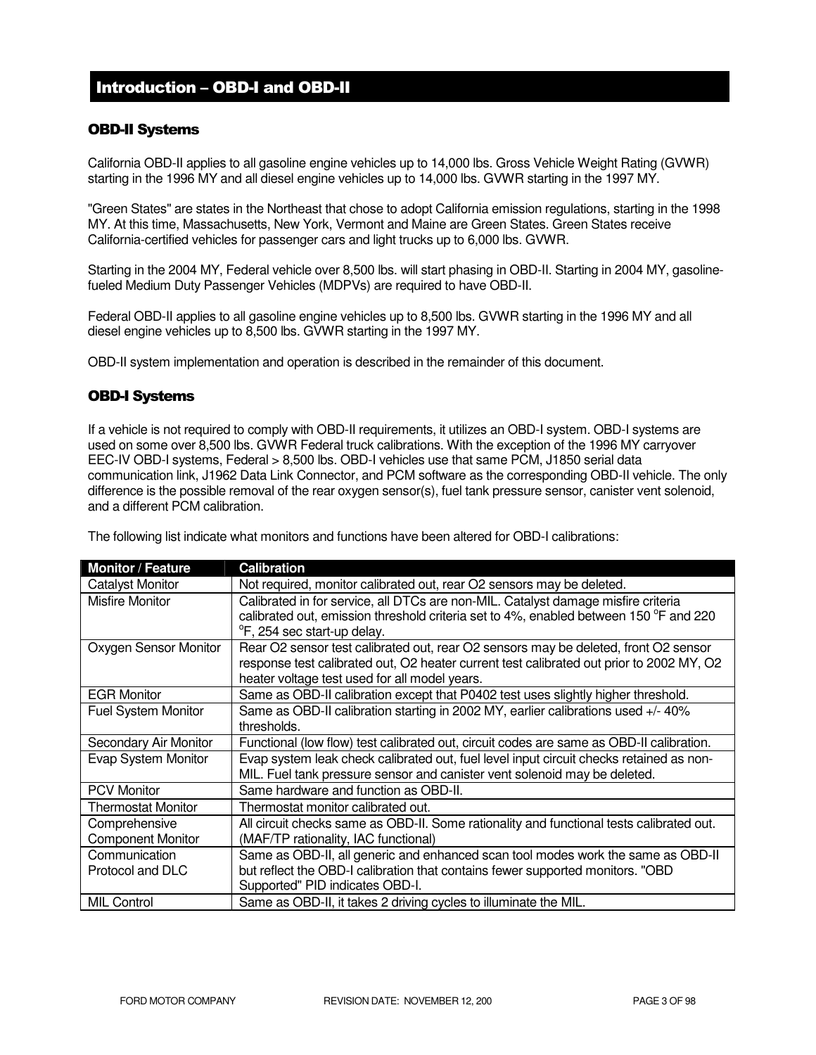# Introduction – OBD-I and OBD-II

## OBD-II Systems

California OBD-II applies to all gasoline engine vehicles up to 14,000 lbs. Gross Vehicle Weight Rating (GVWR) starting in the 1996 MY and all diesel engine vehicles up to 14,000 lbs. GVWR starting in the 1997 MY.

"Green States" are states in the Northeast that chose to adopt California emission regulations, starting in the 1998 MY. At this time, Massachusetts, New York, Vermont and Maine are Green States. Green States receive California-certified vehicles for passenger cars and light trucks up to 6,000 lbs. GVWR.

Starting in the 2004 MY, Federal vehicle over 8,500 lbs. will start phasing in OBD-II. Starting in 2004 MY, gasoline-fueled Medium Duty Passenger Vehicles (MDPVs) are required to have OBD-II.

Federal OBD-II applies to all gasoline engine vehicles up to 8,500 lbs. GVWR starting in the 1996 MY and all diesel engine vehicles up to 8,500 lbs. GVWR starting in the 1997 MY.

OBD-II system implementation and operation is described in the remainder of this document.

## OBD-I Systems

If a vehicle is not required to comply with OBD-II requirements, it utilizes an OBD-I system. OBD-I systems are used on some over 8,500 lbs. GVWR Federal truck calibrations. With the exception of the 1996 MY carryover EEC-IV OBD-I systems, Federal > 8,500 lbs. OBD-I vehicles use that same PCM, J1850 serial data communication link, J1962 Data Link Connector, and PCM software as the corresponding OBD-II vehicle. The only difference is the possible removal of the rear oxygen sensor(s), fuel tank pressure sensor, canister vent solenoid, and a different PCM calibration.

The following list indicate what monitors and functions have been altered for OBD-I calibrations:

| Monitor / Feature | Calibration |
|---|---|
| Catalyst Monitor | Not required, monitor calibrated out, rear O2 sensors may be deleted. |
| Misfire Monitor | Calibrated in for service, all DTCs are non-MIL. Catalyst damage misfire criteria calibrated out, emission threshold criteria set to 4%, enabled between 150 °F and 220 °F, 254 sec start-up delay. |
| Oxygen Sensor Monitor | Rear O2 sensor test calibrated out, rear O2 sensors may be deleted, front O2 sensor response test calibrated out, O2 heater current test calibrated out prior to 2002 MY, O2 heater voltage test used for all model years. |
| EGR Monitor | Same as OBD-II calibration except that P0402 test uses slightly higher threshold. |
| Fuel System Monitor | Same as OBD-II calibration starting in 2002 MY, earlier calibrations used +/- 40% thresholds. |
| Secondary Air Monitor | Functional (low flow) test calibrated out, circuit codes are same as OBD-II calibration. |
| Evap System Monitor | Evap system leak check calibrated out, fuel level input circuit checks retained as non-MIL. Fuel tank pressure sensor and canister vent solenoid may be deleted. |
| PCV Monitor | Same hardware and function as OBD-II. |
| Thermostat Monitor | Thermostat monitor calibrated out. |
| Comprehensive Component Monitor | All circuit checks same as OBD-II. Some rationality and functional tests calibrated out. (MAF/TP rationality, IAC functional) |
| Communication Protocol and DLC | Same as OBD-II, all generic and enhanced scan tool modes work the same as OBD-II but reflect the OBD-I calibration that contains fewer supported monitors. "OBD Supported" PID indicates OBD-I. |
| MIL Control | Same as OBD-II, it takes 2 driving cycles to illuminate the MIL. |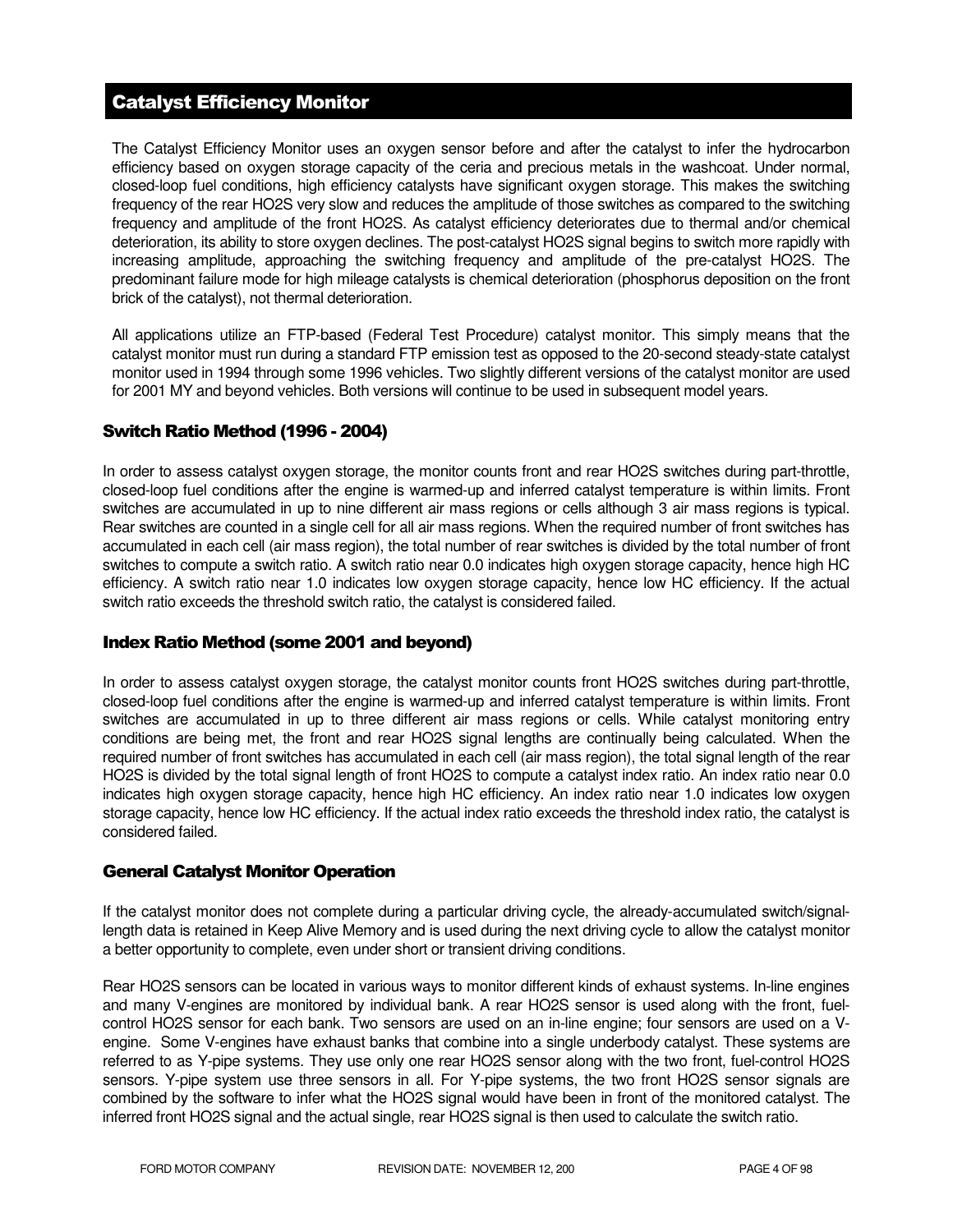## Catalyst Efficiency Monitor

The Catalyst Efficiency Monitor uses an oxygen sensor before and after the catalyst to infer the hydrocarbon efficiency based on oxygen storage capacity of the ceria and precious metals in the washcoat. Under normal, closed-loop fuel conditions, high efficiency catalysts have significant oxygen storage. This makes the switching frequency of the rear HO2S very slow and reduces the amplitude of those switches as compared to the switching frequency and amplitude of the front HO2S. As catalyst efficiency deteriorates due to thermal and/or chemical deterioration, its ability to store oxygen declines. The post-catalyst HO2S signal begins to switch more rapidly with increasing amplitude, approaching the switching frequency and amplitude of the pre-catalyst HO2S. The predominant failure mode for high mileage catalysts is chemical deterioration (phosphorus deposition on the front brick of the catalyst), not thermal deterioration.

All applications utilize an FTP-based (Federal Test Procedure) catalyst monitor. This simply means that the catalyst monitor must run during a standard FTP emission test as opposed to the 20-second steady-state catalyst monitor used in 1994 through some 1996 vehicles. Two slightly different versions of the catalyst monitor are used for 2001 MY and beyond vehicles. Both versions will continue to be used in subsequent model years.

### Switch Ratio Method (1996 - 2004)

In order to assess catalyst oxygen storage, the monitor counts front and rear HO2S switches during part-throttle, closed-loop fuel conditions after the engine is warmed-up and inferred catalyst temperature is within limits. Front switches are accumulated in up to nine different air mass regions or cells although 3 air mass regions is typical. Rear switches are counted in a single cell for all air mass regions. When the required number of front switches has accumulated in each cell (air mass region), the total number of rear switches is divided by the total number of front switches to compute a switch ratio. A switch ratio near 0.0 indicates high oxygen storage capacity, hence high HC efficiency. A switch ratio near 1.0 indicates low oxygen storage capacity, hence low HC efficiency. If the actual switch ratio exceeds the threshold switch ratio, the catalyst is considered failed.

### Index Ratio Method (some 2001 and beyond)

In order to assess catalyst oxygen storage, the catalyst monitor counts front HO2S switches during part-throttle, closed-loop fuel conditions after the engine is warmed-up and inferred catalyst temperature is within limits. Front switches are accumulated in up to three different air mass regions or cells. While catalyst monitoring entry conditions are being met, the front and rear HO2S signal lengths are continually being calculated. When the required number of front switches has accumulated in each cell (air mass region), the total signal length of the rear HO2S is divided by the total signal length of front HO2S to compute a catalyst index ratio. An index ratio near 0.0 indicates high oxygen storage capacity, hence high HC efficiency. An index ratio near 1.0 indicates low oxygen storage capacity, hence low HC efficiency. If the actual index ratio exceeds the threshold index ratio, the catalyst is considered failed.

### General Catalyst Monitor Operation

If the catalyst monitor does not complete during a particular driving cycle, the already-accumulated switch/signal-length data is retained in Keep Alive Memory and is used during the next driving cycle to allow the catalyst monitor a better opportunity to complete, even under short or transient driving conditions.

Rear HO2S sensors can be located in various ways to monitor different kinds of exhaust systems. In-line engines and many V-engines are monitored by individual bank. A rear HO2S sensor is used along with the front, fuel-control HO2S sensor for each bank. Two sensors are used on an in-line engine; four sensors are used on a V-engine. Some V-engines have exhaust banks that combine into a single underbody catalyst. These systems are referred to as Y-pipe systems. They use only one rear HO2S sensor along with the two front, fuel-control HO2S sensors. Y-pipe system use three sensors in all. For Y-pipe systems, the two front HO2S sensor signals are combined by the software to infer what the HO2S signal would have been in front of the monitored catalyst. The inferred front HO2S signal and the actual single, rear HO2S signal is then used to calculate the switch ratio.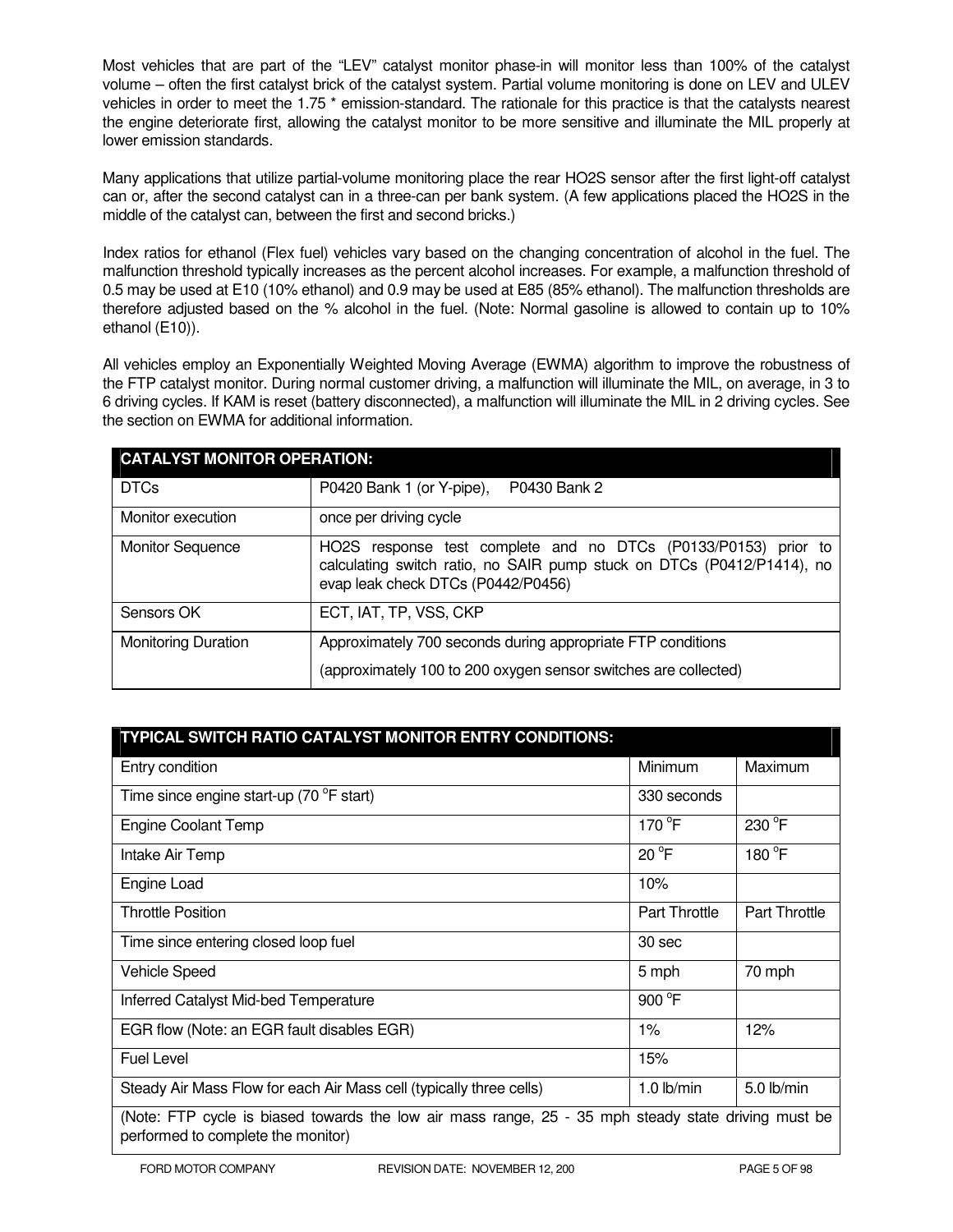Most vehicles that are part of the "LEV" catalyst monitor phase-in will monitor less than 100% of the catalyst volume – often the first catalyst brick of the catalyst system. Partial volume monitoring is done on LEV and ULEV vehicles in order to meet the 1.75 * emission-standard. The rationale for this practice is that the catalysts nearest the engine deteriorate first, allowing the catalyst monitor to be more sensitive and illuminate the MIL properly at lower emission standards.

Many applications that utilize partial-volume monitoring place the rear HO2S sensor after the first light-off catalyst can or, after the second catalyst can in a three-can per bank system. (A few applications placed the HO2S in the middle of the catalyst can, between the first and second bricks.)

Index ratios for ethanol (Flex fuel) vehicles vary based on the changing concentration of alcohol in the fuel. The malfunction threshold typically increases as the percent alcohol increases. For example, a malfunction threshold of 0.5 may be used at E10 (10% ethanol) and 0.9 may be used at E85 (85% ethanol). The malfunction thresholds are therefore adjusted based on the % alcohol in the fuel. (Note: Normal gasoline is allowed to contain up to 10% ethanol (E10)).

All vehicles employ an Exponentially Weighted Moving Average (EWMA) algorithm to improve the robustness of the FTP catalyst monitor. During normal customer driving, a malfunction will illuminate the MIL, on average, in 3 to 6 driving cycles. If KAM is reset (battery disconnected), a malfunction will illuminate the MIL in 2 driving cycles. See the section on EWMA for additional information.

| CATALYST MONITOR OPERATION: | |
|---|---|
| DTCs | P0420 Bank 1 (or Y-pipe), P0430 Bank 2 |
| Monitor execution | once per driving cycle |
| Monitor Sequence | HO2S response test complete and no DTCs (P0133/P0153) prior to calculating switch ratio, no SAIR pump stuck on DTCs (P0412/P1414), no evap leak check DTCs (P0442/P0456) |
| Sensors OK | ECT, IAT, TP, VSS, CKP |
| Monitoring Duration | Approximately 700 seconds during appropriate FTP conditions<br>(approximately 100 to 200 oxygen sensor switches are collected) |

| TYPICAL SWITCH RATIO CATALYST MONITOR ENTRY CONDITIONS: | | |
|---|---|---|
| Entry condition | Minimum | Maximum |
| Time since engine start-up (70 °F start) | 330 seconds | |
| Engine Coolant Temp | 170 °F | 230 °F |
| Intake Air Temp | 20 °F | 180 °F |
| Engine Load | 10% | |
| Throttle Position | Part Throttle | Part Throttle |
| Time since entering closed loop fuel | 30 sec | |
| Vehicle Speed | 5 mph | 70 mph |
| Inferred Catalyst Mid-bed Temperature | 900 °F | |
| EGR flow (Note: an EGR fault disables EGR) | 1% | 12% |
| Fuel Level | 15% | |
| Steady Air Mass Flow for each Air Mass cell (typically three cells) | 1.0 lb/min | 5.0 lb/min |
| (Note: FTP cycle is biased towards the low air mass range, 25 - 35 mph steady state driving must be performed to complete the monitor) | | |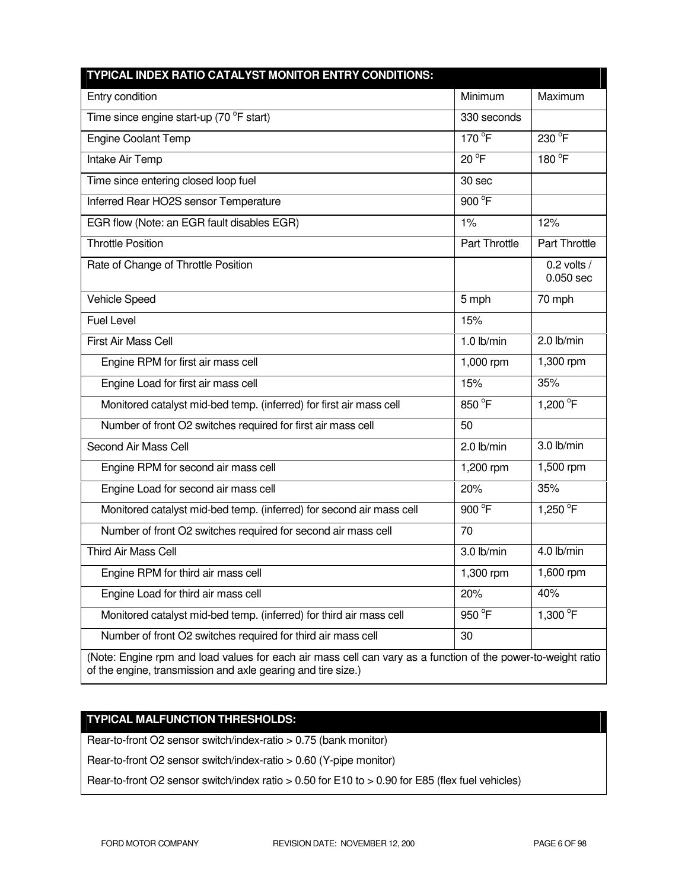| TYPICAL INDEX RATIO CATALYST MONITOR ENTRY CONDITIONS: | | |
|---|---|---|
| Entry condition | Minimum | Maximum |
| Time since engine start-up (70 °F start) | 330 seconds | |
| Engine Coolant Temp | 170 °F | 230 °F |
| Intake Air Temp | 20 °F | 180 °F |
| Time since entering closed loop fuel | 30 sec | |
| Inferred Rear HO2S sensor Temperature | 900 °F | |
| EGR flow (Note: an EGR fault disables EGR) | 1% | 12% |
| Throttle Position | Part Throttle | Part Throttle |
| Rate of Change of Throttle Position | | 0.2 volts / 0.050 sec |
| Vehicle Speed | 5 mph | 70 mph |
| Fuel Level | 15% | |
| First Air Mass Cell | 1.0 lb/min | 2.0 lb/min |
| Engine RPM for first air mass cell | 1,000 rpm | 1,300 rpm |
| Engine Load for first air mass cell | 15% | 35% |
| Monitored catalyst mid-bed temp. (inferred) for first air mass cell | 850 °F | 1,200 °F |
| Number of front O2 switches required for first air mass cell | 50 | |
| Second Air Mass Cell | 2.0 lb/min | 3.0 lb/min |
| Engine RPM for second air mass cell | 1,200 rpm | 1,500 rpm |
| Engine Load for second air mass cell | 20% | 35% |
| Monitored catalyst mid-bed temp. (inferred) for second air mass cell | 900 °F | 1,250 °F |
| Number of front O2 switches required for second air mass cell | 70 | |
| Third Air Mass Cell | 3.0 lb/min | 4.0 lb/min |
| Engine RPM for third air mass cell | 1,300 rpm | 1,600 rpm |
| Engine Load for third air mass cell | 20% | 40% |
| Monitored catalyst mid-bed temp. (inferred) for third air mass cell | 950 °F | 1,300 °F |
| Number of front O2 switches required for third air mass cell | 30 | |
| (Note: Engine rpm and load values for each air mass cell can vary as a function of the power-to-weight ratio of the engine, transmission and axle gearing and tire size.) | | |

| TYPICAL MALFUNCTION THRESHOLDS: |
|---|
| Rear-to-front O2 sensor switch/index-ratio > 0.75 (bank monitor) |
| Rear-to-front O2 sensor switch/index-ratio > 0.60 (Y-pipe monitor) |
| Rear-to-front O2 sensor switch/index ratio > 0.50 for E10 to > 0.90 for E85 (flex fuel vehicles) |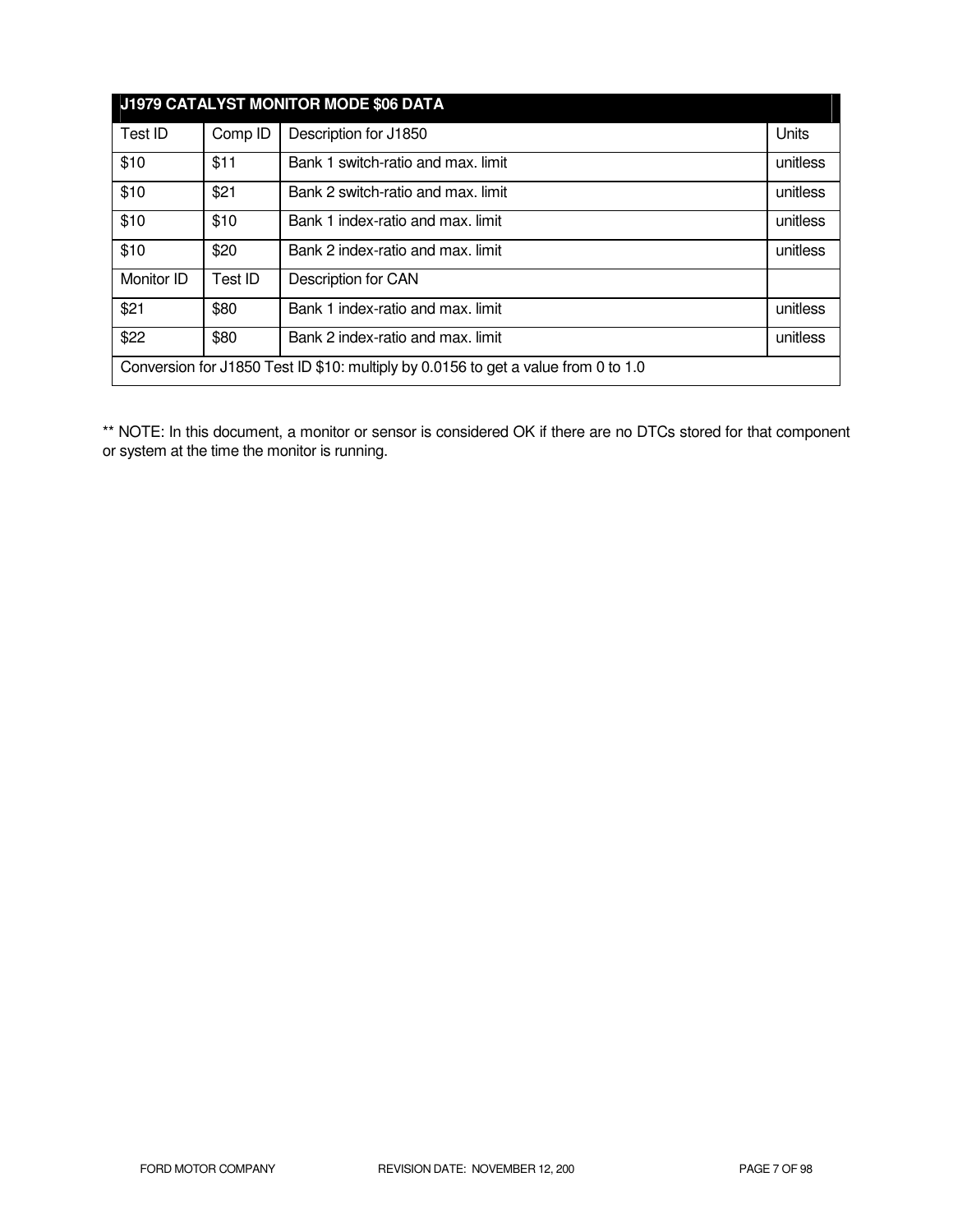| J1979 CATALYST MONITOR MODE $06 DATA | | | |
|---|---|---|---|
| Test ID | Comp ID | Description for J1850 | Units |
| $10 | $11 | Bank 1 switch-ratio and max. limit | unitless |
| $10 | $21 | Bank 2 switch-ratio and max. limit | unitless |
| $10 | $10 | Bank 1 index-ratio and max. limit | unitless |
| $10 | $20 | Bank 2 index-ratio and max. limit | unitless |
| Monitor ID | Test ID | Description for CAN | |
| $21 | $80 | Bank 1 index-ratio and max. limit | unitless |
| $22 | $80 | Bank 2 index-ratio and max. limit | unitless |
| Conversion for J1850 Test ID $10: multiply by 0.0156 to get a value from 0 to 1.0 | | | |

** NOTE: In this document, a monitor or sensor is considered OK if there are no DTCs stored for that component or system at the time the monitor is running.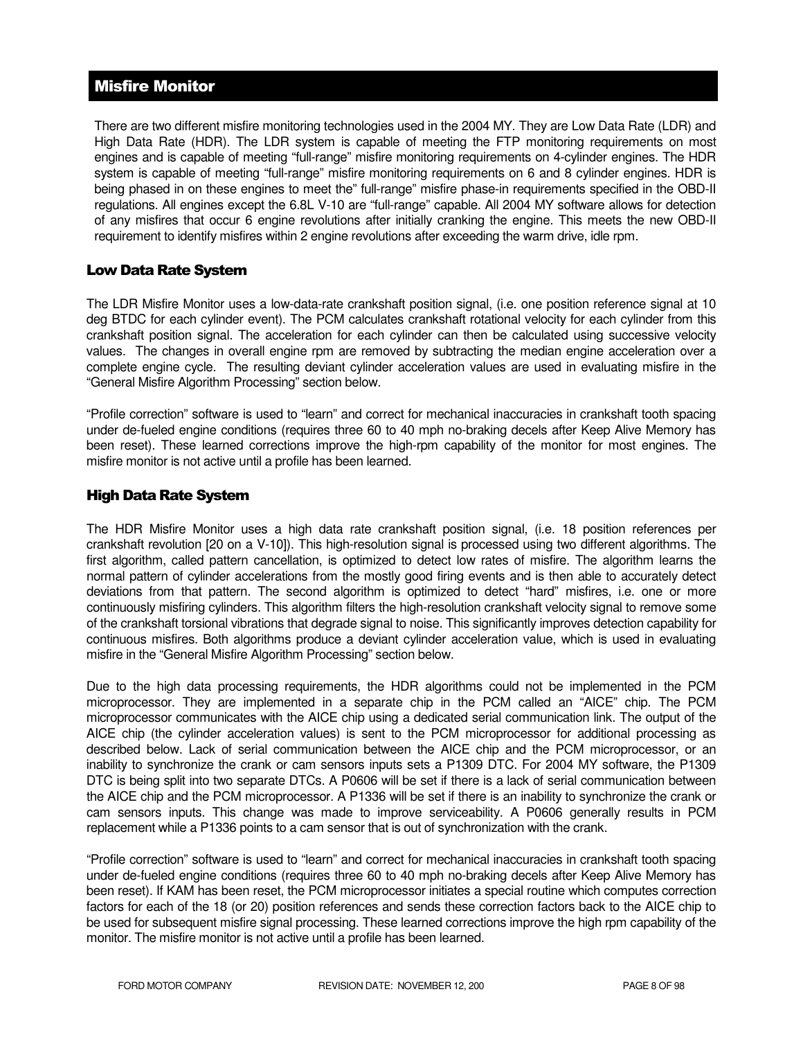## Misfire Monitor

There are two different misfire monitoring technologies used in the 2004 MY. They are Low Data Rate (LDR) and High Data Rate (HDR). The LDR system is capable of meeting the FTP monitoring requirements on most engines and is capable of meeting "full-range" misfire monitoring requirements on 4-cylinder engines. The HDR system is capable of meeting "full-range" misfire monitoring requirements on 6 and 8 cylinder engines. HDR is being phased in on these engines to meet the" full-range" misfire phase-in requirements specified in the OBD-II regulations. All engines except the 6.8L V-10 are "full-range" capable. All 2004 MY software allows for detection of any misfires that occur 6 engine revolutions after initially cranking the engine. This meets the new OBD-II requirement to identify misfires within 2 engine revolutions after exceeding the warm drive, idle rpm.

### Low Data Rate System

The LDR Misfire Monitor uses a low-data-rate crankshaft position signal, (i.e. one position reference signal at 10 deg BTDC for each cylinder event). The PCM calculates crankshaft rotational velocity for each cylinder from this crankshaft position signal. The acceleration for each cylinder can then be calculated using successive velocity values. The changes in overall engine rpm are removed by subtracting the median engine acceleration over a complete engine cycle. The resulting deviant cylinder acceleration values are used in evaluating misfire in the "General Misfire Algorithm Processing" section below.

"Profile correction" software is used to "learn" and correct for mechanical inaccuracies in crankshaft tooth spacing under de-fueled engine conditions (requires three 60 to 40 mph no-braking decels after Keep Alive Memory has been reset). These learned corrections improve the high-rpm capability of the monitor for most engines. The misfire monitor is not active until a profile has been learned.

### High Data Rate System

The HDR Misfire Monitor uses a high data rate crankshaft position signal, (i.e. 18 position references per crankshaft revolution [20 on a V-10]). This high-resolution signal is processed using two different algorithms. The first algorithm, called pattern cancellation, is optimized to detect low rates of misfire. The algorithm learns the normal pattern of cylinder accelerations from the mostly good firing events and is then able to accurately detect deviations from that pattern. The second algorithm is optimized to detect "hard" misfires, i.e. one or more continuously misfiring cylinders. This algorithm filters the high-resolution crankshaft velocity signal to remove some of the crankshaft torsional vibrations that degrade signal to noise. This significantly improves detection capability for continuous misfires. Both algorithms produce a deviant cylinder acceleration value, which is used in evaluating misfire in the "General Misfire Algorithm Processing" section below.

Due to the high data processing requirements, the HDR algorithms could not be implemented in the PCM microprocessor. They are implemented in a separate chip in the PCM called an "AICE" chip. The PCM microprocessor communicates with the AICE chip using a dedicated serial communication link. The output of the AICE chip (the cylinder acceleration values) is sent to the PCM microprocessor for additional processing as described below. Lack of serial communication between the AICE chip and the PCM microprocessor, or an inability to synchronize the crank or cam sensors inputs sets a P1309 DTC. For 2004 MY software, the P1309 DTC is being split into two separate DTCs. A P0606 will be set if there is a lack of serial communication between the AICE chip and the PCM microprocessor. A P1336 will be set if there is an inability to synchronize the crank or cam sensors inputs. This change was made to improve serviceability. A P0606 generally results in PCM replacement while a P1336 points to a cam sensor that is out of synchronization with the crank.

"Profile correction" software is used to "learn" and correct for mechanical inaccuracies in crankshaft tooth spacing under de-fueled engine conditions (requires three 60 to 40 mph no-braking decels after Keep Alive Memory has been reset). If KAM has been reset, the PCM microprocessor initiates a special routine which computes correction factors for each of the 18 (or 20) position references and sends these correction factors back to the AICE chip to be used for subsequent misfire signal processing. These learned corrections improve the high rpm capability of the monitor. The misfire monitor is not active until a profile has been learned.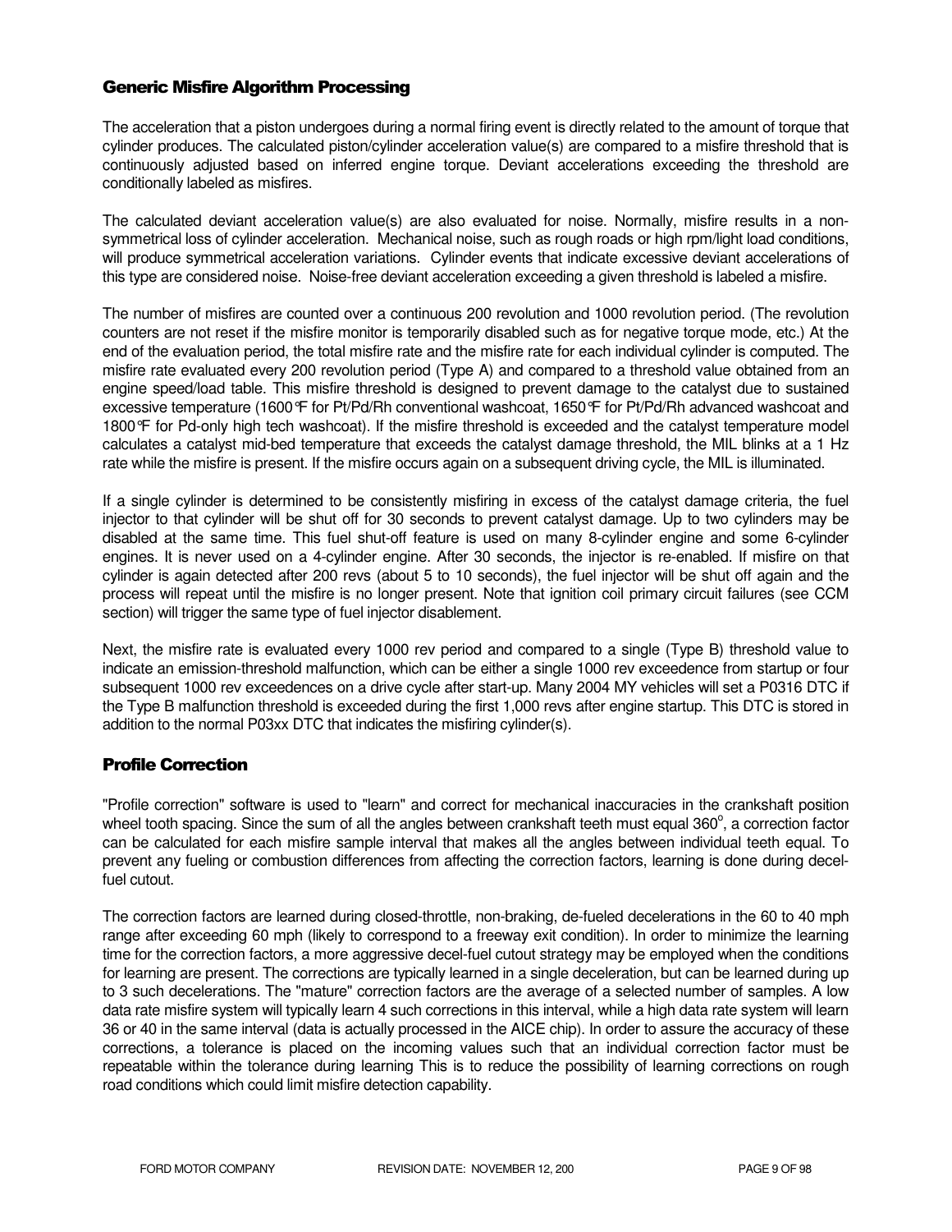## Generic Misfire Algorithm Processing

The acceleration that a piston undergoes during a normal firing event is directly related to the amount of torque that cylinder produces. The calculated piston/cylinder acceleration value(s) are compared to a misfire threshold that is continuously adjusted based on inferred engine torque. Deviant accelerations exceeding the threshold are conditionally labeled as misfires.

The calculated deviant acceleration value(s) are also evaluated for noise. Normally, misfire results in a non-symmetrical loss of cylinder acceleration. Mechanical noise, such as rough roads or high rpm/light load conditions, will produce symmetrical acceleration variations. Cylinder events that indicate excessive deviant accelerations of this type are considered noise. Noise-free deviant acceleration exceeding a given threshold is labeled a misfire.

The number of misfires are counted over a continuous 200 revolution and 1000 revolution period. (The revolution counters are not reset if the misfire monitor is temporarily disabled such as for negative torque mode, etc.) At the end of the evaluation period, the total misfire rate and the misfire rate for each individual cylinder is computed. The misfire rate evaluated every 200 revolution period (Type A) and compared to a threshold value obtained from an engine speed/load table. This misfire threshold is designed to prevent damage to the catalyst due to sustained excessive temperature (1600°F for Pt/Pd/Rh conventional washcoat, 1650°F for Pt/Pd/Rh advanced washcoat and 1800°F for Pd-only high tech washcoat). If the misfire threshold is exceeded and the catalyst temperature model calculates a catalyst mid-bed temperature that exceeds the catalyst damage threshold, the MIL blinks at a 1 Hz rate while the misfire is present. If the misfire occurs again on a subsequent driving cycle, the MIL is illuminated.

If a single cylinder is determined to be consistently misfiring in excess of the catalyst damage criteria, the fuel injector to that cylinder will be shut off for 30 seconds to prevent catalyst damage. Up to two cylinders may be disabled at the same time. This fuel shut-off feature is used on many 8-cylinder engine and some 6-cylinder engines. It is never used on a 4-cylinder engine. After 30 seconds, the injector is re-enabled. If misfire on that cylinder is again detected after 200 revs (about 5 to 10 seconds), the fuel injector will be shut off again and the process will repeat until the misfire is no longer present. Note that ignition coil primary circuit failures (see CCM section) will trigger the same type of fuel injector disablement.

Next, the misfire rate is evaluated every 1000 rev period and compared to a single (Type B) threshold value to indicate an emission-threshold malfunction, which can be either a single 1000 rev exceedence from startup or four subsequent 1000 rev exceedences on a drive cycle after start-up. Many 2004 MY vehicles will set a P0316 DTC if the Type B malfunction threshold is exceeded during the first 1,000 revs after engine startup. This DTC is stored in addition to the normal P03xx DTC that indicates the misfiring cylinder(s).

## Profile Correction

"Profile correction" software is used to "learn" and correct for mechanical inaccuracies in the crankshaft position wheel tooth spacing. Since the sum of all the angles between crankshaft teeth must equal $360^{\circ}$, a correction factor can be calculated for each misfire sample interval that makes all the angles between individual teeth equal. To prevent any fueling or combustion differences from affecting the correction factors, learning is done during decel-fuel cutout.

The correction factors are learned during closed-throttle, non-braking, de-fueled decelerations in the 60 to 40 mph range after exceeding 60 mph (likely to correspond to a freeway exit condition). In order to minimize the learning time for the correction factors, a more aggressive decel-fuel cutout strategy may be employed when the conditions for learning are present. The corrections are typically learned in a single deceleration, but can be learned during up to 3 such decelerations. The "mature" correction factors are the average of a selected number of samples. A low data rate misfire system will typically learn 4 such corrections in this interval, while a high data rate system will learn 36 or 40 in the same interval (data is actually processed in the AICE chip). In order to assure the accuracy of these corrections, a tolerance is placed on the incoming values such that an individual correction factor must be repeatable within the tolerance during learning This is to reduce the possibility of learning corrections on rough road conditions which could limit misfire detection capability.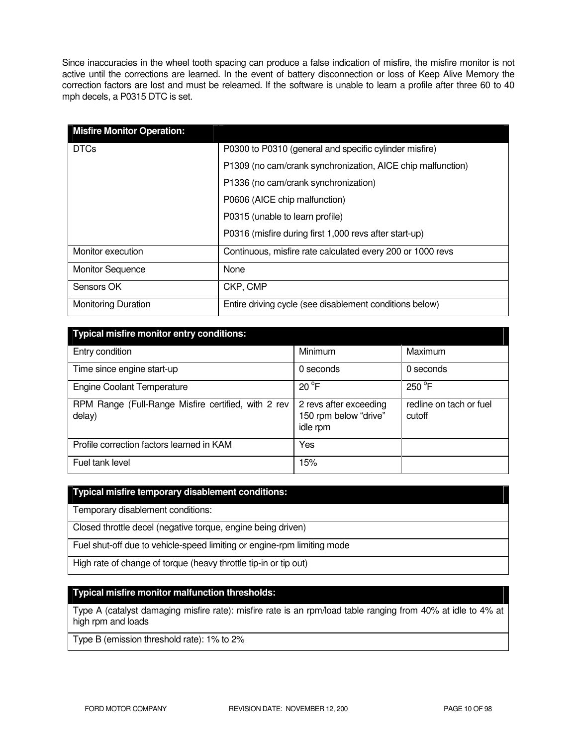Since inaccuracies in the wheel tooth spacing can produce a false indication of misfire, the misfire monitor is not active until the corrections are learned. In the event of battery disconnection or loss of Keep Alive Memory the correction factors are lost and must be relearned. If the software is unable to learn a profile after three 60 to 40 mph decels, a P0315 DTC is set.

| **Misfire Monitor Operation:** | |
|---|---|
| DTCs | P0300 to P0310 (general and specific cylinder misfire)<br>P1309 (no cam/crank synchronization, AICE chip malfunction)<br>P1336 (no cam/crank synchronization)<br>P0606 (AICE chip malfunction)<br>P0315 (unable to learn profile)<br>P0316 (misfire during first 1,000 revs after start-up) |
| Monitor execution | Continuous, misfire rate calculated every 200 or 1000 revs |
| Monitor Sequence | None |
| Sensors OK | CKP, CMP |
| Monitoring Duration | Entire driving cycle (see disablement conditions below) |

| **Typical misfire monitor entry conditions:** | | |
|---|---|---|
| Entry condition | Minimum | Maximum |
| Time since engine start-up | 0 seconds | 0 seconds |
| Engine Coolant Temperature | 20 °F | 250 °F |
| RPM Range (Full-Range Misfire certified, with 2 rev delay) | 2 revs after exceeding 150 rpm below "drive" idle rpm | redline on tach or fuel cutoff |
| Profile correction factors learned in KAM | Yes | |
| Fuel tank level | 15% | |

| **Typical misfire temporary disablement conditions:** |
|---|
| Temporary disablement conditions: |
| Closed throttle decel (negative torque, engine being driven) |
| Fuel shut-off due to vehicle-speed limiting or engine-rpm limiting mode |
| High rate of change of torque (heavy throttle tip-in or tip out) |

| **Typical misfire monitor malfunction thresholds:** |
|---|
| Type A (catalyst damaging misfire rate): misfire rate is an rpm/load table ranging from 40% at idle to 4% at high rpm and loads |
| Type B (emission threshold rate): 1% to 2% |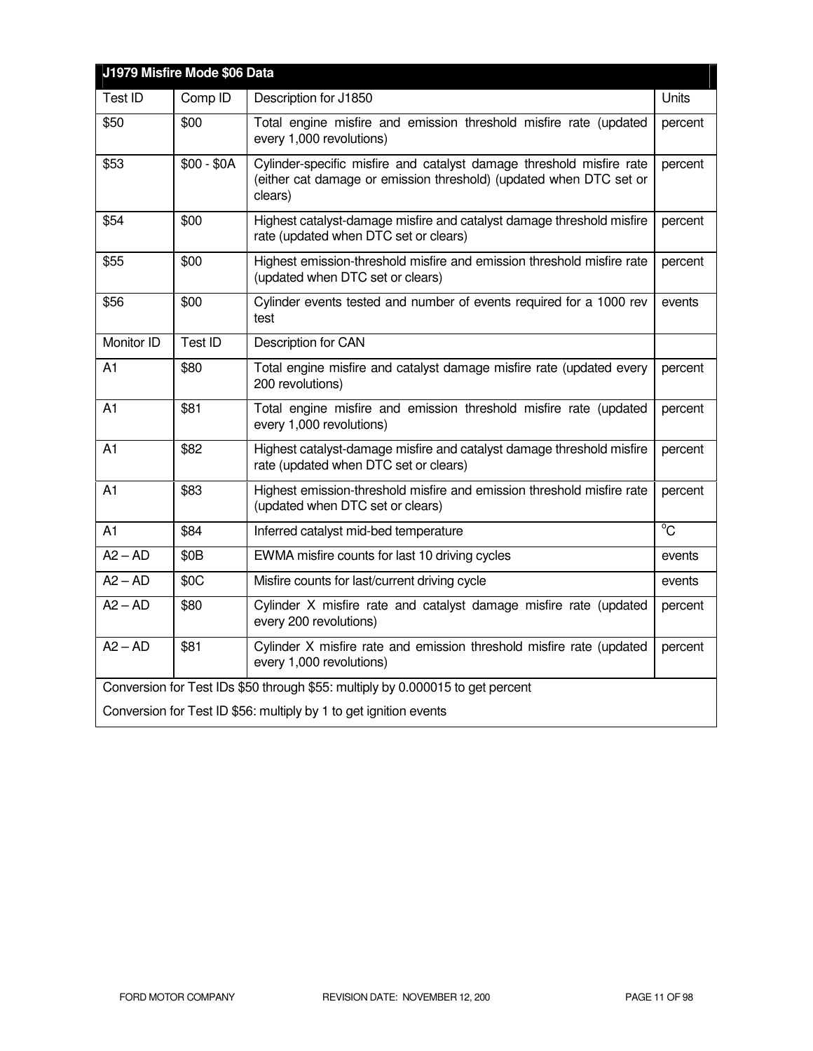| J1979 Misfire Mode $06 Data | | | |
|---|---|---|---|
| Test ID | Comp ID | Description for J1850 | Units |
| $50 | $00 | Total engine misfire and emission threshold misfire rate (updated every 1,000 revolutions) | percent |
| $53 | $00 - $0A | Cylinder-specific misfire and catalyst damage threshold misfire rate (either cat damage or emission threshold) (updated when DTC set or clears) | percent |
| $54 | $00 | Highest catalyst-damage misfire and catalyst damage threshold misfire rate (updated when DTC set or clears) | percent |
| $55 | $00 | Highest emission-threshold misfire and emission threshold misfire rate (updated when DTC set or clears) | percent |
| $56 | $00 | Cylinder events tested and number of events required for a 1000 rev test | events |
| Monitor ID | Test ID | Description for CAN | |
| A1 | $80 | Total engine misfire and catalyst damage misfire rate (updated every 200 revolutions) | percent |
| A1 | $81 | Total engine misfire and emission threshold misfire rate (updated every 1,000 revolutions) | percent |
| A1 | $82 | Highest catalyst-damage misfire and catalyst damage threshold misfire rate (updated when DTC set or clears) | percent |
| A1 | $83 | Highest emission-threshold misfire and emission threshold misfire rate (updated when DTC set or clears) | percent |
| A1 | $84 | Inferred catalyst mid-bed temperature | $^{o}$C |
| A2 – AD | $0B | EWMA misfire counts for last 10 driving cycles | events |
| A2 – AD | $0C | Misfire counts for last/current driving cycle | events |
| A2 – AD | $80 | Cylinder X misfire rate and catalyst damage misfire rate (updated every 200 revolutions) | percent |
| A2 – AD | $81 | Cylinder X misfire rate and emission threshold misfire rate (updated every 1,000 revolutions) | percent |
| Conversion for Test IDs $50 through $55: multiply by 0.000015 to get percent<br>Conversion for Test ID $56: multiply by 1 to get ignition events | | | |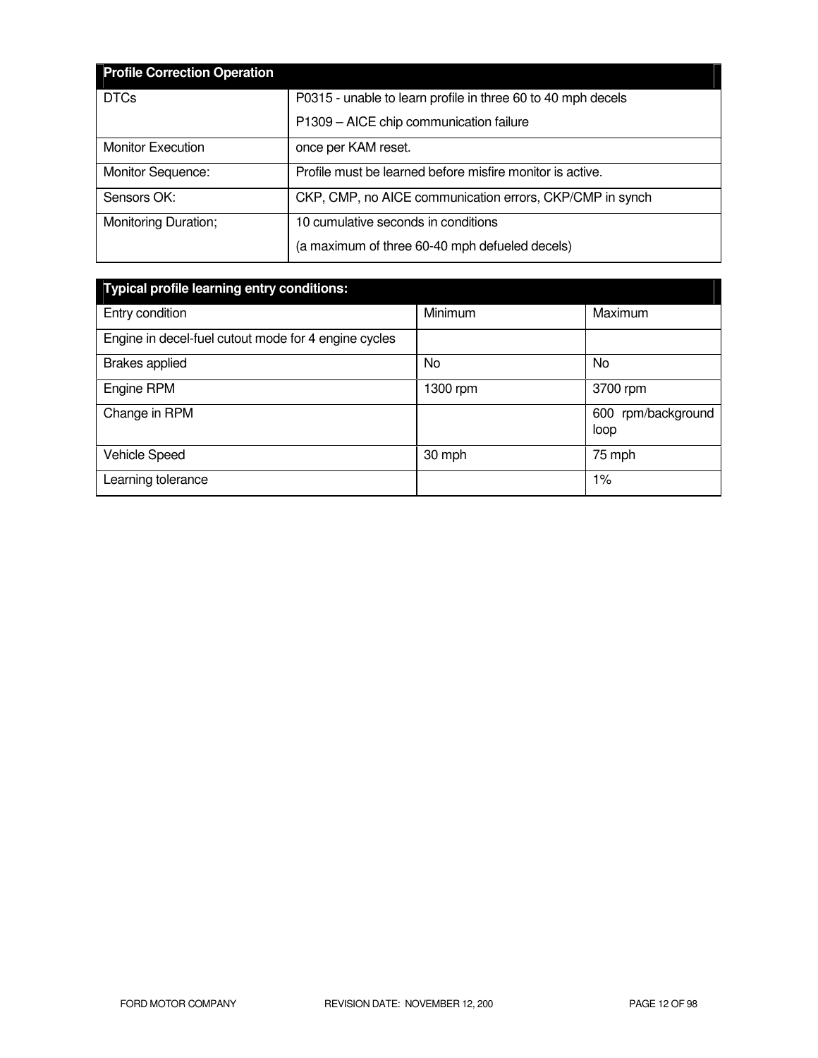| Profile Correction Operation | |
|---|---|
| DTCs | P0315 - unable to learn profile in three 60 to 40 mph decels<br>P1309 – AICE chip communication failure |
| Monitor Execution | once per KAM reset. |
| Monitor Sequence: | Profile must be learned before misfire monitor is active. |
| Sensors OK: | CKP, CMP, no AICE communication errors, CKP/CMP in synch |
| Monitoring Duration; | 10 cumulative seconds in conditions<br>(a maximum of three 60-40 mph defueled decels) |

| Typical profile learning entry conditions: | | |
|---|---|---|
| Entry condition | Minimum | Maximum |
| Engine in decel-fuel cutout mode for 4 engine cycles | | |
| Brakes applied | No | No |
| Engine RPM | 1300 rpm | 3700 rpm |
| Change in RPM | | 600 rpm/background loop |
| Vehicle Speed | 30 mph | 75 mph |
| Learning tolerance | | 1% |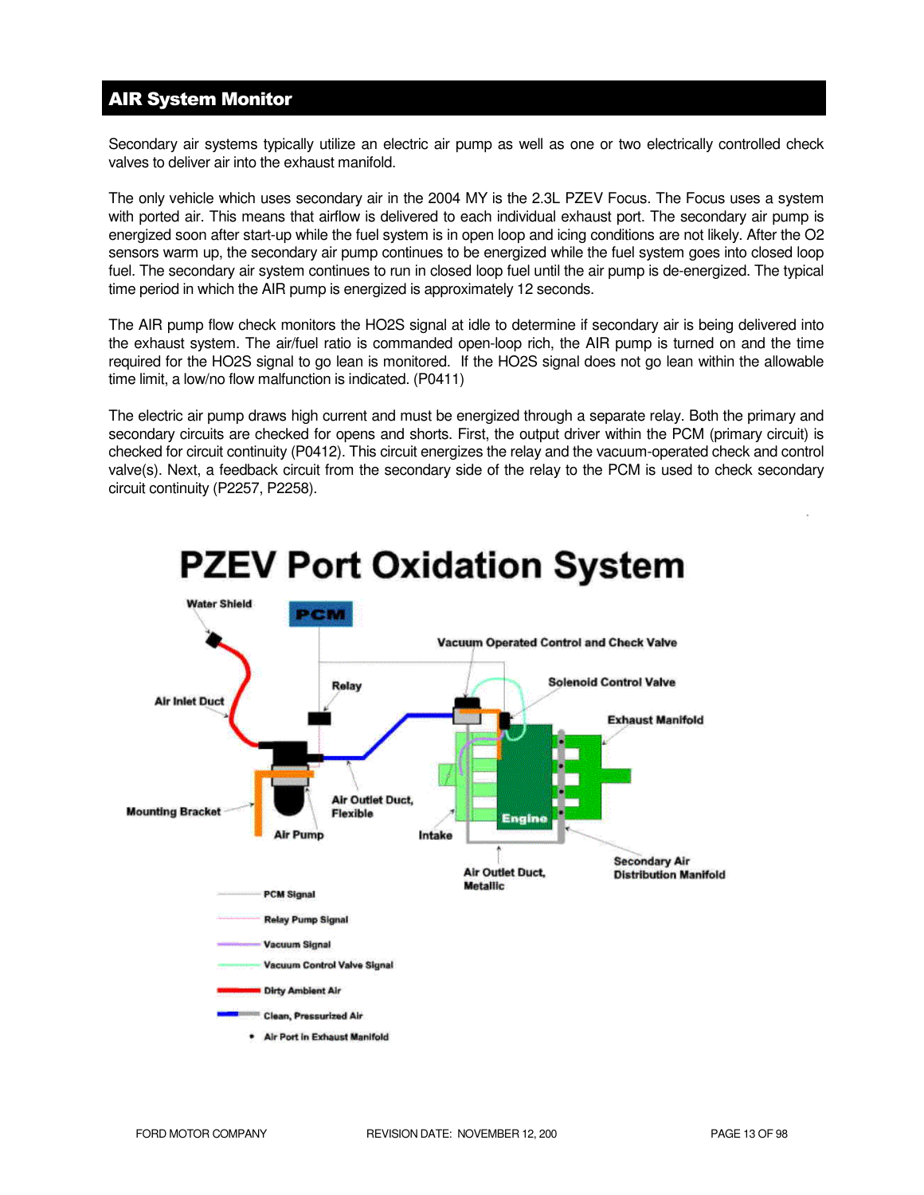## AIR System Monitor

Secondary air systems typically utilize an electric air pump as well as one or two electrically controlled check valves to deliver air into the exhaust manifold.

The only vehicle which uses secondary air in the 2004 MY is the 2.3L PZEV Focus. The Focus uses a system with ported air. This means that airflow is delivered to each individual exhaust port. The secondary air pump is energized soon after start-up while the fuel system is in open loop and icing conditions are not likely. After the O2 sensors warm up, the secondary air pump continues to be energized while the fuel system goes into closed loop fuel. The secondary air system continues to run in closed loop fuel until the air pump is de-energized. The typical time period in which the AIR pump is energized is approximately 12 seconds.

The AIR pump flow check monitors the HO2S signal at idle to determine if secondary air is being delivered into the exhaust system. The air/fuel ratio is commanded open-loop rich, the AIR pump is turned on and the time required for the HO2S signal to go lean is monitored. If the HO2S signal does not go lean within the allowable time limit, a low/no flow malfunction is indicated. (P0411)

The electric air pump draws high current and must be energized through a separate relay. Both the primary and secondary circuits are checked for opens and shorts. First, the output driver within the PCM (primary circuit) is checked for circuit continuity (P0412). This circuit energizes the relay and the vacuum-operated check and control valve(s). Next, a feedback circuit from the secondary side of the relay to the PCM is used to check secondary circuit continuity (P2257, P2258).

**PZEV Port Oxidation System**

Water Shield, PCM, Vacuum Operated Control and Check Valve, Relay, Solenoid Control Valve, Air Inlet Duct, Exhaust Manifold, Mounting Bracket, Air Outlet Duct, Flexible, Air Pump, Intake, Engine, Air Outlet Duct, Metallic, Secondary Air Distribution Manifold

- PCM Signal
- Relay Pump Signal
- Vacuum Signal
- Vacuum Control Valve Signal
- Dirty Ambient Air
- Clean, Pressurized Air
- Air Port in Exhaust Manifold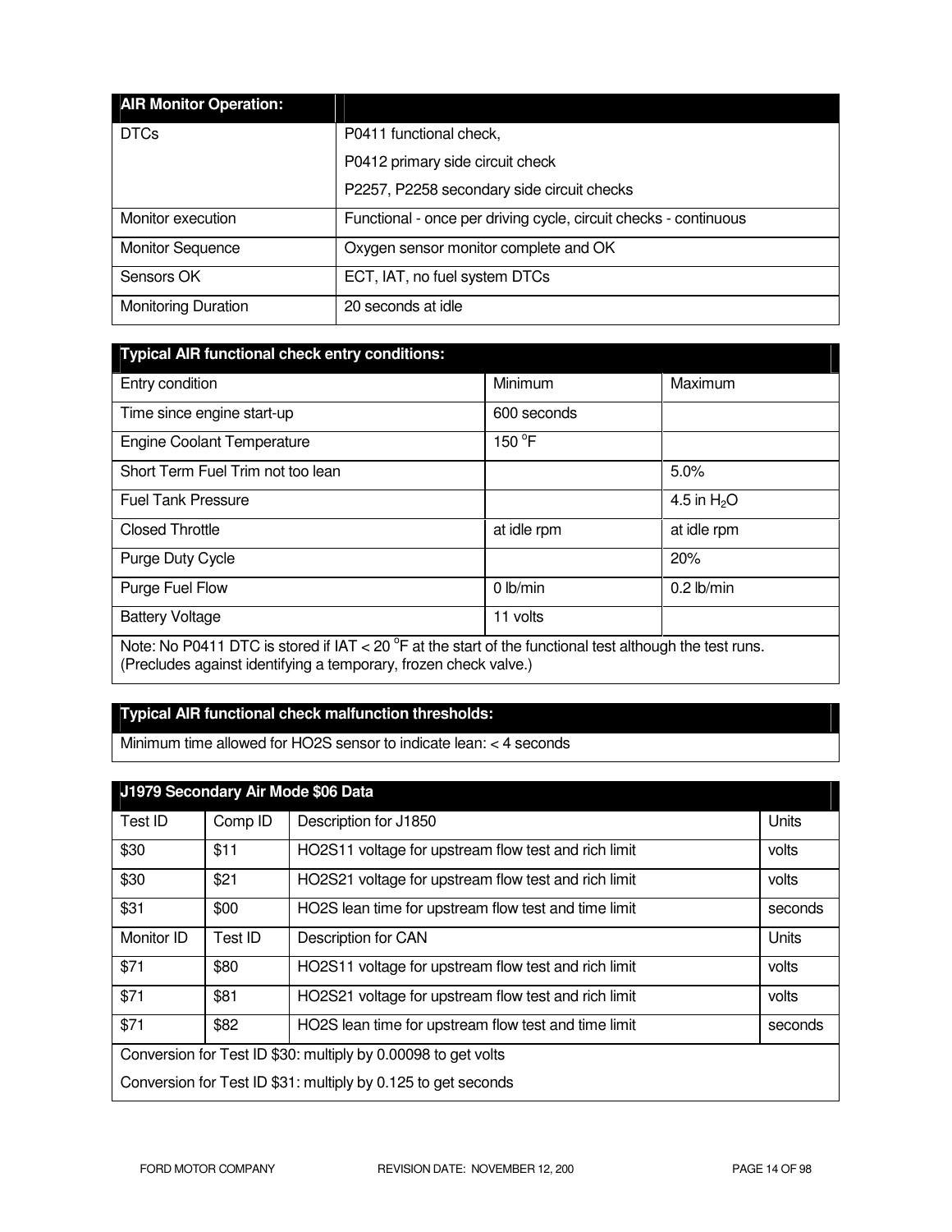| AIR Monitor Operation: | |
|---|---|
| DTCs | P0411 functional check,<br>P0412 primary side circuit check<br>P2257, P2258 secondary side circuit checks |
| Monitor execution | Functional - once per driving cycle, circuit checks - continuous |
| Monitor Sequence | Oxygen sensor monitor complete and OK |
| Sensors OK | ECT, IAT, no fuel system DTCs |
| Monitoring Duration | 20 seconds at idle |

| Typical AIR functional check entry conditions: | | |
|---|---|---|
| Entry condition | Minimum | Maximum |
| Time since engine start-up | 600 seconds | |
| Engine Coolant Temperature | 150 °F | |
| Short Term Fuel Trim not too lean | | 5.0% |
| Fuel Tank Pressure | | 4.5 in $H_2O$ |
| Closed Throttle | at idle rpm | at idle rpm |
| Purge Duty Cycle | | 20% |
| Purge Fuel Flow | 0 lb/min | 0.2 lb/min |
| Battery Voltage | 11 volts | |
| Note: No P0411 DTC is stored if IAT < 20 °F at the start of the functional test although the test runs. (Precludes against identifying a temporary, frozen check valve.) | | |

| Typical AIR functional check malfunction thresholds: |
|---|
| Minimum time allowed for HO2S sensor to indicate lean: < 4 seconds |

| J1979 Secondary Air Mode $06 Data | | | |
|---|---|---|---|
| Test ID | Comp ID | Description for J1850 | Units |
| $30 | $11 | HO2S11 voltage for upstream flow test and rich limit | volts |
| $30 | $21 | HO2S21 voltage for upstream flow test and rich limit | volts |
| $31 | $00 | HO2S lean time for upstream flow test and time limit | seconds |
| Monitor ID | Test ID | Description for CAN | Units |
| $71 | $80 | HO2S11 voltage for upstream flow test and rich limit | volts |
| $71 | $81 | HO2S21 voltage for upstream flow test and rich limit | volts |
| $71 | $82 | HO2S lean time for upstream flow test and time limit | seconds |
| Conversion for Test ID $30: multiply by 0.00098 to get volts<br>Conversion for Test ID $31: multiply by 0.125 to get seconds | | | |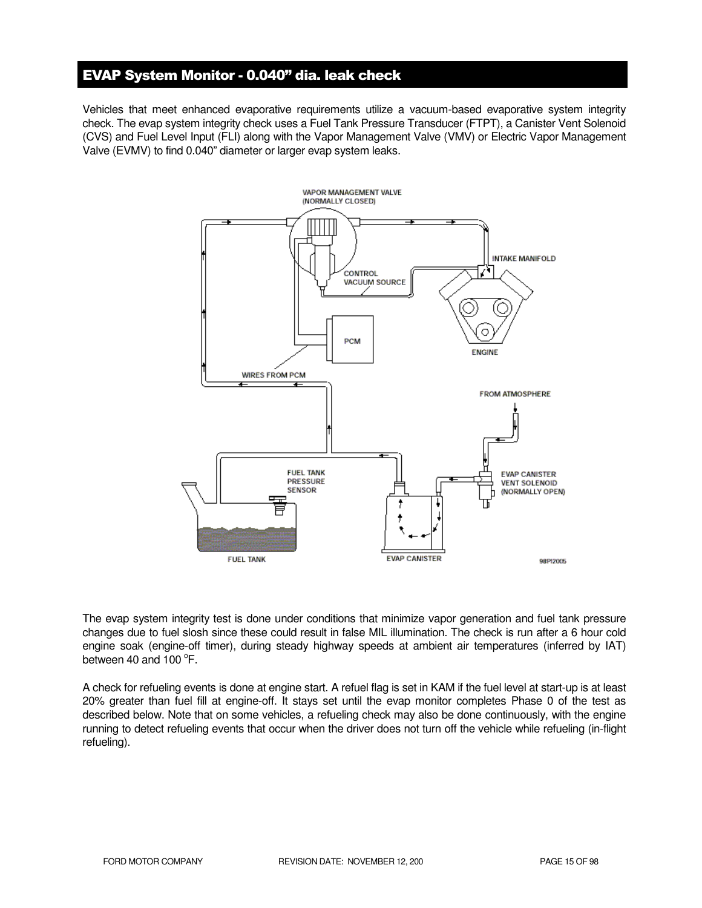## EVAP System Monitor - 0.040" dia. leak check

Vehicles that meet enhanced evaporative requirements utilize a vacuum-based evaporative system integrity check. The evap system integrity check uses a Fuel Tank Pressure Transducer (FTPT), a Canister Vent Solenoid (CVS) and Fuel Level Input (FLI) along with the Vapor Management Valve (VMV) or Electric Vapor Management Valve (EVMV) to find 0.040" diameter or larger evap system leaks.

The evap system integrity test is done under conditions that minimize vapor generation and fuel tank pressure changes due to fuel slosh since these could result in false MIL illumination. The check is run after a 6 hour cold engine soak (engine-off timer), during steady highway speeds at ambient air temperatures (inferred by IAT) between 40 and 100 °F.

A check for refueling events is done at engine start. A refuel flag is set in KAM if the fuel level at start-up is at least 20% greater than fuel fill at engine-off. It stays set until the evap monitor completes Phase 0 of the test as described below. Note that on some vehicles, a refueling check may also be done continuously, with the engine running to detect refueling events that occur when the driver does not turn off the vehicle while refueling (in-flight refueling).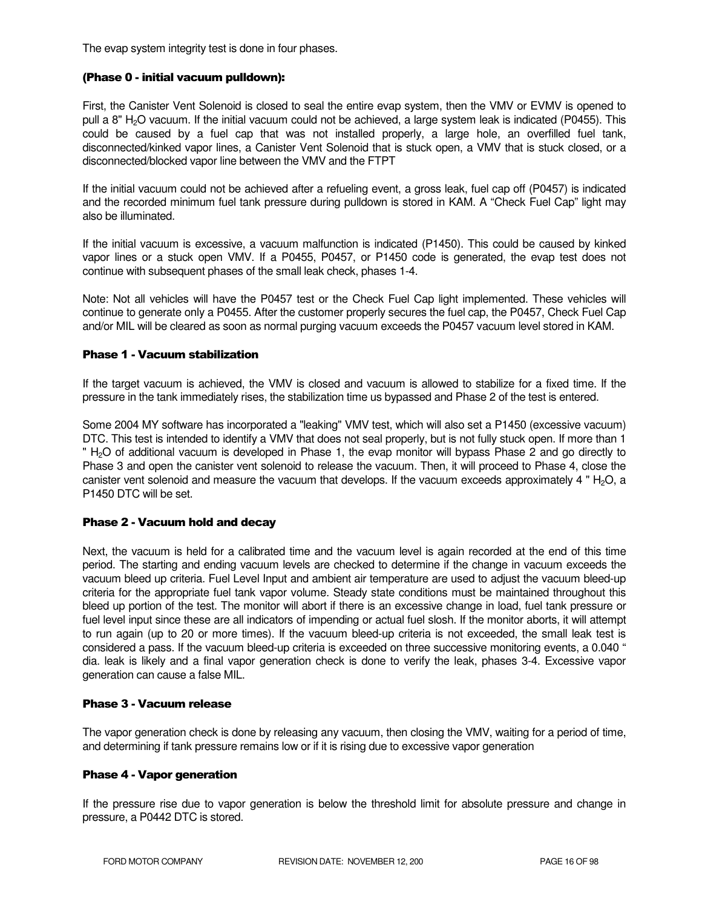The evap system integrity test is done in four phases.

### (Phase 0 - initial vacuum pulldown):

First, the Canister Vent Solenoid is closed to seal the entire evap system, then the VMV or EVMV is opened to pull a 8" $H_2O$ vacuum. If the initial vacuum could not be achieved, a large system leak is indicated (P0455). This could be caused by a fuel cap that was not installed properly, a large hole, an overfilled fuel tank, disconnected/kinked vapor lines, a Canister Vent Solenoid that is stuck open, a VMV that is stuck closed, or a disconnected/blocked vapor line between the VMV and the FTPT

If the initial vacuum could not be achieved after a refueling event, a gross leak, fuel cap off (P0457) is indicated and the recorded minimum fuel tank pressure during pulldown is stored in KAM. A "Check Fuel Cap" light may also be illuminated.

If the initial vacuum is excessive, a vacuum malfunction is indicated (P1450). This could be caused by kinked vapor lines or a stuck open VMV. If a P0455, P0457, or P1450 code is generated, the evap test does not continue with subsequent phases of the small leak check, phases 1-4.

Note: Not all vehicles will have the P0457 test or the Check Fuel Cap light implemented. These vehicles will continue to generate only a P0455. After the customer properly secures the fuel cap, the P0457, Check Fuel Cap and/or MIL will be cleared as soon as normal purging vacuum exceeds the P0457 vacuum level stored in KAM.

### Phase 1 - Vacuum stabilization

If the target vacuum is achieved, the VMV is closed and vacuum is allowed to stabilize for a fixed time. If the pressure in the tank immediately rises, the stabilization time us bypassed and Phase 2 of the test is entered.

Some 2004 MY software has incorporated a "leaking" VMV test, which will also set a P1450 (excessive vacuum) DTC. This test is intended to identify a VMV that does not seal properly, but is not fully stuck open. If more than 1 " $H_2O$ of additional vacuum is developed in Phase 1, the evap monitor will bypass Phase 2 and go directly to Phase 3 and open the canister vent solenoid to release the vacuum. Then, it will proceed to Phase 4, close the canister vent solenoid and measure the vacuum that develops. If the vacuum exceeds approximately 4 " $H_2O$, a P1450 DTC will be set.

### Phase 2 - Vacuum hold and decay

Next, the vacuum is held for a calibrated time and the vacuum level is again recorded at the end of this time period. The starting and ending vacuum levels are checked to determine if the change in vacuum exceeds the vacuum bleed up criteria. Fuel Level Input and ambient air temperature are used to adjust the vacuum bleed-up criteria for the appropriate fuel tank vapor volume. Steady state conditions must be maintained throughout this bleed up portion of the test. The monitor will abort if there is an excessive change in load, fuel tank pressure or fuel level input since these are all indicators of impending or actual fuel slosh. If the monitor aborts, it will attempt to run again (up to 20 or more times). If the vacuum bleed-up criteria is not exceeded, the small leak test is considered a pass. If the vacuum bleed-up criteria is exceeded on three successive monitoring events, a 0.040 " dia. leak is likely and a final vapor generation check is done to verify the leak, phases 3-4. Excessive vapor generation can cause a false MIL.

### Phase 3 - Vacuum release

The vapor generation check is done by releasing any vacuum, then closing the VMV, waiting for a period of time, and determining if tank pressure remains low or if it is rising due to excessive vapor generation

### Phase 4 - Vapor generation

If the pressure rise due to vapor generation is below the threshold limit for absolute pressure and change in pressure, a P0442 DTC is stored.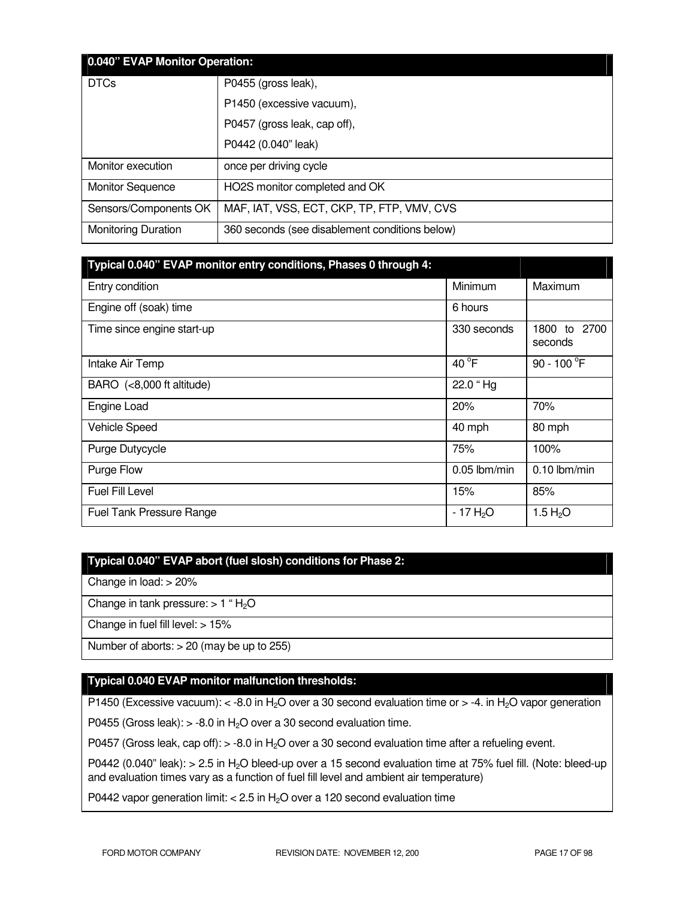| 0.040" EVAP Monitor Operation: | |
|---|---|
| DTCs | P0455 (gross leak),<br>P1450 (excessive vacuum),<br>P0457 (gross leak, cap off),<br>P0442 (0.040" leak) |
| Monitor execution | once per driving cycle |
| Monitor Sequence | HO2S monitor completed and OK |
| Sensors/Components OK | MAF, IAT, VSS, ECT, CKP, TP, FTP, VMV, CVS |
| Monitoring Duration | 360 seconds (see disablement conditions below) |

| Typical 0.040" EVAP monitor entry conditions, Phases 0 through 4: | | |
|---|---|---|
| Entry condition | Minimum | Maximum |
| Engine off (soak) time | 6 hours | |
| Time since engine start-up | 330 seconds | 1800 to 2700 seconds |
| Intake Air Temp | 40 °F | 90 - 100 °F |
| BARO (<8,000 ft altitude) | 22.0 " Hg | |
| Engine Load | 20% | 70% |
| Vehicle Speed | 40 mph | 80 mph |
| Purge Dutycycle | 75% | 100% |
| Purge Flow | 0.05 lbm/min | 0.10 lbm/min |
| Fuel Fill Level | 15% | 85% |
| Fuel Tank Pressure Range | - 17 $H_2O$ | 1.5 $H_2O$ |

| Typical 0.040" EVAP abort (fuel slosh) conditions for Phase 2: |
|---|
| Change in load: > 20% |
| Change in tank pressure: > 1 " $H_2O$ |
| Change in fuel fill level: > 15% |
| Number of aborts: > 20 (may be up to 255) |

| Typical 0.040 EVAP monitor malfunction thresholds: |
|---|
| P1450 (Excessive vacuum): < -8.0 in $H_2O$ over a 30 second evaluation time or > -4. in $H_2O$ vapor generation |
| P0455 (Gross leak): > -8.0 in $H_2O$ over a 30 second evaluation time. |
| P0457 (Gross leak, cap off): > -8.0 in $H_2O$ over a 30 second evaluation time after a refueling event. |
| P0442 (0.040" leak): > 2.5 in $H_2O$ bleed-up over a 15 second evaluation time at 75% fuel fill. (Note: bleed-up and evaluation times vary as a function of fuel fill level and ambient air temperature) |
| P0442 vapor generation limit: < 2.5 in $H_2O$ over a 120 second evaluation time |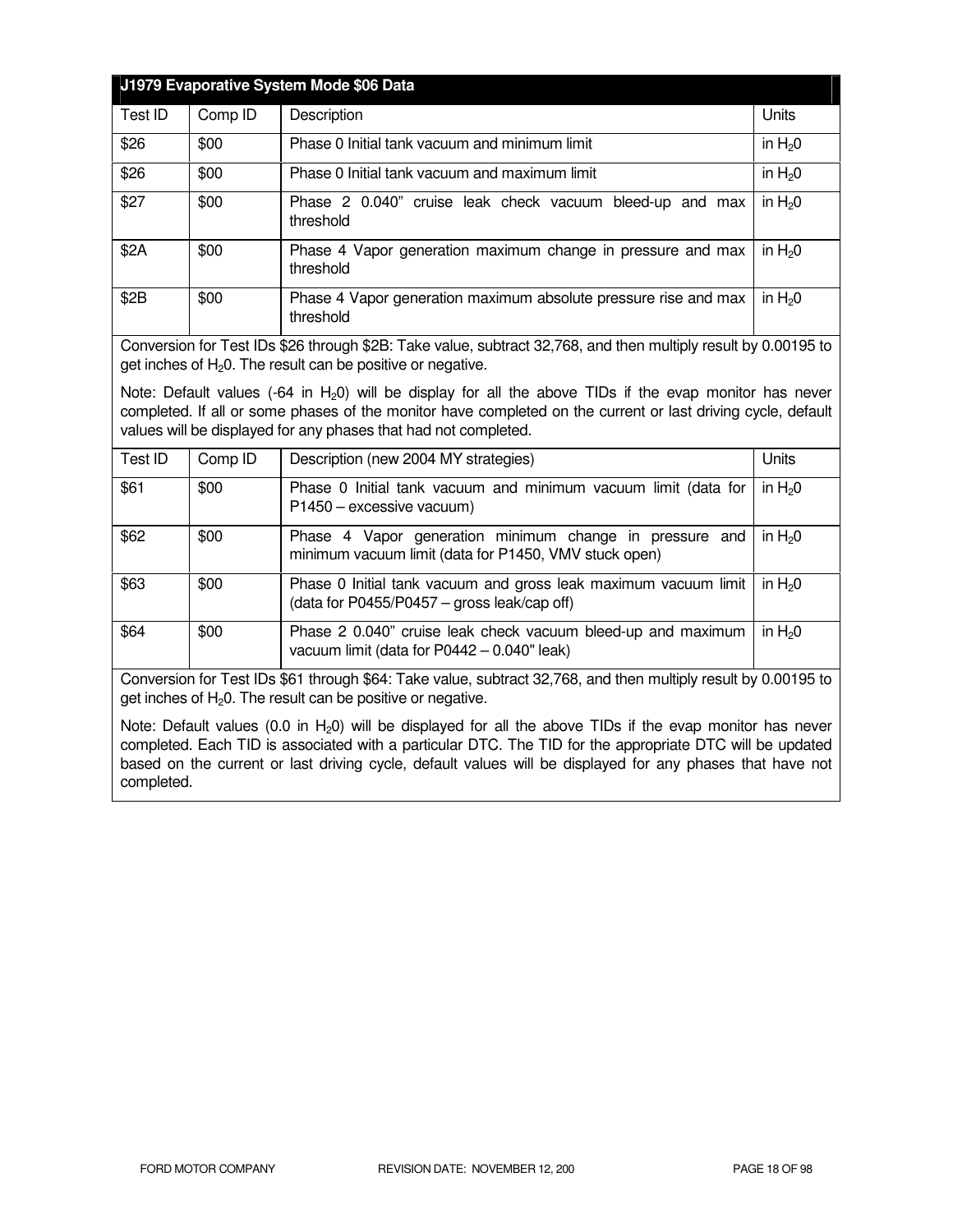| J1979 Evaporative System Mode $06 Data | | | |
|---|---|---|---|
| Test ID | Comp ID | Description | Units |
| $26 | $00 | Phase 0 Initial tank vacuum and minimum limit | in $H_20$ |
| $26 | $00 | Phase 0 Initial tank vacuum and maximum limit | in $H_20$ |
| $27 | $00 | Phase 2 0.040" cruise leak check vacuum bleed-up and max threshold | in $H_20$ |
| $2A | $00 | Phase 4 Vapor generation maximum change in pressure and max threshold | in $H_20$ |
| $2B | $00 | Phase 4 Vapor generation maximum absolute pressure rise and max threshold | in $H_20$ |
| Conversion for Test IDs $26 through $2B: Take value, subtract 32,768, and then multiply result by 0.00195 to get inches of $H_20$. The result can be positive or negative.<br><br>Note: Default values (-64 in $H_20$) will be display for all the above TIDs if the evap monitor has never completed. If all or some phases of the monitor have completed on the current or last driving cycle, default values will be displayed for any phases that had not completed. | | | |
| Test ID | Comp ID | Description (new 2004 MY strategies) | Units |
| $61 | $00 | Phase 0 Initial tank vacuum and minimum vacuum limit (data for P1450 – excessive vacuum) | in $H_20$ |
| $62 | $00 | Phase 4 Vapor generation minimum change in pressure and minimum vacuum limit (data for P1450, VMV stuck open) | in $H_20$ |
| $63 | $00 | Phase 0 Initial tank vacuum and gross leak maximum vacuum limit (data for P0455/P0457 – gross leak/cap off) | in $H_20$ |
| $64 | $00 | Phase 2 0.040" cruise leak check vacuum bleed-up and maximum vacuum limit (data for P0442 – 0.040" leak) | in $H_20$ |
| Conversion for Test IDs $61 through $64: Take value, subtract 32,768, and then multiply result by 0.00195 to get inches of $H_20$. The result can be positive or negative.<br><br>Note: Default values (0.0 in $H_20$) will be displayed for all the above TIDs if the evap monitor has never completed. Each TID is associated with a particular DTC. The TID for the appropriate DTC will be updated based on the current or last driving cycle, default values will be displayed for any phases that have not completed. | | | |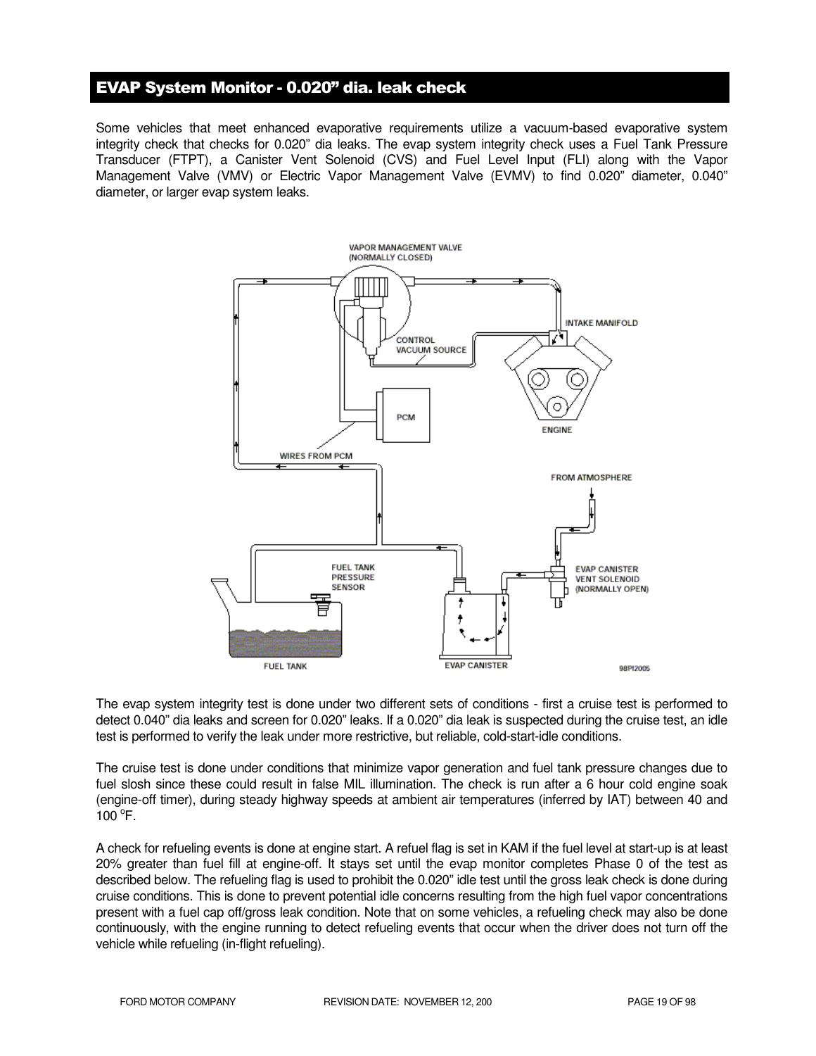## EVAP System Monitor - 0.020" dia. leak check

Some vehicles that meet enhanced evaporative requirements utilize a vacuum-based evaporative system integrity check that checks for 0.020" dia leaks. The evap system integrity check uses a Fuel Tank Pressure Transducer (FTPT), a Canister Vent Solenoid (CVS) and Fuel Level Input (FLI) along with the Vapor Management Valve (VMV) or Electric Vapor Management Valve (EVMV) to find 0.020" diameter, 0.040" diameter, or larger evap system leaks.

The evap system integrity test is done under two different sets of conditions - first a cruise test is performed to detect 0.040" dia leaks and screen for 0.020" leaks. If a 0.020" dia leak is suspected during the cruise test, an idle test is performed to verify the leak under more restrictive, but reliable, cold-start-idle conditions.

The cruise test is done under conditions that minimize vapor generation and fuel tank pressure changes due to fuel slosh since these could result in false MIL illumination. The check is run after a 6 hour cold engine soak (engine-off timer), during steady highway speeds at ambient air temperatures (inferred by IAT) between 40 and 100 $^{o}$F.

A check for refueling events is done at engine start. A refuel flag is set in KAM if the fuel level at start-up is at least 20% greater than fuel fill at engine-off. It stays set until the evap monitor completes Phase 0 of the test as described below. The refueling flag is used to prohibit the 0.020" idle test until the gross leak check is done during cruise conditions. This is done to prevent potential idle concerns resulting from the high fuel vapor concentrations present with a fuel cap off/gross leak condition. Note that on some vehicles, a refueling check may also be done continuously, with the engine running to detect refueling events that occur when the driver does not turn off the vehicle while refueling (in-flight refueling).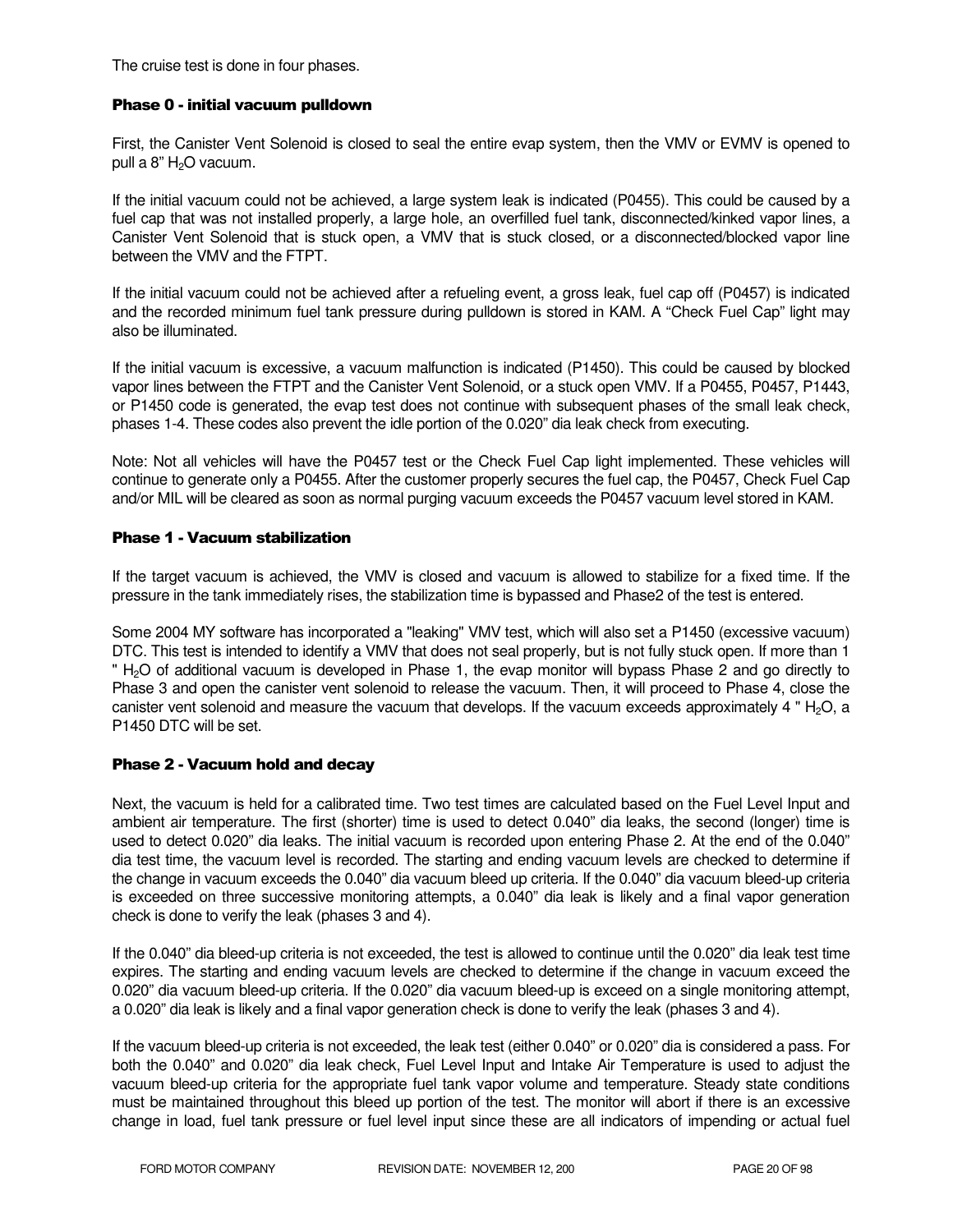The cruise test is done in four phases.

### Phase 0 - initial vacuum pulldown

First, the Canister Vent Solenoid is closed to seal the entire evap system, then the VMV or EVMV is opened to pull a 8" $H_2O$ vacuum.

If the initial vacuum could not be achieved, a large system leak is indicated (P0455). This could be caused by a fuel cap that was not installed properly, a large hole, an overfilled fuel tank, disconnected/kinked vapor lines, a Canister Vent Solenoid that is stuck open, a VMV that is stuck closed, or a disconnected/blocked vapor line between the VMV and the FTPT.

If the initial vacuum could not be achieved after a refueling event, a gross leak, fuel cap off (P0457) is indicated and the recorded minimum fuel tank pressure during pulldown is stored in KAM. A "Check Fuel Cap" light may also be illuminated.

If the initial vacuum is excessive, a vacuum malfunction is indicated (P1450). This could be caused by blocked vapor lines between the FTPT and the Canister Vent Solenoid, or a stuck open VMV. If a P0455, P0457, P1443, or P1450 code is generated, the evap test does not continue with subsequent phases of the small leak check, phases 1-4. These codes also prevent the idle portion of the 0.020" dia leak check from executing.

Note: Not all vehicles will have the P0457 test or the Check Fuel Cap light implemented. These vehicles will continue to generate only a P0455. After the customer properly secures the fuel cap, the P0457, Check Fuel Cap and/or MIL will be cleared as soon as normal purging vacuum exceeds the P0457 vacuum level stored in KAM.

### Phase 1 - Vacuum stabilization

If the target vacuum is achieved, the VMV is closed and vacuum is allowed to stabilize for a fixed time. If the pressure in the tank immediately rises, the stabilization time is bypassed and Phase2 of the test is entered.

Some 2004 MY software has incorporated a "leaking" VMV test, which will also set a P1450 (excessive vacuum) DTC. This test is intended to identify a VMV that does not seal properly, but is not fully stuck open. If more than 1 " $H_2O$ of additional vacuum is developed in Phase 1, the evap monitor will bypass Phase 2 and go directly to Phase 3 and open the canister vent solenoid to release the vacuum. Then, it will proceed to Phase 4, close the canister vent solenoid and measure the vacuum that develops. If the vacuum exceeds approximately 4 " $H_2O$, a P1450 DTC will be set.

### Phase 2 - Vacuum hold and decay

Next, the vacuum is held for a calibrated time. Two test times are calculated based on the Fuel Level Input and ambient air temperature. The first (shorter) time is used to detect 0.040" dia leaks, the second (longer) time is used to detect 0.020" dia leaks. The initial vacuum is recorded upon entering Phase 2. At the end of the 0.040" dia test time, the vacuum level is recorded. The starting and ending vacuum levels are checked to determine if the change in vacuum exceeds the 0.040" dia vacuum bleed up criteria. If the 0.040" dia vacuum bleed-up criteria is exceeded on three successive monitoring attempts, a 0.040" dia leak is likely and a final vapor generation check is done to verify the leak (phases 3 and 4).

If the 0.040" dia bleed-up criteria is not exceeded, the test is allowed to continue until the 0.020" dia leak test time expires. The starting and ending vacuum levels are checked to determine if the change in vacuum exceed the 0.020" dia vacuum bleed-up criteria. If the 0.020" dia vacuum bleed-up is exceed on a single monitoring attempt, a 0.020" dia leak is likely and a final vapor generation check is done to verify the leak (phases 3 and 4).

If the vacuum bleed-up criteria is not exceeded, the leak test (either 0.040" or 0.020" dia is considered a pass. For both the 0.040" and 0.020" dia leak check, Fuel Level Input and Intake Air Temperature is used to adjust the vacuum bleed-up criteria for the appropriate fuel tank vapor volume and temperature. Steady state conditions must be maintained throughout this bleed up portion of the test. The monitor will abort if there is an excessive change in load, fuel tank pressure or fuel level input since these are all indicators of impending or actual fuel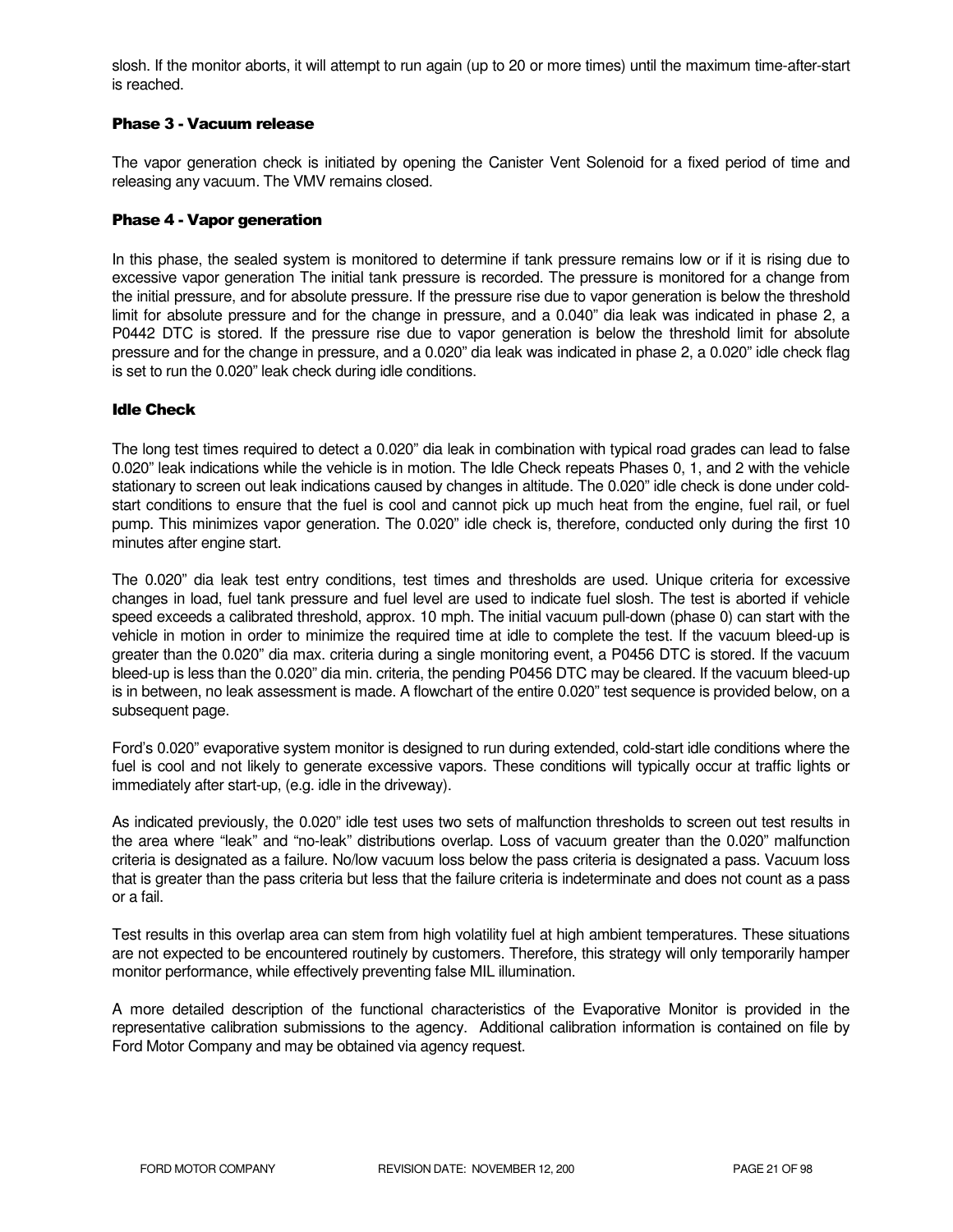slosh. If the monitor aborts, it will attempt to run again (up to 20 or more times) until the maximum time-after-start is reached.

### Phase 3 - Vacuum release

The vapor generation check is initiated by opening the Canister Vent Solenoid for a fixed period of time and releasing any vacuum. The VMV remains closed.

### Phase 4 - Vapor generation

In this phase, the sealed system is monitored to determine if tank pressure remains low or if it is rising due to excessive vapor generation The initial tank pressure is recorded. The pressure is monitored for a change from the initial pressure, and for absolute pressure. If the pressure rise due to vapor generation is below the threshold limit for absolute pressure and for the change in pressure, and a 0.040" dia leak was indicated in phase 2, a P0442 DTC is stored. If the pressure rise due to vapor generation is below the threshold limit for absolute pressure and for the change in pressure, and a 0.020" dia leak was indicated in phase 2, a 0.020" idle check flag is set to run the 0.020" leak check during idle conditions.

### Idle Check

The long test times required to detect a 0.020" dia leak in combination with typical road grades can lead to false 0.020" leak indications while the vehicle is in motion. The Idle Check repeats Phases 0, 1, and 2 with the vehicle stationary to screen out leak indications caused by changes in altitude. The 0.020" idle check is done under cold-start conditions to ensure that the fuel is cool and cannot pick up much heat from the engine, fuel rail, or fuel pump. This minimizes vapor generation. The 0.020" idle check is, therefore, conducted only during the first 10 minutes after engine start.

The 0.020" dia leak test entry conditions, test times and thresholds are used. Unique criteria for excessive changes in load, fuel tank pressure and fuel level are used to indicate fuel slosh. The test is aborted if vehicle speed exceeds a calibrated threshold, approx. 10 mph. The initial vacuum pull-down (phase 0) can start with the vehicle in motion in order to minimize the required time at idle to complete the test. If the vacuum bleed-up is greater than the 0.020" dia max. criteria during a single monitoring event, a P0456 DTC is stored. If the vacuum bleed-up is less than the 0.020" dia min. criteria, the pending P0456 DTC may be cleared. If the vacuum bleed-up is in between, no leak assessment is made. A flowchart of the entire 0.020" test sequence is provided below, on a subsequent page.

Ford's 0.020" evaporative system monitor is designed to run during extended, cold-start idle conditions where the fuel is cool and not likely to generate excessive vapors. These conditions will typically occur at traffic lights or immediately after start-up, (e.g. idle in the driveway).

As indicated previously, the 0.020" idle test uses two sets of malfunction thresholds to screen out test results in the area where "leak" and "no-leak" distributions overlap. Loss of vacuum greater than the 0.020" malfunction criteria is designated as a failure. No/low vacuum loss below the pass criteria is designated a pass. Vacuum loss that is greater than the pass criteria but less that the failure criteria is indeterminate and does not count as a pass or a fail.

Test results in this overlap area can stem from high volatility fuel at high ambient temperatures. These situations are not expected to be encountered routinely by customers. Therefore, this strategy will only temporarily hamper monitor performance, while effectively preventing false MIL illumination.

A more detailed description of the functional characteristics of the Evaporative Monitor is provided in the representative calibration submissions to the agency. Additional calibration information is contained on file by Ford Motor Company and may be obtained via agency request.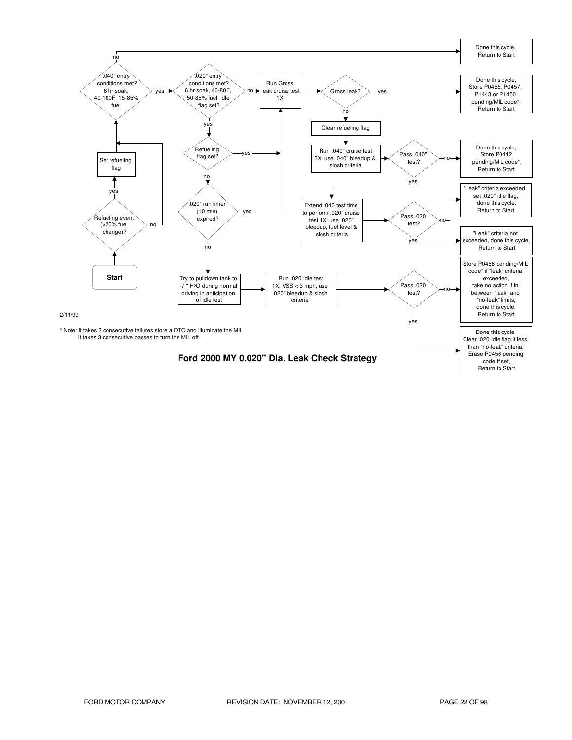Start

Refueling event (>20% fuel change)?
- yes → Set refueling flag → .040" entry conditions met?
- no → .040" entry conditions met?

.040" entry conditions met? 6 hr soak, 40-100F, 15-85% fuel
- no → Done this cycle, Return to Start
- yes → .020" entry conditions met?

.020" entry conditions met? 6 hr soak, 40-80F, 50-85% fuel, idle flag set?
- no → Run Gross leak cruise test 1X
- yes → Refueling flag set?

Refueling flag set?
- yes → Run Gross leak cruise test 1X
- no → .020" run timer (10 min) expired?

.020" run timer (10 min) expired?
- yes → Run Gross leak cruise test 1X
- no → Try to pulldown tank to -7 " $H_2O$ during normal driving in anticipation of idle test → Run .020 Idle test 1X, VSS < 3 mph, use .020" bleedup & slosh criteria → Pass .020 test?

Pass .020 test?
- no → Store P0456 pending/MIL code* if "leak" criteria exceeded, take no action if in between "leak" and "no-leak" limits, done this cycle, Return to Start
- yes → Done this cycle, Clear .020 Idle flag if less than "no-leak" criteria, Erase P0456 pending code if set, Return to Start

Run Gross leak cruise test 1X → Gross leak?
- yes → Done this cycle, Store P0455, P0457, P1443 or P1450 pending/MIL code*, Return to Start
- no → Clear refueling flag → Run .040" cruise test 3X, use .040" bleedup & slosh criteria → Pass .040" test?

Pass .040" test?
- no → Done this cycle, Store P0442 pending/MIL code*, Return to Start
- yes → Extend .040 test time to perform .020" cruise test 1X, use .020" bleedup, fuel level & slosh criteria → Pass .020 test?

Pass .020 test?
- no → "Leak" criteria exceeded, set .020" idle flag, done this cycle. Return to Start
- yes → "Leak" criteria not exceeded, done this cycle, Return to Start

2/11/99

\* Note: It takes 2 consecutive failures store a DTC and illuminate the MIL.
It takes 3 consecutive passes to turn the MIL off.

**Ford 2000 MY 0.020" Dia. Leak Check Strategy**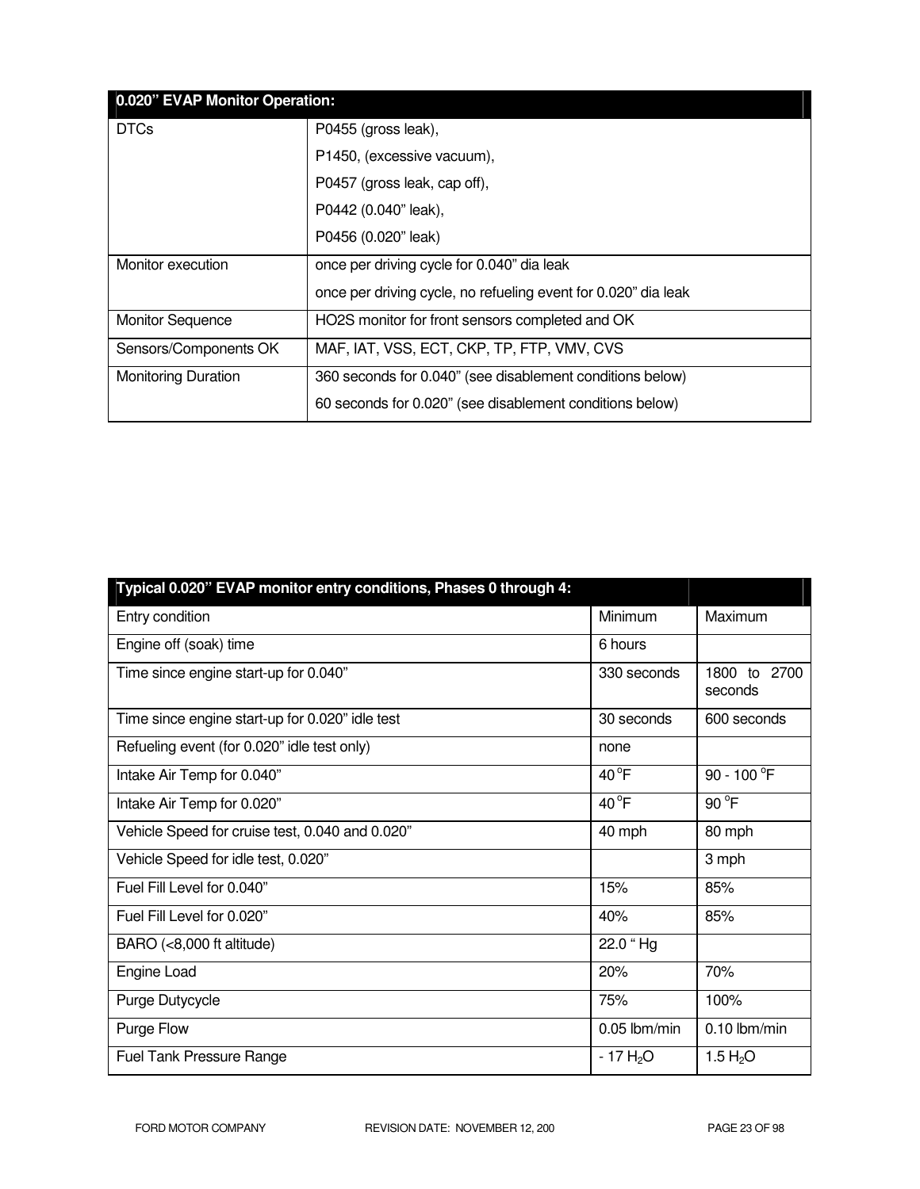| 0.020" EVAP Monitor Operation: | |
|---|---|
| DTCs | P0455 (gross leak),<br>P1450, (excessive vacuum),<br>P0457 (gross leak, cap off),<br>P0442 (0.040" leak),<br>P0456 (0.020" leak) |
| Monitor execution | once per driving cycle for 0.040" dia leak<br>once per driving cycle, no refueling event for 0.020" dia leak |
| Monitor Sequence | HO2S monitor for front sensors completed and OK |
| Sensors/Components OK | MAF, IAT, VSS, ECT, CKP, TP, FTP, VMV, CVS |
| Monitoring Duration | 360 seconds for 0.040" (see disablement conditions below)<br>60 seconds for 0.020" (see disablement conditions below) |

| Typical 0.020" EVAP monitor entry conditions, Phases 0 through 4: | | |
|---|---|---|
| Entry condition | Minimum | Maximum |
| Engine off (soak) time | 6 hours | |
| Time since engine start-up for 0.040" | 330 seconds | 1800 to 2700 seconds |
| Time since engine start-up for 0.020" idle test | 30 seconds | 600 seconds |
| Refueling event (for 0.020" idle test only) | none | |
| Intake Air Temp for 0.040" | 40 $^{o}$F | 90 - 100 $^{o}$F |
| Intake Air Temp for 0.020" | 40 $^{o}$F | 90 $^{o}$F |
| Vehicle Speed for cruise test, 0.040 and 0.020" | 40 mph | 80 mph |
| Vehicle Speed for idle test, 0.020" | | 3 mph |
| Fuel Fill Level for 0.040" | 15% | 85% |
| Fuel Fill Level for 0.020" | 40% | 85% |
| BARO (<8,000 ft altitude) | 22.0 " Hg | |
| Engine Load | 20% | 70% |
| Purge Dutycycle | 75% | 100% |
| Purge Flow | 0.05 lbm/min | 0.10 lbm/min |
| Fuel Tank Pressure Range | - 17 $H_2O$ | 1.5 $H_2O$ |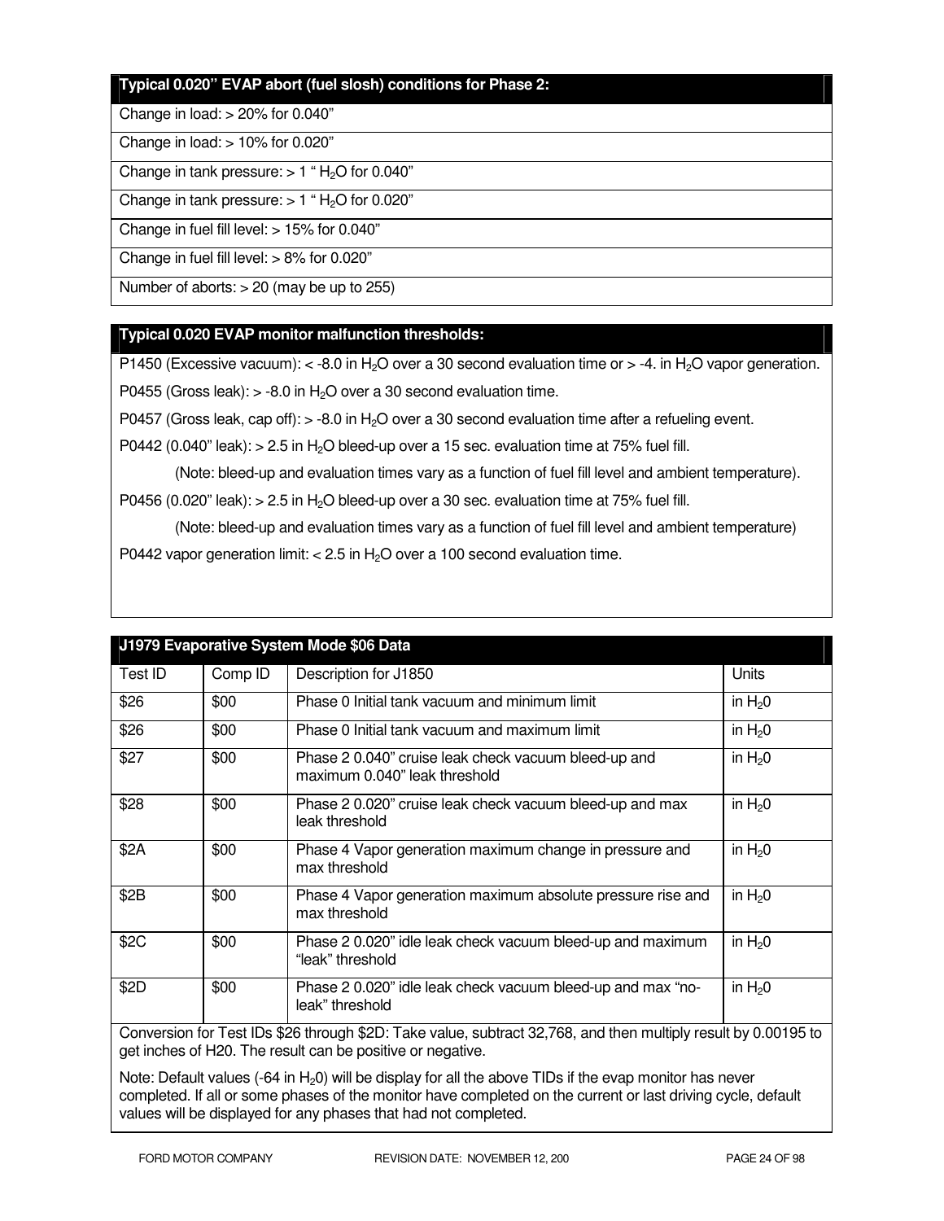| Typical 0.020" EVAP abort (fuel slosh) conditions for Phase 2: |
| --- |
| Change in load: > 20% for 0.040" |
| Change in load: > 10% for 0.020" |
| Change in tank pressure: > 1 " $H_2O$ for 0.040" |
| Change in tank pressure: > 1 " $H_2O$ for 0.020" |
| Change in fuel fill level: > 15% for 0.040" |
| Change in fuel fill level: > 8% for 0.020" |
| Number of aborts: > 20 (may be up to 255) |

| Typical 0.020 EVAP monitor malfunction thresholds: |
| --- |
| P1450 (Excessive vacuum): < -8.0 in $H_2O$ over a 30 second evaluation time or > -4. in $H_2O$ vapor generation. |
| P0455 (Gross leak): > -8.0 in $H_2O$ over a 30 second evaluation time. |
| P0457 (Gross leak, cap off): > -8.0 in $H_2O$ over a 30 second evaluation time after a refueling event. |
| P0442 (0.040" leak): > 2.5 in $H_2O$ bleed-up over a 15 sec. evaluation time at 75% fuel fill. |
| (Note: bleed-up and evaluation times vary as a function of fuel fill level and ambient temperature). |
| P0456 (0.020" leak): > 2.5 in $H_2O$ bleed-up over a 30 sec. evaluation time at 75% fuel fill. |
| (Note: bleed-up and evaluation times vary as a function of fuel fill level and ambient temperature) |
| P0442 vapor generation limit: < 2.5 in $H_2O$ over a 100 second evaluation time. |

| J1979 Evaporative System Mode $06 Data | | | |
| --- | --- | --- | --- |
| Test ID | Comp ID | Description for J1850 | Units |
| $26 | $00 | Phase 0 Initial tank vacuum and minimum limit | in $H_2 0$ |
| $26 | $00 | Phase 0 Initial tank vacuum and maximum limit | in $H_2 0$ |
| $27 | $00 | Phase 2 0.040" cruise leak check vacuum bleed-up and maximum 0.040" leak threshold | in $H_2 0$ |
| $28 | $00 | Phase 2 0.020" cruise leak check vacuum bleed-up and max leak threshold | in $H_2 0$ |
| $2A | $00 | Phase 4 Vapor generation maximum change in pressure and max threshold | in $H_2 0$ |
| $2B | $00 | Phase 4 Vapor generation maximum absolute pressure rise and max threshold | in $H_2 0$ |
| $2C | $00 | Phase 2 0.020" idle leak check vacuum bleed-up and maximum "leak" threshold | in $H_2 0$ |
| $2D | $00 | Phase 2 0.020" idle leak check vacuum bleed-up and max "no-leak" threshold | in $H_2 0$ |

Conversion for Test IDs $26 through $2D: Take value, subtract 32,768, and then multiply result by 0.00195 to get inches of H20. The result can be positive or negative.

Note: Default values (-64 in $H_2 0$) will be display for all the above TIDs if the evap monitor has never completed. If all or some phases of the monitor have completed on the current or last driving cycle, default values will be displayed for any phases that had not completed.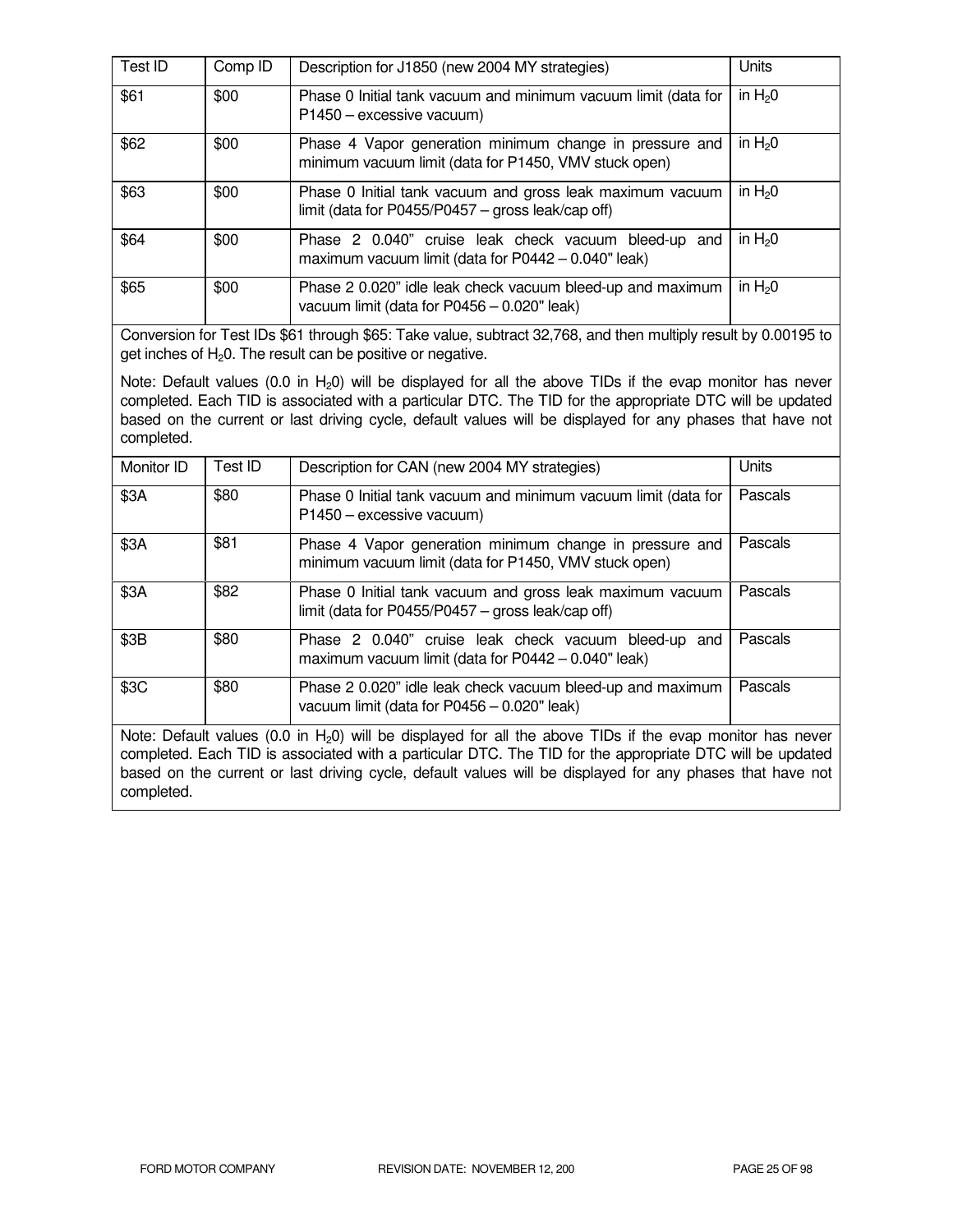| Test ID | Comp ID | Description for J1850 (new 2004 MY strategies) | Units |
|---|---|---|---|
| $61 | $00 | Phase 0 Initial tank vacuum and minimum vacuum limit (data for P1450 – excessive vacuum) | in $H_20$ |
| $62 | $00 | Phase 4 Vapor generation minimum change in pressure and minimum vacuum limit (data for P1450, VMV stuck open) | in $H_20$ |
| $63 | $00 | Phase 0 Initial tank vacuum and gross leak maximum vacuum limit (data for P0455/P0457 – gross leak/cap off) | in $H_20$ |
| $64 | $00 | Phase 2 0.040" cruise leak check vacuum bleed-up and maximum vacuum limit (data for P0442 – 0.040" leak) | in $H_20$ |
| $65 | $00 | Phase 2 0.020" idle leak check vacuum bleed-up and maximum vacuum limit (data for P0456 – 0.020" leak) | in $H_20$ |

Conversion for Test IDs $61 through $65: Take value, subtract 32,768, and then multiply result by 0.00195 to get inches of $H_20$. The result can be positive or negative.

Note: Default values (0.0 in $H_20$) will be displayed for all the above TIDs if the evap monitor has never completed. Each TID is associated with a particular DTC. The TID for the appropriate DTC will be updated based on the current or last driving cycle, default values will be displayed for any phases that have not completed.

| Monitor ID | Test ID | Description for CAN (new 2004 MY strategies) | Units |
|---|---|---|---|
| $3A | $80 | Phase 0 Initial tank vacuum and minimum vacuum limit (data for P1450 – excessive vacuum) | Pascals |
| $3A | $81 | Phase 4 Vapor generation minimum change in pressure and minimum vacuum limit (data for P1450, VMV stuck open) | Pascals |
| $3A | $82 | Phase 0 Initial tank vacuum and gross leak maximum vacuum limit (data for P0455/P0457 – gross leak/cap off) | Pascals |
| $3B | $80 | Phase 2 0.040" cruise leak check vacuum bleed-up and maximum vacuum limit (data for P0442 – 0.040" leak) | Pascals |
| $3C | $80 | Phase 2 0.020" idle leak check vacuum bleed-up and maximum vacuum limit (data for P0456 – 0.020" leak) | Pascals |

Note: Default values (0.0 in $H_20$) will be displayed for all the above TIDs if the evap monitor has never completed. Each TID is associated with a particular DTC. The TID for the appropriate DTC will be updated based on the current or last driving cycle, default values will be displayed for any phases that have not completed.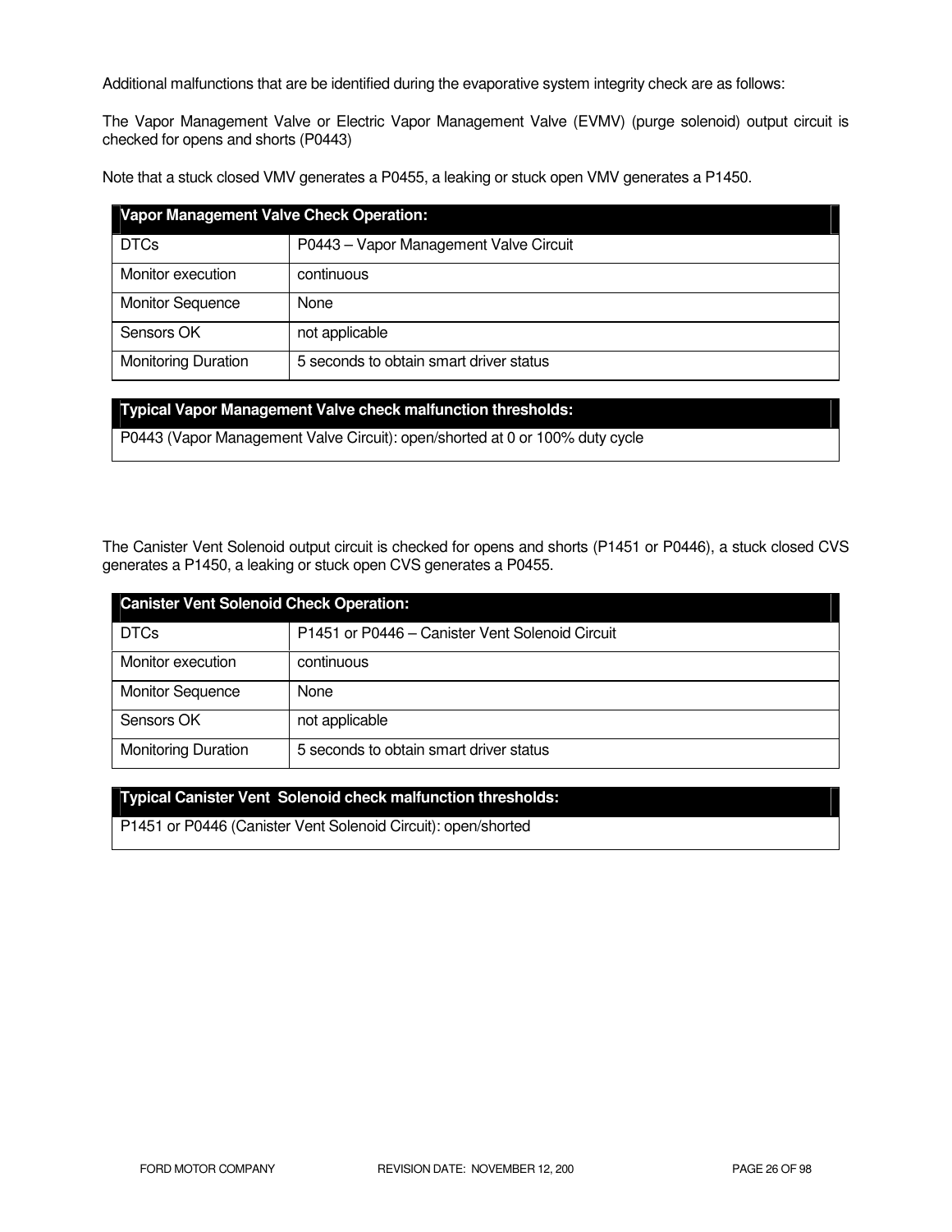Additional malfunctions that are be identified during the evaporative system integrity check are as follows:

The Vapor Management Valve or Electric Vapor Management Valve (EVMV) (purge solenoid) output circuit is checked for opens and shorts (P0443)

Note that a stuck closed VMV generates a P0455, a leaking or stuck open VMV generates a P1450.

| **Vapor Management Valve Check Operation:** | |
|---|---|
| DTCs | P0443 – Vapor Management Valve Circuit |
| Monitor execution | continuous |
| Monitor Sequence | None |
| Sensors OK | not applicable |
| Monitoring Duration | 5 seconds to obtain smart driver status |

| **Typical Vapor Management Valve check malfunction thresholds:** |
|---|
| P0443 (Vapor Management Valve Circuit): open/shorted at 0 or 100% duty cycle |

The Canister Vent Solenoid output circuit is checked for opens and shorts (P1451 or P0446), a stuck closed CVS generates a P1450, a leaking or stuck open CVS generates a P0455.

| **Canister Vent Solenoid Check Operation:** | |
|---|---|
| DTCs | P1451 or P0446 – Canister Vent Solenoid Circuit |
| Monitor execution | continuous |
| Monitor Sequence | None |
| Sensors OK | not applicable |
| Monitoring Duration | 5 seconds to obtain smart driver status |

| **Typical Canister Vent Solenoid check malfunction thresholds:** |
|---|
| P1451 or P0446 (Canister Vent Solenoid Circuit): open/shorted |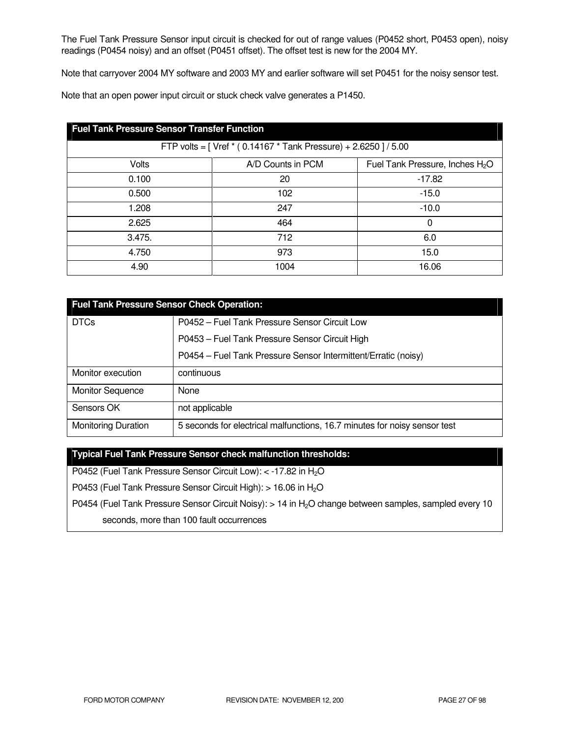The Fuel Tank Pressure Sensor input circuit is checked for out of range values (P0452 short, P0453 open), noisy readings (P0454 noisy) and an offset (P0451 offset). The offset test is new for the 2004 MY.

Note that carryover 2004 MY software and 2003 MY and earlier software will set P0451 for the noisy sensor test.

Note that an open power input circuit or stuck check valve generates a P1450.

| **Fuel Tank Pressure Sensor Transfer Function** | | |
|---|---|---|
| FTP volts = [ Vref * ( 0.14167 * Tank Pressure) + 2.6250 ] / 5.00 | | |
| Volts | A/D Counts in PCM | Fuel Tank Pressure, Inches $H_2O$ |
| 0.100 | 20 | -17.82 |
| 0.500 | 102 | -15.0 |
| 1.208 | 247 | -10.0 |
| 2.625 | 464 | 0 |
| 3.475. | 712 | 6.0 |
| 4.750 | 973 | 15.0 |
| 4.90 | 1004 | 16.06 |

| **Fuel Tank Pressure Sensor Check Operation:** | |
|---|---|
| DTCs | P0452 – Fuel Tank Pressure Sensor Circuit Low<br>P0453 – Fuel Tank Pressure Sensor Circuit High<br>P0454 – Fuel Tank Pressure Sensor Intermittent/Erratic (noisy) |
| Monitor execution | continuous |
| Monitor Sequence | None |
| Sensors OK | not applicable |
| Monitoring Duration | 5 seconds for electrical malfunctions, 16.7 minutes for noisy sensor test |

**Typical Fuel Tank Pressure Sensor check malfunction thresholds:**

P0452 (Fuel Tank Pressure Sensor Circuit Low): < -17.82 in $H_2O$

P0453 (Fuel Tank Pressure Sensor Circuit High): > 16.06 in $H_2O$

P0454 (Fuel Tank Pressure Sensor Circuit Noisy): > 14 in $H_2O$ change between samples, sampled every 10 seconds, more than 100 fault occurrences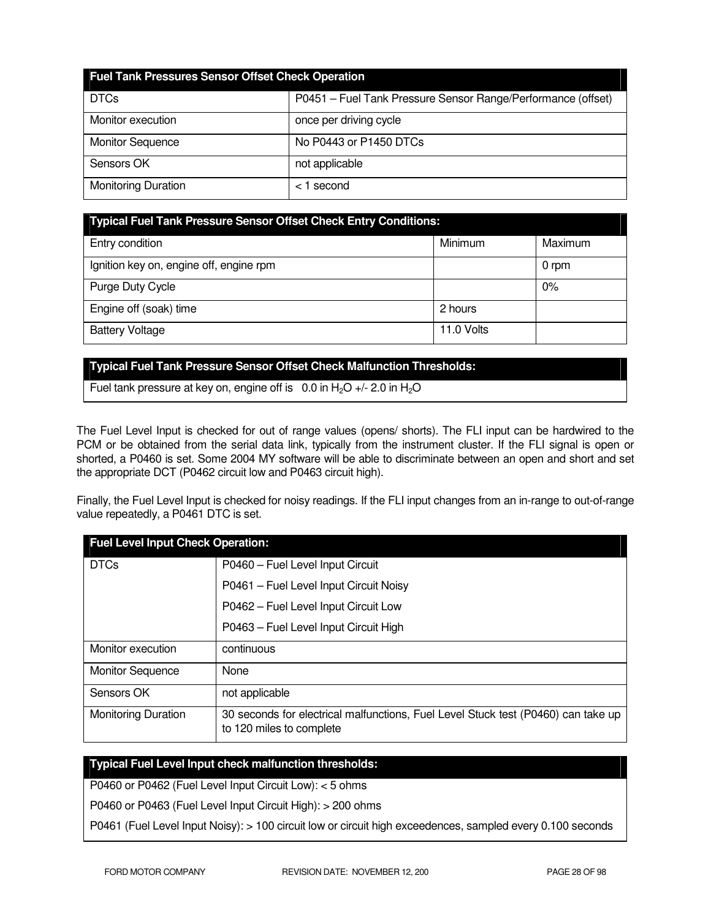| Fuel Tank Pressures Sensor Offset Check Operation | |
|---|---|
| DTCs | P0451 – Fuel Tank Pressure Sensor Range/Performance (offset) |
| Monitor execution | once per driving cycle |
| Monitor Sequence | No P0443 or P1450 DTCs |
| Sensors OK | not applicable |
| Monitoring Duration | < 1 second |

| Typical Fuel Tank Pressure Sensor Offset Check Entry Conditions: | | |
|---|---|---|
| Entry condition | Minimum | Maximum |
| Ignition key on, engine off, engine rpm | | 0 rpm |
| Purge Duty Cycle | | 0% |
| Engine off (soak) time | 2 hours | |
| Battery Voltage | 11.0 Volts | |

| Typical Fuel Tank Pressure Sensor Offset Check Malfunction Thresholds: |
|---|
| Fuel tank pressure at key on, engine off is 0.0 in $H_2O$ +/- 2.0 in $H_2O$ |

The Fuel Level Input is checked for out of range values (opens/ shorts). The FLI input can be hardwired to the PCM or be obtained from the serial data link, typically from the instrument cluster. If the FLI signal is open or shorted, a P0460 is set. Some 2004 MY software will be able to discriminate between an open and short and set the appropriate DCT (P0462 circuit low and P0463 circuit high).

Finally, the Fuel Level Input is checked for noisy readings. If the FLI input changes from an in-range to out-of-range value repeatedly, a P0461 DTC is set.

| Fuel Level Input Check Operation: | |
|---|---|
| DTCs | P0460 – Fuel Level Input Circuit<br>P0461 – Fuel Level Input Circuit Noisy<br>P0462 – Fuel Level Input Circuit Low<br>P0463 – Fuel Level Input Circuit High |
| Monitor execution | continuous |
| Monitor Sequence | None |
| Sensors OK | not applicable |
| Monitoring Duration | 30 seconds for electrical malfunctions, Fuel Level Stuck test (P0460) can take up to 120 miles to complete |

| Typical Fuel Level Input check malfunction thresholds: |
|---|
| P0460 or P0462 (Fuel Level Input Circuit Low): < 5 ohms |
| P0460 or P0463 (Fuel Level Input Circuit High): > 200 ohms |
| P0461 (Fuel Level Input Noisy): > 100 circuit low or circuit high exceedences, sampled every 0.100 seconds |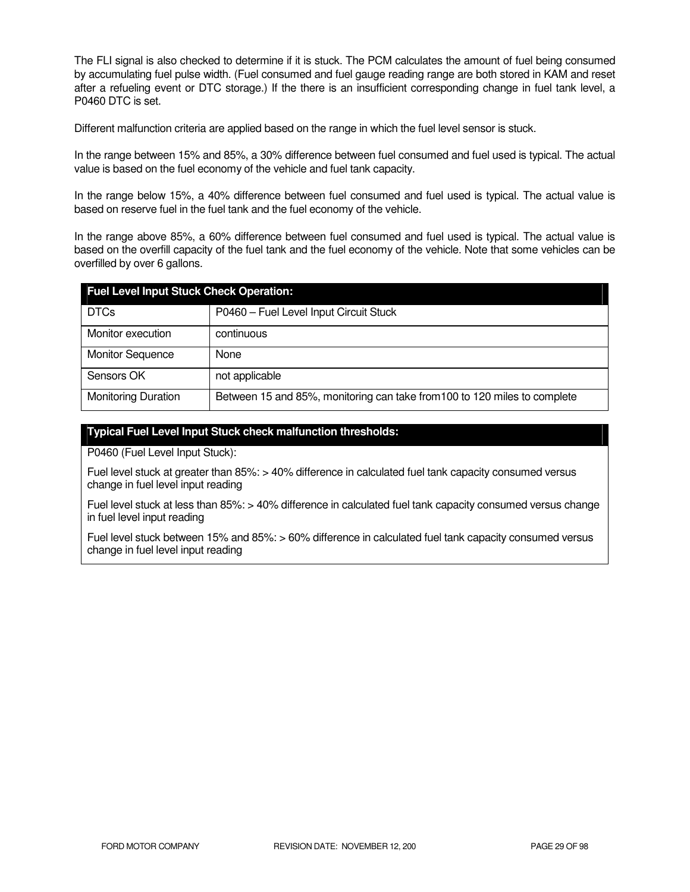The FLI signal is also checked to determine if it is stuck. The PCM calculates the amount of fuel being consumed by accumulating fuel pulse width. (Fuel consumed and fuel gauge reading range are both stored in KAM and reset after a refueling event or DTC storage.) If the there is an insufficient corresponding change in fuel tank level, a P0460 DTC is set.

Different malfunction criteria are applied based on the range in which the fuel level sensor is stuck.

In the range between 15% and 85%, a 30% difference between fuel consumed and fuel used is typical. The actual value is based on the fuel economy of the vehicle and fuel tank capacity.

In the range below 15%, a 40% difference between fuel consumed and fuel used is typical. The actual value is based on reserve fuel in the fuel tank and the fuel economy of the vehicle.

In the range above 85%, a 60% difference between fuel consumed and fuel used is typical. The actual value is based on the overfill capacity of the fuel tank and the fuel economy of the vehicle. Note that some vehicles can be overfilled by over 6 gallons.

| **Fuel Level Input Stuck Check Operation:** | |
|---|---|
| DTCs | P0460 – Fuel Level Input Circuit Stuck |
| Monitor execution | continuous |
| Monitor Sequence | None |
| Sensors OK | not applicable |
| Monitoring Duration | Between 15 and 85%, monitoring can take from100 to 120 miles to complete |

**Typical Fuel Level Input Stuck check malfunction thresholds:**

P0460 (Fuel Level Input Stuck):

Fuel level stuck at greater than 85%: > 40% difference in calculated fuel tank capacity consumed versus change in fuel level input reading

Fuel level stuck at less than 85%: > 40% difference in calculated fuel tank capacity consumed versus change in fuel level input reading

Fuel level stuck between 15% and 85%: > 60% difference in calculated fuel tank capacity consumed versus change in fuel level input reading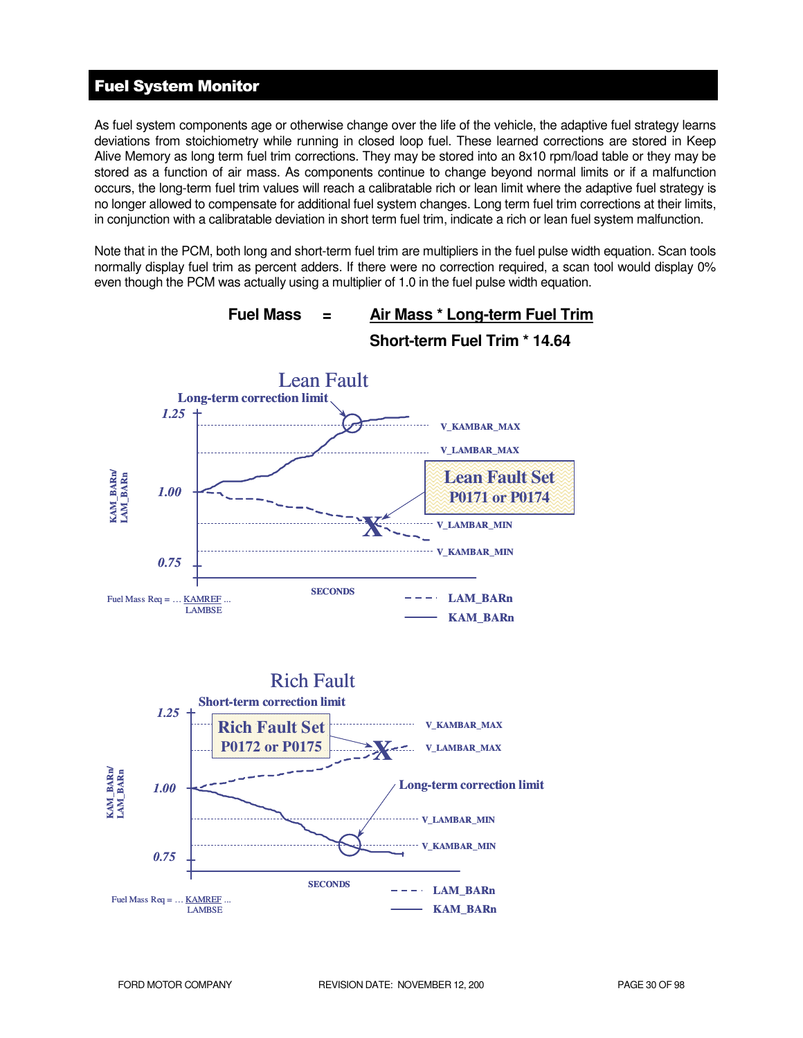## Fuel System Monitor

As fuel system components age or otherwise change over the life of the vehicle, the adaptive fuel strategy learns deviations from stoichiometry while running in closed loop fuel. These learned corrections are stored in Keep Alive Memory as long term fuel trim corrections. They may be stored into an 8x10 rpm/load table or they may be stored as a function of air mass. As components continue to change beyond normal limits or if a malfunction occurs, the long-term fuel trim values will reach a calibratable rich or lean limit where the adaptive fuel strategy is no longer allowed to compensate for additional fuel system changes. Long term fuel trim corrections at their limits, in conjunction with a calibratable deviation in short term fuel trim, indicate a rich or lean fuel system malfunction.

Note that in the PCM, both long and short-term fuel trim are multipliers in the fuel pulse width equation. Scan tools normally display fuel trim as percent adders. If there were no correction required, a scan tool would display 0% even though the PCM was actually using a multiplier of 1.0 in the fuel pulse width equation.

$$\text{Fuel Mass} = \frac{\text{Air Mass * Long-term Fuel Trim}}{\text{Short-term Fuel Trim * 14.64}}$$

**Lean Fault**

Long-term correction limit

1.25, 1.00, 0.75 — KAM_BARn/ LAM_BARn

V_KAMBAR_MAX, V_LAMBAR_MAX, V_LAMBAR_MIN, V_KAMBAR_MIN

Lean Fault Set P0171 or P0174

SECONDS

Fuel Mass Req = … KAMREF / LAMBSE …

LAM_BARn (dashed), KAM_BARn (solid)

**Rich Fault**

Short-term correction limit

1.25, 1.00, 0.75 — KAM_BARn/ LAM_BARn

Rich Fault Set P0172 or P0175

V_KAMBAR_MAX, V_LAMBAR_MAX, V_LAMBAR_MIN, V_KAMBAR_MIN

Long-term correction limit

SECONDS

Fuel Mass Req = … KAMREF / LAMBSE …

LAM_BARn (dashed), KAM_BARn (solid)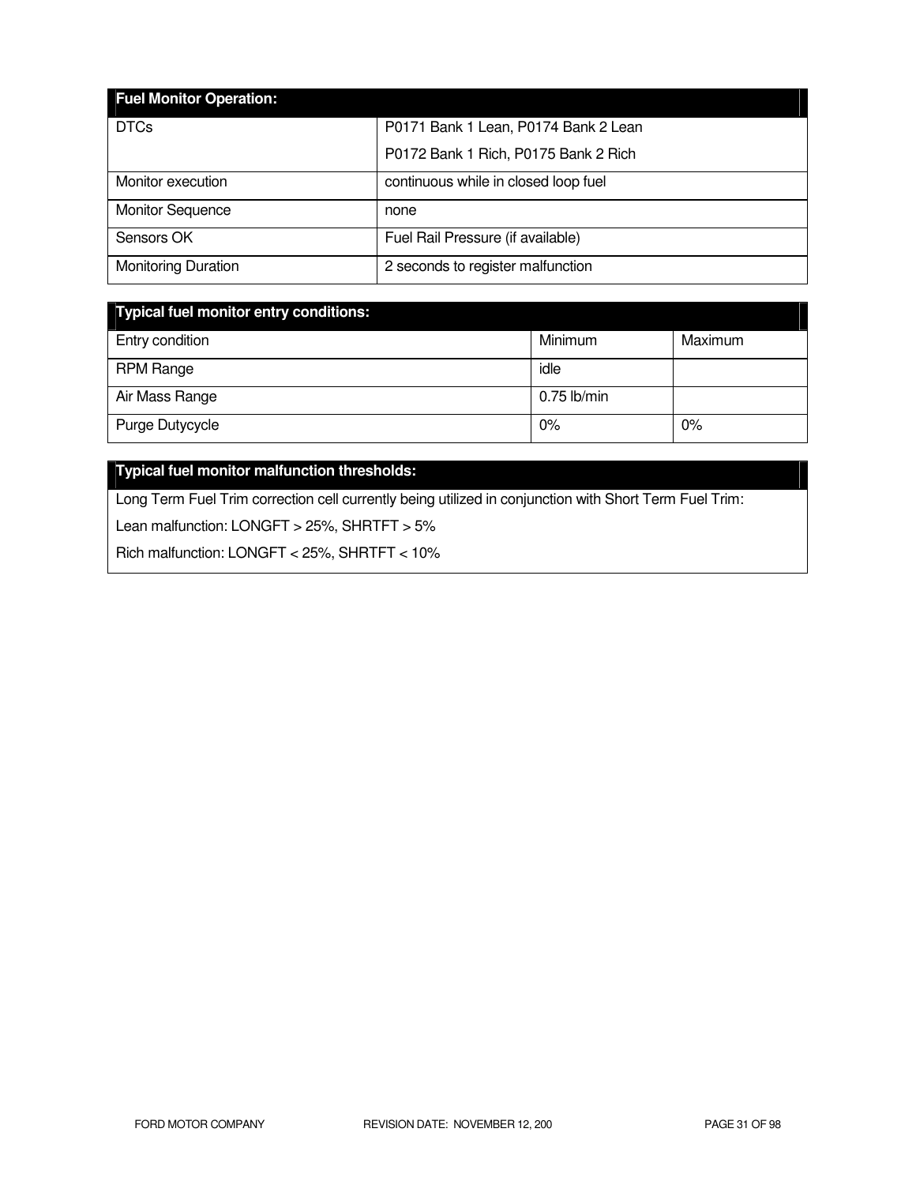| Fuel Monitor Operation: | |
|---|---|
| DTCs | P0171 Bank 1 Lean, P0174 Bank 2 Lean<br>P0172 Bank 1 Rich, P0175 Bank 2 Rich |
| Monitor execution | continuous while in closed loop fuel |
| Monitor Sequence | none |
| Sensors OK | Fuel Rail Pressure (if available) |
| Monitoring Duration | 2 seconds to register malfunction |

| Typical fuel monitor entry conditions: | | |
|---|---|---|
| Entry condition | Minimum | Maximum |
| RPM Range | idle | |
| Air Mass Range | 0.75 lb/min | |
| Purge Dutycycle | 0% | 0% |

| Typical fuel monitor malfunction thresholds: |
|---|
| Long Term Fuel Trim correction cell currently being utilized in conjunction with Short Term Fuel Trim:<br>Lean malfunction: LONGFT > 25%, SHRTFT > 5%<br>Rich malfunction: LONGFT < 25%, SHRTFT < 10% |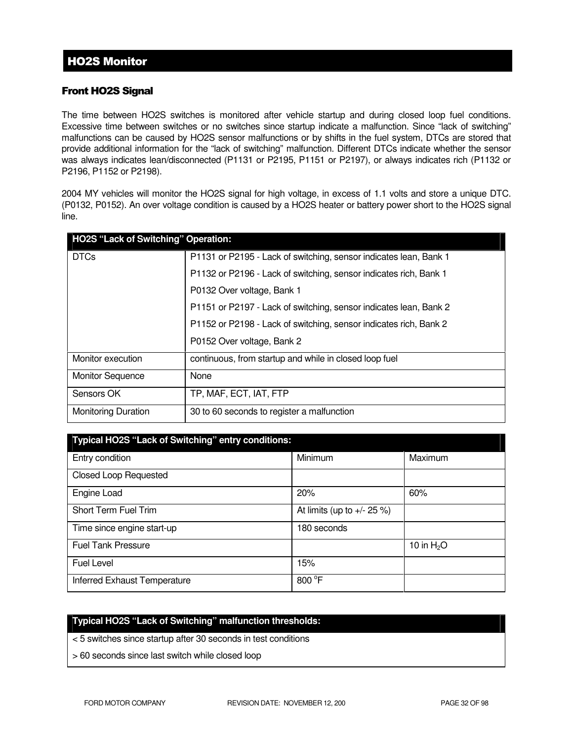## HO2S Monitor

### Front HO2S Signal

The time between HO2S switches is monitored after vehicle startup and during closed loop fuel conditions. Excessive time between switches or no switches since startup indicate a malfunction. Since "lack of switching" malfunctions can be caused by HO2S sensor malfunctions or by shifts in the fuel system, DTCs are stored that provide additional information for the "lack of switching" malfunction. Different DTCs indicate whether the sensor was always indicates lean/disconnected (P1131 or P2195, P1151 or P2197), or always indicates rich (P1132 or P2196, P1152 or P2198).

2004 MY vehicles will monitor the HO2S signal for high voltage, in excess of 1.1 volts and store a unique DTC. (P0132, P0152). An over voltage condition is caused by a HO2S heater or battery power short to the HO2S signal line.

| HO2S "Lack of Switching" Operation: | |
|---|---|
| DTCs | P1131 or P2195 - Lack of switching, sensor indicates lean, Bank 1<br>P1132 or P2196 - Lack of switching, sensor indicates rich, Bank 1<br>P0132 Over voltage, Bank 1<br>P1151 or P2197 - Lack of switching, sensor indicates lean, Bank 2<br>P1152 or P2198 - Lack of switching, sensor indicates rich, Bank 2<br>P0152 Over voltage, Bank 2 |
| Monitor execution | continuous, from startup and while in closed loop fuel |
| Monitor Sequence | None |
| Sensors OK | TP, MAF, ECT, IAT, FTP |
| Monitoring Duration | 30 to 60 seconds to register a malfunction |

| Typical HO2S "Lack of Switching" entry conditions: | | |
|---|---|---|
| Entry condition | Minimum | Maximum |
| Closed Loop Requested | | |
| Engine Load | 20% | 60% |
| Short Term Fuel Trim | At limits (up to +/- 25 %) | |
| Time since engine start-up | 180 seconds | |
| Fuel Tank Pressure | | 10 in $H_2O$ |
| Fuel Level | 15% | |
| Inferred Exhaust Temperature | 800 °F | |

| Typical HO2S "Lack of Switching" malfunction thresholds: |
|---|
| < 5 switches since startup after 30 seconds in test conditions |
| > 60 seconds since last switch while closed loop |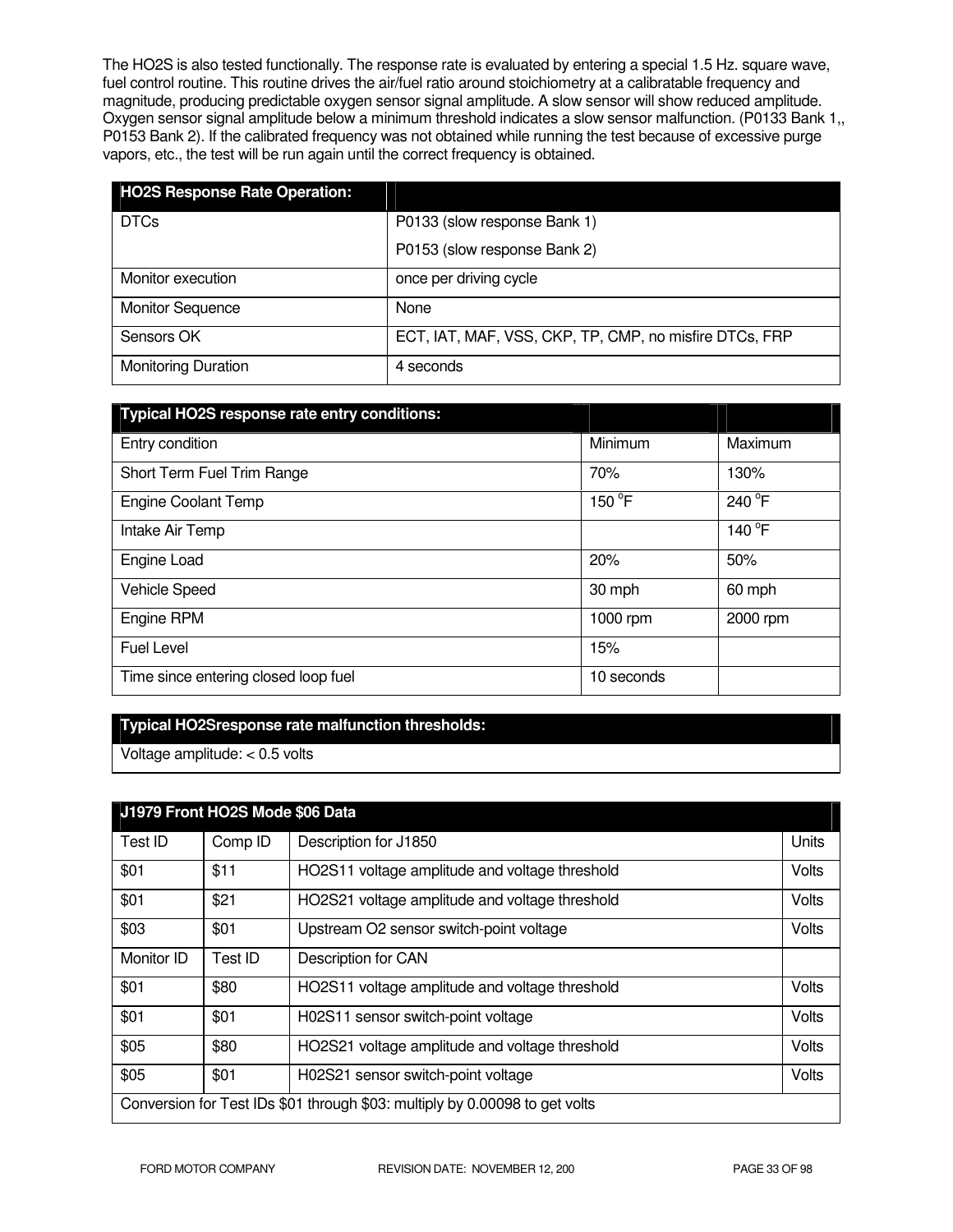The HO2S is also tested functionally. The response rate is evaluated by entering a special 1.5 Hz. square wave, fuel control routine. This routine drives the air/fuel ratio around stoichiometry at a calibratable frequency and magnitude, producing predictable oxygen sensor signal amplitude. A slow sensor will show reduced amplitude. Oxygen sensor signal amplitude below a minimum threshold indicates a slow sensor malfunction. (P0133 Bank 1,, P0153 Bank 2). If the calibrated frequency was not obtained while running the test because of excessive purge vapors, etc., the test will be run again until the correct frequency is obtained.

| **HO2S Response Rate Operation:** | |
|---|---|
| DTCs | P0133 (slow response Bank 1)<br>P0153 (slow response Bank 2) |
| Monitor execution | once per driving cycle |
| Monitor Sequence | None |
| Sensors OK | ECT, IAT, MAF, VSS, CKP, TP, CMP, no misfire DTCs, FRP |
| Monitoring Duration | 4 seconds |

| **Typical HO2S response rate entry conditions:** | | |
|---|---|---|
| Entry condition | Minimum | Maximum |
| Short Term Fuel Trim Range | 70% | 130% |
| Engine Coolant Temp | 150 °F | 240 °F |
| Intake Air Temp | | 140 °F |
| Engine Load | 20% | 50% |
| Vehicle Speed | 30 mph | 60 mph |
| Engine RPM | 1000 rpm | 2000 rpm |
| Fuel Level | 15% | |
| Time since entering closed loop fuel | 10 seconds | |

| **Typical HO2Sresponse rate malfunction thresholds:** |
|---|
| Voltage amplitude: < 0.5 volts |

| **J1979 Front HO2S Mode $06 Data** | | | |
|---|---|---|---|
| Test ID | Comp ID | Description for J1850 | Units |
| $01 | $11 | HO2S11 voltage amplitude and voltage threshold | Volts |
| $01 | $21 | HO2S21 voltage amplitude and voltage threshold | Volts |
| $03 | $01 | Upstream O2 sensor switch-point voltage | Volts |
| Monitor ID | Test ID | Description for CAN | |
| $01 | $80 | HO2S11 voltage amplitude and voltage threshold | Volts |
| $01 | $01 | H02S11 sensor switch-point voltage | Volts |
| $05 | $80 | HO2S21 voltage amplitude and voltage threshold | Volts |
| $05 | $01 | H02S21 sensor switch-point voltage | Volts |
| Conversion for Test IDs $01 through $03: multiply by 0.00098 to get volts | | | |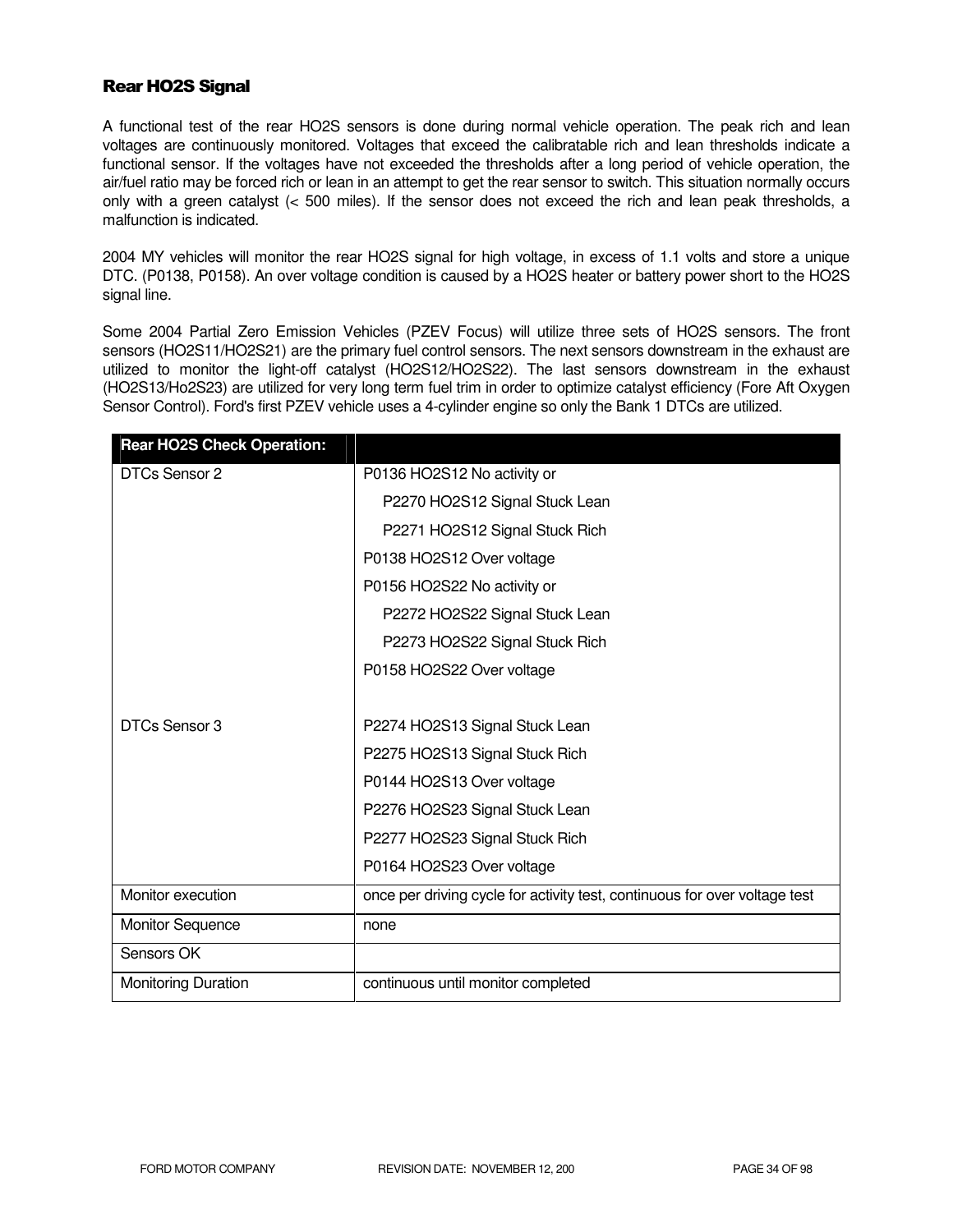## Rear HO2S Signal

A functional test of the rear HO2S sensors is done during normal vehicle operation. The peak rich and lean voltages are continuously monitored. Voltages that exceed the calibratable rich and lean thresholds indicate a functional sensor. If the voltages have not exceeded the thresholds after a long period of vehicle operation, the air/fuel ratio may be forced rich or lean in an attempt to get the rear sensor to switch. This situation normally occurs only with a green catalyst (< 500 miles). If the sensor does not exceed the rich and lean peak thresholds, a malfunction is indicated.

2004 MY vehicles will monitor the rear HO2S signal for high voltage, in excess of 1.1 volts and store a unique DTC. (P0138, P0158). An over voltage condition is caused by a HO2S heater or battery power short to the HO2S signal line.

Some 2004 Partial Zero Emission Vehicles (PZEV Focus) will utilize three sets of HO2S sensors. The front sensors (HO2S11/HO2S21) are the primary fuel control sensors. The next sensors downstream in the exhaust are utilized to monitor the light-off catalyst (HO2S12/HO2S22). The last sensors downstream in the exhaust (HO2S13/Ho2S23) are utilized for very long term fuel trim in order to optimize catalyst efficiency (Fore Aft Oxygen Sensor Control). Ford's first PZEV vehicle uses a 4-cylinder engine so only the Bank 1 DTCs are utilized.

| Rear HO2S Check Operation: | |
|---|---|
| DTCs Sensor 2 | P0136 HO2S12 No activity or<br>P2270 HO2S12 Signal Stuck Lean<br>P2271 HO2S12 Signal Stuck Rich<br>P0138 HO2S12 Over voltage<br>P0156 HO2S22 No activity or<br>P2272 HO2S22 Signal Stuck Lean<br>P2273 HO2S22 Signal Stuck Rich<br>P0158 HO2S22 Over voltage |
| DTCs Sensor 3 | P2274 HO2S13 Signal Stuck Lean<br>P2275 HO2S13 Signal Stuck Rich<br>P0144 HO2S13 Over voltage<br>P2276 HO2S23 Signal Stuck Lean<br>P2277 HO2S23 Signal Stuck Rich<br>P0164 HO2S23 Over voltage |
| Monitor execution | once per driving cycle for activity test, continuous for over voltage test |
| Monitor Sequence | none |
| Sensors OK | |
| Monitoring Duration | continuous until monitor completed |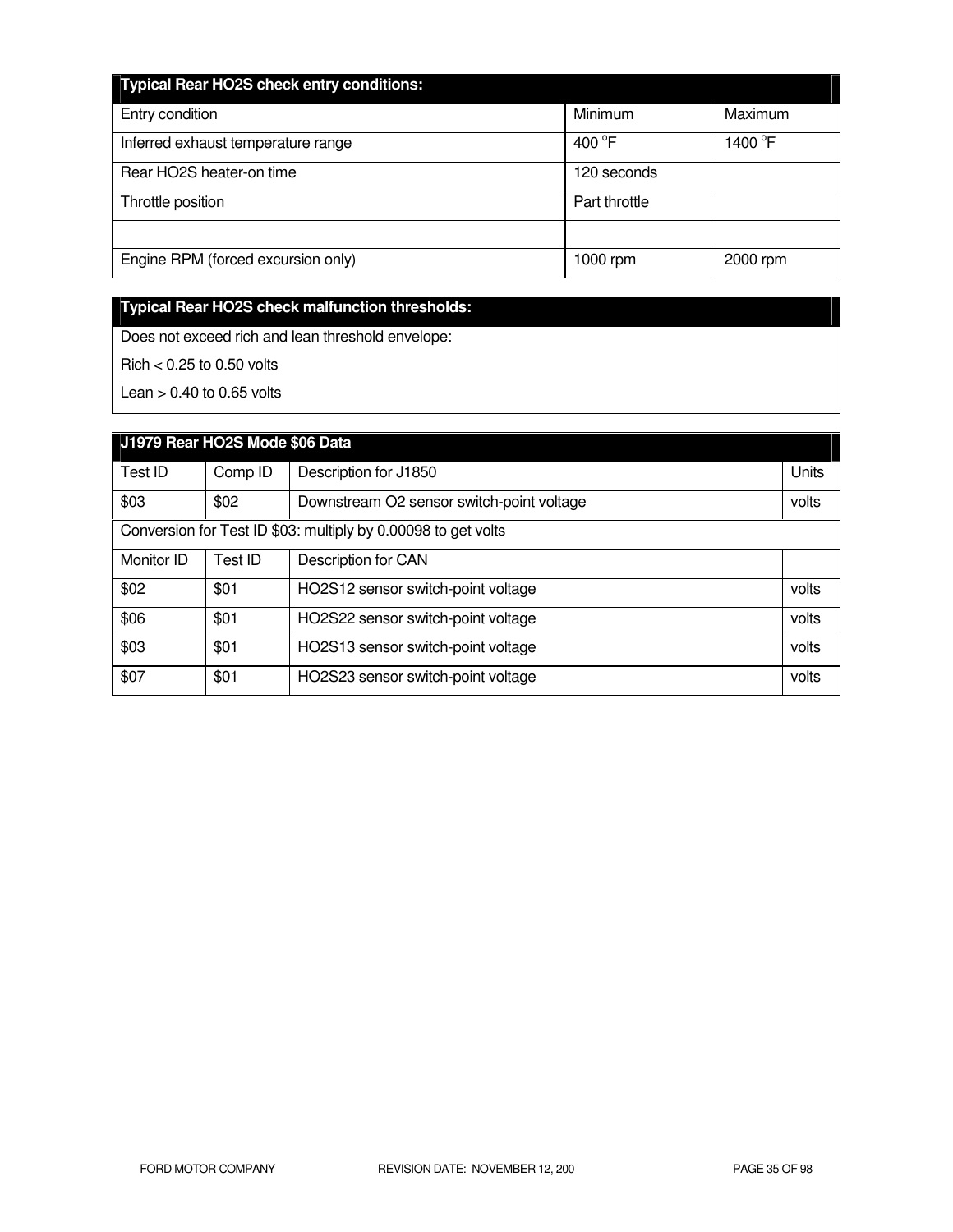| Typical Rear HO2S check entry conditions: | | |
|---|---|---|
| Entry condition | Minimum | Maximum |
| Inferred exhaust temperature range | 400 °F | 1400 °F |
| Rear HO2S heater-on time | 120 seconds | |
| Throttle position | Part throttle | |
| | | |
| Engine RPM (forced excursion only) | 1000 rpm | 2000 rpm |

| Typical Rear HO2S check malfunction thresholds: |
|---|
| Does not exceed rich and lean threshold envelope: |
| Rich < 0.25 to 0.50 volts |
| Lean > 0.40 to 0.65 volts |

| J1979 Rear HO2S Mode $06 Data | | | |
|---|---|---|---|
| Test ID | Comp ID | Description for J1850 | Units |
| $03 | $02 | Downstream O2 sensor switch-point voltage | volts |
| Conversion for Test ID $03: multiply by 0.00098 to get volts | | | |
| Monitor ID | Test ID | Description for CAN | |
| $02 | $01 | HO2S12 sensor switch-point voltage | volts |
| $06 | $01 | HO2S22 sensor switch-point voltage | volts |
| $03 | $01 | HO2S13 sensor switch-point voltage | volts |
| $07 | $01 | HO2S23 sensor switch-point voltage | volts |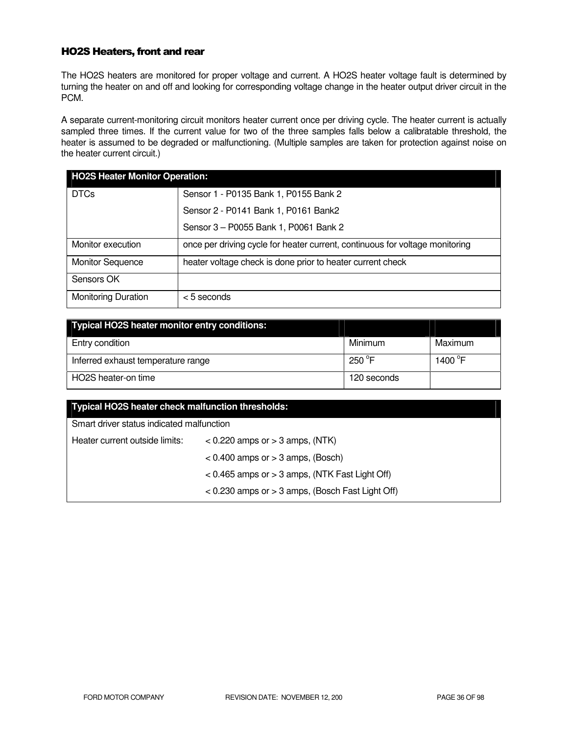### HO2S Heaters, front and rear

The HO2S heaters are monitored for proper voltage and current. A HO2S heater voltage fault is determined by turning the heater on and off and looking for corresponding voltage change in the heater output driver circuit in the PCM.

A separate current-monitoring circuit monitors heater current once per driving cycle. The heater current is actually sampled three times. If the current value for two of the three samples falls below a calibratable threshold, the heater is assumed to be degraded or malfunctioning. (Multiple samples are taken for protection against noise on the heater current circuit.)

| HO2S Heater Monitor Operation: | |
|---|---|
| DTCs | Sensor 1 - P0135 Bank 1, P0155 Bank 2<br>Sensor 2 - P0141 Bank 1, P0161 Bank2<br>Sensor 3 – P0055 Bank 1, P0061 Bank 2 |
| Monitor execution | once per driving cycle for heater current, continuous for voltage monitoring |
| Monitor Sequence | heater voltage check is done prior to heater current check |
| Sensors OK | |
| Monitoring Duration | < 5 seconds |

| Typical HO2S heater monitor entry conditions: | | |
|---|---|---|
| Entry condition | Minimum | Maximum |
| Inferred exhaust temperature range | 250 °F | 1400 °F |
| HO2S heater-on time | 120 seconds | |

| Typical HO2S heater check malfunction thresholds: | |
|---|---|
| Smart driver status indicated malfunction | |
| Heater current outside limits: | < 0.220 amps or > 3 amps, (NTK) |
| | < 0.400 amps or > 3 amps, (Bosch) |
| | < 0.465 amps or > 3 amps, (NTK Fast Light Off) |
| | < 0.230 amps or > 3 amps, (Bosch Fast Light Off) |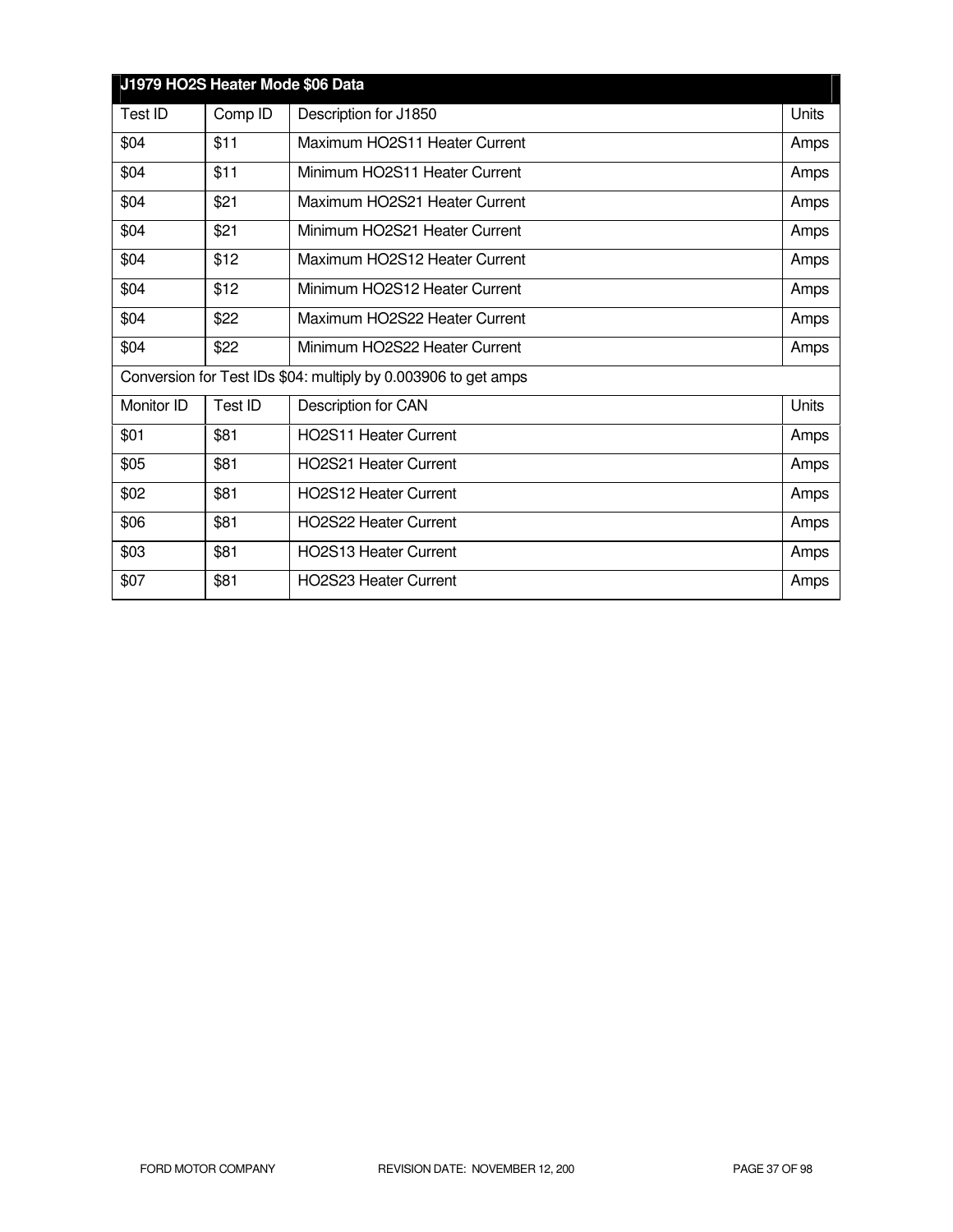| J1979 HO2S Heater Mode $06 Data | | | |
|---|---|---|---|
| Test ID | Comp ID | Description for J1850 | Units |
| $04 | $11 | Maximum HO2S11 Heater Current | Amps |
| $04 | $11 | Minimum HO2S11 Heater Current | Amps |
| $04 | $21 | Maximum HO2S21 Heater Current | Amps |
| $04 | $21 | Minimum HO2S21 Heater Current | Amps |
| $04 | $12 | Maximum HO2S12 Heater Current | Amps |
| $04 | $12 | Minimum HO2S12 Heater Current | Amps |
| $04 | $22 | Maximum HO2S22 Heater Current | Amps |
| $04 | $22 | Minimum HO2S22 Heater Current | Amps |
| Conversion for Test IDs $04: multiply by 0.003906 to get amps | | | |
| Monitor ID | Test ID | Description for CAN | Units |
| $01 | $81 | HO2S11 Heater Current | Amps |
| $05 | $81 | HO2S21 Heater Current | Amps |
| $02 | $81 | HO2S12 Heater Current | Amps |
| $06 | $81 | HO2S22 Heater Current | Amps |
| $03 | $81 | HO2S13 Heater Current | Amps |
| $07 | $81 | HO2S23 Heater Current | Amps |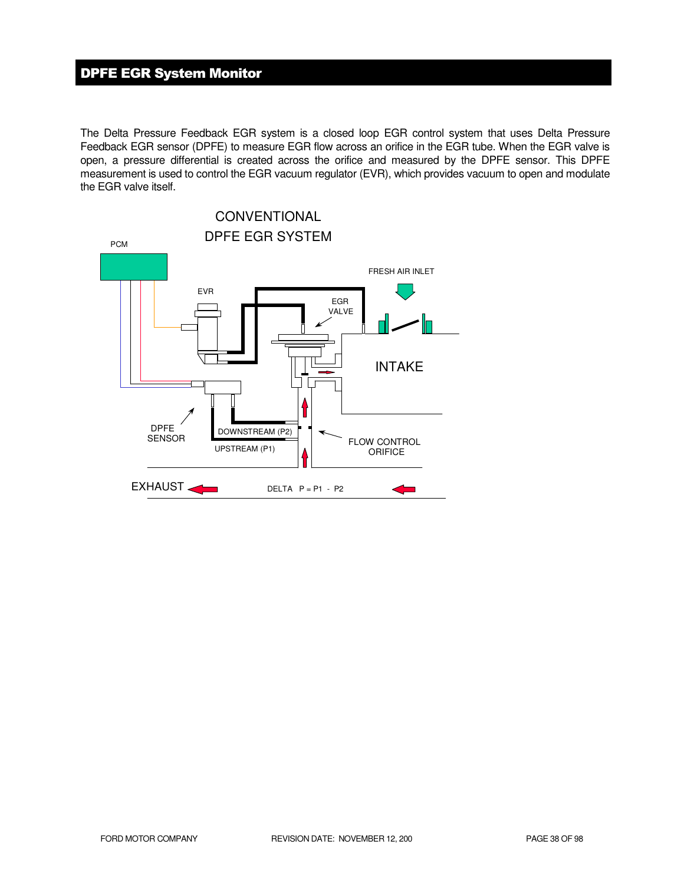# DPFE EGR System Monitor

The Delta Pressure Feedback EGR system is a closed loop EGR control system that uses Delta Pressure Feedback EGR sensor (DPFE) to measure EGR flow across an orifice in the EGR tube. When the EGR valve is open, a pressure differential is created across the orifice and measured by the DPFE sensor. This DPFE measurement is used to control the EGR vacuum regulator (EVR), which provides vacuum to open and modulate the EGR valve itself.

CONVENTIONAL
DPFE EGR SYSTEM

PCM

EVR

EGR VALVE

FRESH AIR INLET

INTAKE

DPFE SENSOR

DOWNSTREAM (P2)

UPSTREAM (P1)

FLOW CONTROL ORIFICE

EXHAUST

DELTA P = P1 - P2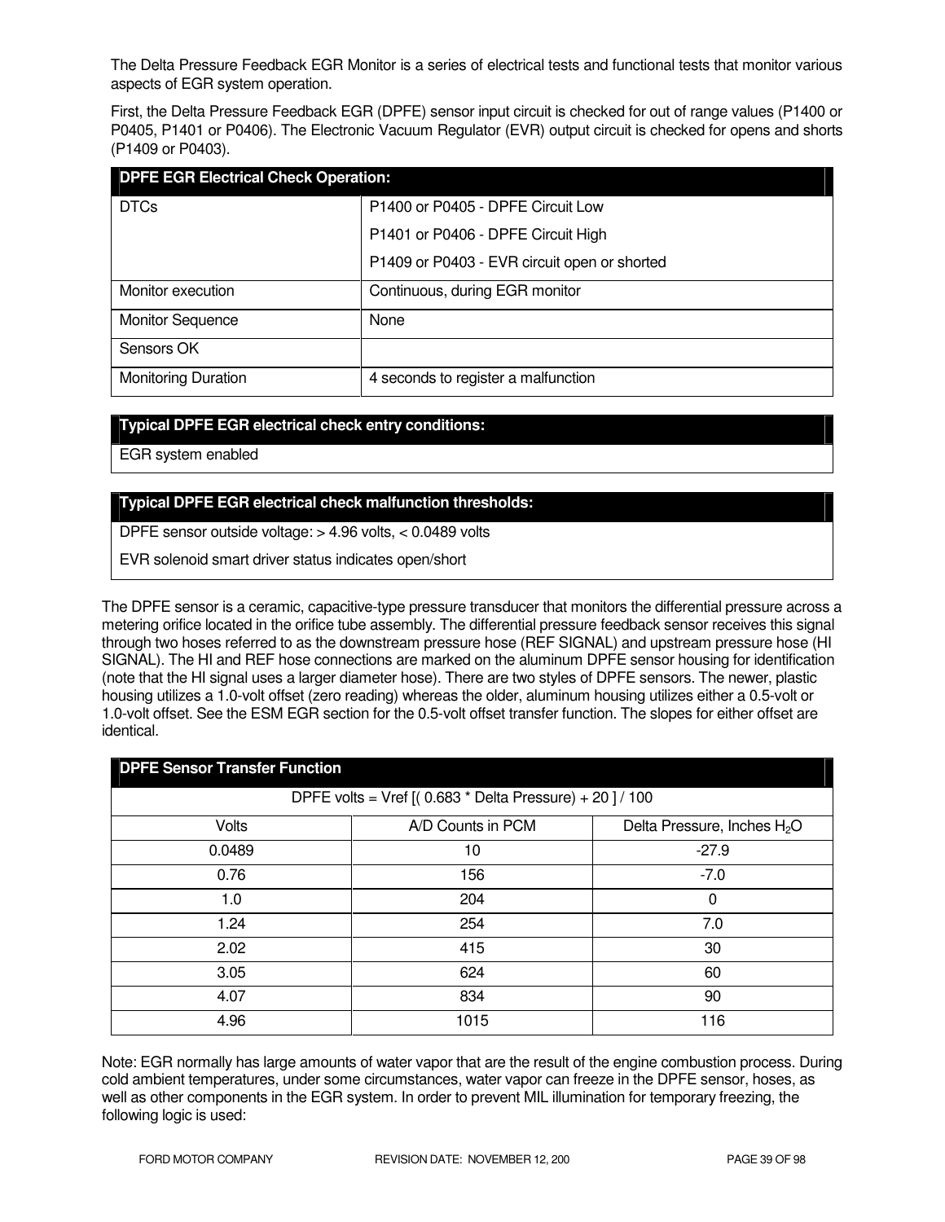The Delta Pressure Feedback EGR Monitor is a series of electrical tests and functional tests that monitor various aspects of EGR system operation.

First, the Delta Pressure Feedback EGR (DPFE) sensor input circuit is checked for out of range values (P1400 or P0405, P1401 or P0406). The Electronic Vacuum Regulator (EVR) output circuit is checked for opens and shorts (P1409 or P0403).

| DPFE EGR Electrical Check Operation: | |
|---|---|
| DTCs | P1400 or P0405 - DPFE Circuit Low<br>P1401 or P0406 - DPFE Circuit High<br>P1409 or P0403 - EVR circuit open or shorted |
| Monitor execution | Continuous, during EGR monitor |
| Monitor Sequence | None |
| Sensors OK | |
| Monitoring Duration | 4 seconds to register a malfunction |

| Typical DPFE EGR electrical check entry conditions: |
|---|
| EGR system enabled |

| Typical DPFE EGR electrical check malfunction thresholds: |
|---|
| DPFE sensor outside voltage: > 4.96 volts, < 0.0489 volts |
| EVR solenoid smart driver status indicates open/short |

The DPFE sensor is a ceramic, capacitive-type pressure transducer that monitors the differential pressure across a metering orifice located in the orifice tube assembly. The differential pressure feedback sensor receives this signal through two hoses referred to as the downstream pressure hose (REF SIGNAL) and upstream pressure hose (HI SIGNAL). The HI and REF hose connections are marked on the aluminum DPFE sensor housing for identification (note that the HI signal uses a larger diameter hose). There are two styles of DPFE sensors. The newer, plastic housing utilizes a 1.0-volt offset (zero reading) whereas the older, aluminum housing utilizes either a 0.5-volt or 1.0-volt offset. See the ESM EGR section for the 0.5-volt offset transfer function. The slopes for either offset are identical.

| DPFE Sensor Transfer Function | | |
|---|---|---|
| DPFE volts = Vref [( 0.683 * Delta Pressure) + 20 ] / 100 | | |
| Volts | A/D Counts in PCM | Delta Pressure, Inches $H_2O$ |
| 0.0489 | 10 | -27.9 |
| 0.76 | 156 | -7.0 |
| 1.0 | 204 | 0 |
| 1.24 | 254 | 7.0 |
| 2.02 | 415 | 30 |
| 3.05 | 624 | 60 |
| 4.07 | 834 | 90 |
| 4.96 | 1015 | 116 |

Note: EGR normally has large amounts of water vapor that are the result of the engine combustion process. During cold ambient temperatures, under some circumstances, water vapor can freeze in the DPFE sensor, hoses, as well as other components in the EGR system. In order to prevent MIL illumination for temporary freezing, the following logic is used: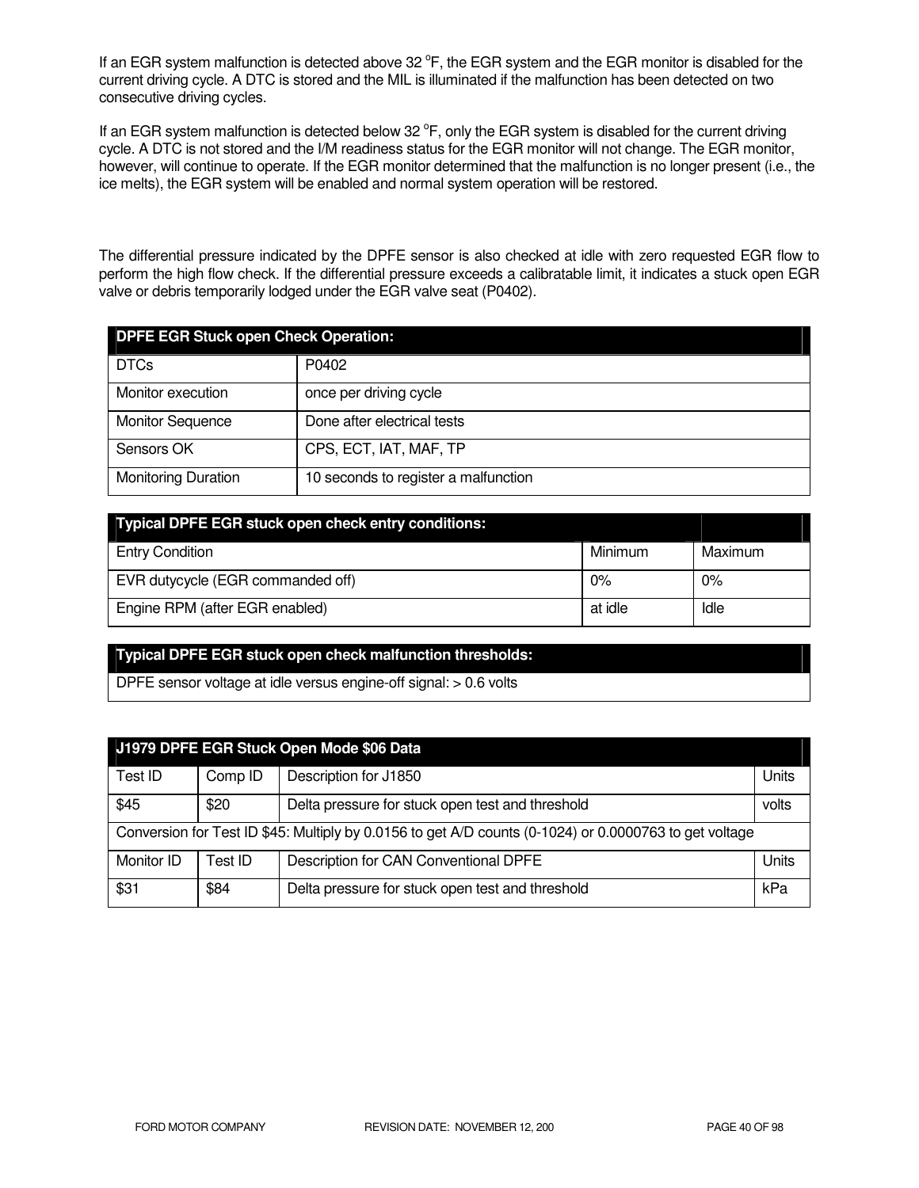If an EGR system malfunction is detected above 32 °F, the EGR system and the EGR monitor is disabled for the current driving cycle. A DTC is stored and the MIL is illuminated if the malfunction has been detected on two consecutive driving cycles.

If an EGR system malfunction is detected below 32 °F, only the EGR system is disabled for the current driving cycle. A DTC is not stored and the I/M readiness status for the EGR monitor will not change. The EGR monitor, however, will continue to operate. If the EGR monitor determined that the malfunction is no longer present (i.e., the ice melts), the EGR system will be enabled and normal system operation will be restored.

The differential pressure indicated by the DPFE sensor is also checked at idle with zero requested EGR flow to perform the high flow check. If the differential pressure exceeds a calibratable limit, it indicates a stuck open EGR valve or debris temporarily lodged under the EGR valve seat (P0402).

| DPFE EGR Stuck open Check Operation: | |
|---|---|
| DTCs | P0402 |
| Monitor execution | once per driving cycle |
| Monitor Sequence | Done after electrical tests |
| Sensors OK | CPS, ECT, IAT, MAF, TP |
| Monitoring Duration | 10 seconds to register a malfunction |

| Typical DPFE EGR stuck open check entry conditions: | | |
|---|---|---|
| Entry Condition | Minimum | Maximum |
| EVR dutycycle (EGR commanded off) | 0% | 0% |
| Engine RPM (after EGR enabled) | at idle | Idle |

| Typical DPFE EGR stuck open check malfunction thresholds: |
|---|
| DPFE sensor voltage at idle versus engine-off signal: > 0.6 volts |

| J1979 DPFE EGR Stuck Open Mode $06 Data | | | |
|---|---|---|---|
| Test ID | Comp ID | Description for J1850 | Units |
| $45 | $20 | Delta pressure for stuck open test and threshold | volts |
| Conversion for Test ID $45: Multiply by 0.0156 to get A/D counts (0-1024) or 0.0000763 to get voltage | | | |
| Monitor ID | Test ID | Description for CAN Conventional DPFE | Units |
| $31 | $84 | Delta pressure for stuck open test and threshold | kPa |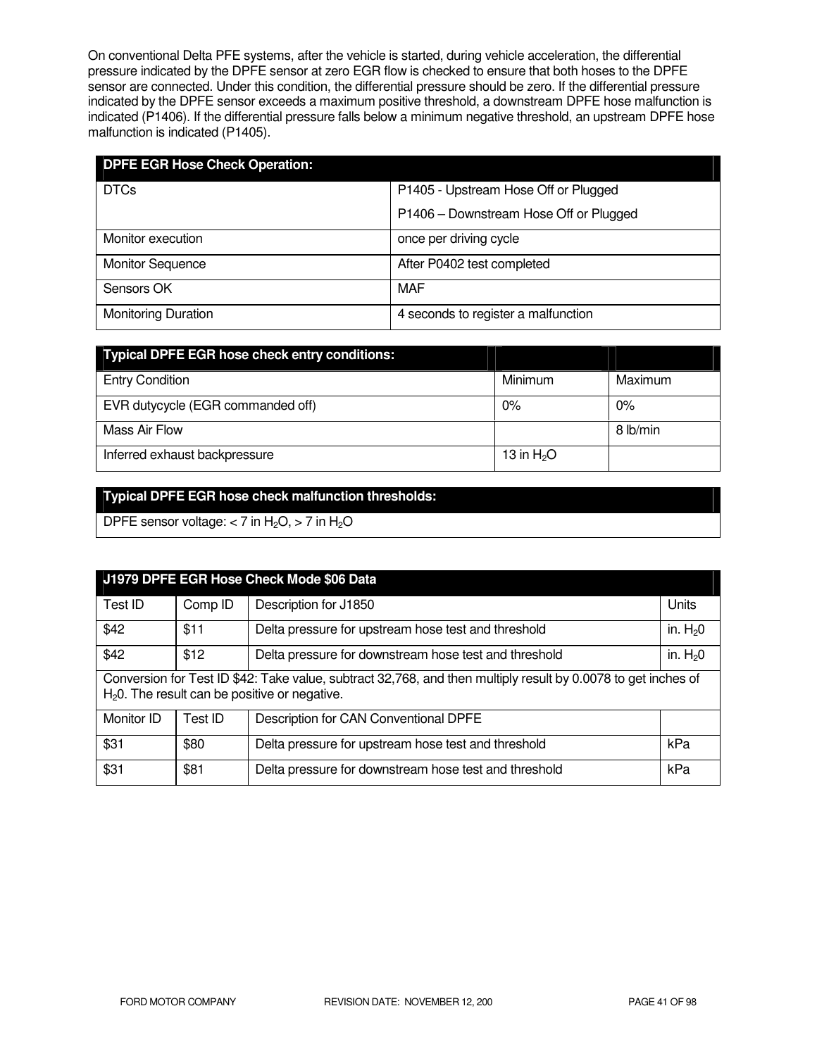On conventional Delta PFE systems, after the vehicle is started, during vehicle acceleration, the differential pressure indicated by the DPFE sensor at zero EGR flow is checked to ensure that both hoses to the DPFE sensor are connected. Under this condition, the differential pressure should be zero. If the differential pressure indicated by the DPFE sensor exceeds a maximum positive threshold, a downstream DPFE hose malfunction is indicated (P1406). If the differential pressure falls below a minimum negative threshold, an upstream DPFE hose malfunction is indicated (P1405).

| DPFE EGR Hose Check Operation: | |
|---|---|
| DTCs | P1405 - Upstream Hose Off or Plugged<br>P1406 – Downstream Hose Off or Plugged |
| Monitor execution | once per driving cycle |
| Monitor Sequence | After P0402 test completed |
| Sensors OK | MAF |
| Monitoring Duration | 4 seconds to register a malfunction |

| Typical DPFE EGR hose check entry conditions: | | |
|---|---|---|
| Entry Condition | Minimum | Maximum |
| EVR dutycycle (EGR commanded off) | 0% | 0% |
| Mass Air Flow | | 8 lb/min |
| Inferred exhaust backpressure | 13 in $H_2O$ | |

| Typical DPFE EGR hose check malfunction thresholds: |
|---|
| DPFE sensor voltage: < 7 in $H_2O$, > 7 in $H_2O$ |

| J1979 DPFE EGR Hose Check Mode $06 Data | | | |
|---|---|---|---|
| Test ID | Comp ID | Description for J1850 | Units |
| $42 | $11 | Delta pressure for upstream hose test and threshold | in. $H_20$ |
| $42 | $12 | Delta pressure for downstream hose test and threshold | in. $H_20$ |
| Conversion for Test ID $42: Take value, subtract 32,768, and then multiply result by 0.0078 to get inches of $H_20$. The result can be positive or negative. | | | |
| Monitor ID | Test ID | Description for CAN Conventional DPFE | |
| $31 | $80 | Delta pressure for upstream hose test and threshold | kPa |
| $31 | $81 | Delta pressure for downstream hose test and threshold | kPa |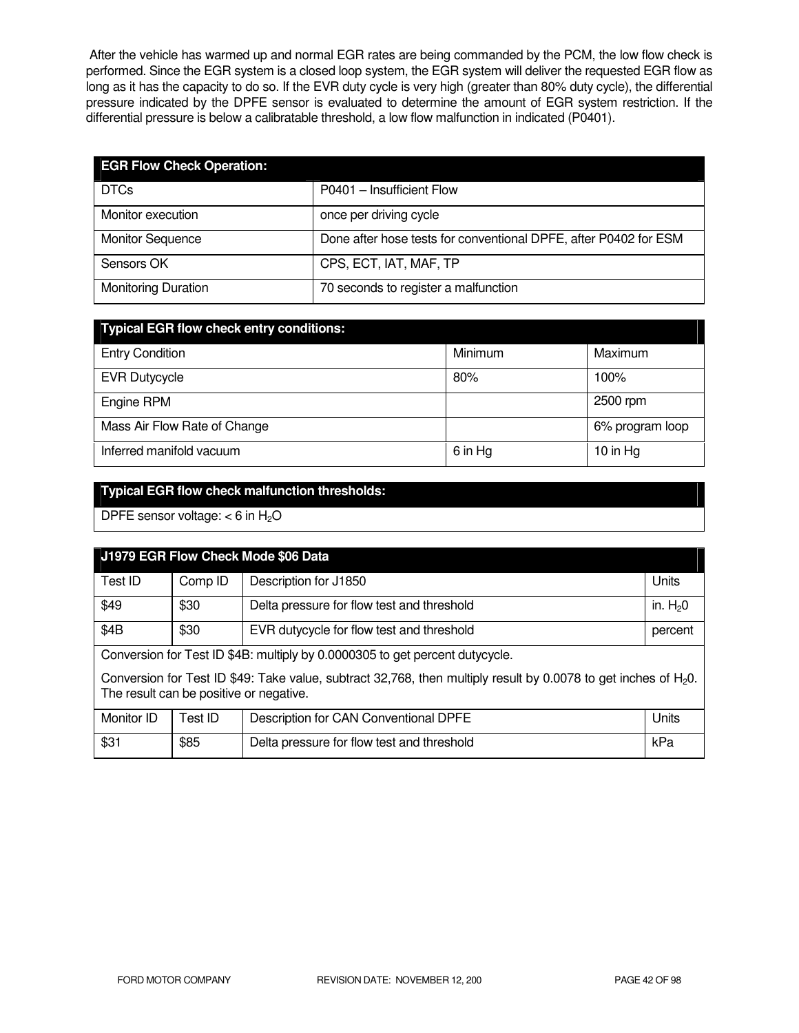After the vehicle has warmed up and normal EGR rates are being commanded by the PCM, the low flow check is performed. Since the EGR system is a closed loop system, the EGR system will deliver the requested EGR flow as long as it has the capacity to do so. If the EVR duty cycle is very high (greater than 80% duty cycle), the differential pressure indicated by the DPFE sensor is evaluated to determine the amount of EGR system restriction. If the differential pressure is below a calibratable threshold, a low flow malfunction in indicated (P0401).

| EGR Flow Check Operation: | |
|---|---|
| DTCs | P0401 – Insufficient Flow |
| Monitor execution | once per driving cycle |
| Monitor Sequence | Done after hose tests for conventional DPFE, after P0402 for ESM |
| Sensors OK | CPS, ECT, IAT, MAF, TP |
| Monitoring Duration | 70 seconds to register a malfunction |

| Typical EGR flow check entry conditions: | | |
|---|---|---|
| Entry Condition | Minimum | Maximum |
| EVR Dutycycle | 80% | 100% |
| Engine RPM | | 2500 rpm |
| Mass Air Flow Rate of Change | | 6% program loop |
| Inferred manifold vacuum | 6 in Hg | 10 in Hg |

| Typical EGR flow check malfunction thresholds: |
|---|
| DPFE sensor voltage: < 6 in $H_2O$ |

| J1979 EGR Flow Check Mode $06 Data | | | |
|---|---|---|---|
| Test ID | Comp ID | Description for J1850 | Units |
| $49 | $30 | Delta pressure for flow test and threshold | in. $H_20$ |
| $4B | $30 | EVR dutycycle for flow test and threshold | percent |
| Conversion for Test ID $4B: multiply by 0.0000305 to get percent dutycycle. | | | |
| Conversion for Test ID $49: Take value, subtract 32,768, then multiply result by 0.0078 to get inches of $H_20$. The result can be positive or negative. | | | |
| Monitor ID | Test ID | Description for CAN Conventional DPFE | Units |
| $31 | $85 | Delta pressure for flow test and threshold | kPa |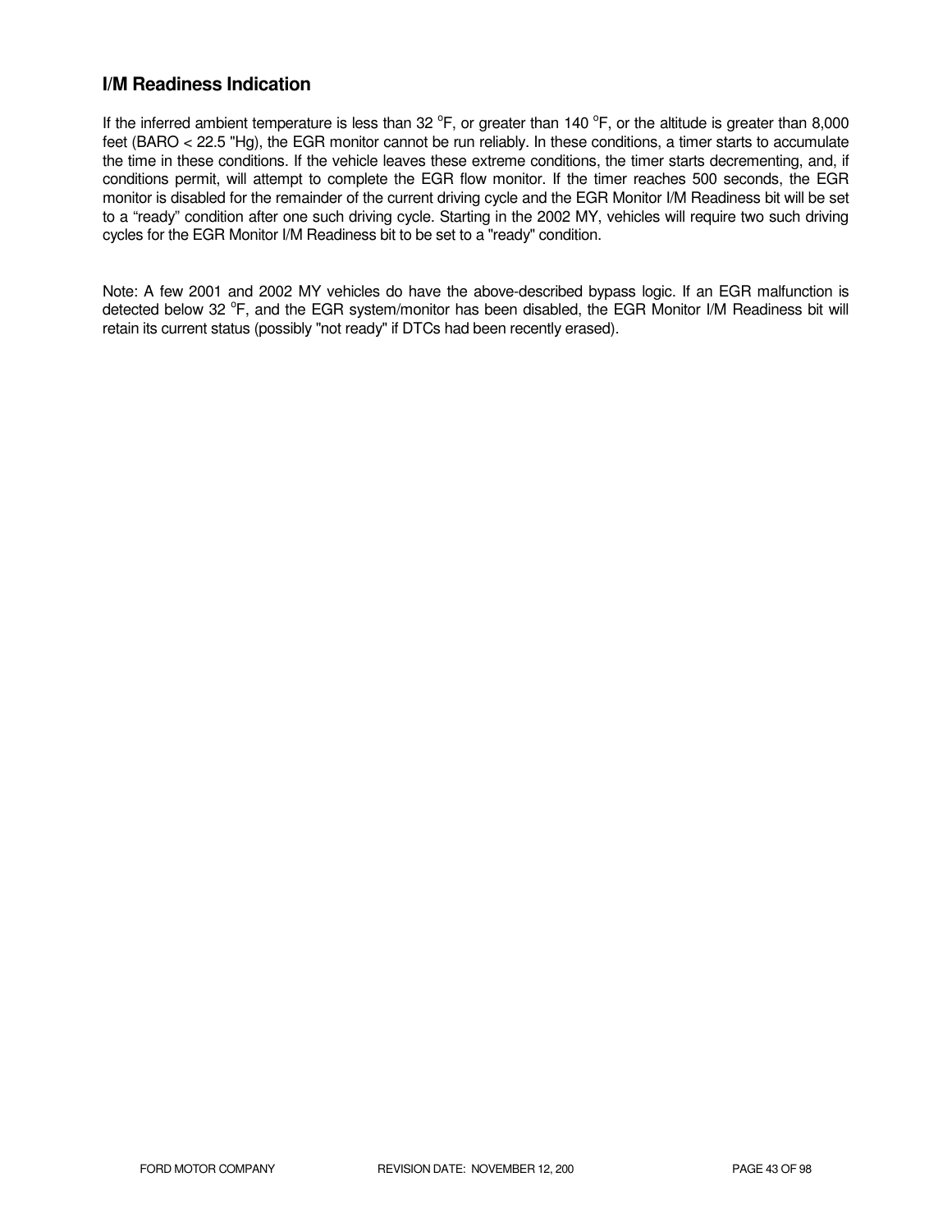### I/M Readiness Indication

If the inferred ambient temperature is less than 32 $^{o}$F, or greater than 140 $^{o}$F, or the altitude is greater than 8,000 feet (BARO < 22.5 "Hg), the EGR monitor cannot be run reliably. In these conditions, a timer starts to accumulate the time in these conditions. If the vehicle leaves these extreme conditions, the timer starts decrementing, and, if conditions permit, will attempt to complete the EGR flow monitor. If the timer reaches 500 seconds, the EGR monitor is disabled for the remainder of the current driving cycle and the EGR Monitor I/M Readiness bit will be set to a "ready" condition after one such driving cycle. Starting in the 2002 MY, vehicles will require two such driving cycles for the EGR Monitor I/M Readiness bit to be set to a "ready" condition.

Note: A few 2001 and 2002 MY vehicles do have the above-described bypass logic. If an EGR malfunction is detected below 32 $^{o}$F, and the EGR system/monitor has been disabled, the EGR Monitor I/M Readiness bit will retain its current status (possibly "not ready" if DTCs had been recently erased).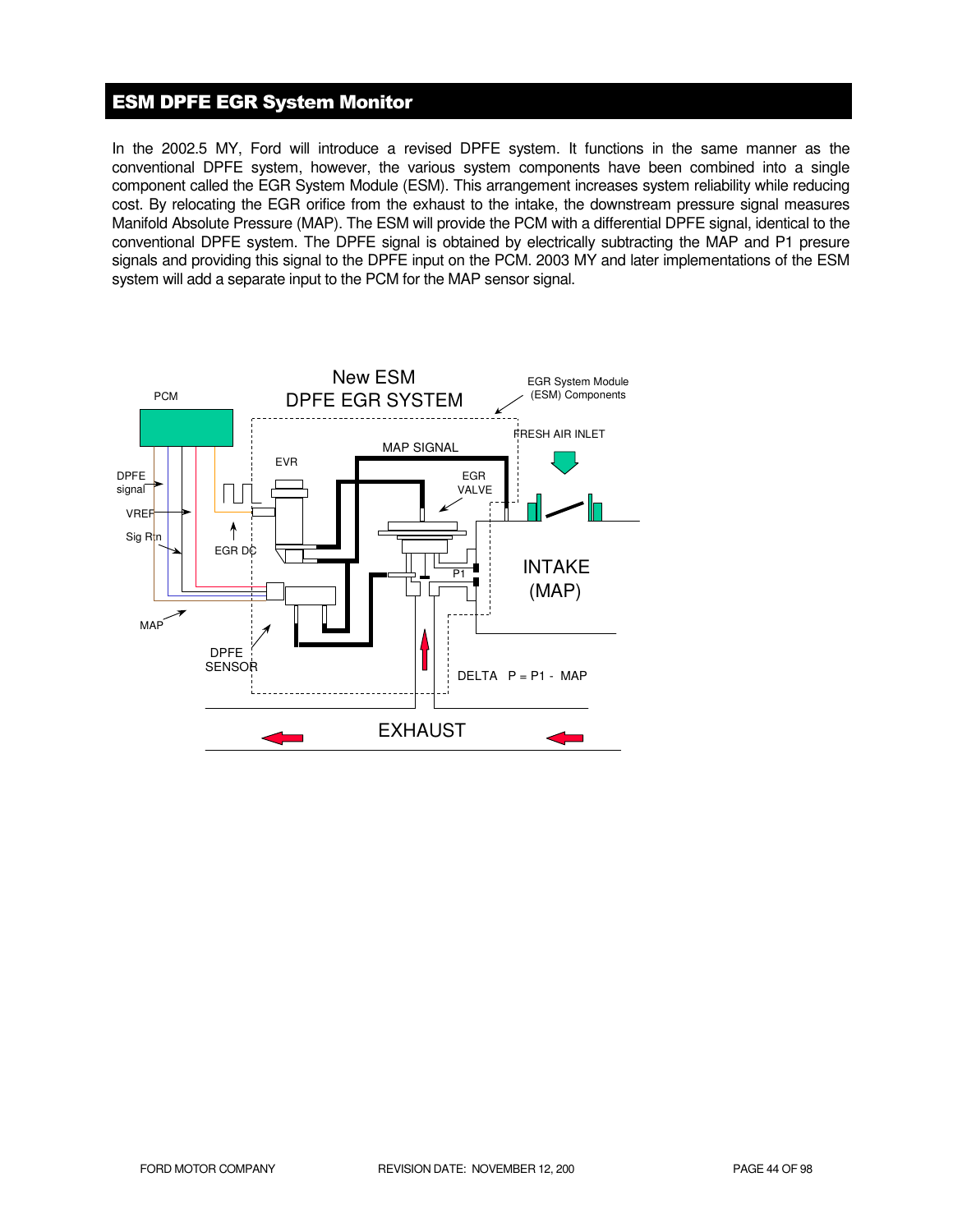## ESM DPFE EGR System Monitor

In the 2002.5 MY, Ford will introduce a revised DPFE system. It functions in the same manner as the conventional DPFE system, however, the various system components have been combined into a single component called the EGR System Module (ESM). This arrangement increases system reliability while reducing cost. By relocating the EGR orifice from the exhaust to the intake, the downstream pressure signal measures Manifold Absolute Pressure (MAP). The ESM will provide the PCM with a differential DPFE signal, identical to the conventional DPFE system. The DPFE signal is obtained by electrically subtracting the MAP and P1 presure signals and providing this signal to the DPFE input on the PCM. 2003 MY and later implementations of the ESM system will add a separate input to the PCM for the MAP sensor signal.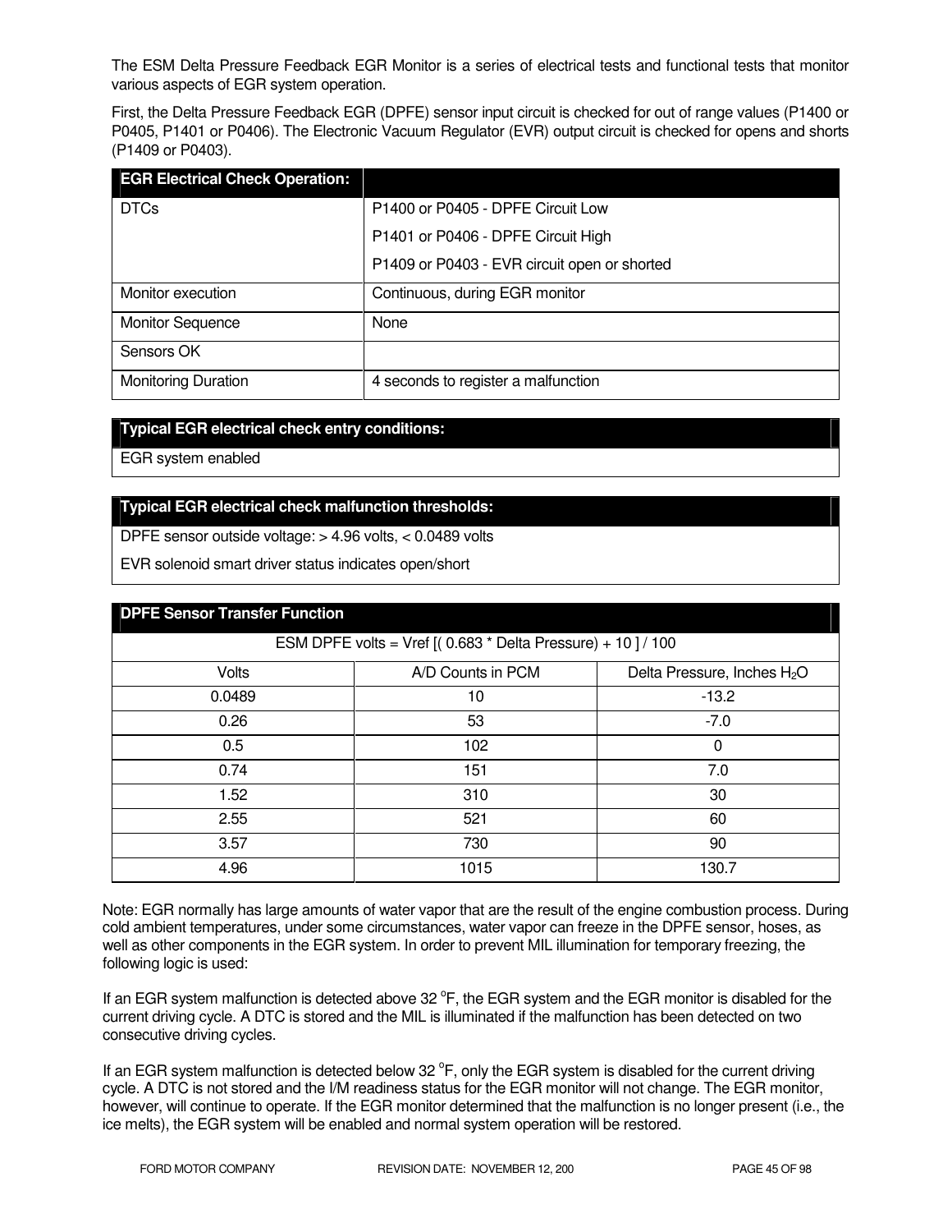The ESM Delta Pressure Feedback EGR Monitor is a series of electrical tests and functional tests that monitor various aspects of EGR system operation.

First, the Delta Pressure Feedback EGR (DPFE) sensor input circuit is checked for out of range values (P1400 or P0405, P1401 or P0406). The Electronic Vacuum Regulator (EVR) output circuit is checked for opens and shorts (P1409 or P0403).

| **EGR Electrical Check Operation:** | |
|---|---|
| DTCs | P1400 or P0405 - DPFE Circuit Low<br>P1401 or P0406 - DPFE Circuit High<br>P1409 or P0403 - EVR circuit open or shorted |
| Monitor execution | Continuous, during EGR monitor |
| Monitor Sequence | None |
| Sensors OK | |
| Monitoring Duration | 4 seconds to register a malfunction |

| **Typical EGR electrical check entry conditions:** |
|---|
| EGR system enabled |

| **Typical EGR electrical check malfunction thresholds:** |
|---|
| DPFE sensor outside voltage: > 4.96 volts, < 0.0489 volts<br>EVR solenoid smart driver status indicates open/short |

| **DPFE Sensor Transfer Function** | | |
|---|---|---|
| ESM DPFE volts = Vref [( 0.683 * Delta Pressure) + 10 ] / 100 | | |
| Volts | A/D Counts in PCM | Delta Pressure, Inches $H_2O$ |
| 0.0489 | 10 | -13.2 |
| 0.26 | 53 | -7.0 |
| 0.5 | 102 | 0 |
| 0.74 | 151 | 7.0 |
| 1.52 | 310 | 30 |
| 2.55 | 521 | 60 |
| 3.57 | 730 | 90 |
| 4.96 | 1015 | 130.7 |

Note: EGR normally has large amounts of water vapor that are the result of the engine combustion process. During cold ambient temperatures, under some circumstances, water vapor can freeze in the DPFE sensor, hoses, as well as other components in the EGR system. In order to prevent MIL illumination for temporary freezing, the following logic is used:

If an EGR system malfunction is detected above 32 $^oF$, the EGR system and the EGR monitor is disabled for the current driving cycle. A DTC is stored and the MIL is illuminated if the malfunction has been detected on two consecutive driving cycles.

If an EGR system malfunction is detected below 32 $^oF$, only the EGR system is disabled for the current driving cycle. A DTC is not stored and the I/M readiness status for the EGR monitor will not change. The EGR monitor, however, will continue to operate. If the EGR monitor determined that the malfunction is no longer present (i.e., the ice melts), the EGR system will be enabled and normal system operation will be restored.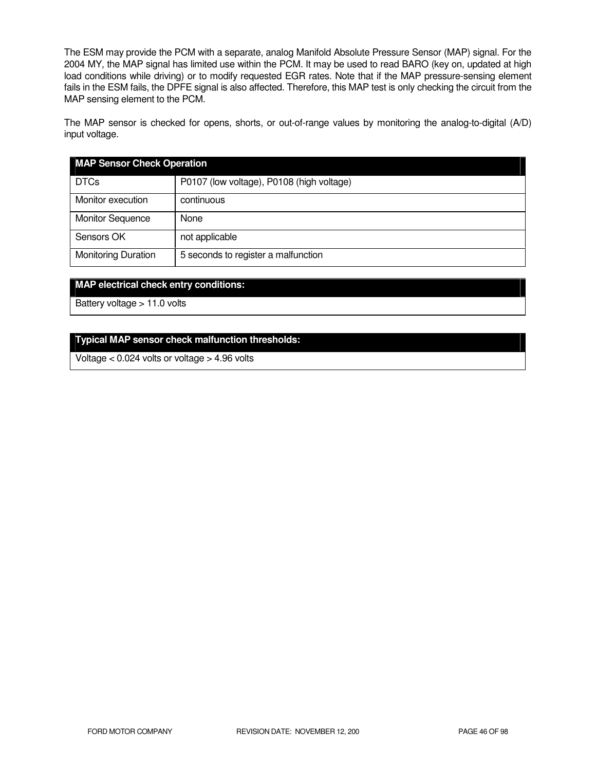The ESM may provide the PCM with a separate, analog Manifold Absolute Pressure Sensor (MAP) signal. For the 2004 MY, the MAP signal has limited use within the PCM. It may be used to read BARO (key on, updated at high load conditions while driving) or to modify requested EGR rates. Note that if the MAP pressure-sensing element fails in the ESM fails, the DPFE signal is also affected. Therefore, this MAP test is only checking the circuit from the MAP sensing element to the PCM.

The MAP sensor is checked for opens, shorts, or out-of-range values by monitoring the analog-to-digital (A/D) input voltage.

| **MAP Sensor Check Operation** | |
|---|---|
| DTCs | P0107 (low voltage), P0108 (high voltage) |
| Monitor execution | continuous |
| Monitor Sequence | None |
| Sensors OK | not applicable |
| Monitoring Duration | 5 seconds to register a malfunction |

| **MAP electrical check entry conditions:** |
|---|
| Battery voltage > 11.0 volts |

| **Typical MAP sensor check malfunction thresholds:** |
|---|
| Voltage < 0.024 volts or voltage > 4.96 volts |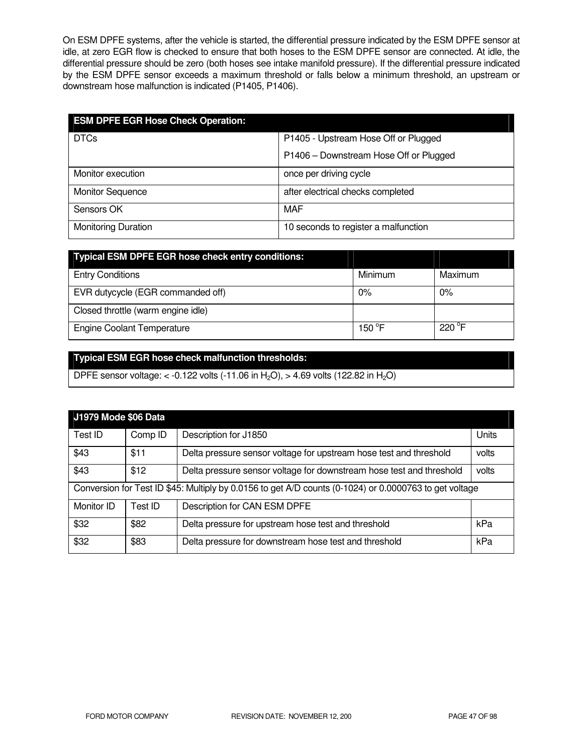On ESM DPFE systems, after the vehicle is started, the differential pressure indicated by the ESM DPFE sensor at idle, at zero EGR flow is checked to ensure that both hoses to the ESM DPFE sensor are connected. At idle, the differential pressure should be zero (both hoses see intake manifold pressure). If the differential pressure indicated by the ESM DPFE sensor exceeds a maximum threshold or falls below a minimum threshold, an upstream or downstream hose malfunction is indicated (P1405, P1406).

| ESM DPFE EGR Hose Check Operation: | |
|---|---|
| DTCs | P1405 - Upstream Hose Off or Plugged<br>P1406 – Downstream Hose Off or Plugged |
| Monitor execution | once per driving cycle |
| Monitor Sequence | after electrical checks completed |
| Sensors OK | MAF |
| Monitoring Duration | 10 seconds to register a malfunction |

| Typical ESM DPFE EGR hose check entry conditions: | | |
|---|---|---|
| Entry Conditions | Minimum | Maximum |
| EVR dutycycle (EGR commanded off) | 0% | 0% |
| Closed throttle (warm engine idle) | | |
| Engine Coolant Temperature | 150 °F | 220 °F |

| Typical ESM EGR hose check malfunction thresholds: |
|---|
| DPFE sensor voltage: < -0.122 volts (-11.06 in $H_2O$), > 4.69 volts (122.82 in $H_2O$) |

| J1979 Mode $06 Data | | | |
|---|---|---|---|
| Test ID | Comp ID | Description for J1850 | Units |
| $43 | $11 | Delta pressure sensor voltage for upstream hose test and threshold | volts |
| $43 | $12 | Delta pressure sensor voltage for downstream hose test and threshold | volts |
| Conversion for Test ID $45: Multiply by 0.0156 to get A/D counts (0-1024) or 0.0000763 to get voltage | | | |
| Monitor ID | Test ID | Description for CAN ESM DPFE | |
| $32 | $82 | Delta pressure for upstream hose test and threshold | kPa |
| $32 | $83 | Delta pressure for downstream hose test and threshold | kPa |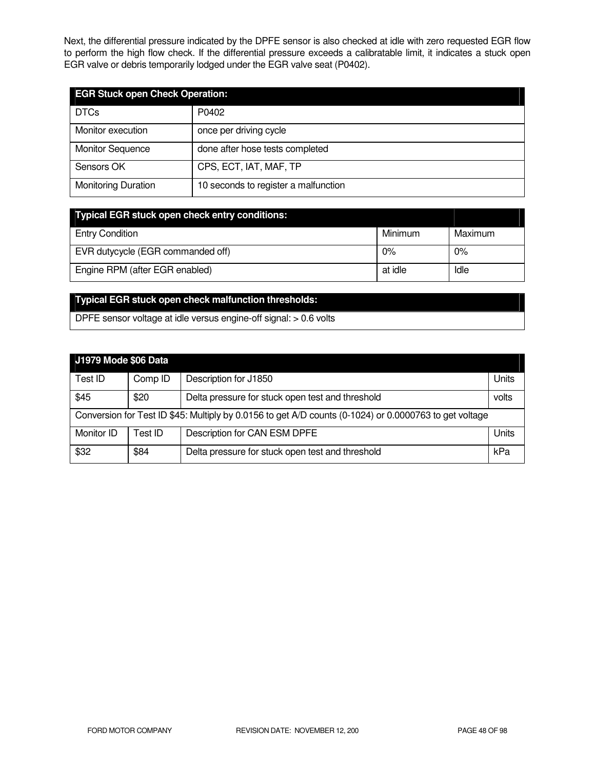Next, the differential pressure indicated by the DPFE sensor is also checked at idle with zero requested EGR flow to perform the high flow check. If the differential pressure exceeds a calibratable limit, it indicates a stuck open EGR valve or debris temporarily lodged under the EGR valve seat (P0402).

| EGR Stuck open Check Operation: | |
|---|---|
| DTCs | P0402 |
| Monitor execution | once per driving cycle |
| Monitor Sequence | done after hose tests completed |
| Sensors OK | CPS, ECT, IAT, MAF, TP |
| Monitoring Duration | 10 seconds to register a malfunction |

| Typical EGR stuck open check entry conditions: | | |
|---|---|---|
| Entry Condition | Minimum | Maximum |
| EVR dutycycle (EGR commanded off) | 0% | 0% |
| Engine RPM (after EGR enabled) | at idle | Idle |

| Typical EGR stuck open check malfunction thresholds: |
|---|
| DPFE sensor voltage at idle versus engine-off signal: > 0.6 volts |

| J1979 Mode $06 Data | | | |
|---|---|---|---|
| Test ID | Comp ID | Description for J1850 | Units |
| $45 | $20 | Delta pressure for stuck open test and threshold | volts |
| Conversion for Test ID $45: Multiply by 0.0156 to get A/D counts (0-1024) or 0.0000763 to get voltage | | | |
| Monitor ID | Test ID | Description for CAN ESM DPFE | Units |
| $32 | $84 | Delta pressure for stuck open test and threshold | kPa |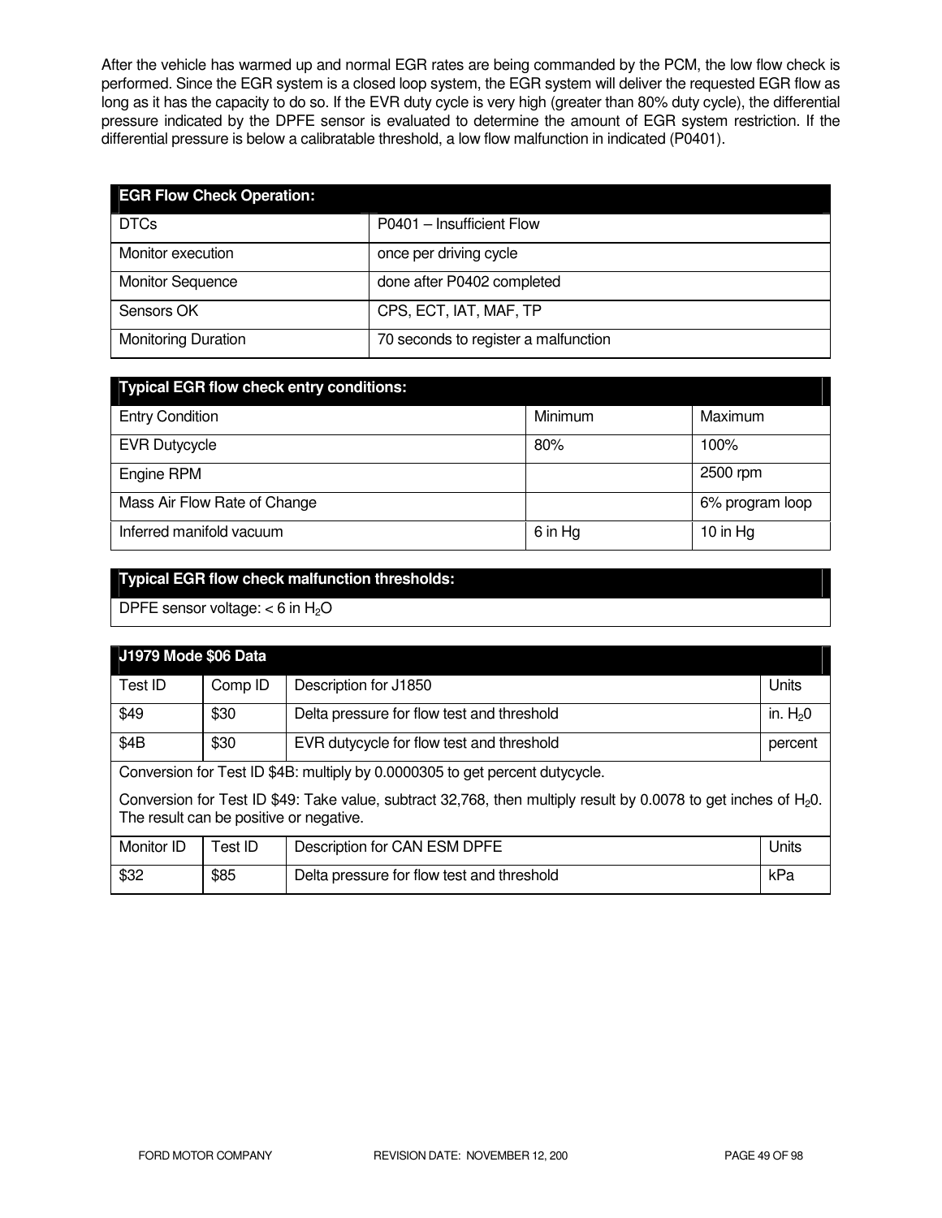After the vehicle has warmed up and normal EGR rates are being commanded by the PCM, the low flow check is performed. Since the EGR system is a closed loop system, the EGR system will deliver the requested EGR flow as long as it has the capacity to do so. If the EVR duty cycle is very high (greater than 80% duty cycle), the differential pressure indicated by the DPFE sensor is evaluated to determine the amount of EGR system restriction. If the differential pressure is below a calibratable threshold, a low flow malfunction in indicated (P0401).

| EGR Flow Check Operation: | |
|---|---|
| DTCs | P0401 – Insufficient Flow |
| Monitor execution | once per driving cycle |
| Monitor Sequence | done after P0402 completed |
| Sensors OK | CPS, ECT, IAT, MAF, TP |
| Monitoring Duration | 70 seconds to register a malfunction |

| Typical EGR flow check entry conditions: | | |
|---|---|---|
| Entry Condition | Minimum | Maximum |
| EVR Dutycycle | 80% | 100% |
| Engine RPM | | 2500 rpm |
| Mass Air Flow Rate of Change | | 6% program loop |
| Inferred manifold vacuum | 6 in Hg | 10 in Hg |

| Typical EGR flow check malfunction thresholds: |
|---|
| DPFE sensor voltage: < 6 in $H_2O$ |

| J1979 Mode $06 Data | | | |
|---|---|---|---|
| Test ID | Comp ID | Description for J1850 | Units |
| $49 | $30 | Delta pressure for flow test and threshold | in. $H_20$ |
| $4B | $30 | EVR dutycycle for flow test and threshold | percent |
| Conversion for Test ID $4B: multiply by 0.0000305 to get percent dutycycle.<br><br>Conversion for Test ID $49: Take value, subtract 32,768, then multiply result by 0.0078 to get inches of $H_20$. The result can be positive or negative. | | | |
| Monitor ID | Test ID | Description for CAN ESM DPFE | Units |
| $32 | $85 | Delta pressure for flow test and threshold | kPa |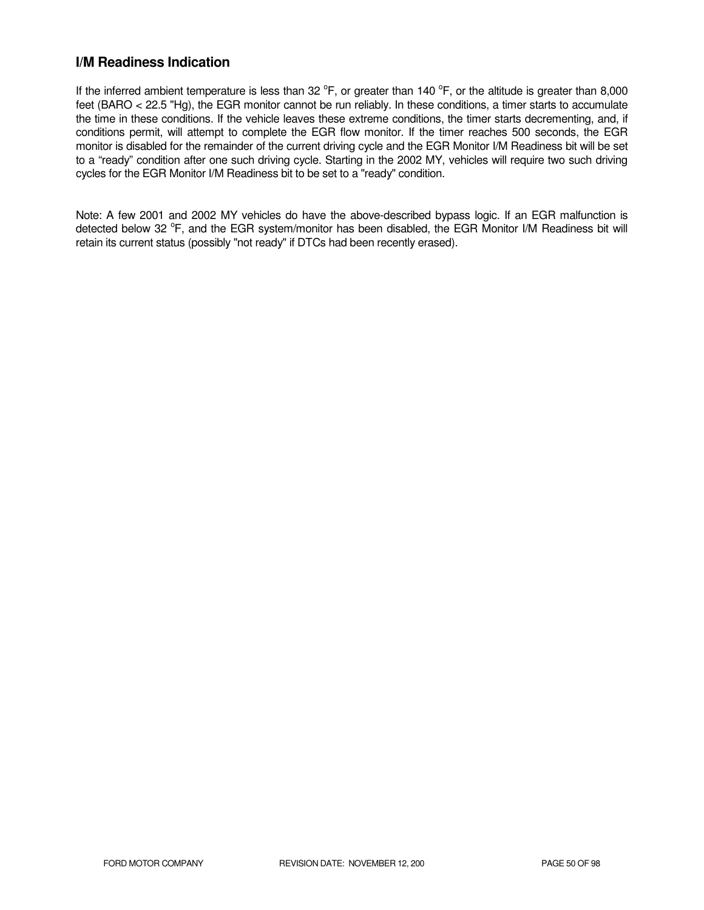## I/M Readiness Indication

If the inferred ambient temperature is less than 32 $^{o}$F, or greater than 140 $^{o}$F, or the altitude is greater than 8,000 feet (BARO < 22.5 "Hg), the EGR monitor cannot be run reliably. In these conditions, a timer starts to accumulate the time in these conditions. If the vehicle leaves these extreme conditions, the timer starts decrementing, and, if conditions permit, will attempt to complete the EGR flow monitor. If the timer reaches 500 seconds, the EGR monitor is disabled for the remainder of the current driving cycle and the EGR Monitor I/M Readiness bit will be set to a "ready" condition after one such driving cycle. Starting in the 2002 MY, vehicles will require two such driving cycles for the EGR Monitor I/M Readiness bit to be set to a "ready" condition.

Note: A few 2001 and 2002 MY vehicles do have the above-described bypass logic. If an EGR malfunction is detected below 32 $^{o}$F, and the EGR system/monitor has been disabled, the EGR Monitor I/M Readiness bit will retain its current status (possibly "not ready" if DTCs had been recently erased).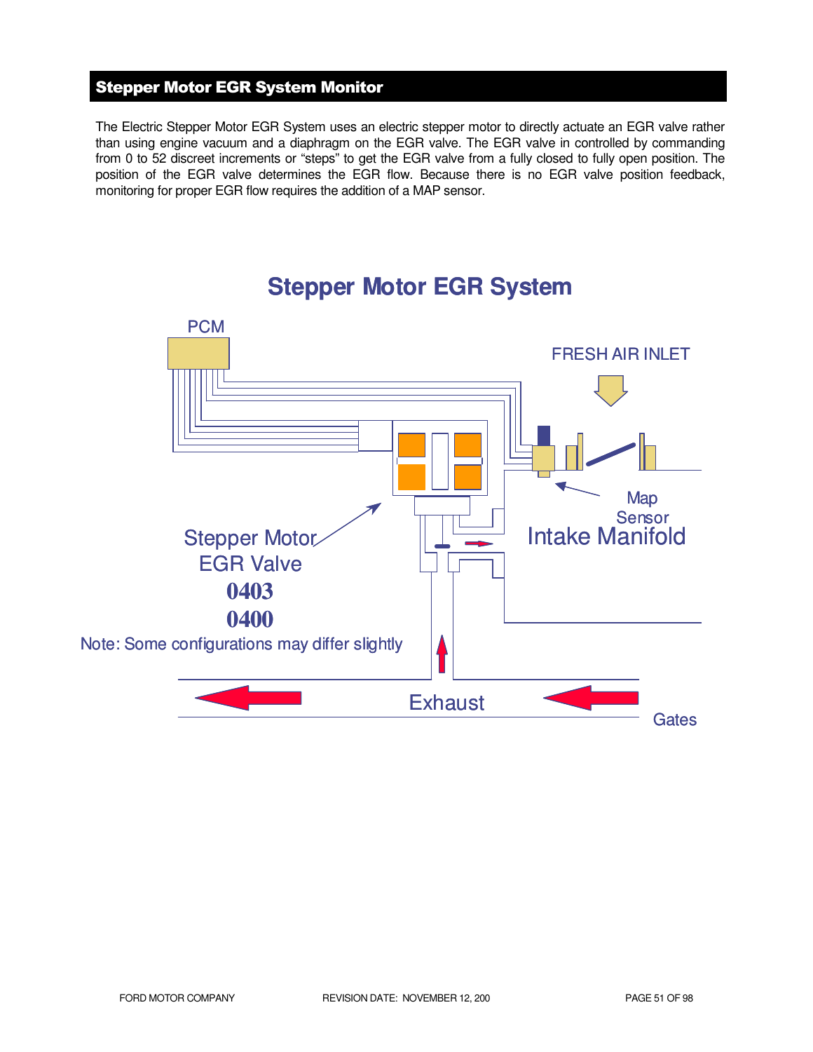## Stepper Motor EGR System Monitor

The Electric Stepper Motor EGR System uses an electric stepper motor to directly actuate an EGR valve rather than using engine vacuum and a diaphragm on the EGR valve. The EGR valve in controlled by commanding from 0 to 52 discreet increments or "steps" to get the EGR valve from a fully closed to fully open position. The position of the EGR valve determines the EGR flow. Because there is no EGR valve position feedback, monitoring for proper EGR flow requires the addition of a MAP sensor.

**Stepper Motor EGR System**

PCM

FRESH AIR INLET

Map Sensor

Intake Manifold

Stepper Motor EGR Valve

**0403**

**0400**

Note: Some configurations may differ slightly

Exhaust

Gates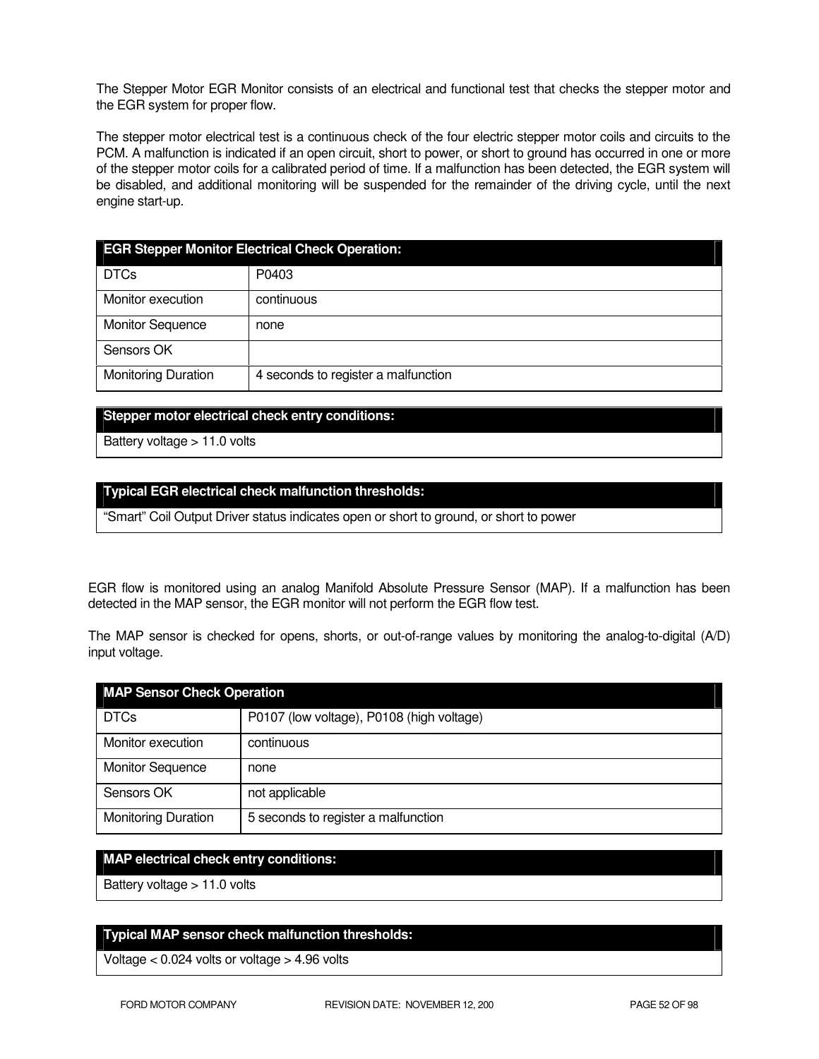The Stepper Motor EGR Monitor consists of an electrical and functional test that checks the stepper motor and the EGR system for proper flow.

The stepper motor electrical test is a continuous check of the four electric stepper motor coils and circuits to the PCM. A malfunction is indicated if an open circuit, short to power, or short to ground has occurred in one or more of the stepper motor coils for a calibrated period of time. If a malfunction has been detected, the EGR system will be disabled, and additional monitoring will be suspended for the remainder of the driving cycle, until the next engine start-up.

| **EGR Stepper Monitor Electrical Check Operation:** | |
|---|---|
| DTCs | P0403 |
| Monitor execution | continuous |
| Monitor Sequence | none |
| Sensors OK | |
| Monitoring Duration | 4 seconds to register a malfunction |

| **Stepper motor electrical check entry conditions:** |
|---|
| Battery voltage > 11.0 volts |

| **Typical EGR electrical check malfunction thresholds:** |
|---|
| “Smart” Coil Output Driver status indicates open or short to ground, or short to power |

EGR flow is monitored using an analog Manifold Absolute Pressure Sensor (MAP). If a malfunction has been detected in the MAP sensor, the EGR monitor will not perform the EGR flow test.

The MAP sensor is checked for opens, shorts, or out-of-range values by monitoring the analog-to-digital (A/D) input voltage.

| **MAP Sensor Check Operation** | |
|---|---|
| DTCs | P0107 (low voltage), P0108 (high voltage) |
| Monitor execution | continuous |
| Monitor Sequence | none |
| Sensors OK | not applicable |
| Monitoring Duration | 5 seconds to register a malfunction |

| **MAP electrical check entry conditions:** |
|---|
| Battery voltage > 11.0 volts |

| **Typical MAP sensor check malfunction thresholds:** |
|---|
| Voltage < 0.024 volts or voltage > 4.96 volts |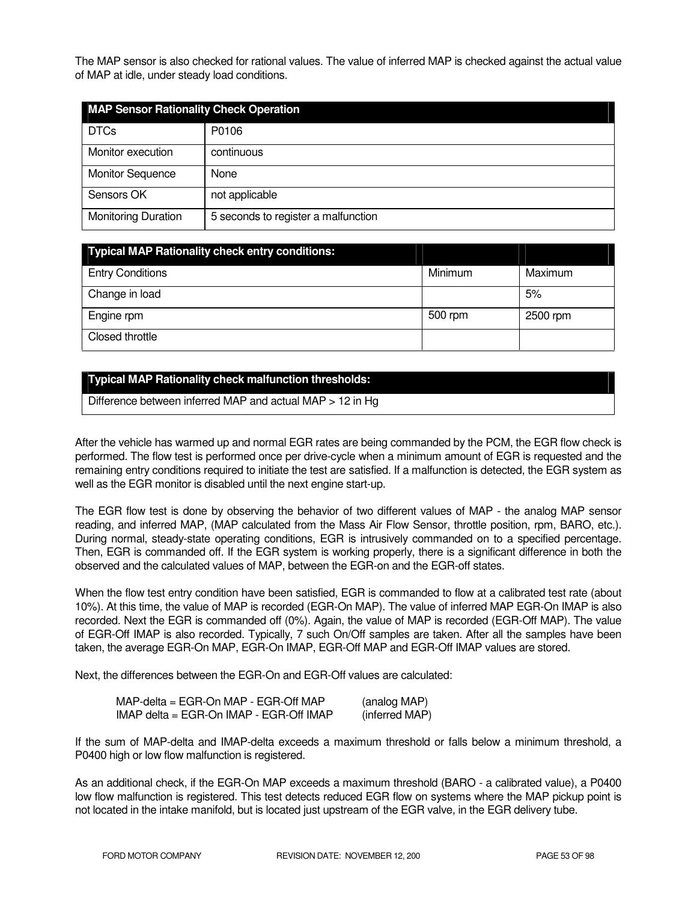The MAP sensor is also checked for rational values. The value of inferred MAP is checked against the actual value of MAP at idle, under steady load conditions.

| MAP Sensor Rationality Check Operation | |
|---|---|
| DTCs | P0106 |
| Monitor execution | continuous |
| Monitor Sequence | None |
| Sensors OK | not applicable |
| Monitoring Duration | 5 seconds to register a malfunction |

| Typical MAP Rationality check entry conditions: | | |
|---|---|---|
| Entry Conditions | Minimum | Maximum |
| Change in load | | 5% |
| Engine rpm | 500 rpm | 2500 rpm |
| Closed throttle | | |

| Typical MAP Rationality check malfunction thresholds: |
|---|
| Difference between inferred MAP and actual MAP > 12 in Hg |

After the vehicle has warmed up and normal EGR rates are being commanded by the PCM, the EGR flow check is performed. The flow test is performed once per drive-cycle when a minimum amount of EGR is requested and the remaining entry conditions required to initiate the test are satisfied. If a malfunction is detected, the EGR system as well as the EGR monitor is disabled until the next engine start-up.

The EGR flow test is done by observing the behavior of two different values of MAP - the analog MAP sensor reading, and inferred MAP, (MAP calculated from the Mass Air Flow Sensor, throttle position, rpm, BARO, etc.). During normal, steady-state operating conditions, EGR is intrusively commanded on to a specified percentage. Then, EGR is commanded off. If the EGR system is working properly, there is a significant difference in both the observed and the calculated values of MAP, between the EGR-on and the EGR-off states.

When the flow test entry condition have been satisfied, EGR is commanded to flow at a calibrated test rate (about 10%). At this time, the value of MAP is recorded (EGR-On MAP). The value of inferred MAP EGR-On IMAP is also recorded. Next the EGR is commanded off (0%). Again, the value of MAP is recorded (EGR-Off MAP). The value of EGR-Off IMAP is also recorded. Typically, 7 such On/Off samples are taken. After all the samples have been taken, the average EGR-On MAP, EGR-On IMAP, EGR-Off MAP and EGR-Off IMAP values are stored.

Next, the differences between the EGR-On and EGR-Off values are calculated:

MAP-delta = EGR-On MAP - EGR-Off MAP (analog MAP)
IMAP delta = EGR-On IMAP - EGR-Off IMAP (inferred MAP)

If the sum of MAP-delta and IMAP-delta exceeds a maximum threshold or falls below a minimum threshold, a P0400 high or low flow malfunction is registered.

As an additional check, if the EGR-On MAP exceeds a maximum threshold (BARO - a calibrated value), a P0400 low flow malfunction is registered. This test detects reduced EGR flow on systems where the MAP pickup point is not located in the intake manifold, but is located just upstream of the EGR valve, in the EGR delivery tube.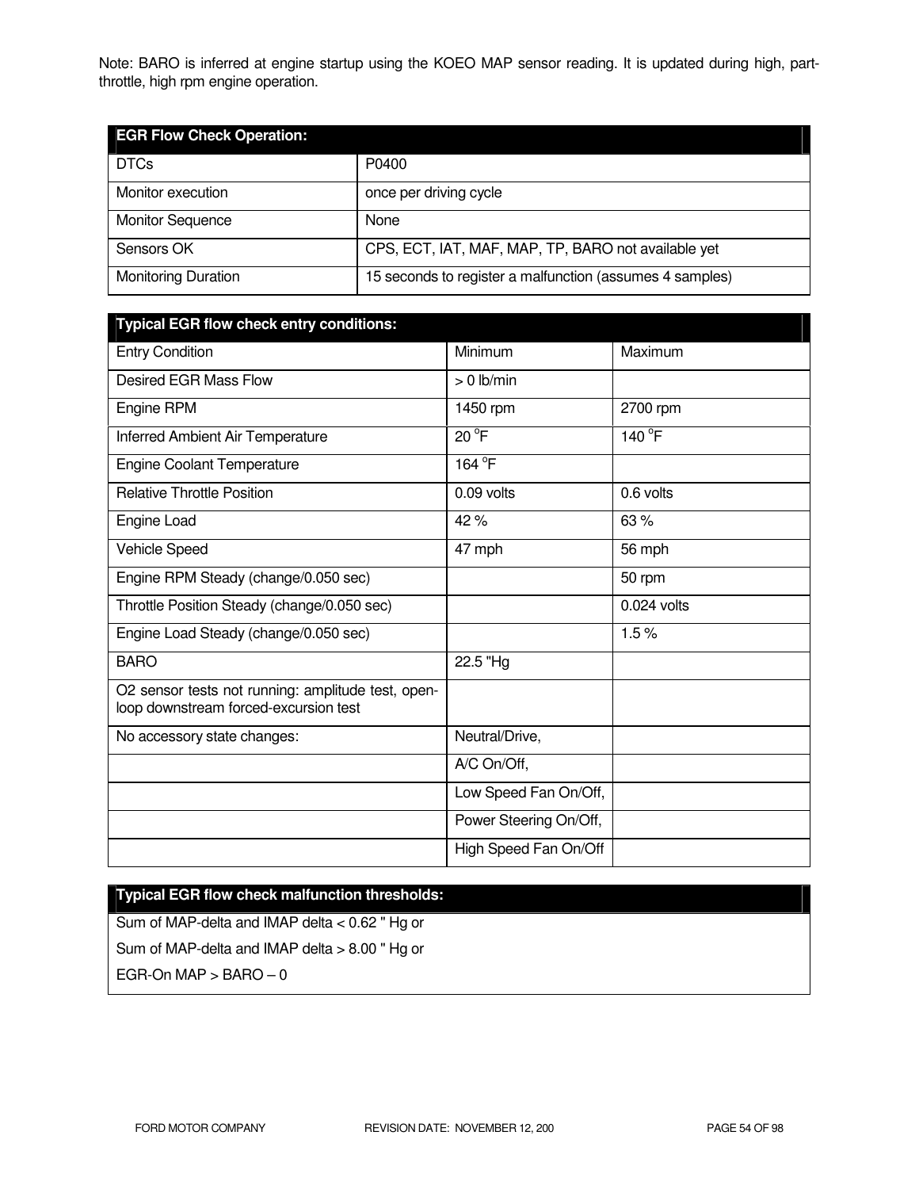Note: BARO is inferred at engine startup using the KOEO MAP sensor reading. It is updated during high, part-throttle, high rpm engine operation.

| EGR Flow Check Operation: | |
|---|---|
| DTCs | P0400 |
| Monitor execution | once per driving cycle |
| Monitor Sequence | None |
| Sensors OK | CPS, ECT, IAT, MAF, MAP, TP, BARO not available yet |
| Monitoring Duration | 15 seconds to register a malfunction (assumes 4 samples) |

| Typical EGR flow check entry conditions: | | |
|---|---|---|
| Entry Condition | Minimum | Maximum |
| Desired EGR Mass Flow | > 0 lb/min | |
| Engine RPM | 1450 rpm | 2700 rpm |
| Inferred Ambient Air Temperature | 20 °F | 140 °F |
| Engine Coolant Temperature | 164 °F | |
| Relative Throttle Position | 0.09 volts | 0.6 volts |
| Engine Load | 42 % | 63 % |
| Vehicle Speed | 47 mph | 56 mph |
| Engine RPM Steady (change/0.050 sec) | | 50 rpm |
| Throttle Position Steady (change/0.050 sec) | | 0.024 volts |
| Engine Load Steady (change/0.050 sec) | | 1.5 % |
| BARO | 22.5 "Hg | |
| O2 sensor tests not running: amplitude test, open-loop downstream forced-excursion test | | |
| No accessory state changes: | Neutral/Drive, | |
| | A/C On/Off, | |
| | Low Speed Fan On/Off, | |
| | Power Steering On/Off, | |
| | High Speed Fan On/Off | |

| Typical EGR flow check malfunction thresholds: |
|---|
| Sum of MAP-delta and IMAP delta < 0.62 " Hg or |
| Sum of MAP-delta and IMAP delta > 8.00 " Hg or |
| EGR-On MAP > BARO – 0 |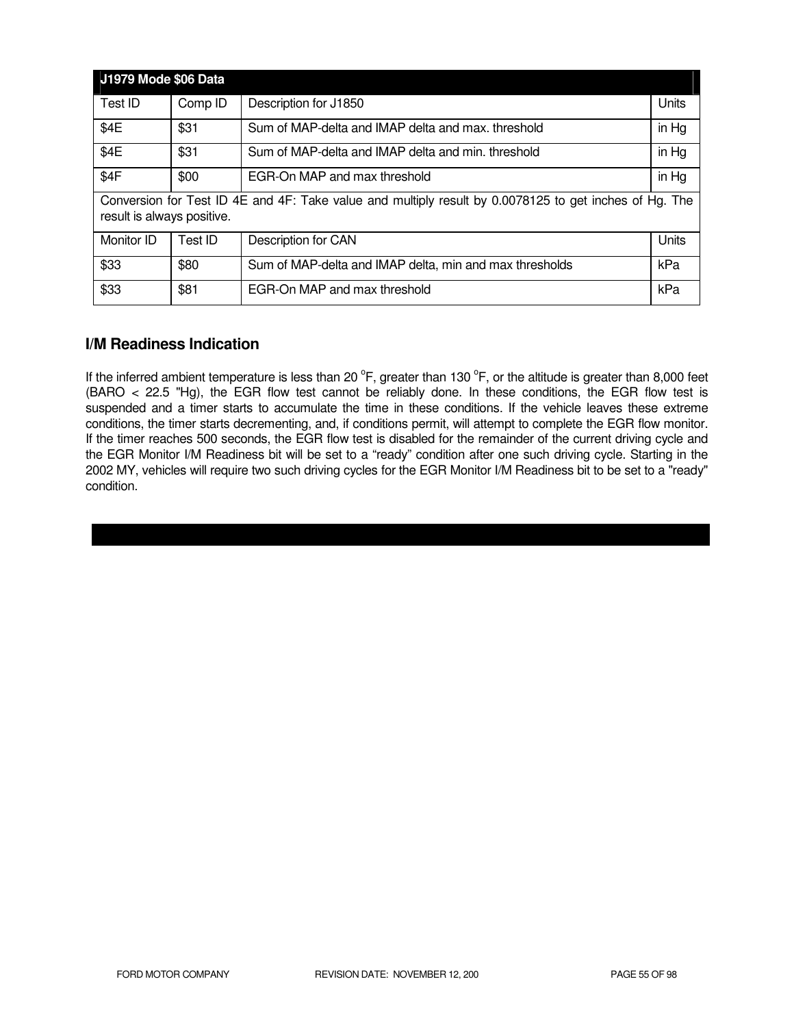| J1979 Mode $06 Data | | | |
|---|---|---|---|
| Test ID | Comp ID | Description for J1850 | Units |
| $4E | $31 | Sum of MAP-delta and IMAP delta and max. threshold | in Hg |
| $4E | $31 | Sum of MAP-delta and IMAP delta and min. threshold | in Hg |
| $4F | $00 | EGR-On MAP and max threshold | in Hg |
| Conversion for Test ID 4E and 4F: Take value and multiply result by 0.0078125 to get inches of Hg. The result is always positive. | | | |
| Monitor ID | Test ID | Description for CAN | Units |
| $33 | $80 | Sum of MAP-delta and IMAP delta, min and max thresholds | kPa |
| $33 | $81 | EGR-On MAP and max threshold | kPa |

## I/M Readiness Indication

If the inferred ambient temperature is less than 20 $^{o}$F, greater than 130 $^{o}$F, or the altitude is greater than 8,000 feet (BARO < 22.5 "Hg), the EGR flow test cannot be reliably done. In these conditions, the EGR flow test is suspended and a timer starts to accumulate the time in these conditions. If the vehicle leaves these extreme conditions, the timer starts decrementing, and, if conditions permit, will attempt to complete the EGR flow monitor. If the timer reaches 500 seconds, the EGR flow test is disabled for the remainder of the current driving cycle and the EGR Monitor I/M Readiness bit will be set to a "ready" condition after one such driving cycle. Starting in the 2002 MY, vehicles will require two such driving cycles for the EGR Monitor I/M Readiness bit to be set to a "ready" condition.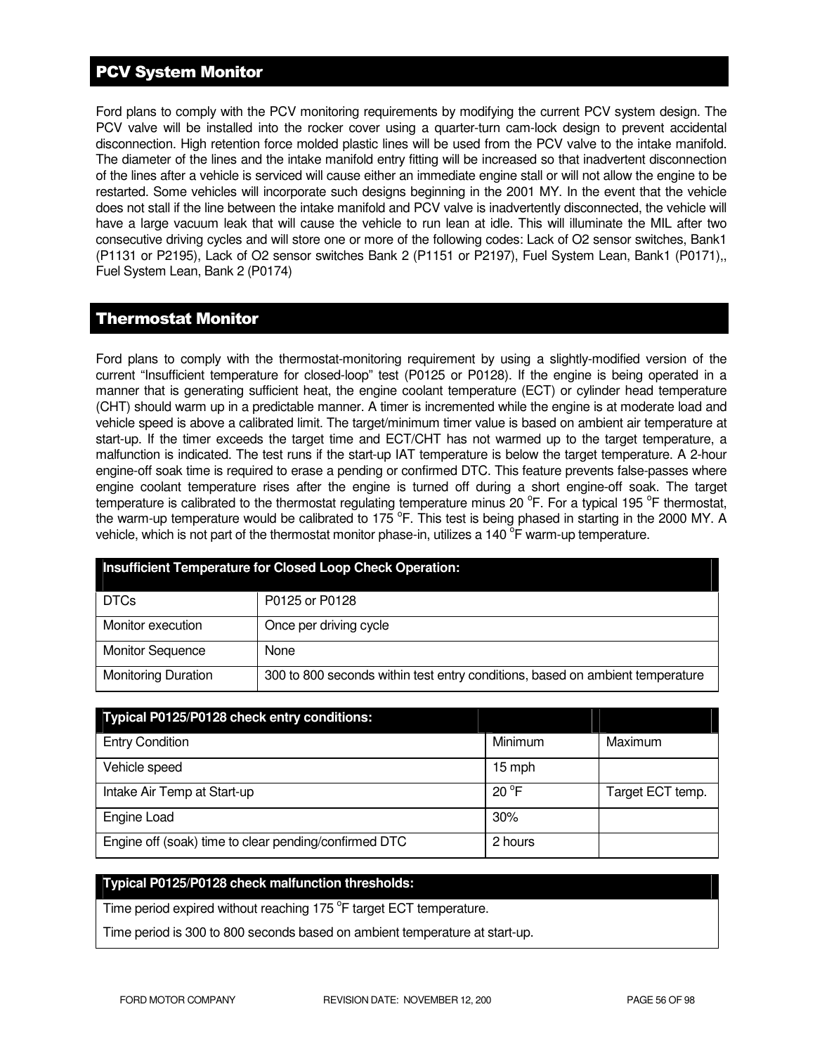## PCV System Monitor

Ford plans to comply with the PCV monitoring requirements by modifying the current PCV system design. The PCV valve will be installed into the rocker cover using a quarter-turn cam-lock design to prevent accidental disconnection. High retention force molded plastic lines will be used from the PCV valve to the intake manifold. The diameter of the lines and the intake manifold entry fitting will be increased so that inadvertent disconnection of the lines after a vehicle is serviced will cause either an immediate engine stall or will not allow the engine to be restarted. Some vehicles will incorporate such designs beginning in the 2001 MY. In the event that the vehicle does not stall if the line between the intake manifold and PCV valve is inadvertently disconnected, the vehicle will have a large vacuum leak that will cause the vehicle to run lean at idle. This will illuminate the MIL after two consecutive driving cycles and will store one or more of the following codes: Lack of O2 sensor switches, Bank1 (P1131 or P2195), Lack of O2 sensor switches Bank 2 (P1151 or P2197), Fuel System Lean, Bank1 (P0171),, Fuel System Lean, Bank 2 (P0174)

## Thermostat Monitor

Ford plans to comply with the thermostat-monitoring requirement by using a slightly-modified version of the current "Insufficient temperature for closed-loop" test (P0125 or P0128). If the engine is being operated in a manner that is generating sufficient heat, the engine coolant temperature (ECT) or cylinder head temperature (CHT) should warm up in a predictable manner. A timer is incremented while the engine is at moderate load and vehicle speed is above a calibrated limit. The target/minimum timer value is based on ambient air temperature at start-up. If the timer exceeds the target time and ECT/CHT has not warmed up to the target temperature, a malfunction is indicated. The test runs if the start-up IAT temperature is below the target temperature. A 2-hour engine-off soak time is required to erase a pending or confirmed DTC. This feature prevents false-passes where engine coolant temperature rises after the engine is turned off during a short engine-off soak. The target temperature is calibrated to the thermostat regulating temperature minus 20 °F. For a typical 195 °F thermostat, the warm-up temperature would be calibrated to 175 °F. This test is being phased in starting in the 2000 MY. A vehicle, which is not part of the thermostat monitor phase-in, utilizes a 140 °F warm-up temperature.

| Insufficient Temperature for Closed Loop Check Operation: | |
|---|---|
| DTCs | P0125 or P0128 |
| Monitor execution | Once per driving cycle |
| Monitor Sequence | None |
| Monitoring Duration | 300 to 800 seconds within test entry conditions, based on ambient temperature |

| Typical P0125/P0128 check entry conditions: | | |
|---|---|---|
| Entry Condition | Minimum | Maximum |
| Vehicle speed | 15 mph | |
| Intake Air Temp at Start-up | 20 °F | Target ECT temp. |
| Engine Load | 30% | |
| Engine off (soak) time to clear pending/confirmed DTC | 2 hours | |

| Typical P0125/P0128 check malfunction thresholds: |
|---|
| Time period expired without reaching 175 °F target ECT temperature. |
| Time period is 300 to 800 seconds based on ambient temperature at start-up. |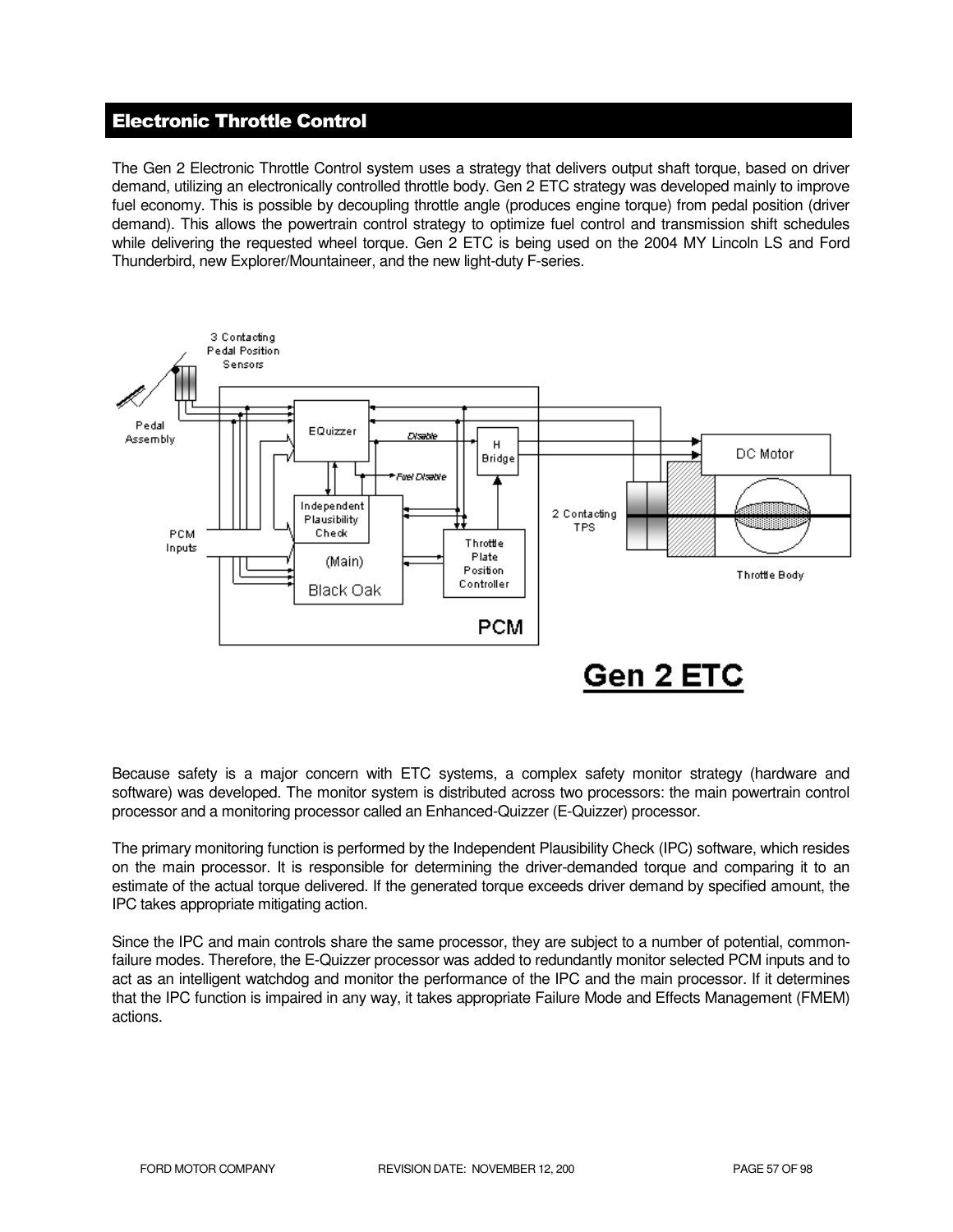## Electronic Throttle Control

The Gen 2 Electronic Throttle Control system uses a strategy that delivers output shaft torque, based on driver demand, utilizing an electronically controlled throttle body. Gen 2 ETC strategy was developed mainly to improve fuel economy. This is possible by decoupling throttle angle (produces engine torque) from pedal position (driver demand). This allows the powertrain control strategy to optimize fuel control and transmission shift schedules while delivering the requested wheel torque. Gen 2 ETC is being used on the 2004 MY Lincoln LS and Ford Thunderbird, new Explorer/Mountaineer, and the new light-duty F-series.

**Gen 2 ETC**

Because safety is a major concern with ETC systems, a complex safety monitor strategy (hardware and software) was developed. The monitor system is distributed across two processors: the main powertrain control processor and a monitoring processor called an Enhanced-Quizzer (E-Quizzer) processor.

The primary monitoring function is performed by the Independent Plausibility Check (IPC) software, which resides on the main processor. It is responsible for determining the driver-demanded torque and comparing it to an estimate of the actual torque delivered. If the generated torque exceeds driver demand by specified amount, the IPC takes appropriate mitigating action.

Since the IPC and main controls share the same processor, they are subject to a number of potential, common-failure modes. Therefore, the E-Quizzer processor was added to redundantly monitor selected PCM inputs and to act as an intelligent watchdog and monitor the performance of the IPC and the main processor. If it determines that the IPC function is impaired in any way, it takes appropriate Failure Mode and Effects Management (FMEM) actions.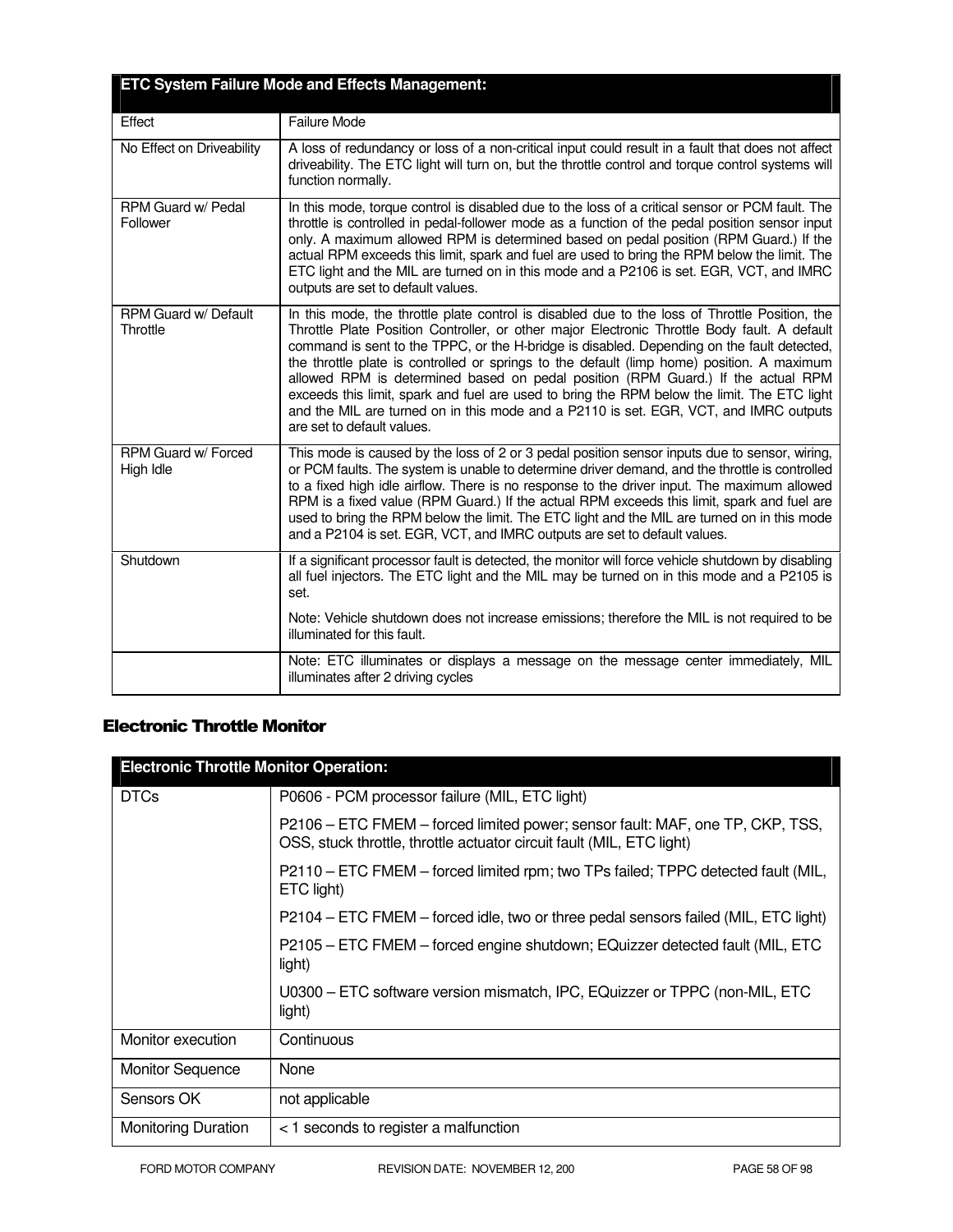| ETC System Failure Mode and Effects Management: | |
|---|---|
| Effect | Failure Mode |
| No Effect on Driveability | A loss of redundancy or loss of a non-critical input could result in a fault that does not affect driveability. The ETC light will turn on, but the throttle control and torque control systems will function normally. |
| RPM Guard w/ Pedal Follower | In this mode, torque control is disabled due to the loss of a critical sensor or PCM fault. The throttle is controlled in pedal-follower mode as a function of the pedal position sensor input only. A maximum allowed RPM is determined based on pedal position (RPM Guard.) If the actual RPM exceeds this limit, spark and fuel are used to bring the RPM below the limit. The ETC light and the MIL are turned on in this mode and a P2106 is set. EGR, VCT, and IMRC outputs are set to default values. |
| RPM Guard w/ Default Throttle | In this mode, the throttle plate control is disabled due to the loss of Throttle Position, the Throttle Plate Position Controller, or other major Electronic Throttle Body fault. A default command is sent to the TPPC, or the H-bridge is disabled. Depending on the fault detected, the throttle plate is controlled or springs to the default (limp home) position. A maximum allowed RPM is determined based on pedal position (RPM Guard.) If the actual RPM exceeds this limit, spark and fuel are used to bring the RPM below the limit. The ETC light and the MIL are turned on in this mode and a P2110 is set. EGR, VCT, and IMRC outputs are set to default values. |
| RPM Guard w/ Forced High Idle | This mode is caused by the loss of 2 or 3 pedal position sensor inputs due to sensor, wiring, or PCM faults. The system is unable to determine driver demand, and the throttle is controlled to a fixed high idle airflow. There is no response to the driver input. The maximum allowed RPM is a fixed value (RPM Guard.) If the actual RPM exceeds this limit, spark and fuel are used to bring the RPM below the limit. The ETC light and the MIL are turned on in this mode and a P2104 is set. EGR, VCT, and IMRC outputs are set to default values. |
| Shutdown | If a significant processor fault is detected, the monitor will force vehicle shutdown by disabling all fuel injectors. The ETC light and the MIL may be turned on in this mode and a P2105 is set.<br><br>Note: Vehicle shutdown does not increase emissions; therefore the MIL is not required to be illuminated for this fault. |
| | Note: ETC illuminates or displays a message on the message center immediately, MIL illuminates after 2 driving cycles |

## Electronic Throttle Monitor

| Electronic Throttle Monitor Operation: | |
|---|---|
| DTCs | P0606 - PCM processor failure (MIL, ETC light)<br><br>P2106 – ETC FMEM – forced limited power; sensor fault: MAF, one TP, CKP, TSS, OSS, stuck throttle, throttle actuator circuit fault (MIL, ETC light)<br><br>P2110 – ETC FMEM – forced limited rpm; two TPs failed; TPPC detected fault (MIL, ETC light)<br><br>P2104 – ETC FMEM – forced idle, two or three pedal sensors failed (MIL, ETC light)<br><br>P2105 – ETC FMEM – forced engine shutdown; EQuizzer detected fault (MIL, ETC light)<br><br>U0300 – ETC software version mismatch, IPC, EQuizzer or TPPC (non-MIL, ETC light) |
| Monitor execution | Continuous |
| Monitor Sequence | None |
| Sensors OK | not applicable |
| Monitoring Duration | < 1 seconds to register a malfunction |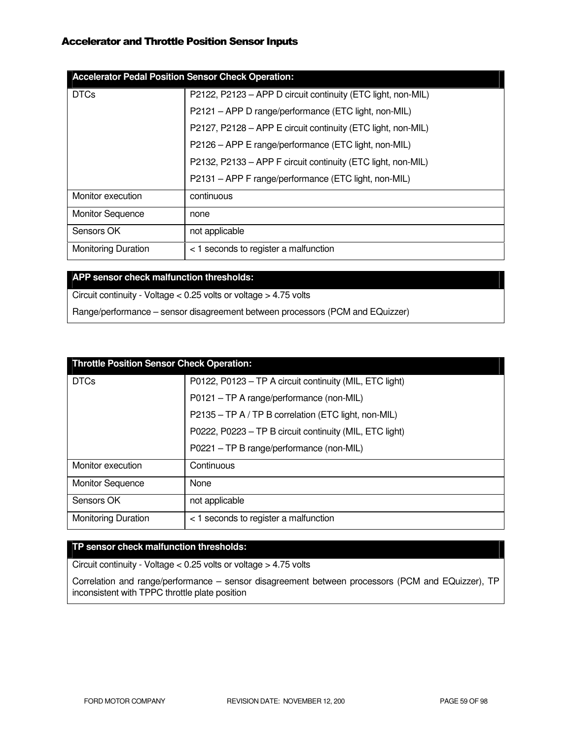# Accelerator and Throttle Position Sensor Inputs

| Accelerator Pedal Position Sensor Check Operation: | |
|---|---|
| DTCs | P2122, P2123 – APP D circuit continuity (ETC light, non-MIL)<br>P2121 – APP D range/performance (ETC light, non-MIL)<br>P2127, P2128 – APP E circuit continuity (ETC light, non-MIL)<br>P2126 – APP E range/performance (ETC light, non-MIL)<br>P2132, P2133 – APP F circuit continuity (ETC light, non-MIL)<br>P2131 – APP F range/performance (ETC light, non-MIL) |
| Monitor execution | continuous |
| Monitor Sequence | none |
| Sensors OK | not applicable |
| Monitoring Duration | < 1 seconds to register a malfunction |

| APP sensor check malfunction thresholds: |
|---|
| Circuit continuity - Voltage < 0.25 volts or voltage > 4.75 volts<br>Range/performance – sensor disagreement between processors (PCM and EQuizzer) |

| Throttle Position Sensor Check Operation: | |
|---|---|
| DTCs | P0122, P0123 – TP A circuit continuity (MIL, ETC light)<br>P0121 – TP A range/performance (non-MIL)<br>P2135 – TP A / TP B correlation (ETC light, non-MIL)<br>P0222, P0223 – TP B circuit continuity (MIL, ETC light)<br>P0221 – TP B range/performance (non-MIL) |
| Monitor execution | Continuous |
| Monitor Sequence | None |
| Sensors OK | not applicable |
| Monitoring Duration | < 1 seconds to register a malfunction |

| TP sensor check malfunction thresholds: |
|---|
| Circuit continuity - Voltage < 0.25 volts or voltage > 4.75 volts<br>Correlation and range/performance – sensor disagreement between processors (PCM and EQuizzer), TP inconsistent with TPPC throttle plate position |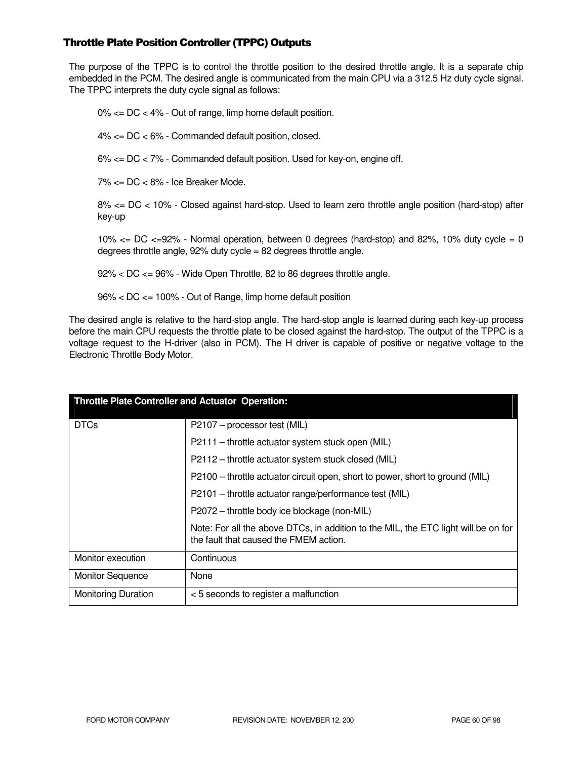## Throttle Plate Position Controller (TPPC) Outputs

The purpose of the TPPC is to control the throttle position to the desired throttle angle. It is a separate chip embedded in the PCM. The desired angle is communicated from the main CPU via a 312.5 Hz duty cycle signal. The TPPC interprets the duty cycle signal as follows:

0% <= DC < 4% - Out of range, limp home default position.

4% <= DC < 6% - Commanded default position, closed.

6% <= DC < 7% - Commanded default position. Used for key-on, engine off.

7% <= DC < 8% - Ice Breaker Mode.

8% <= DC < 10% - Closed against hard-stop. Used to learn zero throttle angle position (hard-stop) after key-up

10% <= DC <=92% - Normal operation, between 0 degrees (hard-stop) and 82%, 10% duty cycle = 0 degrees throttle angle, 92% duty cycle = 82 degrees throttle angle.

92% < DC <= 96% - Wide Open Throttle, 82 to 86 degrees throttle angle.

96% < DC <= 100% - Out of Range, limp home default position

The desired angle is relative to the hard-stop angle. The hard-stop angle is learned during each key-up process before the main CPU requests the throttle plate to be closed against the hard-stop. The output of the TPPC is a voltage request to the H-driver (also in PCM). The H driver is capable of positive or negative voltage to the Electronic Throttle Body Motor.

| Throttle Plate Controller and Actuator Operation: | |
|---|---|
| DTCs | P2107 – processor test (MIL)<br>P2111 – throttle actuator system stuck open (MIL)<br>P2112 – throttle actuator system stuck closed (MIL)<br>P2100 – throttle actuator circuit open, short to power, short to ground (MIL)<br>P2101 – throttle actuator range/performance test (MIL)<br>P2072 – throttle body ice blockage (non-MIL)<br>Note: For all the above DTCs, in addition to the MIL, the ETC light will be on for the fault that caused the FMEM action. |
| Monitor execution | Continuous |
| Monitor Sequence | None |
| Monitoring Duration | < 5 seconds to register a malfunction |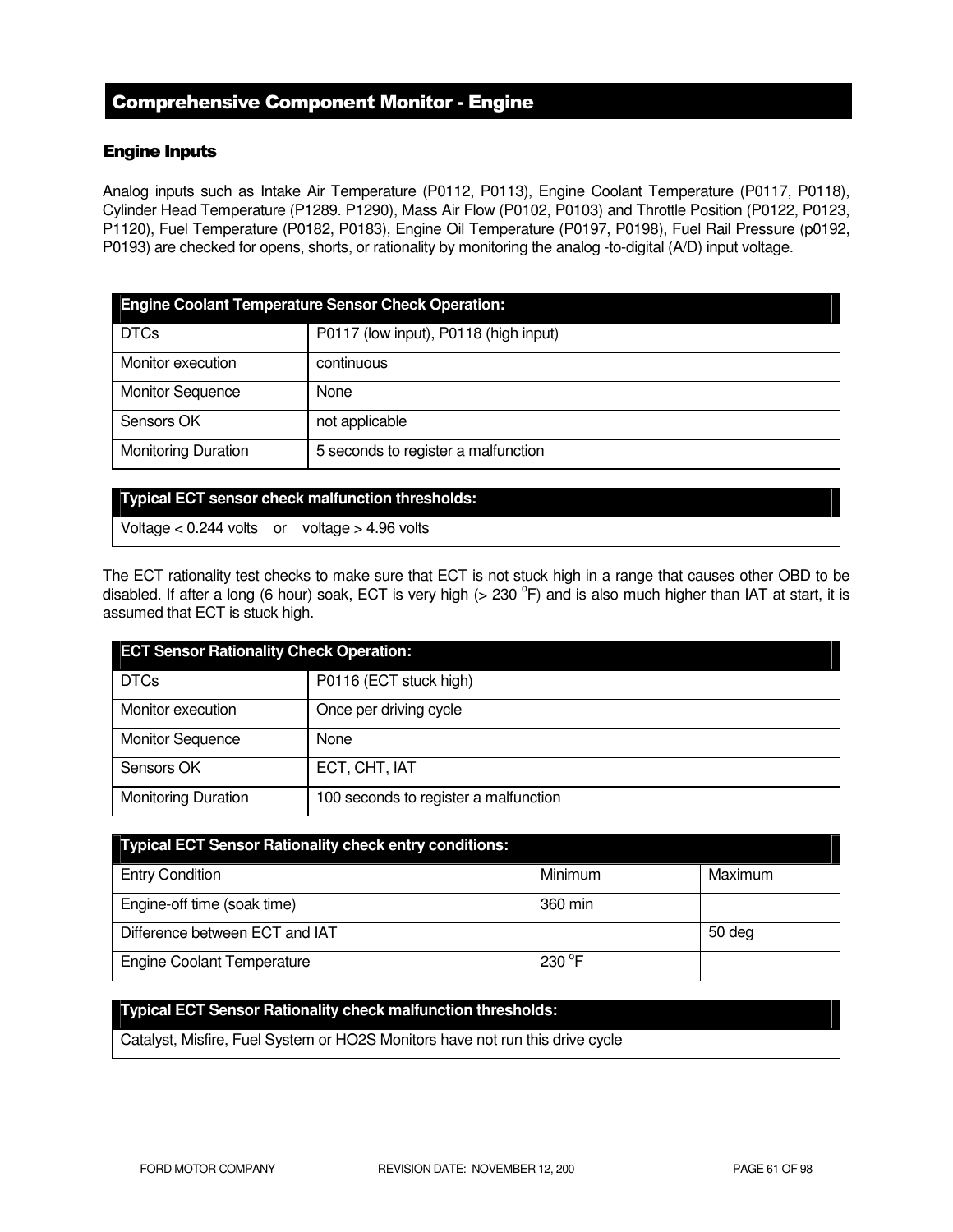# Comprehensive Component Monitor - Engine

## Engine Inputs

Analog inputs such as Intake Air Temperature (P0112, P0113), Engine Coolant Temperature (P0117, P0118), Cylinder Head Temperature (P1289. P1290), Mass Air Flow (P0102, P0103) and Throttle Position (P0122, P0123, P1120), Fuel Temperature (P0182, P0183), Engine Oil Temperature (P0197, P0198), Fuel Rail Pressure (p0192, P0193) are checked for opens, shorts, or rationality by monitoring the analog -to-digital (A/D) input voltage.

| Engine Coolant Temperature Sensor Check Operation: | |
|---|---|
| DTCs | P0117 (low input), P0118 (high input) |
| Monitor execution | continuous |
| Monitor Sequence | None |
| Sensors OK | not applicable |
| Monitoring Duration | 5 seconds to register a malfunction |

| Typical ECT sensor check malfunction thresholds: |
|---|
| Voltage < 0.244 volts or voltage > 4.96 volts |

The ECT rationality test checks to make sure that ECT is not stuck high in a range that causes other OBD to be disabled. If after a long (6 hour) soak, ECT is very high (> 230 $^{o}$F) and is also much higher than IAT at start, it is assumed that ECT is stuck high.

| ECT Sensor Rationality Check Operation: | |
|---|---|
| DTCs | P0116 (ECT stuck high) |
| Monitor execution | Once per driving cycle |
| Monitor Sequence | None |
| Sensors OK | ECT, CHT, IAT |
| Monitoring Duration | 100 seconds to register a malfunction |

| Typical ECT Sensor Rationality check entry conditions: | | |
|---|---|---|
| Entry Condition | Minimum | Maximum |
| Engine-off time (soak time) | 360 min | |
| Difference between ECT and IAT | | 50 deg |
| Engine Coolant Temperature | 230 $^{o}$F | |

| Typical ECT Sensor Rationality check malfunction thresholds: |
|---|
| Catalyst, Misfire, Fuel System or HO2S Monitors have not run this drive cycle |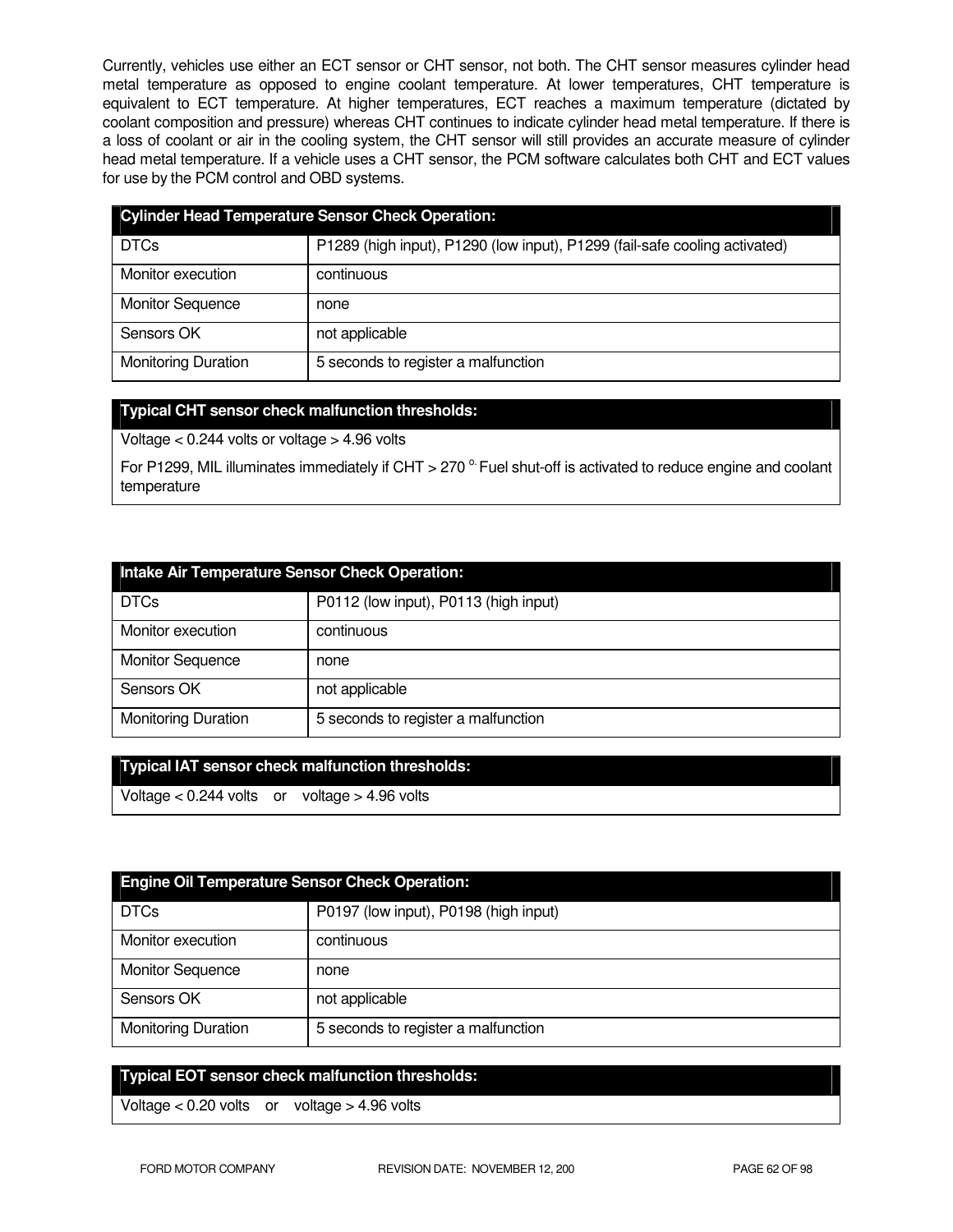Currently, vehicles use either an ECT sensor or CHT sensor, not both. The CHT sensor measures cylinder head metal temperature as opposed to engine coolant temperature. At lower temperatures, CHT temperature is equivalent to ECT temperature. At higher temperatures, ECT reaches a maximum temperature (dictated by coolant composition and pressure) whereas CHT continues to indicate cylinder head metal temperature. If there is a loss of coolant or air in the cooling system, the CHT sensor will still provides an accurate measure of cylinder head metal temperature. If a vehicle uses a CHT sensor, the PCM software calculates both CHT and ECT values for use by the PCM control and OBD systems.

| Cylinder Head Temperature Sensor Check Operation: | |
|---|---|
| DTCs | P1289 (high input), P1290 (low input), P1299 (fail-safe cooling activated) |
| Monitor execution | continuous |
| Monitor Sequence | none |
| Sensors OK | not applicable |
| Monitoring Duration | 5 seconds to register a malfunction |

| Typical CHT sensor check malfunction thresholds: |
|---|
| Voltage < 0.244 volts or voltage > 4.96 volts |
| For P1299, MIL illuminates immediately if CHT > 270 $^{o.}$ Fuel shut-off is activated to reduce engine and coolant temperature |

| Intake Air Temperature Sensor Check Operation: | |
|---|---|
| DTCs | P0112 (low input), P0113 (high input) |
| Monitor execution | continuous |
| Monitor Sequence | none |
| Sensors OK | not applicable |
| Monitoring Duration | 5 seconds to register a malfunction |

| Typical IAT sensor check malfunction thresholds: |
|---|
| Voltage < 0.244 volts or voltage > 4.96 volts |

| Engine Oil Temperature Sensor Check Operation: | |
|---|---|
| DTCs | P0197 (low input), P0198 (high input) |
| Monitor execution | continuous |
| Monitor Sequence | none |
| Sensors OK | not applicable |
| Monitoring Duration | 5 seconds to register a malfunction |

| Typical EOT sensor check malfunction thresholds: |
|---|
| Voltage < 0.20 volts or voltage > 4.96 volts |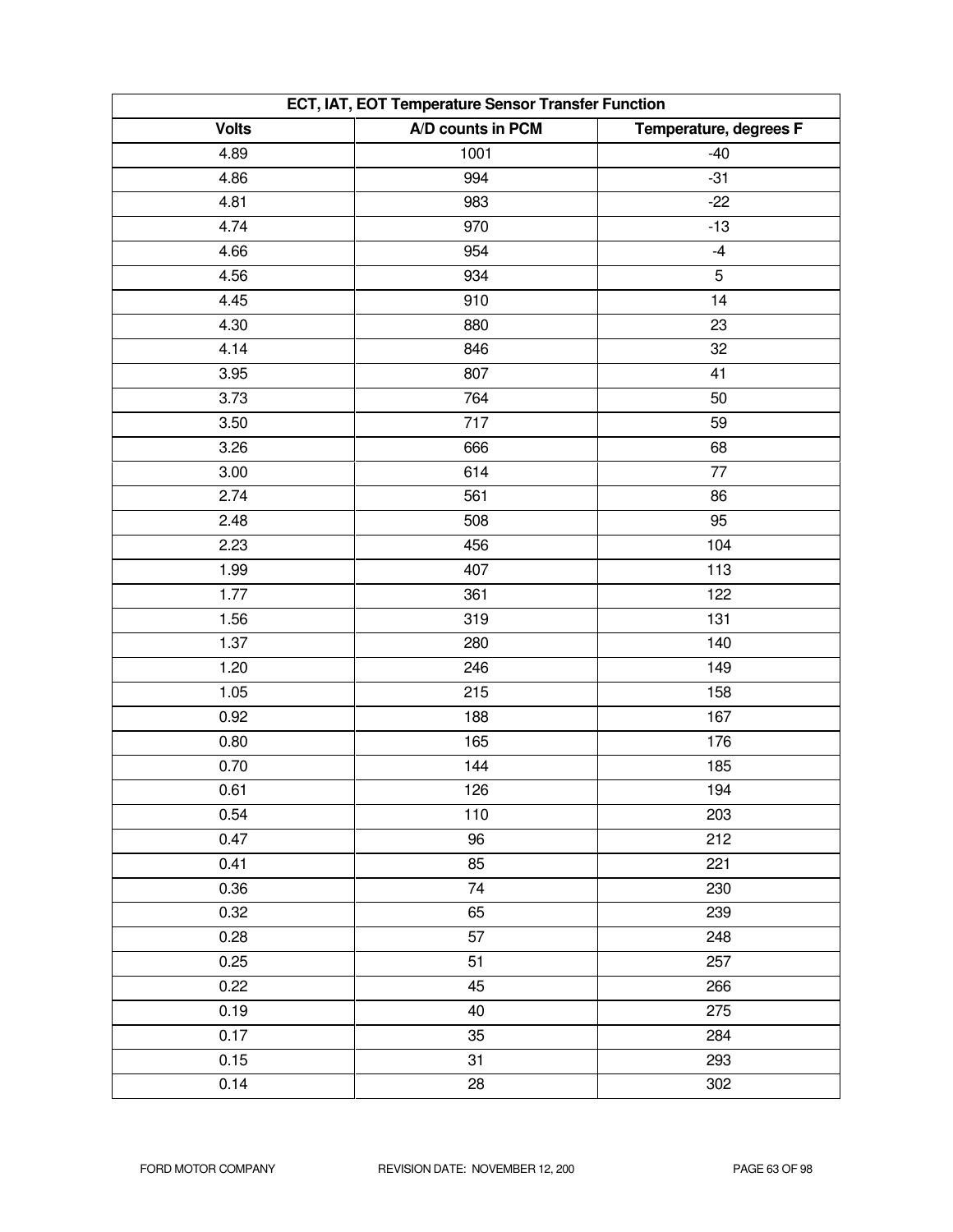| ECT, IAT, EOT Temperature Sensor Transfer Function | | |
|---|---|---|
| **Volts** | **A/D counts in PCM** | **Temperature, degrees F** |
| 4.89 | 1001 | -40 |
| 4.86 | 994 | -31 |
| 4.81 | 983 | -22 |
| 4.74 | 970 | -13 |
| 4.66 | 954 | -4 |
| 4.56 | 934 | 5 |
| 4.45 | 910 | 14 |
| 4.30 | 880 | 23 |
| 4.14 | 846 | 32 |
| 3.95 | 807 | 41 |
| 3.73 | 764 | 50 |
| 3.50 | 717 | 59 |
| 3.26 | 666 | 68 |
| 3.00 | 614 | 77 |
| 2.74 | 561 | 86 |
| 2.48 | 508 | 95 |
| 2.23 | 456 | 104 |
| 1.99 | 407 | 113 |
| 1.77 | 361 | 122 |
| 1.56 | 319 | 131 |
| 1.37 | 280 | 140 |
| 1.20 | 246 | 149 |
| 1.05 | 215 | 158 |
| 0.92 | 188 | 167 |
| 0.80 | 165 | 176 |
| 0.70 | 144 | 185 |
| 0.61 | 126 | 194 |
| 0.54 | 110 | 203 |
| 0.47 | 96 | 212 |
| 0.41 | 85 | 221 |
| 0.36 | 74 | 230 |
| 0.32 | 65 | 239 |
| 0.28 | 57 | 248 |
| 0.25 | 51 | 257 |
| 0.22 | 45 | 266 |
| 0.19 | 40 | 275 |
| 0.17 | 35 | 284 |
| 0.15 | 31 | 293 |
| 0.14 | 28 | 302 |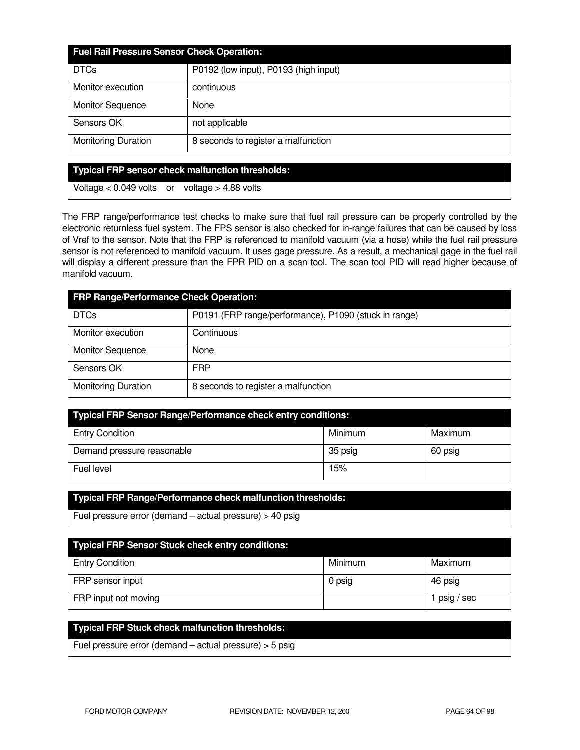| Fuel Rail Pressure Sensor Check Operation: | |
|---|---|
| DTCs | P0192 (low input), P0193 (high input) |
| Monitor execution | continuous |
| Monitor Sequence | None |
| Sensors OK | not applicable |
| Monitoring Duration | 8 seconds to register a malfunction |

| Typical FRP sensor check malfunction thresholds: |
|---|
| Voltage < 0.049 volts or voltage > 4.88 volts |

The FRP range/performance test checks to make sure that fuel rail pressure can be properly controlled by the electronic returnless fuel system. The FPS sensor is also checked for in-range failures that can be caused by loss of Vref to the sensor. Note that the FRP is referenced to manifold vacuum (via a hose) while the fuel rail pressure sensor is not referenced to manifold vacuum. It uses gage pressure. As a result, a mechanical gage in the fuel rail will display a different pressure than the FPR PID on a scan tool. The scan tool PID will read higher because of manifold vacuum.

| FRP Range/Performance Check Operation: | |
|---|---|
| DTCs | P0191 (FRP range/performance), P1090 (stuck in range) |
| Monitor execution | Continuous |
| Monitor Sequence | None |
| Sensors OK | FRP |
| Monitoring Duration | 8 seconds to register a malfunction |

| Typical FRP Sensor Range/Performance check entry conditions: | | |
|---|---|---|
| Entry Condition | Minimum | Maximum |
| Demand pressure reasonable | 35 psig | 60 psig |
| Fuel level | 15% | |

| Typical FRP Range/Performance check malfunction thresholds: |
|---|
| Fuel pressure error (demand – actual pressure) > 40 psig |

| Typical FRP Sensor Stuck check entry conditions: | | |
|---|---|---|
| Entry Condition | Minimum | Maximum |
| FRP sensor input | 0 psig | 46 psig |
| FRP input not moving | | 1 psig / sec |

| Typical FRP Stuck check malfunction thresholds: |
|---|
| Fuel pressure error (demand – actual pressure) > 5 psig |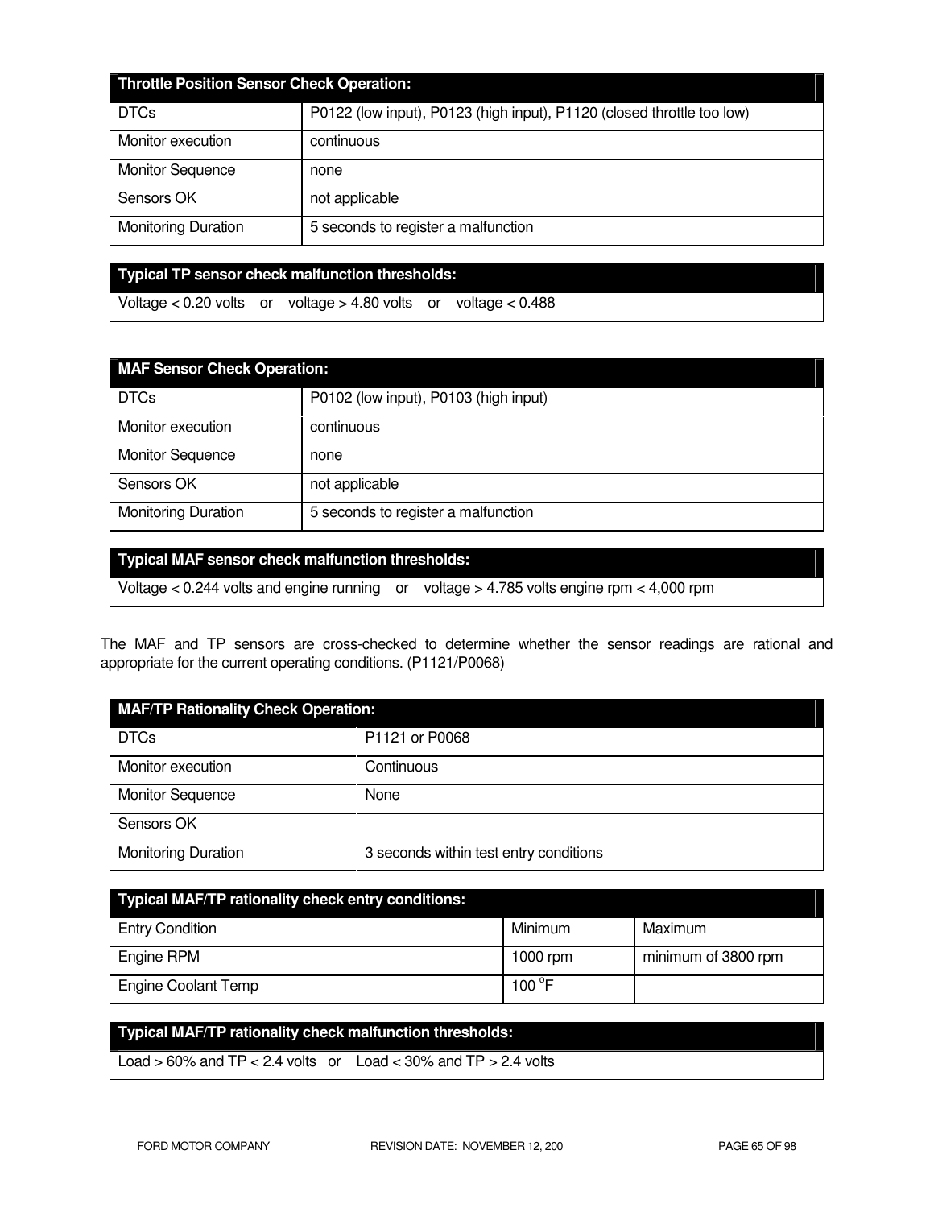| Throttle Position Sensor Check Operation: | |
|---|---|
| DTCs | P0122 (low input), P0123 (high input), P1120 (closed throttle too low) |
| Monitor execution | continuous |
| Monitor Sequence | none |
| Sensors OK | not applicable |
| Monitoring Duration | 5 seconds to register a malfunction |

| Typical TP sensor check malfunction thresholds: |
|---|
| Voltage < 0.20 volts or voltage > 4.80 volts or voltage < 0.488 |

| MAF Sensor Check Operation: | |
|---|---|
| DTCs | P0102 (low input), P0103 (high input) |
| Monitor execution | continuous |
| Monitor Sequence | none |
| Sensors OK | not applicable |
| Monitoring Duration | 5 seconds to register a malfunction |

| Typical MAF sensor check malfunction thresholds: |
|---|
| Voltage < 0.244 volts and engine running or voltage > 4.785 volts engine rpm < 4,000 rpm |

The MAF and TP sensors are cross-checked to determine whether the sensor readings are rational and appropriate for the current operating conditions. (P1121/P0068)

| MAF/TP Rationality Check Operation: | |
|---|---|
| DTCs | P1121 or P0068 |
| Monitor execution | Continuous |
| Monitor Sequence | None |
| Sensors OK | |
| Monitoring Duration | 3 seconds within test entry conditions |

| Typical MAF/TP rationality check entry conditions: | | |
|---|---|---|
| Entry Condition | Minimum | Maximum |
| Engine RPM | 1000 rpm | minimum of 3800 rpm |
| Engine Coolant Temp | 100 °F | |

| Typical MAF/TP rationality check malfunction thresholds: |
|---|
| Load > 60% and TP < 2.4 volts or Load < 30% and TP > 2.4 volts |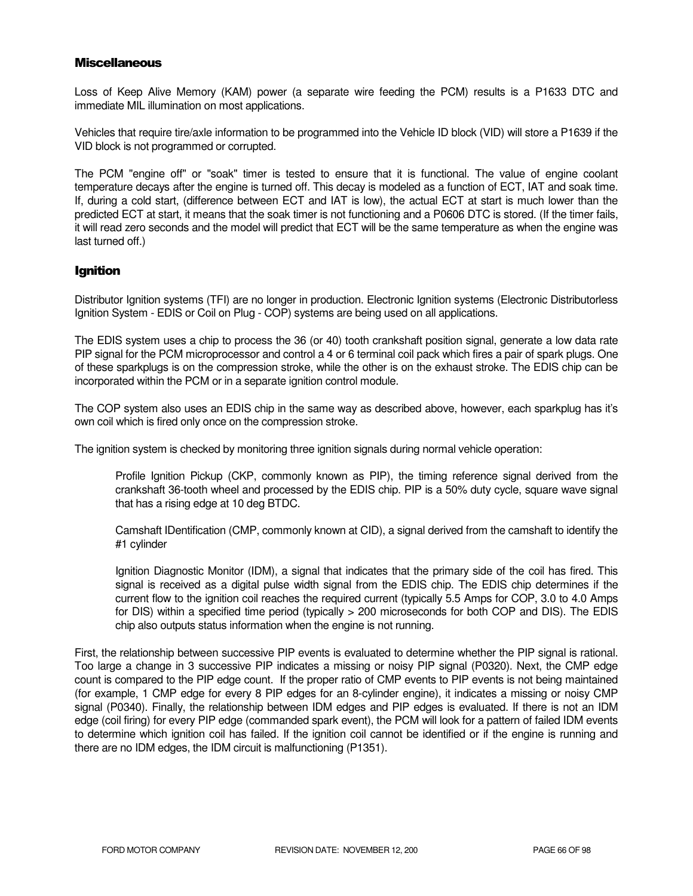## Miscellaneous

Loss of Keep Alive Memory (KAM) power (a separate wire feeding the PCM) results is a P1633 DTC and immediate MIL illumination on most applications.

Vehicles that require tire/axle information to be programmed into the Vehicle ID block (VID) will store a P1639 if the VID block is not programmed or corrupted.

The PCM "engine off" or "soak" timer is tested to ensure that it is functional. The value of engine coolant temperature decays after the engine is turned off. This decay is modeled as a function of ECT, IAT and soak time. If, during a cold start, (difference between ECT and IAT is low), the actual ECT at start is much lower than the predicted ECT at start, it means that the soak timer is not functioning and a P0606 DTC is stored. (If the timer fails, it will read zero seconds and the model will predict that ECT will be the same temperature as when the engine was last turned off.)

## Ignition

Distributor Ignition systems (TFI) are no longer in production. Electronic Ignition systems (Electronic Distributorless Ignition System - EDIS or Coil on Plug - COP) systems are being used on all applications.

The EDIS system uses a chip to process the 36 (or 40) tooth crankshaft position signal, generate a low data rate PIP signal for the PCM microprocessor and control a 4 or 6 terminal coil pack which fires a pair of spark plugs. One of these sparkplugs is on the compression stroke, while the other is on the exhaust stroke. The EDIS chip can be incorporated within the PCM or in a separate ignition control module.

The COP system also uses an EDIS chip in the same way as described above, however, each sparkplug has it's own coil which is fired only once on the compression stroke.

The ignition system is checked by monitoring three ignition signals during normal vehicle operation:

> Profile Ignition Pickup (CKP, commonly known as PIP), the timing reference signal derived from the crankshaft 36-tooth wheel and processed by the EDIS chip. PIP is a 50% duty cycle, square wave signal that has a rising edge at 10 deg BTDC.
>
> Camshaft IDentification (CMP, commonly known at CID), a signal derived from the camshaft to identify the #1 cylinder
>
> Ignition Diagnostic Monitor (IDM), a signal that indicates that the primary side of the coil has fired. This signal is received as a digital pulse width signal from the EDIS chip. The EDIS chip determines if the current flow to the ignition coil reaches the required current (typically 5.5 Amps for COP, 3.0 to 4.0 Amps for DIS) within a specified time period (typically > 200 microseconds for both COP and DIS). The EDIS chip also outputs status information when the engine is not running.

First, the relationship between successive PIP events is evaluated to determine whether the PIP signal is rational. Too large a change in 3 successive PIP indicates a missing or noisy PIP signal (P0320). Next, the CMP edge count is compared to the PIP edge count. If the proper ratio of CMP events to PIP events is not being maintained (for example, 1 CMP edge for every 8 PIP edges for an 8-cylinder engine), it indicates a missing or noisy CMP signal (P0340). Finally, the relationship between IDM edges and PIP edges is evaluated. If there is not an IDM edge (coil firing) for every PIP edge (commanded spark event), the PCM will look for a pattern of failed IDM events to determine which ignition coil has failed. If the ignition coil cannot be identified or if the engine is running and there are no IDM edges, the IDM circuit is malfunctioning (P1351).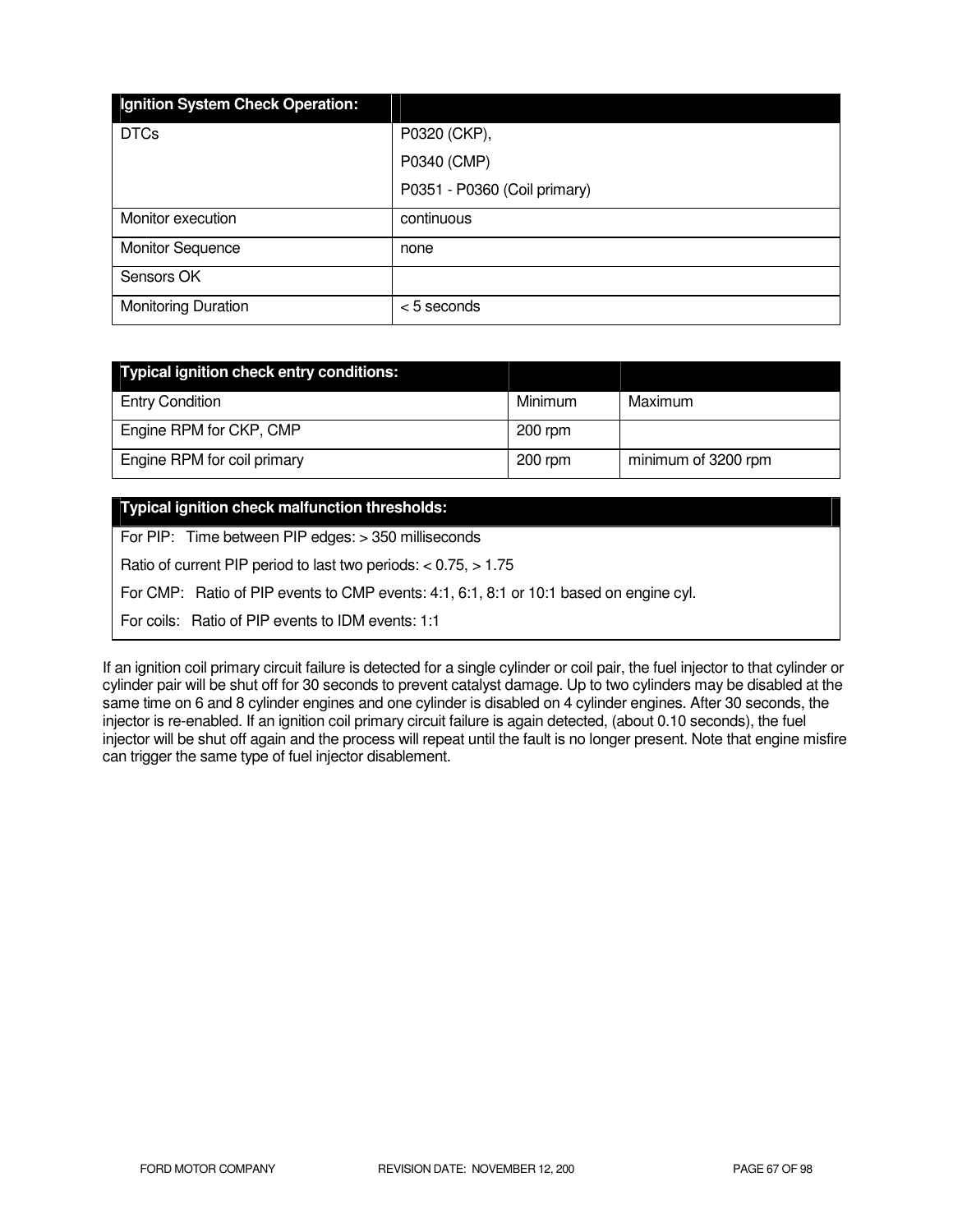| Ignition System Check Operation: | |
|---|---|
| DTCs | P0320 (CKP),<br>P0340 (CMP)<br>P0351 - P0360 (Coil primary) |
| Monitor execution | continuous |
| Monitor Sequence | none |
| Sensors OK | |
| Monitoring Duration | < 5 seconds |

| Typical ignition check entry conditions: | | |
|---|---|---|
| Entry Condition | Minimum | Maximum |
| Engine RPM for CKP, CMP | 200 rpm | |
| Engine RPM for coil primary | 200 rpm | minimum of 3200 rpm |

| Typical ignition check malfunction thresholds: |
|---|
| For PIP: Time between PIP edges: > 350 milliseconds |
| Ratio of current PIP period to last two periods: < 0.75, > 1.75 |
| For CMP: Ratio of PIP events to CMP events: 4:1, 6:1, 8:1 or 10:1 based on engine cyl. |
| For coils: Ratio of PIP events to IDM events: 1:1 |

If an ignition coil primary circuit failure is detected for a single cylinder or coil pair, the fuel injector to that cylinder or cylinder pair will be shut off for 30 seconds to prevent catalyst damage. Up to two cylinders may be disabled at the same time on 6 and 8 cylinder engines and one cylinder is disabled on 4 cylinder engines. After 30 seconds, the injector is re-enabled. If an ignition coil primary circuit failure is again detected, (about 0.10 seconds), the fuel injector will be shut off again and the process will repeat until the fault is no longer present. Note that engine misfire can trigger the same type of fuel injector disablement.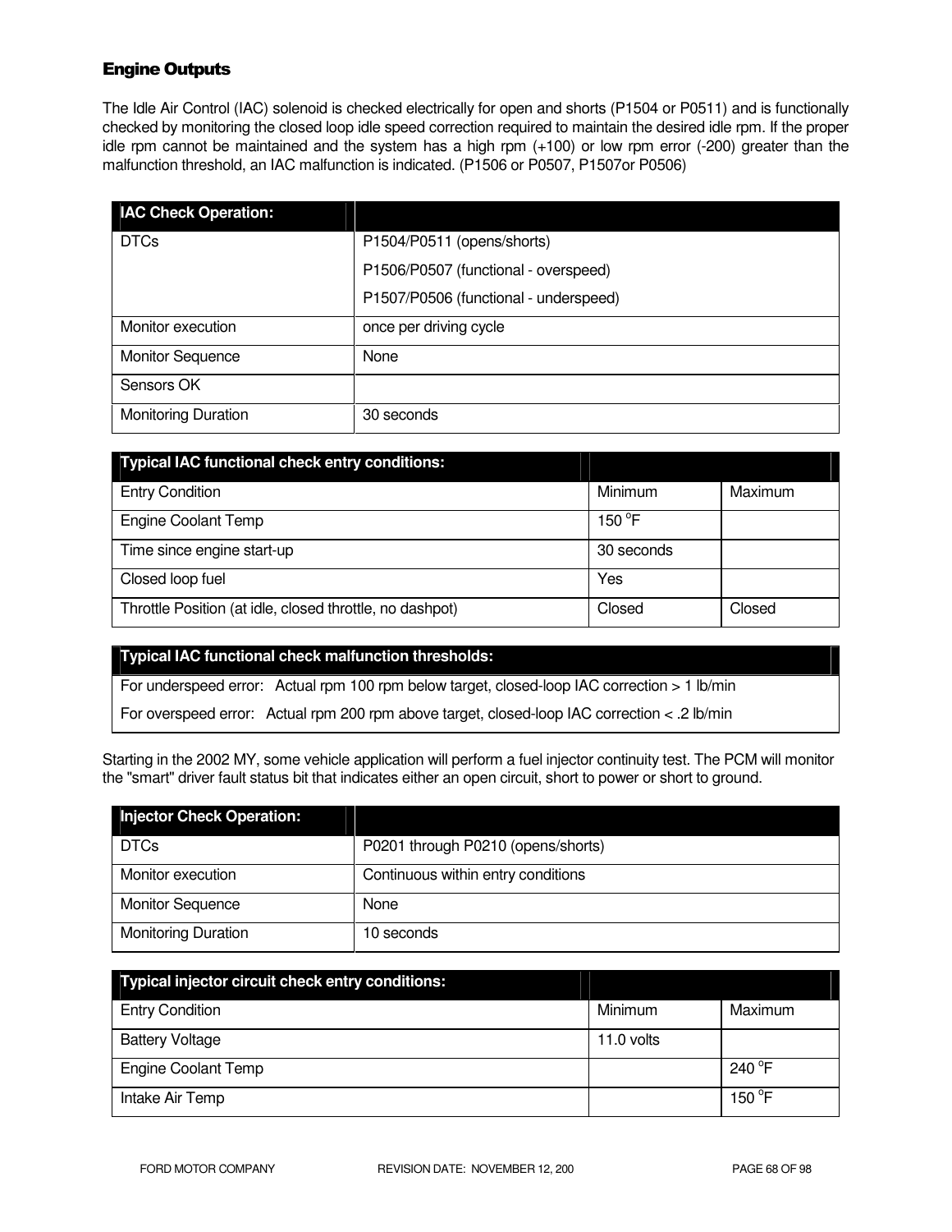## Engine Outputs

The Idle Air Control (IAC) solenoid is checked electrically for open and shorts (P1504 or P0511) and is functionally checked by monitoring the closed loop idle speed correction required to maintain the desired idle rpm. If the proper idle rpm cannot be maintained and the system has a high rpm (+100) or low rpm error (-200) greater than the malfunction threshold, an IAC malfunction is indicated. (P1506 or P0507, P1507or P0506)

| IAC Check Operation: | |
|---|---|
| DTCs | P1504/P0511 (opens/shorts)<br>P1506/P0507 (functional - overspeed)<br>P1507/P0506 (functional - underspeed) |
| Monitor execution | once per driving cycle |
| Monitor Sequence | None |
| Sensors OK | |
| Monitoring Duration | 30 seconds |

| Typical IAC functional check entry conditions: | | |
|---|---|---|
| Entry Condition | Minimum | Maximum |
| Engine Coolant Temp | 150 °F | |
| Time since engine start-up | 30 seconds | |
| Closed loop fuel | Yes | |
| Throttle Position (at idle, closed throttle, no dashpot) | Closed | Closed |

| Typical IAC functional check malfunction thresholds: |
|---|
| For underspeed error: Actual rpm 100 rpm below target, closed-loop IAC correction > 1 lb/min |
| For overspeed error: Actual rpm 200 rpm above target, closed-loop IAC correction < .2 lb/min |

Starting in the 2002 MY, some vehicle application will perform a fuel injector continuity test. The PCM will monitor the "smart" driver fault status bit that indicates either an open circuit, short to power or short to ground.

| Injector Check Operation: | |
|---|---|
| DTCs | P0201 through P0210 (opens/shorts) |
| Monitor execution | Continuous within entry conditions |
| Monitor Sequence | None |
| Monitoring Duration | 10 seconds |

| Typical injector circuit check entry conditions: | | |
|---|---|---|
| Entry Condition | Minimum | Maximum |
| Battery Voltage | 11.0 volts | |
| Engine Coolant Temp | | 240 °F |
| Intake Air Temp | | 150 °F |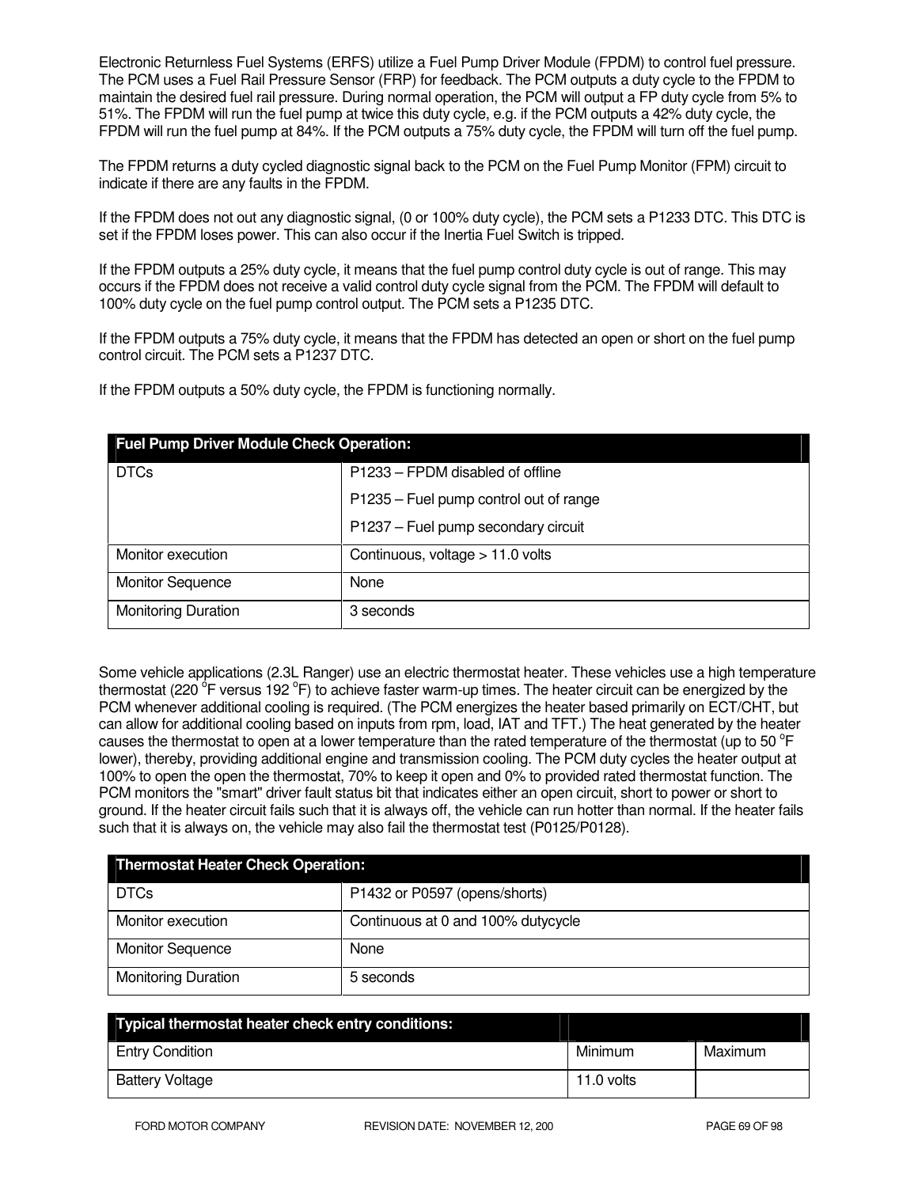Electronic Returnless Fuel Systems (ERFS) utilize a Fuel Pump Driver Module (FPDM) to control fuel pressure. The PCM uses a Fuel Rail Pressure Sensor (FRP) for feedback. The PCM outputs a duty cycle to the FPDM to maintain the desired fuel rail pressure. During normal operation, the PCM will output a FP duty cycle from 5% to 51%. The FPDM will run the fuel pump at twice this duty cycle, e.g. if the PCM outputs a 42% duty cycle, the FPDM will run the fuel pump at 84%. If the PCM outputs a 75% duty cycle, the FPDM will turn off the fuel pump.

The FPDM returns a duty cycled diagnostic signal back to the PCM on the Fuel Pump Monitor (FPM) circuit to indicate if there are any faults in the FPDM.

If the FPDM does not out any diagnostic signal, (0 or 100% duty cycle), the PCM sets a P1233 DTC. This DTC is set if the FPDM loses power. This can also occur if the Inertia Fuel Switch is tripped.

If the FPDM outputs a 25% duty cycle, it means that the fuel pump control duty cycle is out of range. This may occurs if the FPDM does not receive a valid control duty cycle signal from the PCM. The FPDM will default to 100% duty cycle on the fuel pump control output. The PCM sets a P1235 DTC.

If the FPDM outputs a 75% duty cycle, it means that the FPDM has detected an open or short on the fuel pump control circuit. The PCM sets a P1237 DTC.

If the FPDM outputs a 50% duty cycle, the FPDM is functioning normally.

| **Fuel Pump Driver Module Check Operation:** | |
|---|---|
| DTCs | P1233 – FPDM disabled of offline<br>P1235 – Fuel pump control out of range<br>P1237 – Fuel pump secondary circuit |
| Monitor execution | Continuous, voltage > 11.0 volts |
| Monitor Sequence | None |
| Monitoring Duration | 3 seconds |

Some vehicle applications (2.3L Ranger) use an electric thermostat heater. These vehicles use a high temperature thermostat (220 $^{o}$F versus 192 $^{o}$F) to achieve faster warm-up times. The heater circuit can be energized by the PCM whenever additional cooling is required. (The PCM energizes the heater based primarily on ECT/CHT, but can allow for additional cooling based on inputs from rpm, load, IAT and TFT.) The heat generated by the heater causes the thermostat to open at a lower temperature than the rated temperature of the thermostat (up to 50 $^{o}$F lower), thereby, providing additional engine and transmission cooling. The PCM duty cycles the heater output at 100% to open the open the thermostat, 70% to keep it open and 0% to provided rated thermostat function. The PCM monitors the "smart" driver fault status bit that indicates either an open circuit, short to power or short to ground. If the heater circuit fails such that it is always off, the vehicle can run hotter than normal. If the heater fails such that it is always on, the vehicle may also fail the thermostat test (P0125/P0128).

| **Thermostat Heater Check Operation:** | |
|---|---|
| DTCs | P1432 or P0597 (opens/shorts) |
| Monitor execution | Continuous at 0 and 100% dutycycle |
| Monitor Sequence | None |
| Monitoring Duration | 5 seconds |

| **Typical thermostat heater check entry conditions:** | | |
|---|---|---|
| Entry Condition | Minimum | Maximum |
| Battery Voltage | 11.0 volts | |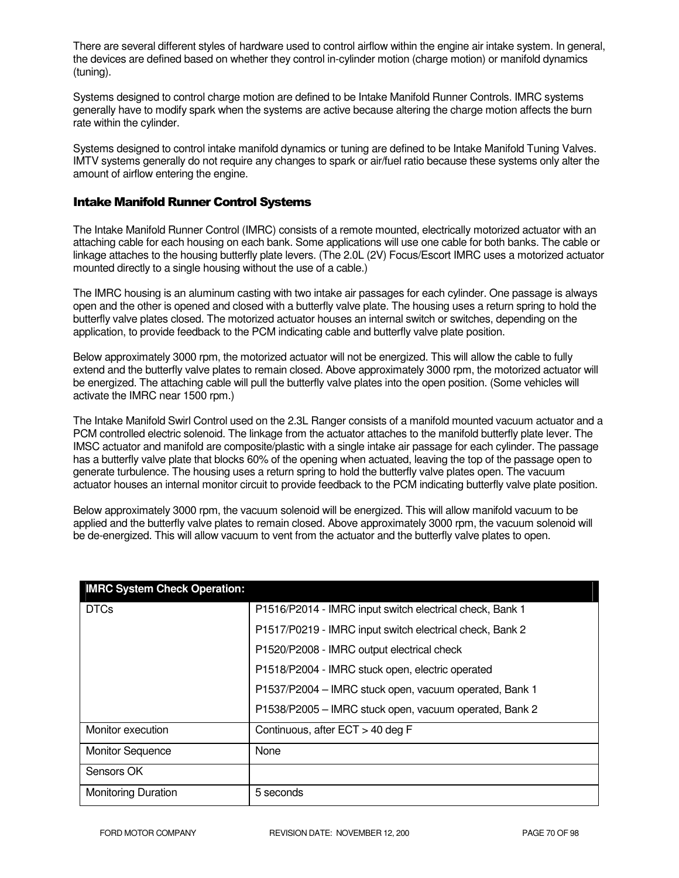There are several different styles of hardware used to control airflow within the engine air intake system. In general, the devices are defined based on whether they control in-cylinder motion (charge motion) or manifold dynamics (tuning).

Systems designed to control charge motion are defined to be Intake Manifold Runner Controls. IMRC systems generally have to modify spark when the systems are active because altering the charge motion affects the burn rate within the cylinder.

Systems designed to control intake manifold dynamics or tuning are defined to be Intake Manifold Tuning Valves. IMTV systems generally do not require any changes to spark or air/fuel ratio because these systems only alter the amount of airflow entering the engine.

## Intake Manifold Runner Control Systems

The Intake Manifold Runner Control (IMRC) consists of a remote mounted, electrically motorized actuator with an attaching cable for each housing on each bank. Some applications will use one cable for both banks. The cable or linkage attaches to the housing butterfly plate levers. (The 2.0L (2V) Focus/Escort IMRC uses a motorized actuator mounted directly to a single housing without the use of a cable.)

The IMRC housing is an aluminum casting with two intake air passages for each cylinder. One passage is always open and the other is opened and closed with a butterfly valve plate. The housing uses a return spring to hold the butterfly valve plates closed. The motorized actuator houses an internal switch or switches, depending on the application, to provide feedback to the PCM indicating cable and butterfly valve plate position.

Below approximately 3000 rpm, the motorized actuator will not be energized. This will allow the cable to fully extend and the butterfly valve plates to remain closed. Above approximately 3000 rpm, the motorized actuator will be energized. The attaching cable will pull the butterfly valve plates into the open position. (Some vehicles will activate the IMRC near 1500 rpm.)

The Intake Manifold Swirl Control used on the 2.3L Ranger consists of a manifold mounted vacuum actuator and a PCM controlled electric solenoid. The linkage from the actuator attaches to the manifold butterfly plate lever. The IMSC actuator and manifold are composite/plastic with a single intake air passage for each cylinder. The passage has a butterfly valve plate that blocks 60% of the opening when actuated, leaving the top of the passage open to generate turbulence. The housing uses a return spring to hold the butterfly valve plates open. The vacuum actuator houses an internal monitor circuit to provide feedback to the PCM indicating butterfly valve plate position.

Below approximately 3000 rpm, the vacuum solenoid will be energized. This will allow manifold vacuum to be applied and the butterfly valve plates to remain closed. Above approximately 3000 rpm, the vacuum solenoid will be de-energized. This will allow vacuum to vent from the actuator and the butterfly valve plates to open.

| IMRC System Check Operation: | |
|---|---|
| DTCs | P1516/P2014 - IMRC input switch electrical check, Bank 1<br>P1517/P0219 - IMRC input switch electrical check, Bank 2<br>P1520/P2008 - IMRC output electrical check<br>P1518/P2004 - IMRC stuck open, electric operated<br>P1537/P2004 – IMRC stuck open, vacuum operated, Bank 1<br>P1538/P2005 – IMRC stuck open, vacuum operated, Bank 2 |
| Monitor execution | Continuous, after ECT > 40 deg F |
| Monitor Sequence | None |
| Sensors OK | |
| Monitoring Duration | 5 seconds |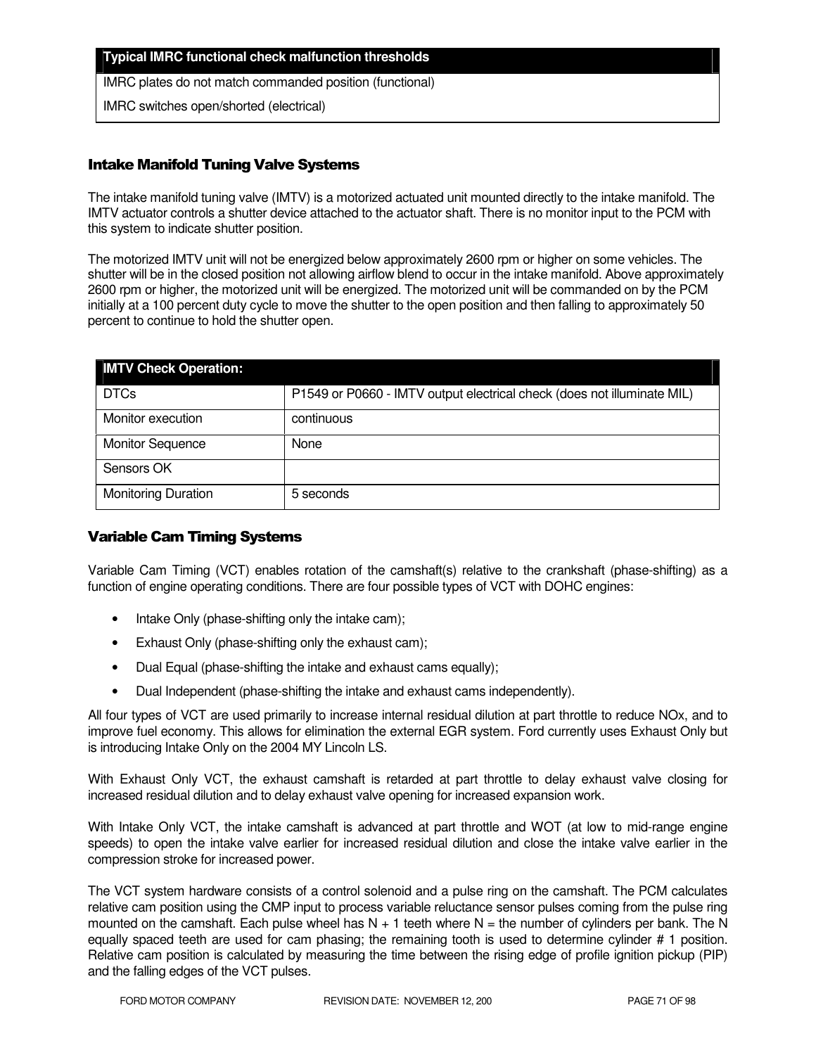| Typical IMRC functional check malfunction thresholds |
| --- |
| IMRC plates do not match commanded position (functional) |
| IMRC switches open/shorted (electrical) |

## Intake Manifold Tuning Valve Systems

The intake manifold tuning valve (IMTV) is a motorized actuated unit mounted directly to the intake manifold. The IMTV actuator controls a shutter device attached to the actuator shaft. There is no monitor input to the PCM with this system to indicate shutter position.

The motorized IMTV unit will not be energized below approximately 2600 rpm or higher on some vehicles. The shutter will be in the closed position not allowing airflow blend to occur in the intake manifold. Above approximately 2600 rpm or higher, the motorized unit will be energized. The motorized unit will be commanded on by the PCM initially at a 100 percent duty cycle to move the shutter to the open position and then falling to approximately 50 percent to continue to hold the shutter open.

| IMTV Check Operation: | |
| --- | --- |
| DTCs | P1549 or P0660 - IMTV output electrical check (does not illuminate MIL) |
| Monitor execution | continuous |
| Monitor Sequence | None |
| Sensors OK | |
| Monitoring Duration | 5 seconds |

## Variable Cam Timing Systems

Variable Cam Timing (VCT) enables rotation of the camshaft(s) relative to the crankshaft (phase-shifting) as a function of engine operating conditions. There are four possible types of VCT with DOHC engines:

- Intake Only (phase-shifting only the intake cam);
- Exhaust Only (phase-shifting only the exhaust cam);
- Dual Equal (phase-shifting the intake and exhaust cams equally);
- Dual Independent (phase-shifting the intake and exhaust cams independently).

All four types of VCT are used primarily to increase internal residual dilution at part throttle to reduce NOx, and to improve fuel economy. This allows for elimination the external EGR system. Ford currently uses Exhaust Only but is introducing Intake Only on the 2004 MY Lincoln LS.

With Exhaust Only VCT, the exhaust camshaft is retarded at part throttle to delay exhaust valve closing for increased residual dilution and to delay exhaust valve opening for increased expansion work.

With Intake Only VCT, the intake camshaft is advanced at part throttle and WOT (at low to mid-range engine speeds) to open the intake valve earlier for increased residual dilution and close the intake valve earlier in the compression stroke for increased power.

The VCT system hardware consists of a control solenoid and a pulse ring on the camshaft. The PCM calculates relative cam position using the CMP input to process variable reluctance sensor pulses coming from the pulse ring mounted on the camshaft. Each pulse wheel has N + 1 teeth where N = the number of cylinders per bank. The N equally spaced teeth are used for cam phasing; the remaining tooth is used to determine cylinder # 1 position. Relative cam position is calculated by measuring the time between the rising edge of profile ignition pickup (PIP) and the falling edges of the VCT pulses.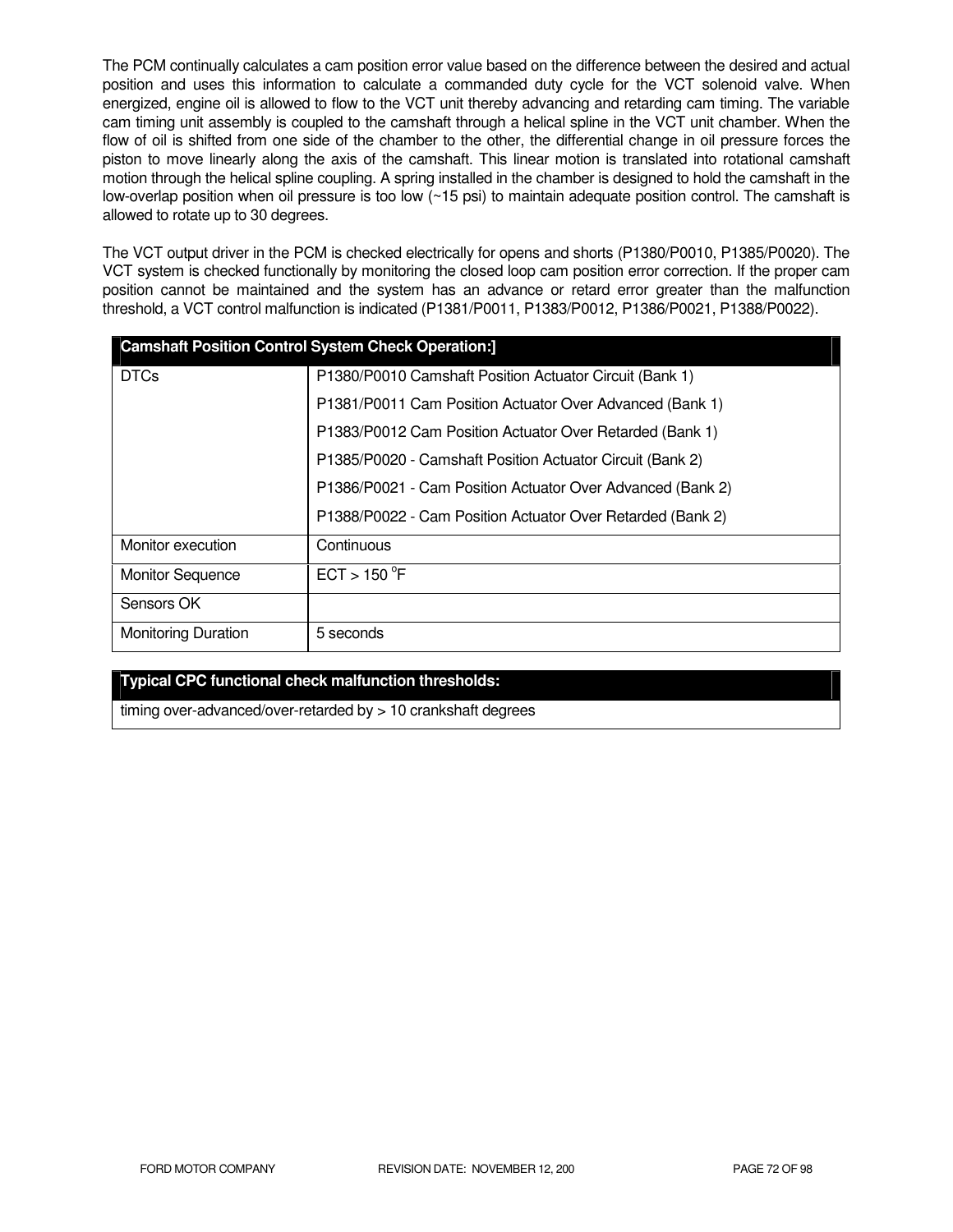The PCM continually calculates a cam position error value based on the difference between the desired and actual position and uses this information to calculate a commanded duty cycle for the VCT solenoid valve. When energized, engine oil is allowed to flow to the VCT unit thereby advancing and retarding cam timing. The variable cam timing unit assembly is coupled to the camshaft through a helical spline in the VCT unit chamber. When the flow of oil is shifted from one side of the chamber to the other, the differential change in oil pressure forces the piston to move linearly along the axis of the camshaft. This linear motion is translated into rotational camshaft motion through the helical spline coupling. A spring installed in the chamber is designed to hold the camshaft in the low-overlap position when oil pressure is too low (~15 psi) to maintain adequate position control. The camshaft is allowed to rotate up to 30 degrees.

The VCT output driver in the PCM is checked electrically for opens and shorts (P1380/P0010, P1385/P0020). The VCT system is checked functionally by monitoring the closed loop cam position error correction. If the proper cam position cannot be maintained and the system has an advance or retard error greater than the malfunction threshold, a VCT control malfunction is indicated (P1381/P0011, P1383/P0012, P1386/P0021, P1388/P0022).

| **Camshaft Position Control System Check Operation:]** | |
|---|---|
| DTCs | P1380/P0010 Camshaft Position Actuator Circuit (Bank 1)<br>P1381/P0011 Cam Position Actuator Over Advanced (Bank 1)<br>P1383/P0012 Cam Position Actuator Over Retarded (Bank 1)<br>P1385/P0020 - Camshaft Position Actuator Circuit (Bank 2)<br>P1386/P0021 - Cam Position Actuator Over Advanced (Bank 2)<br>P1388/P0022 - Cam Position Actuator Over Retarded (Bank 2) |
| Monitor execution | Continuous |
| Monitor Sequence | ECT > 150 $^{o}$F |
| Sensors OK | |
| Monitoring Duration | 5 seconds |

| **Typical CPC functional check malfunction thresholds:** |
|---|
| timing over-advanced/over-retarded by > 10 crankshaft degrees |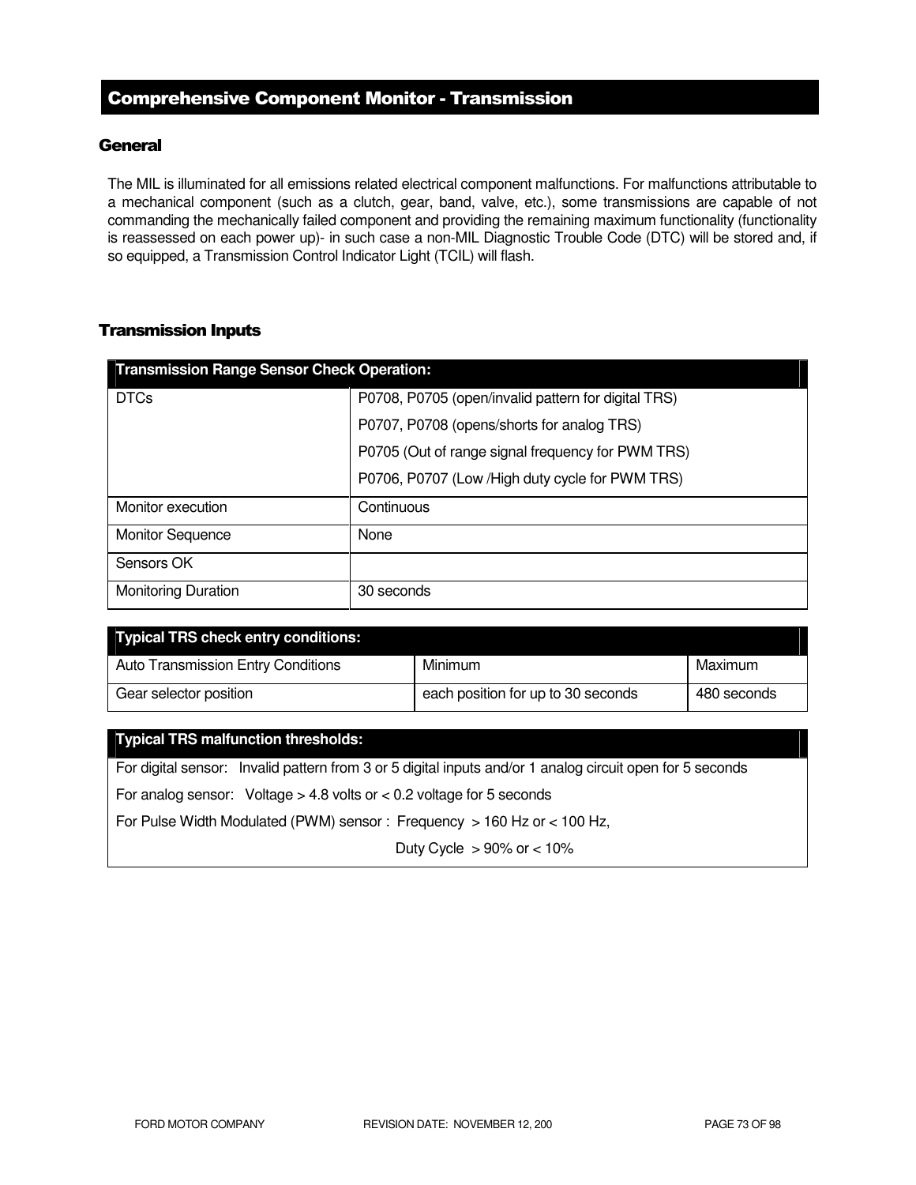## Comprehensive Component Monitor - Transmission

### General

The MIL is illuminated for all emissions related electrical component malfunctions. For malfunctions attributable to a mechanical component (such as a clutch, gear, band, valve, etc.), some transmissions are capable of not commanding the mechanically failed component and providing the remaining maximum functionality (functionality is reassessed on each power up)- in such case a non-MIL Diagnostic Trouble Code (DTC) will be stored and, if so equipped, a Transmission Control Indicator Light (TCIL) will flash.

### Transmission Inputs

| Transmission Range Sensor Check Operation: | |
|---|---|
| DTCs | P0708, P0705 (open/invalid pattern for digital TRS)<br>P0707, P0708 (opens/shorts for analog TRS)<br>P0705 (Out of range signal frequency for PWM TRS)<br>P0706, P0707 (Low /High duty cycle for PWM TRS) |
| Monitor execution | Continuous |
| Monitor Sequence | None |
| Sensors OK | |
| Monitoring Duration | 30 seconds |

| Typical TRS check entry conditions: | | |
|---|---|---|
| Auto Transmission Entry Conditions | Minimum | Maximum |
| Gear selector position | each position for up to 30 seconds | 480 seconds |

| Typical TRS malfunction thresholds: |
|---|
| For digital sensor: Invalid pattern from 3 or 5 digital inputs and/or 1 analog circuit open for 5 seconds |
| For analog sensor: Voltage > 4.8 volts or < 0.2 voltage for 5 seconds |
| For Pulse Width Modulated (PWM) sensor : Frequency > 160 Hz or < 100 Hz,<br>Duty Cycle > 90% or < 10% |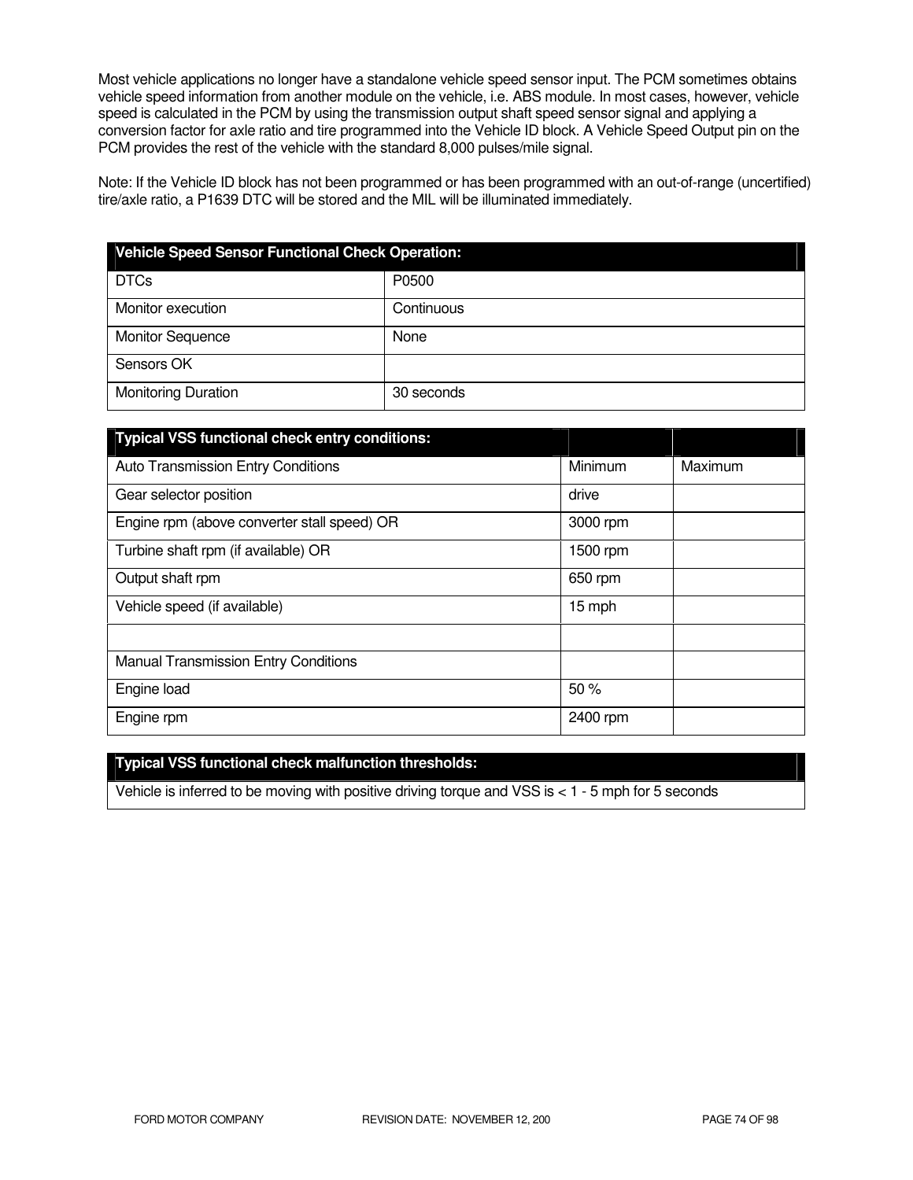Most vehicle applications no longer have a standalone vehicle speed sensor input. The PCM sometimes obtains vehicle speed information from another module on the vehicle, i.e. ABS module. In most cases, however, vehicle speed is calculated in the PCM by using the transmission output shaft speed sensor signal and applying a conversion factor for axle ratio and tire programmed into the Vehicle ID block. A Vehicle Speed Output pin on the PCM provides the rest of the vehicle with the standard 8,000 pulses/mile signal.

Note: If the Vehicle ID block has not been programmed or has been programmed with an out-of-range (uncertified) tire/axle ratio, a P1639 DTC will be stored and the MIL will be illuminated immediately.

| **Vehicle Speed Sensor Functional Check Operation:** | |
|---|---|
| DTCs | P0500 |
| Monitor execution | Continuous |
| Monitor Sequence | None |
| Sensors OK | |
| Monitoring Duration | 30 seconds |

| **Typical VSS functional check entry conditions:** | | |
|---|---|---|
| Auto Transmission Entry Conditions | Minimum | Maximum |
| Gear selector position | drive | |
| Engine rpm (above converter stall speed) OR | 3000 rpm | |
| Turbine shaft rpm (if available) OR | 1500 rpm | |
| Output shaft rpm | 650 rpm | |
| Vehicle speed (if available) | 15 mph | |
| | | |
| Manual Transmission Entry Conditions | | |
| Engine load | 50 % | |
| Engine rpm | 2400 rpm | |

| **Typical VSS functional check malfunction thresholds:** |
|---|
| Vehicle is inferred to be moving with positive driving torque and VSS is < 1 - 5 mph for 5 seconds |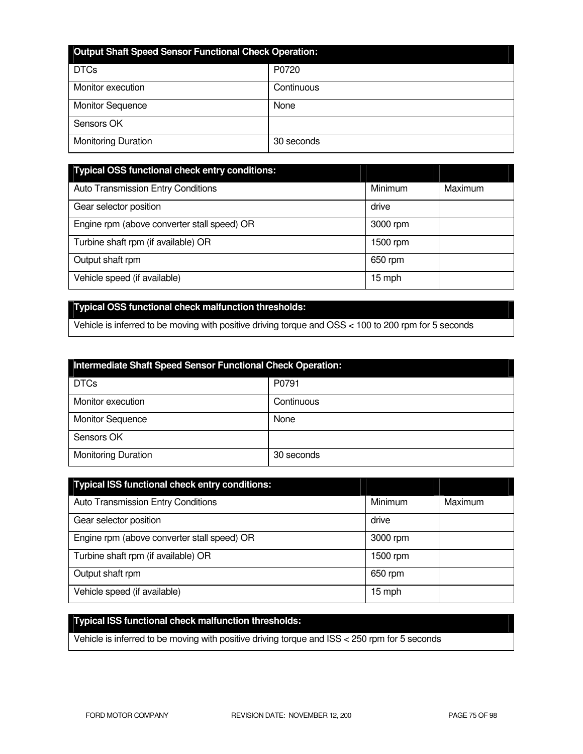| Output Shaft Speed Sensor Functional Check Operation: | |
|---|---|
| DTCs | P0720 |
| Monitor execution | Continuous |
| Monitor Sequence | None |
| Sensors OK | |
| Monitoring Duration | 30 seconds |

| Typical OSS functional check entry conditions: | | |
|---|---|---|
| Auto Transmission Entry Conditions | Minimum | Maximum |
| Gear selector position | drive | |
| Engine rpm (above converter stall speed) OR | 3000 rpm | |
| Turbine shaft rpm (if available) OR | 1500 rpm | |
| Output shaft rpm | 650 rpm | |
| Vehicle speed (if available) | 15 mph | |

| Typical OSS functional check malfunction thresholds: |
|---|
| Vehicle is inferred to be moving with positive driving torque and OSS < 100 to 200 rpm for 5 seconds |

| Intermediate Shaft Speed Sensor Functional Check Operation: | |
|---|---|
| DTCs | P0791 |
| Monitor execution | Continuous |
| Monitor Sequence | None |
| Sensors OK | |
| Monitoring Duration | 30 seconds |

| Typical ISS functional check entry conditions: | | |
|---|---|---|
| Auto Transmission Entry Conditions | Minimum | Maximum |
| Gear selector position | drive | |
| Engine rpm (above converter stall speed) OR | 3000 rpm | |
| Turbine shaft rpm (if available) OR | 1500 rpm | |
| Output shaft rpm | 650 rpm | |
| Vehicle speed (if available) | 15 mph | |

| Typical ISS functional check malfunction thresholds: |
|---|
| Vehicle is inferred to be moving with positive driving torque and ISS < 250 rpm for 5 seconds |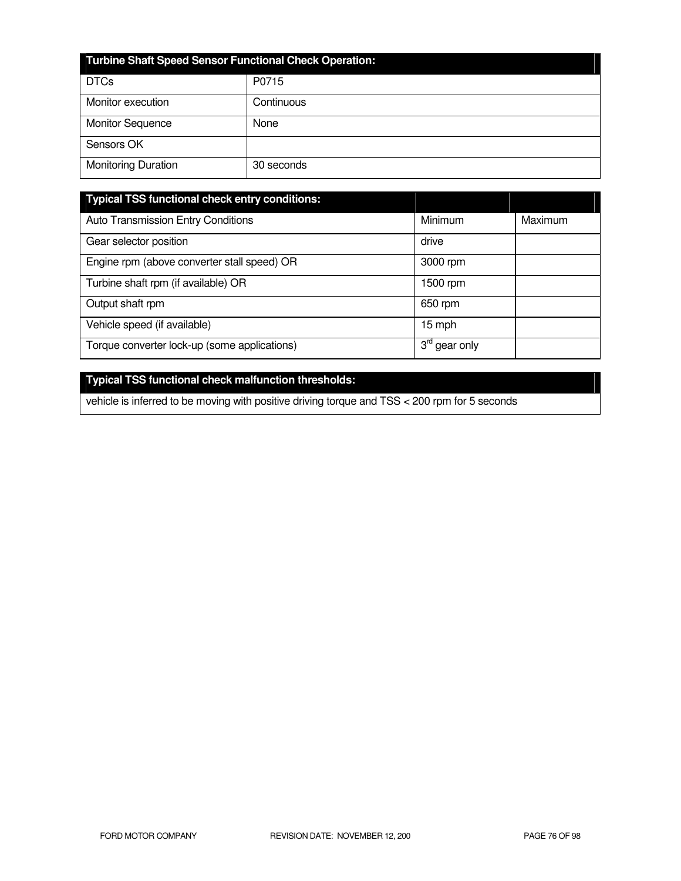| Turbine Shaft Speed Sensor Functional Check Operation: | |
|---|---|
| DTCs | P0715 |
| Monitor execution | Continuous |
| Monitor Sequence | None |
| Sensors OK | |
| Monitoring Duration | 30 seconds |

| Typical TSS functional check entry conditions: | | |
|---|---|---|
| Auto Transmission Entry Conditions | Minimum | Maximum |
| Gear selector position | drive | |
| Engine rpm (above converter stall speed) OR | 3000 rpm | |
| Turbine shaft rpm (if available) OR | 1500 rpm | |
| Output shaft rpm | 650 rpm | |
| Vehicle speed (if available) | 15 mph | |
| Torque converter lock-up (some applications) | 3rd gear only | |

| Typical TSS functional check malfunction thresholds: |
|---|
| vehicle is inferred to be moving with positive driving torque and TSS < 200 rpm for 5 seconds |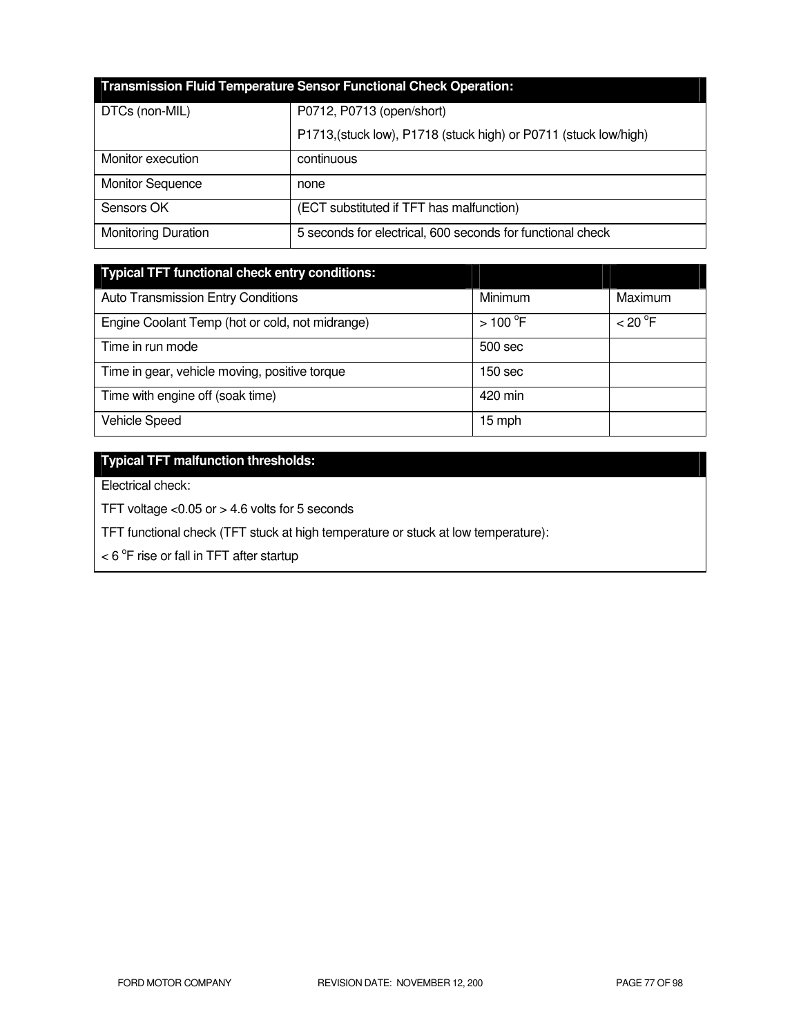| Transmission Fluid Temperature Sensor Functional Check Operation: | |
|---|---|
| DTCs (non-MIL) | P0712, P0713 (open/short)<br>P1713,(stuck low), P1718 (stuck high) or P0711 (stuck low/high) |
| Monitor execution | continuous |
| Monitor Sequence | none |
| Sensors OK | (ECT substituted if TFT has malfunction) |
| Monitoring Duration | 5 seconds for electrical, 600 seconds for functional check |

| Typical TFT functional check entry conditions: | | |
|---|---|---|
| Auto Transmission Entry Conditions | Minimum | Maximum |
| Engine Coolant Temp (hot or cold, not midrange) | > 100 °F | < 20 °F |
| Time in run mode | 500 sec | |
| Time in gear, vehicle moving, positive torque | 150 sec | |
| Time with engine off (soak time) | 420 min | |
| Vehicle Speed | 15 mph | |

| Typical TFT malfunction thresholds: |
|---|
| Electrical check: |
| TFT voltage <0.05 or > 4.6 volts for 5 seconds |
| TFT functional check (TFT stuck at high temperature or stuck at low temperature): |
| < 6 °F rise or fall in TFT after startup |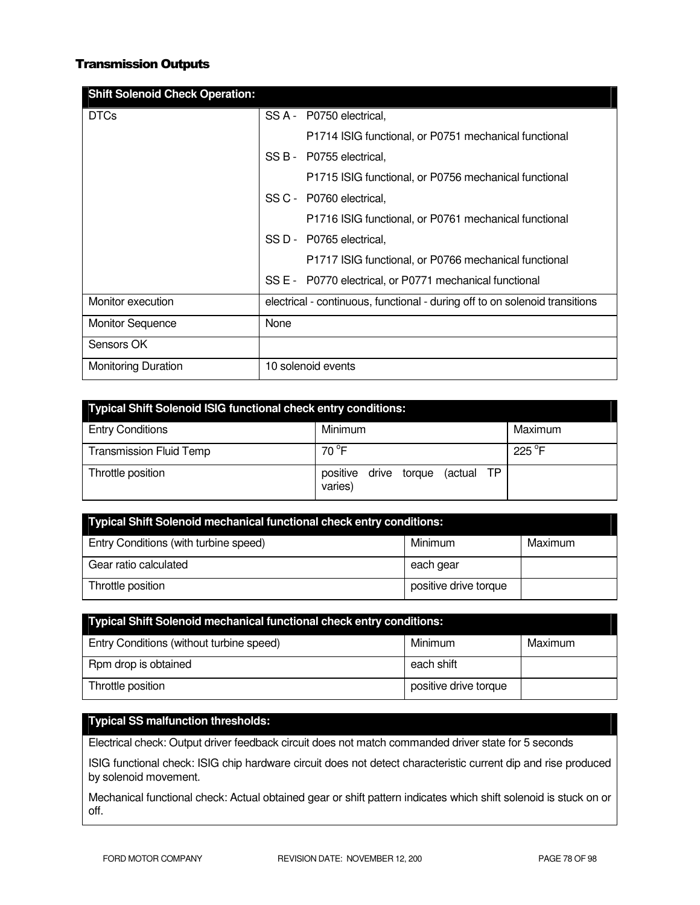## Transmission Outputs

| Shift Solenoid Check Operation: | |
|---|---|
| DTCs | SS A - P0750 electrical,<br>P1714 ISIG functional, or P0751 mechanical functional<br>SS B - P0755 electrical,<br>P1715 ISIG functional, or P0756 mechanical functional<br>SS C - P0760 electrical,<br>P1716 ISIG functional, or P0761 mechanical functional<br>SS D - P0765 electrical,<br>P1717 ISIG functional, or P0766 mechanical functional<br>SS E - P0770 electrical, or P0771 mechanical functional |
| Monitor execution | electrical - continuous, functional - during off to on solenoid transitions |
| Monitor Sequence | None |
| Sensors OK | |
| Monitoring Duration | 10 solenoid events |

| Typical Shift Solenoid ISIG functional check entry conditions: | | |
|---|---|---|
| Entry Conditions | Minimum | Maximum |
| Transmission Fluid Temp | 70 °F | 225 °F |
| Throttle position | positive drive torque (actual TP varies) | |

| Typical Shift Solenoid mechanical functional check entry conditions: | | |
|---|---|---|
| Entry Conditions (with turbine speed) | Minimum | Maximum |
| Gear ratio calculated | each gear | |
| Throttle position | positive drive torque | |

| Typical Shift Solenoid mechanical functional check entry conditions: | | |
|---|---|---|
| Entry Conditions (without turbine speed) | Minimum | Maximum |
| Rpm drop is obtained | each shift | |
| Throttle position | positive drive torque | |

| Typical SS malfunction thresholds: |
|---|
| Electrical check: Output driver feedback circuit does not match commanded driver state for 5 seconds |
| ISIG functional check: ISIG chip hardware circuit does not detect characteristic current dip and rise produced by solenoid movement. |
| Mechanical functional check: Actual obtained gear or shift pattern indicates which shift solenoid is stuck on or off. |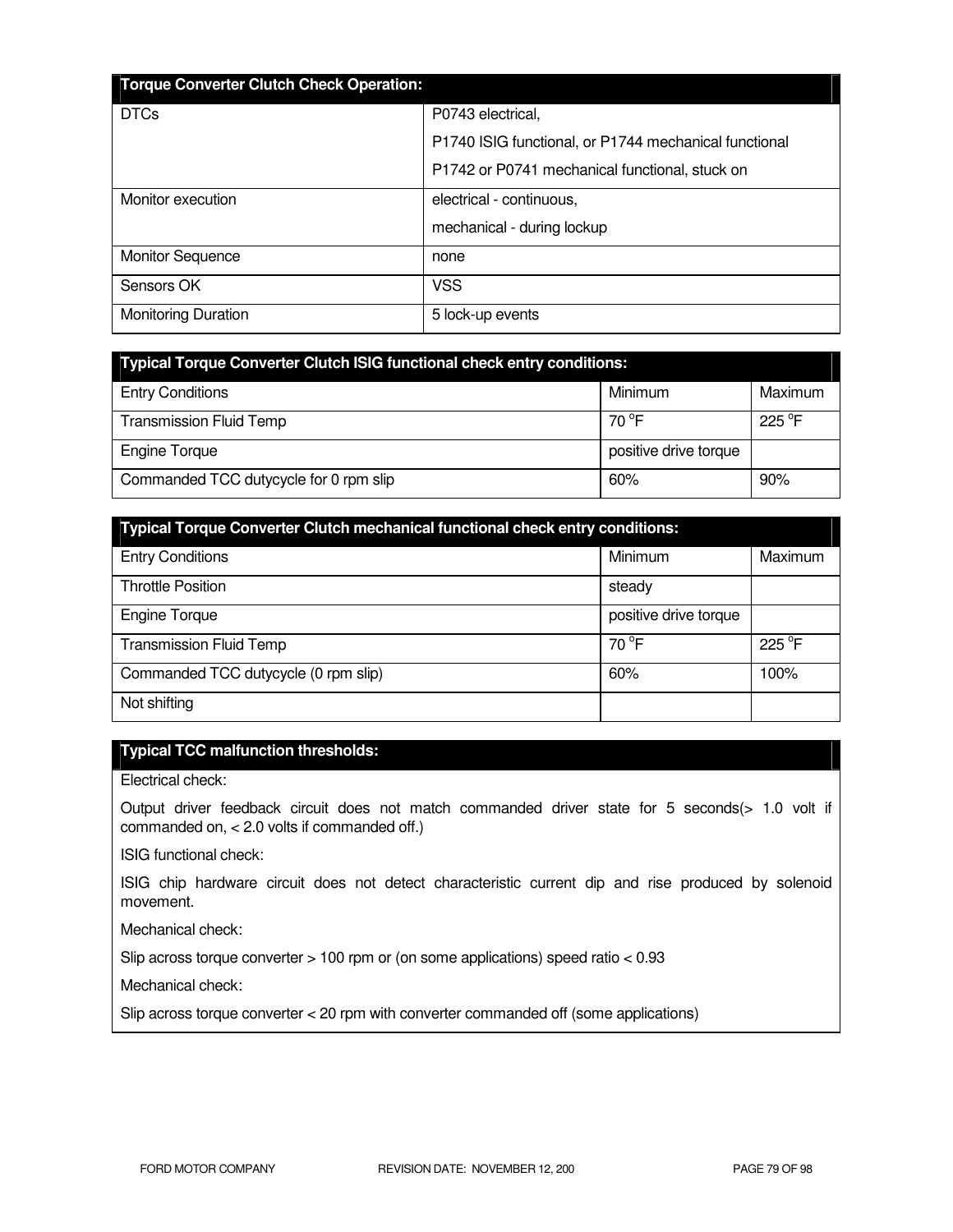| Torque Converter Clutch Check Operation: | |
|---|---|
| DTCs | P0743 electrical,<br>P1740 ISIG functional, or P1744 mechanical functional<br>P1742 or P0741 mechanical functional, stuck on |
| Monitor execution | electrical - continuous,<br>mechanical - during lockup |
| Monitor Sequence | none |
| Sensors OK | VSS |
| Monitoring Duration | 5 lock-up events |

| Typical Torque Converter Clutch ISIG functional check entry conditions: | | |
|---|---|---|
| Entry Conditions | Minimum | Maximum |
| Transmission Fluid Temp | 70 °F | 225 °F |
| Engine Torque | positive drive torque | |
| Commanded TCC dutycycle for 0 rpm slip | 60% | 90% |

| Typical Torque Converter Clutch mechanical functional check entry conditions: | | |
|---|---|---|
| Entry Conditions | Minimum | Maximum |
| Throttle Position | steady | |
| Engine Torque | positive drive torque | |
| Transmission Fluid Temp | 70 °F | 225 °F |
| Commanded TCC dutycycle (0 rpm slip) | 60% | 100% |
| Not shifting | | |

**Typical TCC malfunction thresholds:**

Electrical check:

Output driver feedback circuit does not match commanded driver state for 5 seconds(> 1.0 volt if commanded on, < 2.0 volts if commanded off.)

ISIG functional check:

ISIG chip hardware circuit does not detect characteristic current dip and rise produced by solenoid movement.

Mechanical check:

Slip across torque converter > 100 rpm or (on some applications) speed ratio < 0.93

Mechanical check:

Slip across torque converter < 20 rpm with converter commanded off (some applications)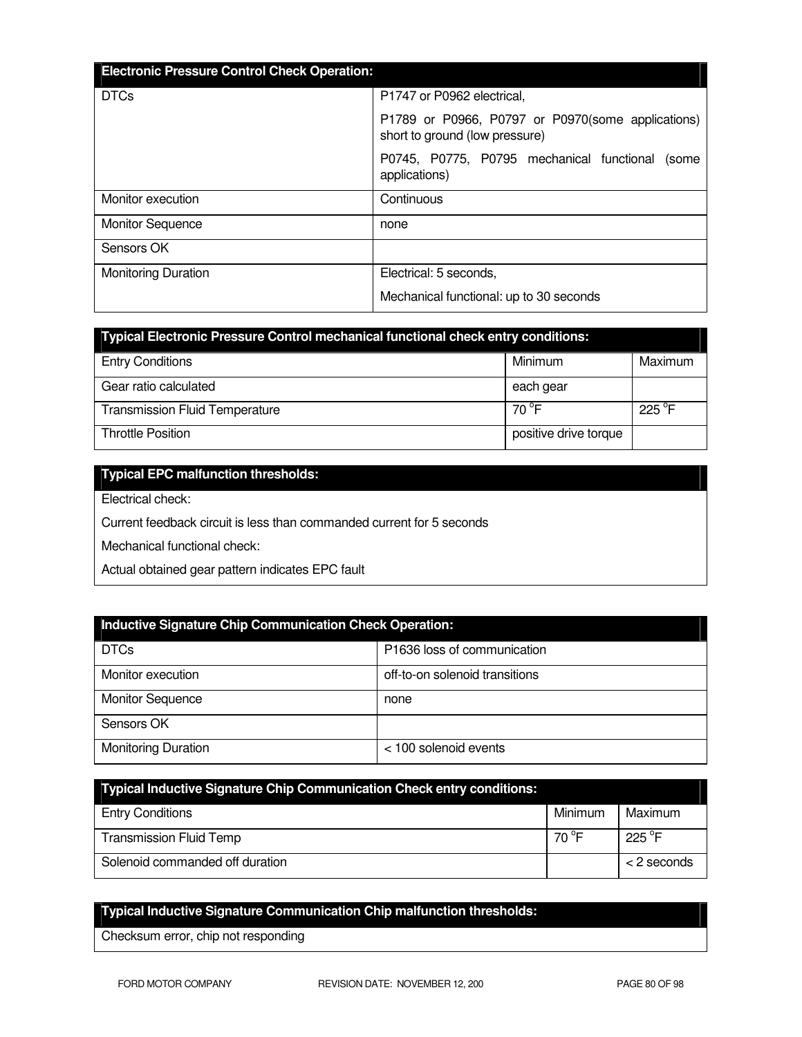| Electronic Pressure Control Check Operation: | |
|---|---|
| DTCs | P1747 or P0962 electrical,<br>P1789 or P0966, P0797 or P0970(some applications) short to ground (low pressure)<br>P0745, P0775, P0795 mechanical functional (some applications) |
| Monitor execution | Continuous |
| Monitor Sequence | none |
| Sensors OK | |
| Monitoring Duration | Electrical: 5 seconds,<br>Mechanical functional: up to 30 seconds |

| Typical Electronic Pressure Control mechanical functional check entry conditions: | | |
|---|---|---|
| Entry Conditions | Minimum | Maximum |
| Gear ratio calculated | each gear | |
| Transmission Fluid Temperature | 70 °F | 225 °F |
| Throttle Position | positive drive torque | |

| Typical EPC malfunction thresholds: |
|---|
| Electrical check: |
| Current feedback circuit is less than commanded current for 5 seconds |
| Mechanical functional check: |
| Actual obtained gear pattern indicates EPC fault |

| Inductive Signature Chip Communication Check Operation: | |
|---|---|
| DTCs | P1636 loss of communication |
| Monitor execution | off-to-on solenoid transitions |
| Monitor Sequence | none |
| Sensors OK | |
| Monitoring Duration | < 100 solenoid events |

| Typical Inductive Signature Chip Communication Check entry conditions: | | |
|---|---|---|
| Entry Conditions | Minimum | Maximum |
| Transmission Fluid Temp | 70 °F | 225 °F |
| Solenoid commanded off duration | | < 2 seconds |

| Typical Inductive Signature Communication Chip malfunction thresholds: |
|---|
| Checksum error, chip not responding |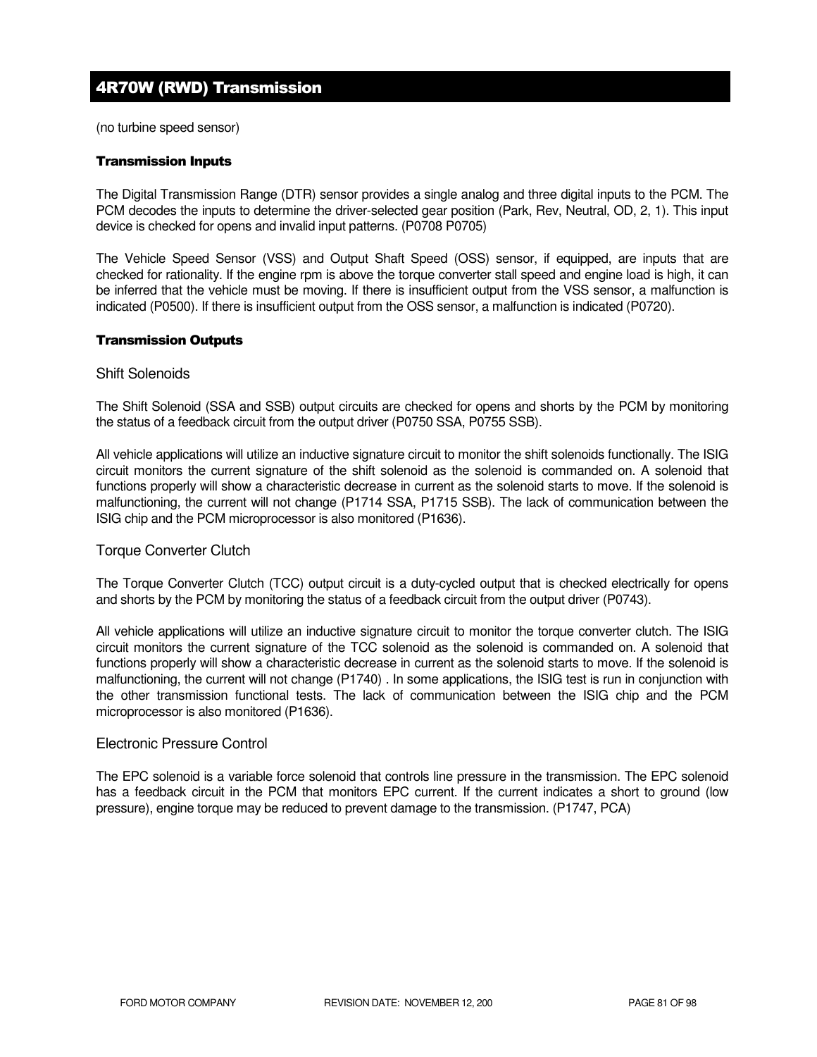## 4R70W (RWD) Transmission

(no turbine speed sensor)

### Transmission Inputs

The Digital Transmission Range (DTR) sensor provides a single analog and three digital inputs to the PCM. The PCM decodes the inputs to determine the driver-selected gear position (Park, Rev, Neutral, OD, 2, 1). This input device is checked for opens and invalid input patterns. (P0708 P0705)

The Vehicle Speed Sensor (VSS) and Output Shaft Speed (OSS) sensor, if equipped, are inputs that are checked for rationality. If the engine rpm is above the torque converter stall speed and engine load is high, it can be inferred that the vehicle must be moving. If there is insufficient output from the VSS sensor, a malfunction is indicated (P0500). If there is insufficient output from the OSS sensor, a malfunction is indicated (P0720).

### Transmission Outputs

#### Shift Solenoids

The Shift Solenoid (SSA and SSB) output circuits are checked for opens and shorts by the PCM by monitoring the status of a feedback circuit from the output driver (P0750 SSA, P0755 SSB).

All vehicle applications will utilize an inductive signature circuit to monitor the shift solenoids functionally. The ISIG circuit monitors the current signature of the shift solenoid as the solenoid is commanded on. A solenoid that functions properly will show a characteristic decrease in current as the solenoid starts to move. If the solenoid is malfunctioning, the current will not change (P1714 SSA, P1715 SSB). The lack of communication between the ISIG chip and the PCM microprocessor is also monitored (P1636).

#### Torque Converter Clutch

The Torque Converter Clutch (TCC) output circuit is a duty-cycled output that is checked electrically for opens and shorts by the PCM by monitoring the status of a feedback circuit from the output driver (P0743).

All vehicle applications will utilize an inductive signature circuit to monitor the torque converter clutch. The ISIG circuit monitors the current signature of the TCC solenoid as the solenoid is commanded on. A solenoid that functions properly will show a characteristic decrease in current as the solenoid starts to move. If the solenoid is malfunctioning, the current will not change (P1740) . In some applications, the ISIG test is run in conjunction with the other transmission functional tests. The lack of communication between the ISIG chip and the PCM microprocessor is also monitored (P1636).

#### Electronic Pressure Control

The EPC solenoid is a variable force solenoid that controls line pressure in the transmission. The EPC solenoid has a feedback circuit in the PCM that monitors EPC current. If the current indicates a short to ground (low pressure), engine torque may be reduced to prevent damage to the transmission. (P1747, PCA)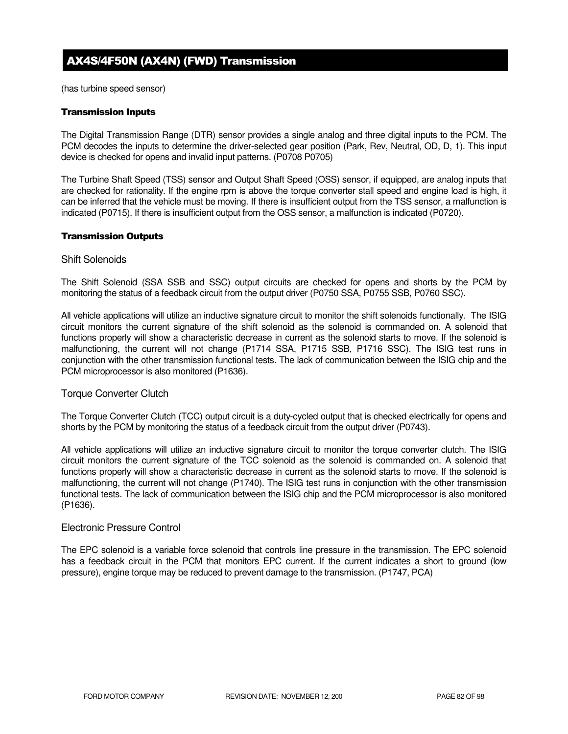## AX4S/4F50N (AX4N) (FWD) Transmission

(has turbine speed sensor)

### Transmission Inputs

The Digital Transmission Range (DTR) sensor provides a single analog and three digital inputs to the PCM. The PCM decodes the inputs to determine the driver-selected gear position (Park, Rev, Neutral, OD, D, 1). This input device is checked for opens and invalid input patterns. (P0708 P0705)

The Turbine Shaft Speed (TSS) sensor and Output Shaft Speed (OSS) sensor, if equipped, are analog inputs that are checked for rationality. If the engine rpm is above the torque converter stall speed and engine load is high, it can be inferred that the vehicle must be moving. If there is insufficient output from the TSS sensor, a malfunction is indicated (P0715). If there is insufficient output from the OSS sensor, a malfunction is indicated (P0720).

### Transmission Outputs

#### Shift Solenoids

The Shift Solenoid (SSA SSB and SSC) output circuits are checked for opens and shorts by the PCM by monitoring the status of a feedback circuit from the output driver (P0750 SSA, P0755 SSB, P0760 SSC).

All vehicle applications will utilize an inductive signature circuit to monitor the shift solenoids functionally. The ISIG circuit monitors the current signature of the shift solenoid as the solenoid is commanded on. A solenoid that functions properly will show a characteristic decrease in current as the solenoid starts to move. If the solenoid is malfunctioning, the current will not change (P1714 SSA, P1715 SSB, P1716 SSC). The ISIG test runs in conjunction with the other transmission functional tests. The lack of communication between the ISIG chip and the PCM microprocessor is also monitored (P1636).

#### Torque Converter Clutch

The Torque Converter Clutch (TCC) output circuit is a duty-cycled output that is checked electrically for opens and shorts by the PCM by monitoring the status of a feedback circuit from the output driver (P0743).

All vehicle applications will utilize an inductive signature circuit to monitor the torque converter clutch. The ISIG circuit monitors the current signature of the TCC solenoid as the solenoid is commanded on. A solenoid that functions properly will show a characteristic decrease in current as the solenoid starts to move. If the solenoid is malfunctioning, the current will not change (P1740). The ISIG test runs in conjunction with the other transmission functional tests. The lack of communication between the ISIG chip and the PCM microprocessor is also monitored (P1636).

#### Electronic Pressure Control

The EPC solenoid is a variable force solenoid that controls line pressure in the transmission. The EPC solenoid has a feedback circuit in the PCM that monitors EPC current. If the current indicates a short to ground (low pressure), engine torque may be reduced to prevent damage to the transmission. (P1747, PCA)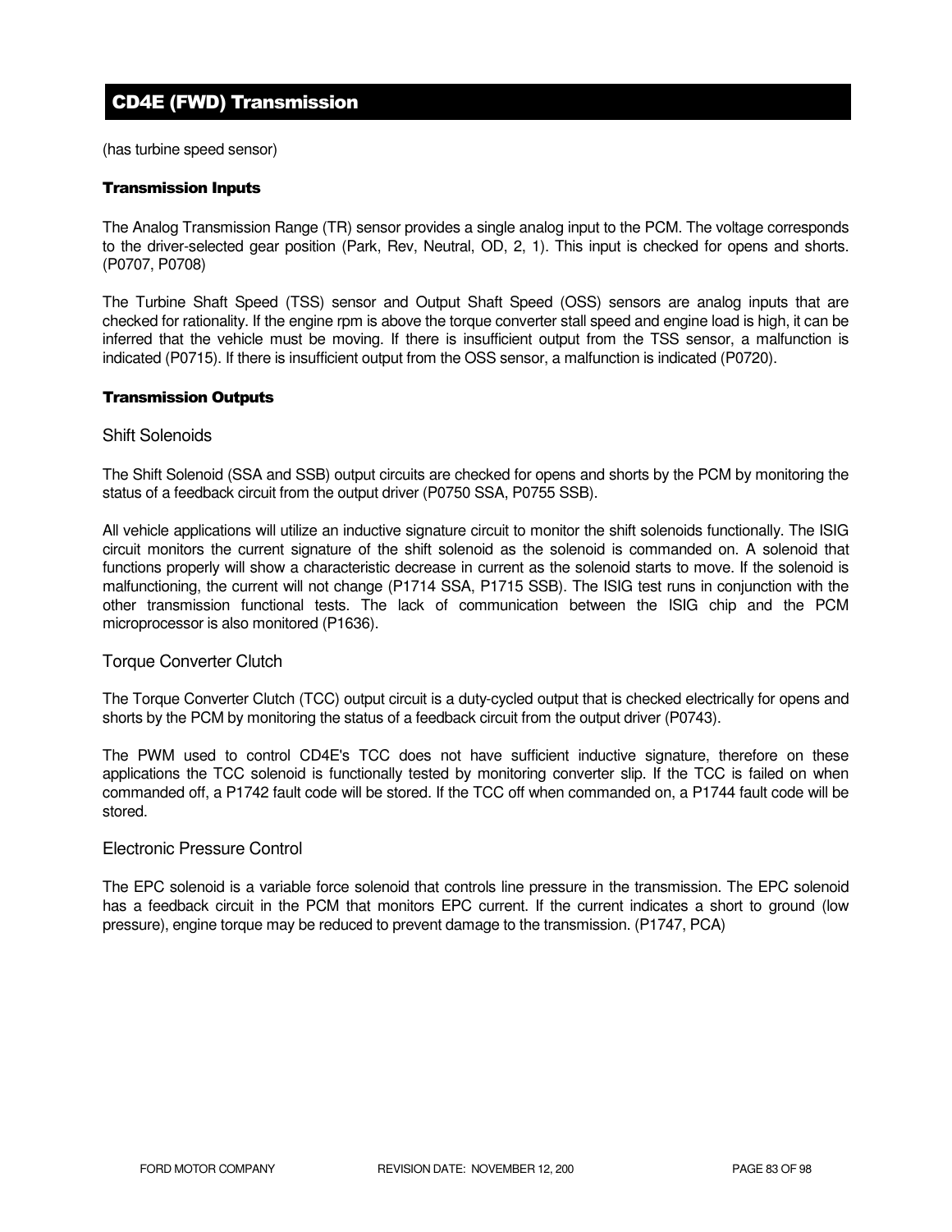# CD4E (FWD) Transmission

(has turbine speed sensor)

### Transmission Inputs

The Analog Transmission Range (TR) sensor provides a single analog input to the PCM. The voltage corresponds to the driver-selected gear position (Park, Rev, Neutral, OD, 2, 1). This input is checked for opens and shorts. (P0707, P0708)

The Turbine Shaft Speed (TSS) sensor and Output Shaft Speed (OSS) sensors are analog inputs that are checked for rationality. If the engine rpm is above the torque converter stall speed and engine load is high, it can be inferred that the vehicle must be moving. If there is insufficient output from the TSS sensor, a malfunction is indicated (P0715). If there is insufficient output from the OSS sensor, a malfunction is indicated (P0720).

### Transmission Outputs

#### Shift Solenoids

The Shift Solenoid (SSA and SSB) output circuits are checked for opens and shorts by the PCM by monitoring the status of a feedback circuit from the output driver (P0750 SSA, P0755 SSB).

All vehicle applications will utilize an inductive signature circuit to monitor the shift solenoids functionally. The ISIG circuit monitors the current signature of the shift solenoid as the solenoid is commanded on. A solenoid that functions properly will show a characteristic decrease in current as the solenoid starts to move. If the solenoid is malfunctioning, the current will not change (P1714 SSA, P1715 SSB). The ISIG test runs in conjunction with the other transmission functional tests. The lack of communication between the ISIG chip and the PCM microprocessor is also monitored (P1636).

#### Torque Converter Clutch

The Torque Converter Clutch (TCC) output circuit is a duty-cycled output that is checked electrically for opens and shorts by the PCM by monitoring the status of a feedback circuit from the output driver (P0743).

The PWM used to control CD4E's TCC does not have sufficient inductive signature, therefore on these applications the TCC solenoid is functionally tested by monitoring converter slip. If the TCC is failed on when commanded off, a P1742 fault code will be stored. If the TCC off when commanded on, a P1744 fault code will be stored.

#### Electronic Pressure Control

The EPC solenoid is a variable force solenoid that controls line pressure in the transmission. The EPC solenoid has a feedback circuit in the PCM that monitors EPC current. If the current indicates a short to ground (low pressure), engine torque may be reduced to prevent damage to the transmission. (P1747, PCA)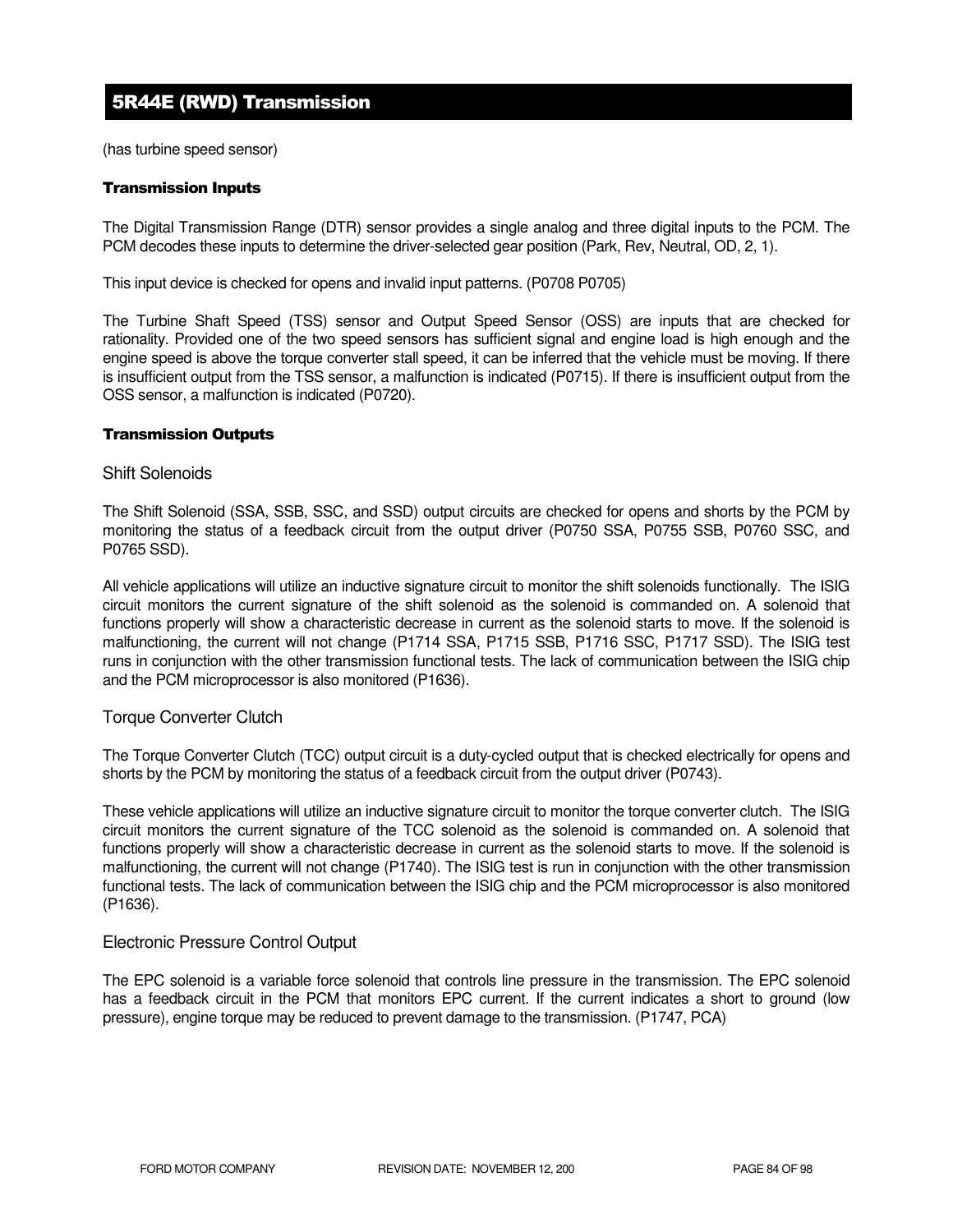## 5R44E (RWD) Transmission

(has turbine speed sensor)

### Transmission Inputs

The Digital Transmission Range (DTR) sensor provides a single analog and three digital inputs to the PCM. The PCM decodes these inputs to determine the driver-selected gear position (Park, Rev, Neutral, OD, 2, 1).

This input device is checked for opens and invalid input patterns. (P0708 P0705)

The Turbine Shaft Speed (TSS) sensor and Output Speed Sensor (OSS) are inputs that are checked for rationality. Provided one of the two speed sensors has sufficient signal and engine load is high enough and the engine speed is above the torque converter stall speed, it can be inferred that the vehicle must be moving. If there is insufficient output from the TSS sensor, a malfunction is indicated (P0715). If there is insufficient output from the OSS sensor, a malfunction is indicated (P0720).

### Transmission Outputs

#### Shift Solenoids

The Shift Solenoid (SSA, SSB, SSC, and SSD) output circuits are checked for opens and shorts by the PCM by monitoring the status of a feedback circuit from the output driver (P0750 SSA, P0755 SSB, P0760 SSC, and P0765 SSD).

All vehicle applications will utilize an inductive signature circuit to monitor the shift solenoids functionally. The ISIG circuit monitors the current signature of the shift solenoid as the solenoid is commanded on. A solenoid that functions properly will show a characteristic decrease in current as the solenoid starts to move. If the solenoid is malfunctioning, the current will not change (P1714 SSA, P1715 SSB, P1716 SSC, P1717 SSD). The ISIG test runs in conjunction with the other transmission functional tests. The lack of communication between the ISIG chip and the PCM microprocessor is also monitored (P1636).

#### Torque Converter Clutch

The Torque Converter Clutch (TCC) output circuit is a duty-cycled output that is checked electrically for opens and shorts by the PCM by monitoring the status of a feedback circuit from the output driver (P0743).

These vehicle applications will utilize an inductive signature circuit to monitor the torque converter clutch. The ISIG circuit monitors the current signature of the TCC solenoid as the solenoid is commanded on. A solenoid that functions properly will show a characteristic decrease in current as the solenoid starts to move. If the solenoid is malfunctioning, the current will not change (P1740). The ISIG test is run in conjunction with the other transmission functional tests. The lack of communication between the ISIG chip and the PCM microprocessor is also monitored (P1636).

#### Electronic Pressure Control Output

The EPC solenoid is a variable force solenoid that controls line pressure in the transmission. The EPC solenoid has a feedback circuit in the PCM that monitors EPC current. If the current indicates a short to ground (low pressure), engine torque may be reduced to prevent damage to the transmission. (P1747, PCA)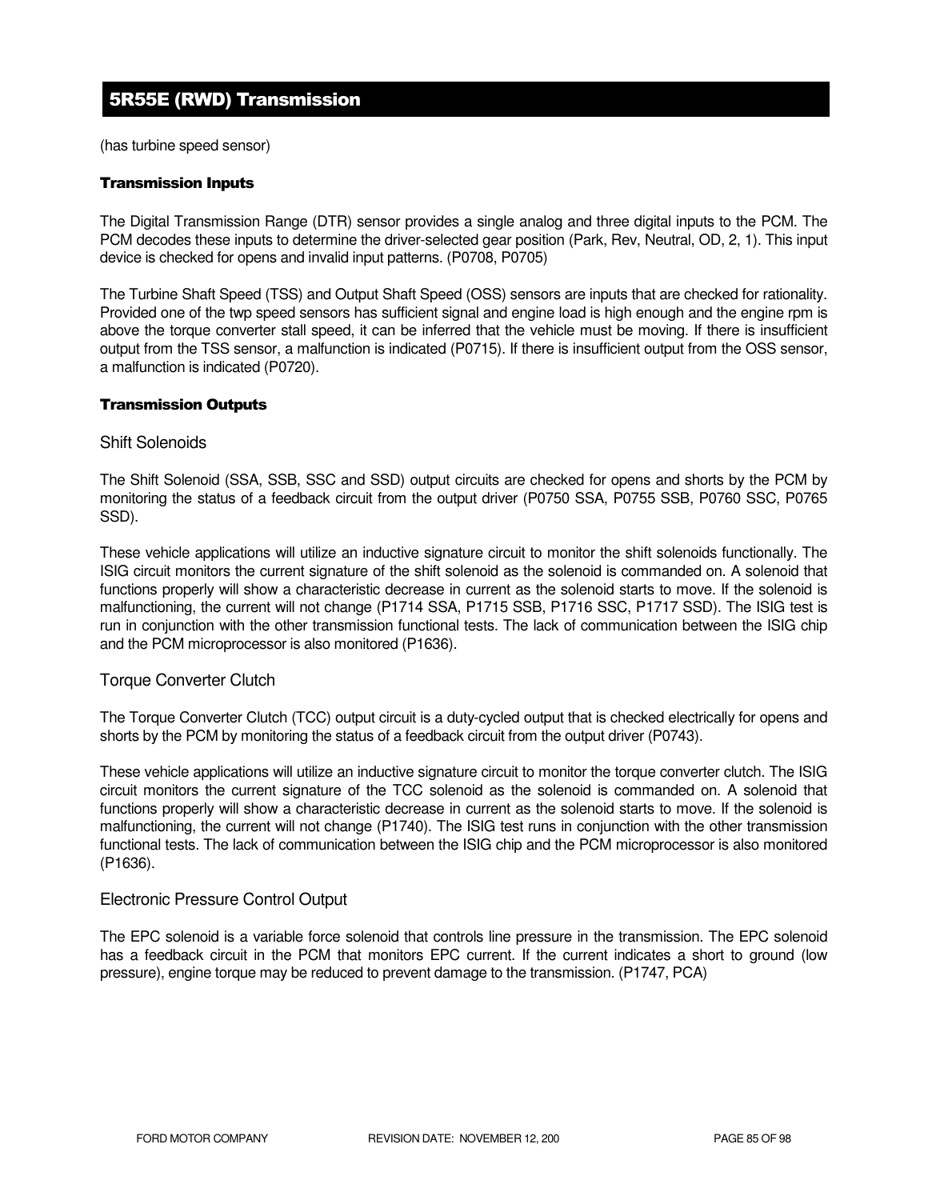# 5R55E (RWD) Transmission

(has turbine speed sensor)

### Transmission Inputs

The Digital Transmission Range (DTR) sensor provides a single analog and three digital inputs to the PCM. The PCM decodes these inputs to determine the driver-selected gear position (Park, Rev, Neutral, OD, 2, 1). This input device is checked for opens and invalid input patterns. (P0708, P0705)

The Turbine Shaft Speed (TSS) and Output Shaft Speed (OSS) sensors are inputs that are checked for rationality. Provided one of the twp speed sensors has sufficient signal and engine load is high enough and the engine rpm is above the torque converter stall speed, it can be inferred that the vehicle must be moving. If there is insufficient output from the TSS sensor, a malfunction is indicated (P0715). If there is insufficient output from the OSS sensor, a malfunction is indicated (P0720).

### Transmission Outputs

#### Shift Solenoids

The Shift Solenoid (SSA, SSB, SSC and SSD) output circuits are checked for opens and shorts by the PCM by monitoring the status of a feedback circuit from the output driver (P0750 SSA, P0755 SSB, P0760 SSC, P0765 SSD).

These vehicle applications will utilize an inductive signature circuit to monitor the shift solenoids functionally. The ISIG circuit monitors the current signature of the shift solenoid as the solenoid is commanded on. A solenoid that functions properly will show a characteristic decrease in current as the solenoid starts to move. If the solenoid is malfunctioning, the current will not change (P1714 SSA, P1715 SSB, P1716 SSC, P1717 SSD). The ISIG test is run in conjunction with the other transmission functional tests. The lack of communication between the ISIG chip and the PCM microprocessor is also monitored (P1636).

#### Torque Converter Clutch

The Torque Converter Clutch (TCC) output circuit is a duty-cycled output that is checked electrically for opens and shorts by the PCM by monitoring the status of a feedback circuit from the output driver (P0743).

These vehicle applications will utilize an inductive signature circuit to monitor the torque converter clutch. The ISIG circuit monitors the current signature of the TCC solenoid as the solenoid is commanded on. A solenoid that functions properly will show a characteristic decrease in current as the solenoid starts to move. If the solenoid is malfunctioning, the current will not change (P1740). The ISIG test runs in conjunction with the other transmission functional tests. The lack of communication between the ISIG chip and the PCM microprocessor is also monitored (P1636).

#### Electronic Pressure Control Output

The EPC solenoid is a variable force solenoid that controls line pressure in the transmission. The EPC solenoid has a feedback circuit in the PCM that monitors EPC current. If the current indicates a short to ground (low pressure), engine torque may be reduced to prevent damage to the transmission. (P1747, PCA)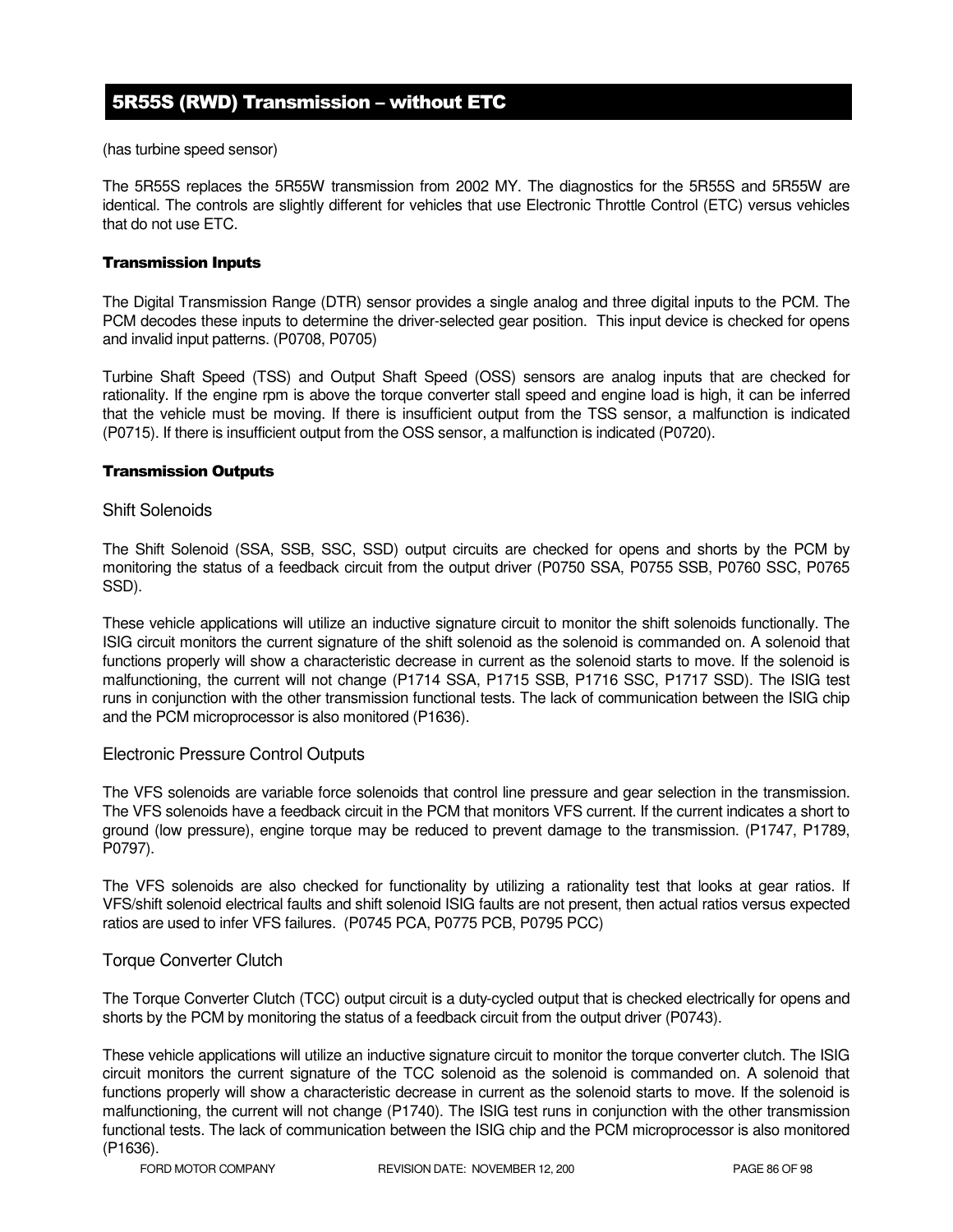## 5R55S (RWD) Transmission – without ETC

(has turbine speed sensor)

The 5R55S replaces the 5R55W transmission from 2002 MY. The diagnostics for the 5R55S and 5R55W are identical. The controls are slightly different for vehicles that use Electronic Throttle Control (ETC) versus vehicles that do not use ETC.

#### Transmission Inputs

The Digital Transmission Range (DTR) sensor provides a single analog and three digital inputs to the PCM. The PCM decodes these inputs to determine the driver-selected gear position. This input device is checked for opens and invalid input patterns. (P0708, P0705)

Turbine Shaft Speed (TSS) and Output Shaft Speed (OSS) sensors are analog inputs that are checked for rationality. If the engine rpm is above the torque converter stall speed and engine load is high, it can be inferred that the vehicle must be moving. If there is insufficient output from the TSS sensor, a malfunction is indicated (P0715). If there is insufficient output from the OSS sensor, a malfunction is indicated (P0720).

#### Transmission Outputs

##### Shift Solenoids

The Shift Solenoid (SSA, SSB, SSC, SSD) output circuits are checked for opens and shorts by the PCM by monitoring the status of a feedback circuit from the output driver (P0750 SSA, P0755 SSB, P0760 SSC, P0765 SSD).

These vehicle applications will utilize an inductive signature circuit to monitor the shift solenoids functionally. The ISIG circuit monitors the current signature of the shift solenoid as the solenoid is commanded on. A solenoid that functions properly will show a characteristic decrease in current as the solenoid starts to move. If the solenoid is malfunctioning, the current will not change (P1714 SSA, P1715 SSB, P1716 SSC, P1717 SSD). The ISIG test runs in conjunction with the other transmission functional tests. The lack of communication between the ISIG chip and the PCM microprocessor is also monitored (P1636).

##### Electronic Pressure Control Outputs

The VFS solenoids are variable force solenoids that control line pressure and gear selection in the transmission. The VFS solenoids have a feedback circuit in the PCM that monitors VFS current. If the current indicates a short to ground (low pressure), engine torque may be reduced to prevent damage to the transmission. (P1747, P1789, P0797).

The VFS solenoids are also checked for functionality by utilizing a rationality test that looks at gear ratios. If VFS/shift solenoid electrical faults and shift solenoid ISIG faults are not present, then actual ratios versus expected ratios are used to infer VFS failures. (P0745 PCA, P0775 PCB, P0795 PCC)

##### Torque Converter Clutch

The Torque Converter Clutch (TCC) output circuit is a duty-cycled output that is checked electrically for opens and shorts by the PCM by monitoring the status of a feedback circuit from the output driver (P0743).

These vehicle applications will utilize an inductive signature circuit to monitor the torque converter clutch. The ISIG circuit monitors the current signature of the TCC solenoid as the solenoid is commanded on. A solenoid that functions properly will show a characteristic decrease in current as the solenoid starts to move. If the solenoid is malfunctioning, the current will not change (P1740). The ISIG test runs in conjunction with the other transmission functional tests. The lack of communication between the ISIG chip and the PCM microprocessor is also monitored (P1636).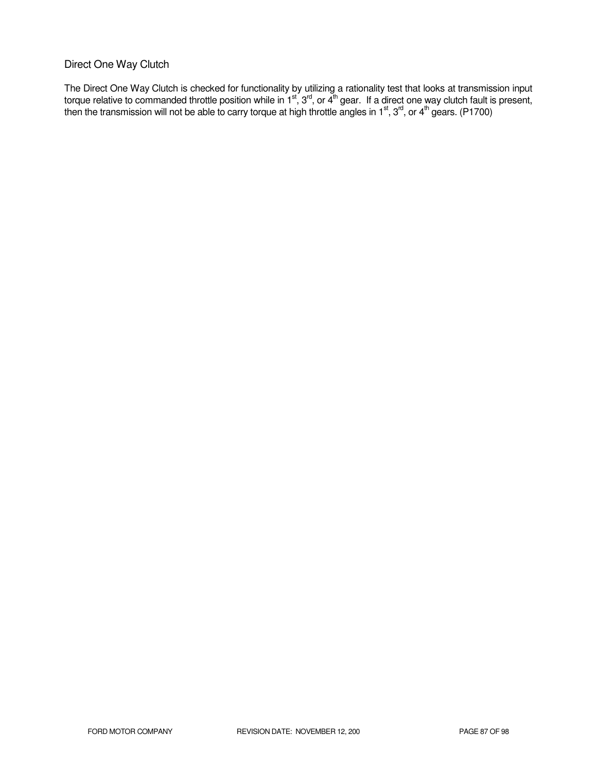## Direct One Way Clutch

The Direct One Way Clutch is checked for functionality by utilizing a rationality test that looks at transmission input torque relative to commanded throttle position while in 1st, 3rd, or 4th gear. If a direct one way clutch fault is present, then the transmission will not be able to carry torque at high throttle angles in 1st, 3rd, or 4th gears. (P1700)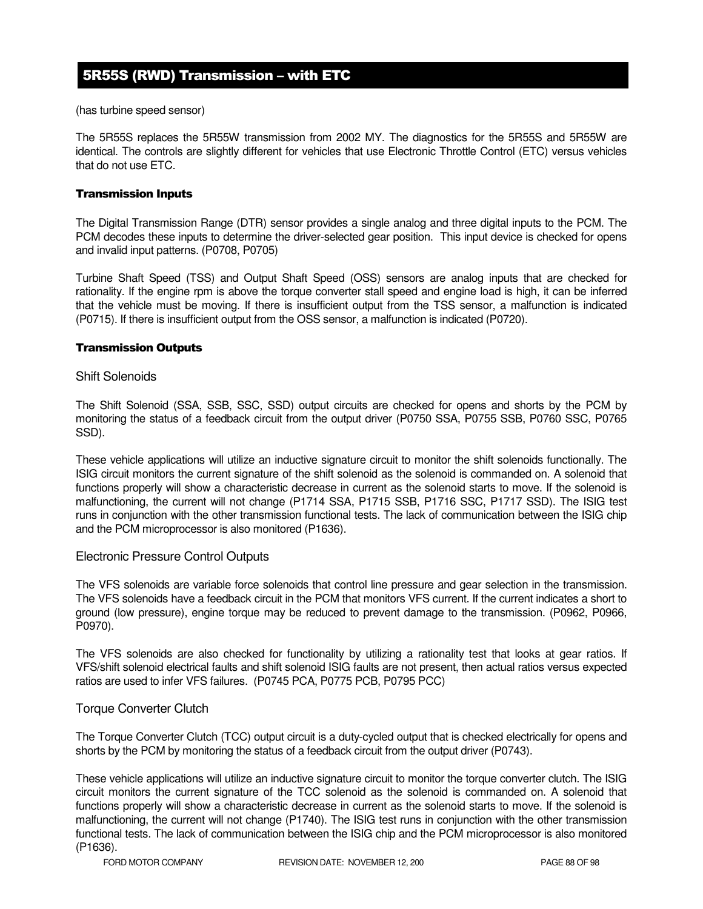## 5R55S (RWD) Transmission – with ETC

(has turbine speed sensor)

The 5R55S replaces the 5R55W transmission from 2002 MY. The diagnostics for the 5R55S and 5R55W are identical. The controls are slightly different for vehicles that use Electronic Throttle Control (ETC) versus vehicles that do not use ETC.

### Transmission Inputs

The Digital Transmission Range (DTR) sensor provides a single analog and three digital inputs to the PCM. The PCM decodes these inputs to determine the driver-selected gear position. This input device is checked for opens and invalid input patterns. (P0708, P0705)

Turbine Shaft Speed (TSS) and Output Shaft Speed (OSS) sensors are analog inputs that are checked for rationality. If the engine rpm is above the torque converter stall speed and engine load is high, it can be inferred that the vehicle must be moving. If there is insufficient output from the TSS sensor, a malfunction is indicated (P0715). If there is insufficient output from the OSS sensor, a malfunction is indicated (P0720).

### Transmission Outputs

#### Shift Solenoids

The Shift Solenoid (SSA, SSB, SSC, SSD) output circuits are checked for opens and shorts by the PCM by monitoring the status of a feedback circuit from the output driver (P0750 SSA, P0755 SSB, P0760 SSC, P0765 SSD).

These vehicle applications will utilize an inductive signature circuit to monitor the shift solenoids functionally. The ISIG circuit monitors the current signature of the shift solenoid as the solenoid is commanded on. A solenoid that functions properly will show a characteristic decrease in current as the solenoid starts to move. If the solenoid is malfunctioning, the current will not change (P1714 SSA, P1715 SSB, P1716 SSC, P1717 SSD). The ISIG test runs in conjunction with the other transmission functional tests. The lack of communication between the ISIG chip and the PCM microprocessor is also monitored (P1636).

#### Electronic Pressure Control Outputs

The VFS solenoids are variable force solenoids that control line pressure and gear selection in the transmission. The VFS solenoids have a feedback circuit in the PCM that monitors VFS current. If the current indicates a short to ground (low pressure), engine torque may be reduced to prevent damage to the transmission. (P0962, P0966, P0970).

The VFS solenoids are also checked for functionality by utilizing a rationality test that looks at gear ratios. If VFS/shift solenoid electrical faults and shift solenoid ISIG faults are not present, then actual ratios versus expected ratios are used to infer VFS failures. (P0745 PCA, P0775 PCB, P0795 PCC)

#### Torque Converter Clutch

The Torque Converter Clutch (TCC) output circuit is a duty-cycled output that is checked electrically for opens and shorts by the PCM by monitoring the status of a feedback circuit from the output driver (P0743).

These vehicle applications will utilize an inductive signature circuit to monitor the torque converter clutch. The ISIG circuit monitors the current signature of the TCC solenoid as the solenoid is commanded on. A solenoid that functions properly will show a characteristic decrease in current as the solenoid starts to move. If the solenoid is malfunctioning, the current will not change (P1740). The ISIG test runs in conjunction with the other transmission functional tests. The lack of communication between the ISIG chip and the PCM microprocessor is also monitored (P1636).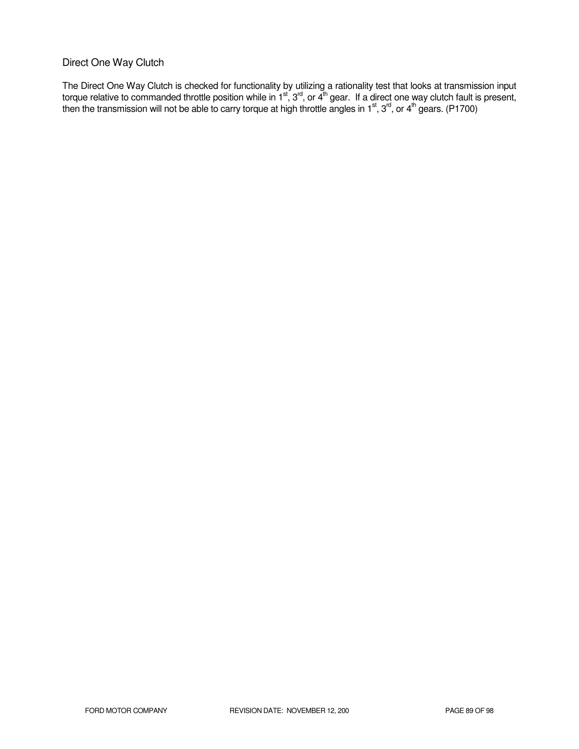### Direct One Way Clutch

The Direct One Way Clutch is checked for functionality by utilizing a rationality test that looks at transmission input torque relative to commanded throttle position while in 1st, 3rd, or 4th gear. If a direct one way clutch fault is present, then the transmission will not be able to carry torque at high throttle angles in 1st, 3rd, or 4th gears. (P1700)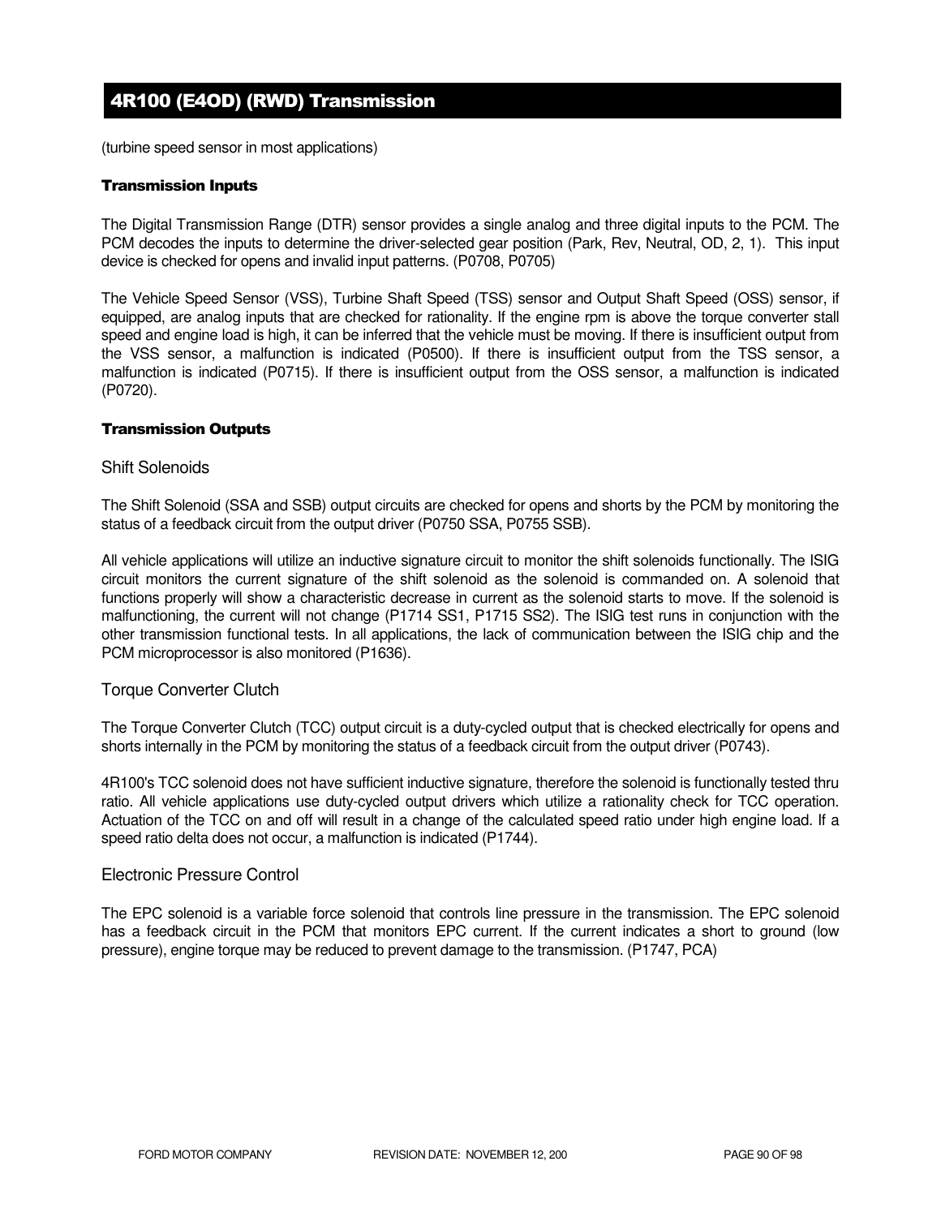# 4R100 (E4OD) (RWD) Transmission

(turbine speed sensor in most applications)

### Transmission Inputs

The Digital Transmission Range (DTR) sensor provides a single analog and three digital inputs to the PCM. The PCM decodes the inputs to determine the driver-selected gear position (Park, Rev, Neutral, OD, 2, 1). This input device is checked for opens and invalid input patterns. (P0708, P0705)

The Vehicle Speed Sensor (VSS), Turbine Shaft Speed (TSS) sensor and Output Shaft Speed (OSS) sensor, if equipped, are analog inputs that are checked for rationality. If the engine rpm is above the torque converter stall speed and engine load is high, it can be inferred that the vehicle must be moving. If there is insufficient output from the VSS sensor, a malfunction is indicated (P0500). If there is insufficient output from the TSS sensor, a malfunction is indicated (P0715). If there is insufficient output from the OSS sensor, a malfunction is indicated (P0720).

### Transmission Outputs

#### Shift Solenoids

The Shift Solenoid (SSA and SSB) output circuits are checked for opens and shorts by the PCM by monitoring the status of a feedback circuit from the output driver (P0750 SSA, P0755 SSB).

All vehicle applications will utilize an inductive signature circuit to monitor the shift solenoids functionally. The ISIG circuit monitors the current signature of the shift solenoid as the solenoid is commanded on. A solenoid that functions properly will show a characteristic decrease in current as the solenoid starts to move. If the solenoid is malfunctioning, the current will not change (P1714 SS1, P1715 SS2). The ISIG test runs in conjunction with the other transmission functional tests. In all applications, the lack of communication between the ISIG chip and the PCM microprocessor is also monitored (P1636).

#### Torque Converter Clutch

The Torque Converter Clutch (TCC) output circuit is a duty-cycled output that is checked electrically for opens and shorts internally in the PCM by monitoring the status of a feedback circuit from the output driver (P0743).

4R100's TCC solenoid does not have sufficient inductive signature, therefore the solenoid is functionally tested thru ratio. All vehicle applications use duty-cycled output drivers which utilize a rationality check for TCC operation. Actuation of the TCC on and off will result in a change of the calculated speed ratio under high engine load. If a speed ratio delta does not occur, a malfunction is indicated (P1744).

#### Electronic Pressure Control

The EPC solenoid is a variable force solenoid that controls line pressure in the transmission. The EPC solenoid has a feedback circuit in the PCM that monitors EPC current. If the current indicates a short to ground (low pressure), engine torque may be reduced to prevent damage to the transmission. (P1747, PCA)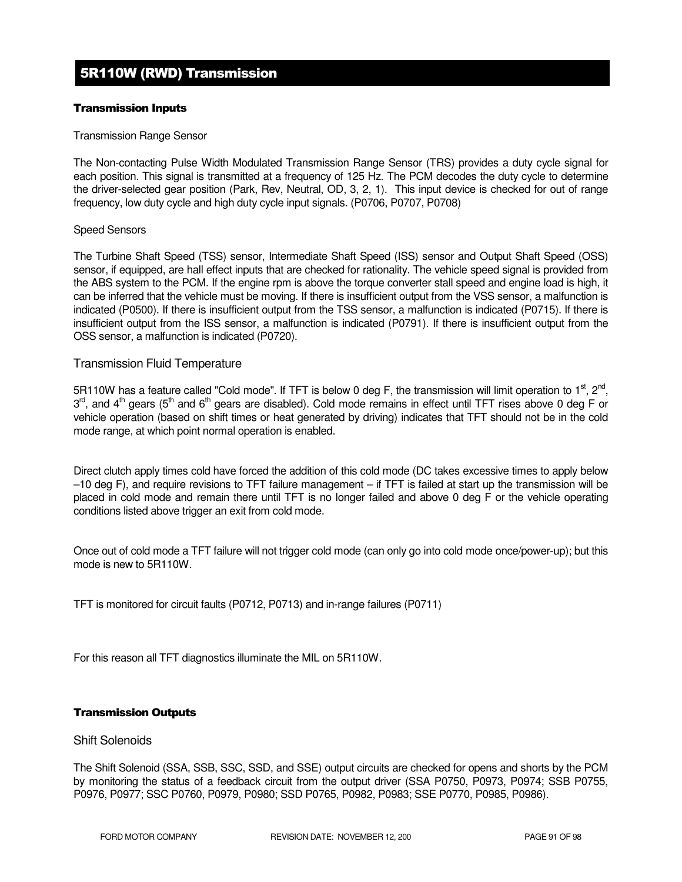# 5R110W (RWD) Transmission

**Transmission Inputs**

Transmission Range Sensor

The Non-contacting Pulse Width Modulated Transmission Range Sensor (TRS) provides a duty cycle signal for each position. This signal is transmitted at a frequency of 125 Hz. The PCM decodes the duty cycle to determine the driver-selected gear position (Park, Rev, Neutral, OD, 3, 2, 1). This input device is checked for out of range frequency, low duty cycle and high duty cycle input signals. (P0706, P0707, P0708)

Speed Sensors

The Turbine Shaft Speed (TSS) sensor, Intermediate Shaft Speed (ISS) sensor and Output Shaft Speed (OSS) sensor, if equipped, are hall effect inputs that are checked for rationality. The vehicle speed signal is provided from the ABS system to the PCM. If the engine rpm is above the torque converter stall speed and engine load is high, it can be inferred that the vehicle must be moving. If there is insufficient output from the VSS sensor, a malfunction is indicated (P0500). If there is insufficient output from the TSS sensor, a malfunction is indicated (P0715). If there is insufficient output from the ISS sensor, a malfunction is indicated (P0791). If there is insufficient output from the OSS sensor, a malfunction is indicated (P0720).

Transmission Fluid Temperature

5R110W has a feature called "Cold mode". If TFT is below 0 deg F, the transmission will limit operation to 1st, 2nd, 3rd, and 4th gears (5th and 6th gears are disabled). Cold mode remains in effect until TFT rises above 0 deg F or vehicle operation (based on shift times or heat generated by driving) indicates that TFT should not be in the cold mode range, at which point normal operation is enabled.

Direct clutch apply times cold have forced the addition of this cold mode (DC takes excessive times to apply below –10 deg F), and require revisions to TFT failure management – if TFT is failed at start up the transmission will be placed in cold mode and remain there until TFT is no longer failed and above 0 deg F or the vehicle operating conditions listed above trigger an exit from cold mode.

Once out of cold mode a TFT failure will not trigger cold mode (can only go into cold mode once/power-up); but this mode is new to 5R110W.

TFT is monitored for circuit faults (P0712, P0713) and in-range failures (P0711)

For this reason all TFT diagnostics illuminate the MIL on 5R110W.

**Transmission Outputs**

Shift Solenoids

The Shift Solenoid (SSA, SSB, SSC, SSD, and SSE) output circuits are checked for opens and shorts by the PCM by monitoring the status of a feedback circuit from the output driver (SSA P0750, P0973, P0974; SSB P0755, P0976, P0977; SSC P0760, P0979, P0980; SSD P0765, P0982, P0983; SSE P0770, P0985, P0986).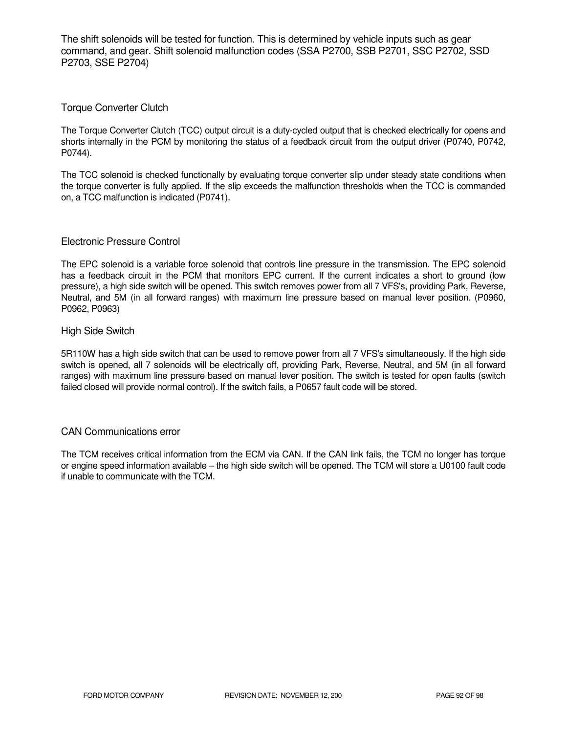The shift solenoids will be tested for function. This is determined by vehicle inputs such as gear command, and gear. Shift solenoid malfunction codes (SSA P2700, SSB P2701, SSC P2702, SSD P2703, SSE P2704)

## Torque Converter Clutch

The Torque Converter Clutch (TCC) output circuit is a duty-cycled output that is checked electrically for opens and shorts internally in the PCM by monitoring the status of a feedback circuit from the output driver (P0740, P0742, P0744).

The TCC solenoid is checked functionally by evaluating torque converter slip under steady state conditions when the torque converter is fully applied. If the slip exceeds the malfunction thresholds when the TCC is commanded on, a TCC malfunction is indicated (P0741).

## Electronic Pressure Control

The EPC solenoid is a variable force solenoid that controls line pressure in the transmission. The EPC solenoid has a feedback circuit in the PCM that monitors EPC current. If the current indicates a short to ground (low pressure), a high side switch will be opened. This switch removes power from all 7 VFS's, providing Park, Reverse, Neutral, and 5M (in all forward ranges) with maximum line pressure based on manual lever position. (P0960, P0962, P0963)

## High Side Switch

5R110W has a high side switch that can be used to remove power from all 7 VFS's simultaneously. If the high side switch is opened, all 7 solenoids will be electrically off, providing Park, Reverse, Neutral, and 5M (in all forward ranges) with maximum line pressure based on manual lever position. The switch is tested for open faults (switch failed closed will provide normal control). If the switch fails, a P0657 fault code will be stored.

## CAN Communications error

The TCM receives critical information from the ECM via CAN. If the CAN link fails, the TCM no longer has torque or engine speed information available – the high side switch will be opened. The TCM will store a U0100 fault code if unable to communicate with the TCM.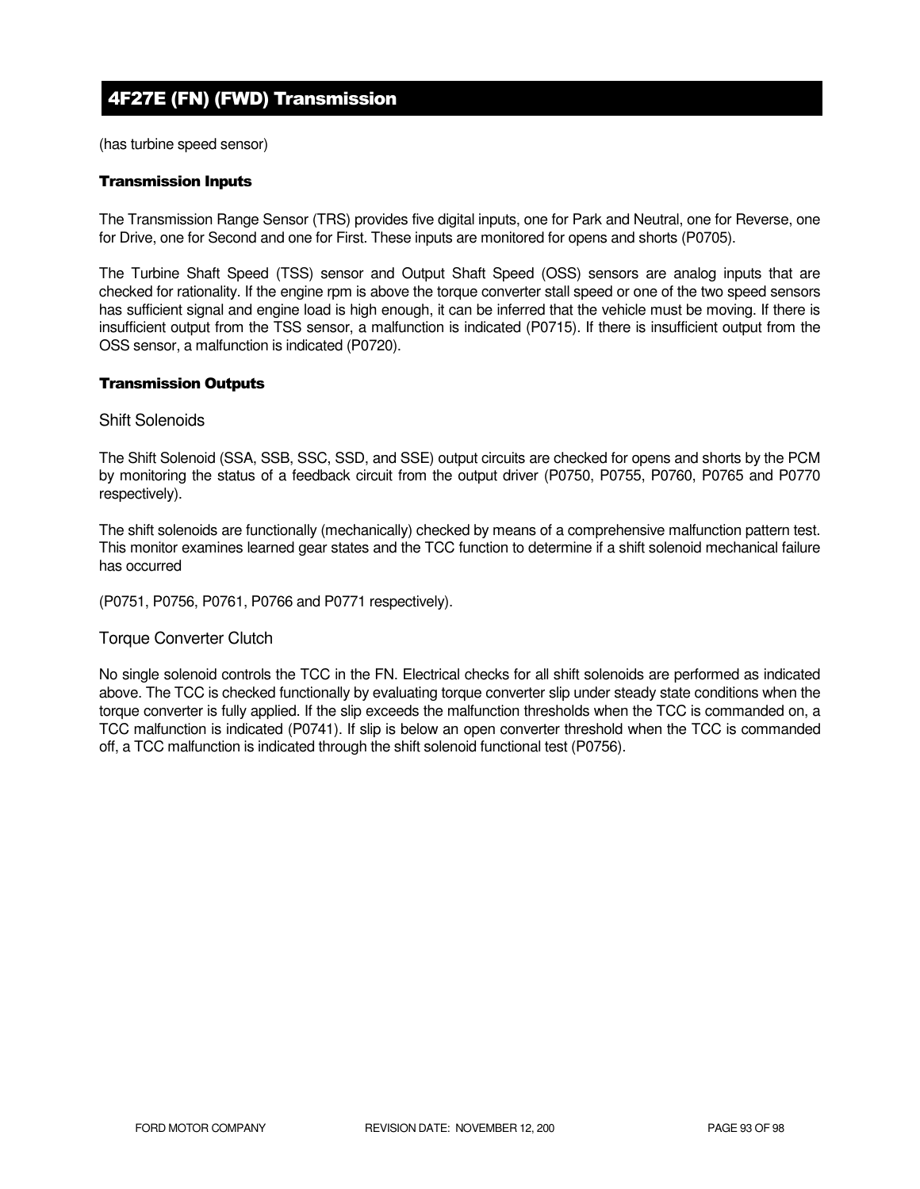# 4F27E (FN) (FWD) Transmission

(has turbine speed sensor)

### Transmission Inputs

The Transmission Range Sensor (TRS) provides five digital inputs, one for Park and Neutral, one for Reverse, one for Drive, one for Second and one for First. These inputs are monitored for opens and shorts (P0705).

The Turbine Shaft Speed (TSS) sensor and Output Shaft Speed (OSS) sensors are analog inputs that are checked for rationality. If the engine rpm is above the torque converter stall speed or one of the two speed sensors has sufficient signal and engine load is high enough, it can be inferred that the vehicle must be moving. If there is insufficient output from the TSS sensor, a malfunction is indicated (P0715). If there is insufficient output from the OSS sensor, a malfunction is indicated (P0720).

### Transmission Outputs

#### Shift Solenoids

The Shift Solenoid (SSA, SSB, SSC, SSD, and SSE) output circuits are checked for opens and shorts by the PCM by monitoring the status of a feedback circuit from the output driver (P0750, P0755, P0760, P0765 and P0770 respectively).

The shift solenoids are functionally (mechanically) checked by means of a comprehensive malfunction pattern test. This monitor examines learned gear states and the TCC function to determine if a shift solenoid mechanical failure has occurred

(P0751, P0756, P0761, P0766 and P0771 respectively).

#### Torque Converter Clutch

No single solenoid controls the TCC in the FN. Electrical checks for all shift solenoids are performed as indicated above. The TCC is checked functionally by evaluating torque converter slip under steady state conditions when the torque converter is fully applied. If the slip exceeds the malfunction thresholds when the TCC is commanded on, a TCC malfunction is indicated (P0741). If slip is below an open converter threshold when the TCC is commanded off, a TCC malfunction is indicated through the shift solenoid functional test (P0756).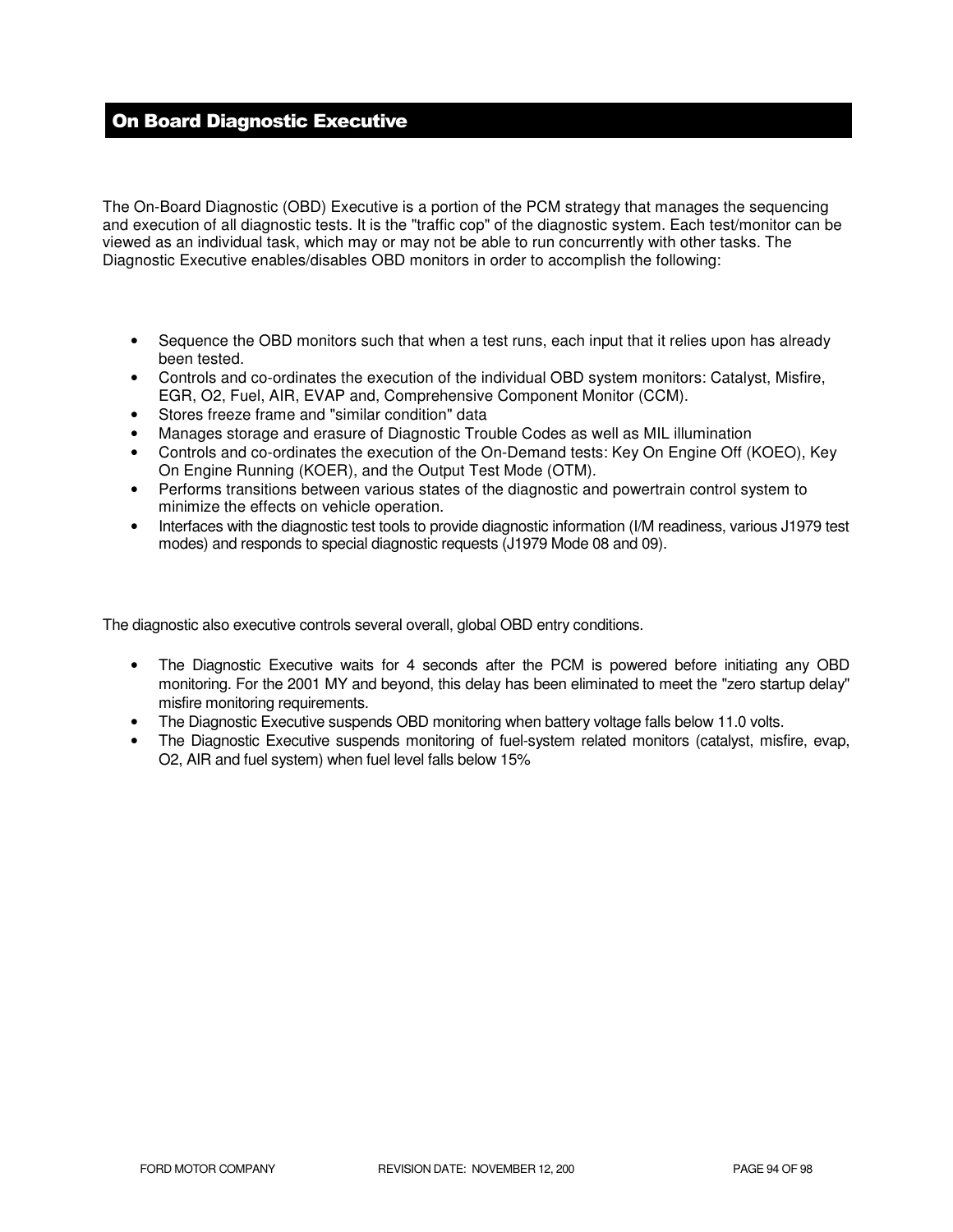## On Board Diagnostic Executive

The On-Board Diagnostic (OBD) Executive is a portion of the PCM strategy that manages the sequencing and execution of all diagnostic tests. It is the "traffic cop" of the diagnostic system. Each test/monitor can be viewed as an individual task, which may or may not be able to run concurrently with other tasks. The Diagnostic Executive enables/disables OBD monitors in order to accomplish the following:

- Sequence the OBD monitors such that when a test runs, each input that it relies upon has already been tested.
- Controls and co-ordinates the execution of the individual OBD system monitors: Catalyst, Misfire, EGR, O2, Fuel, AIR, EVAP and, Comprehensive Component Monitor (CCM).
- Stores freeze frame and "similar condition" data
- Manages storage and erasure of Diagnostic Trouble Codes as well as MIL illumination
- Controls and co-ordinates the execution of the On-Demand tests: Key On Engine Off (KOEO), Key On Engine Running (KOER), and the Output Test Mode (OTM).
- Performs transitions between various states of the diagnostic and powertrain control system to minimize the effects on vehicle operation.
- Interfaces with the diagnostic test tools to provide diagnostic information (I/M readiness, various J1979 test modes) and responds to special diagnostic requests (J1979 Mode 08 and 09).

The diagnostic also executive controls several overall, global OBD entry conditions.

- The Diagnostic Executive waits for 4 seconds after the PCM is powered before initiating any OBD monitoring. For the 2001 MY and beyond, this delay has been eliminated to meet the "zero startup delay" misfire monitoring requirements.
- The Diagnostic Executive suspends OBD monitoring when battery voltage falls below 11.0 volts.
- The Diagnostic Executive suspends monitoring of fuel-system related monitors (catalyst, misfire, evap, O2, AIR and fuel system) when fuel level falls below 15%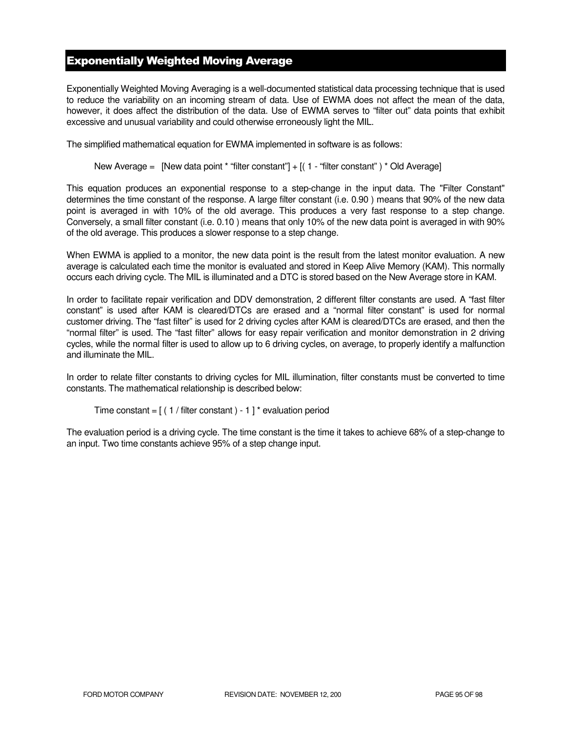## Exponentially Weighted Moving Average

Exponentially Weighted Moving Averaging is a well-documented statistical data processing technique that is used to reduce the variability on an incoming stream of data. Use of EWMA does not affect the mean of the data, however, it does affect the distribution of the data. Use of EWMA serves to "filter out" data points that exhibit excessive and unusual variability and could otherwise erroneously light the MIL.

The simplified mathematical equation for EWMA implemented in software is as follows:

New Average = [New data point * "filter constant"] + [( 1 - "filter constant" ) * Old Average]

This equation produces an exponential response to a step-change in the input data. The "Filter Constant" determines the time constant of the response. A large filter constant (i.e. 0.90 ) means that 90% of the new data point is averaged in with 10% of the old average. This produces a very fast response to a step change. Conversely, a small filter constant (i.e. 0.10 ) means that only 10% of the new data point is averaged in with 90% of the old average. This produces a slower response to a step change.

When EWMA is applied to a monitor, the new data point is the result from the latest monitor evaluation. A new average is calculated each time the monitor is evaluated and stored in Keep Alive Memory (KAM). This normally occurs each driving cycle. The MIL is illuminated and a DTC is stored based on the New Average store in KAM.

In order to facilitate repair verification and DDV demonstration, 2 different filter constants are used. A "fast filter constant" is used after KAM is cleared/DTCs are erased and a "normal filter constant" is used for normal customer driving. The "fast filter" is used for 2 driving cycles after KAM is cleared/DTCs are erased, and then the "normal filter" is used. The "fast filter" allows for easy repair verification and monitor demonstration in 2 driving cycles, while the normal filter is used to allow up to 6 driving cycles, on average, to properly identify a malfunction and illuminate the MIL.

In order to relate filter constants to driving cycles for MIL illumination, filter constants must be converted to time constants. The mathematical relationship is described below:

Time constant = [ ( 1 / filter constant ) - 1 ] * evaluation period

The evaluation period is a driving cycle. The time constant is the time it takes to achieve 68% of a step-change to an input. Two time constants achieve 95% of a step change input.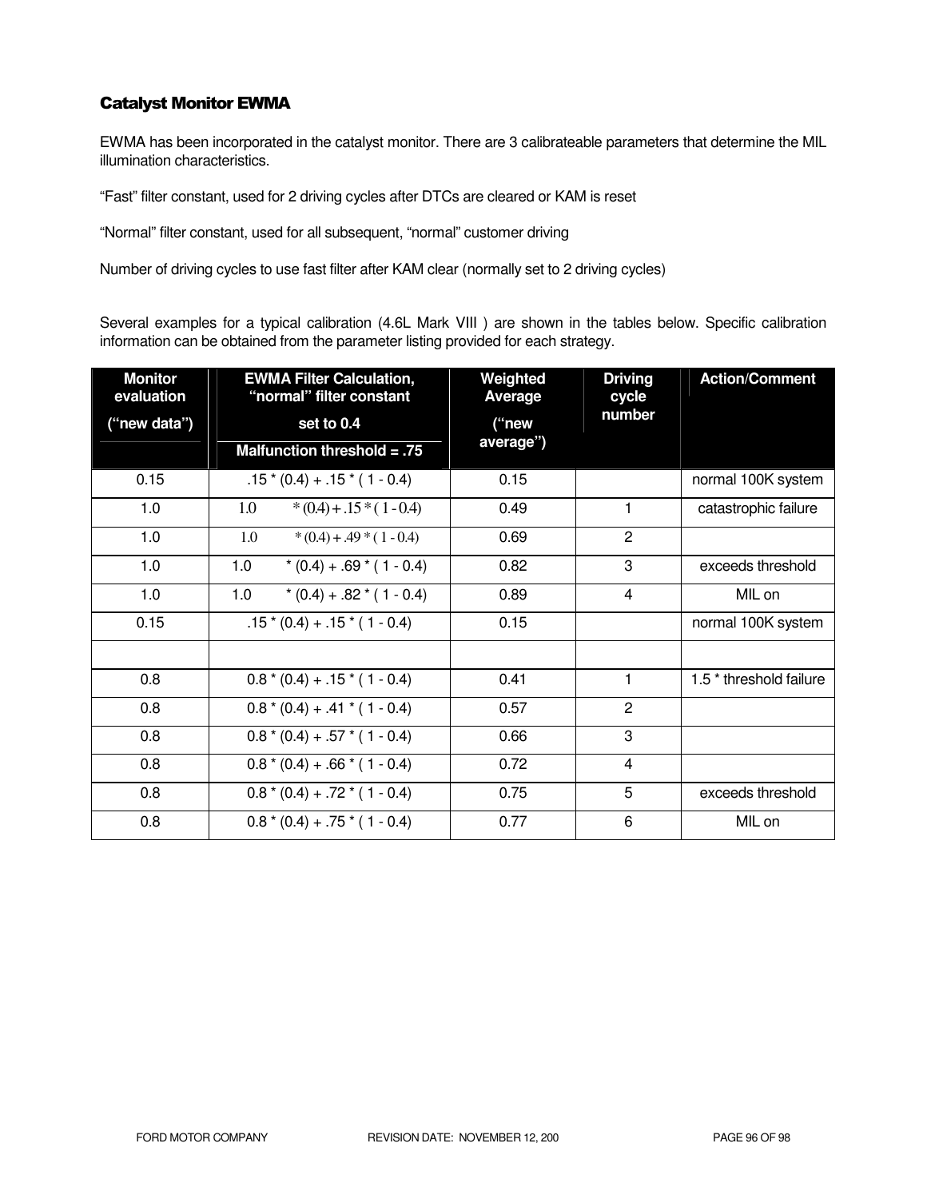### Catalyst Monitor EWMA

EWMA has been incorporated in the catalyst monitor. There are 3 calibrateable parameters that determine the MIL illumination characteristics.

"Fast" filter constant, used for 2 driving cycles after DTCs are cleared or KAM is reset

"Normal" filter constant, used for all subsequent, "normal" customer driving

Number of driving cycles to use fast filter after KAM clear (normally set to 2 driving cycles)

Several examples for a typical calibration (4.6L Mark VIII ) are shown in the tables below. Specific calibration information can be obtained from the parameter listing provided for each strategy.

| Monitor evaluation ("new data") | EWMA Filter Calculation, "normal" filter constant set to 0.4 Malfunction threshold = .75 | Weighted Average ("new average") | Driving cycle number | Action/Comment |
|---|---|---|---|---|
| 0.15 | .15 * (0.4) + .15 * ( 1 - 0.4) | 0.15 | | normal 100K system |
| 1.0 | 1.0 * (0.4) + .15 * ( 1 - 0.4) | 0.49 | 1 | catastrophic failure |
| 1.0 | 1.0 * (0.4) + .49 * ( 1 - 0.4) | 0.69 | 2 | |
| 1.0 | 1.0 * (0.4) + .69 * ( 1 - 0.4) | 0.82 | 3 | exceeds threshold |
| 1.0 | 1.0 * (0.4) + .82 * ( 1 - 0.4) | 0.89 | 4 | MIL on |
| 0.15 | .15 * (0.4) + .15 * ( 1 - 0.4) | 0.15 | | normal 100K system |
| | | | | |
| 0.8 | 0.8 * (0.4) + .15 * ( 1 - 0.4) | 0.41 | 1 | 1.5 * threshold failure |
| 0.8 | 0.8 * (0.4) + .41 * ( 1 - 0.4) | 0.57 | 2 | |
| 0.8 | 0.8 * (0.4) + .57 * ( 1 - 0.4) | 0.66 | 3 | |
| 0.8 | 0.8 * (0.4) + .66 * ( 1 - 0.4) | 0.72 | 4 | |
| 0.8 | 0.8 * (0.4) + .72 * ( 1 - 0.4) | 0.75 | 5 | exceeds threshold |
| 0.8 | 0.8 * (0.4) + .75 * ( 1 - 0.4) | 0.77 | 6 | MIL on |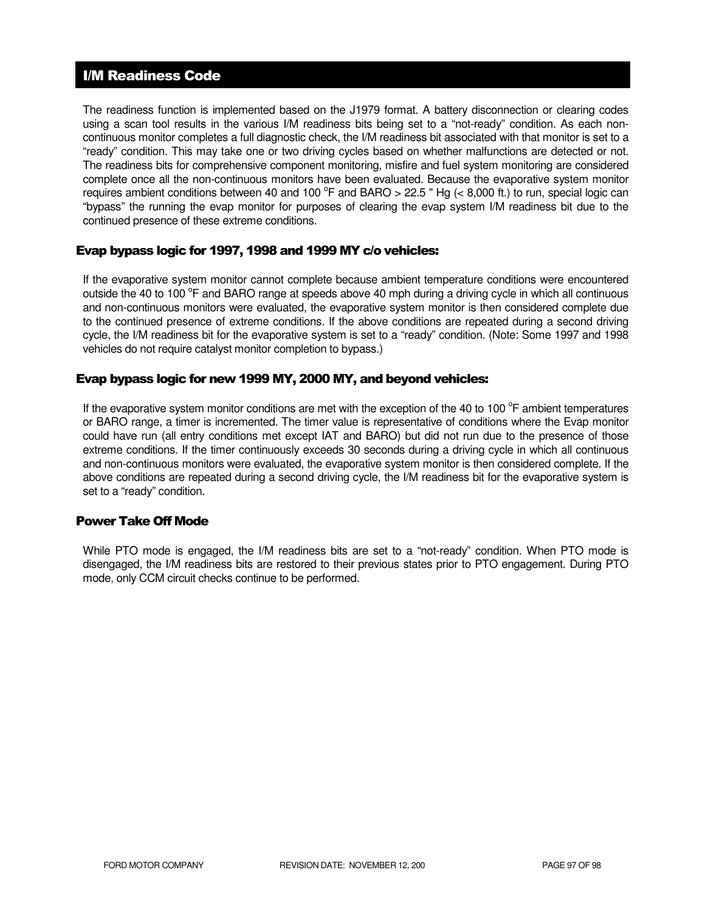## I/M Readiness Code

The readiness function is implemented based on the J1979 format. A battery disconnection or clearing codes using a scan tool results in the various I/M readiness bits being set to a "not-ready" condition. As each non-continuous monitor completes a full diagnostic check, the I/M readiness bit associated with that monitor is set to a "ready" condition. This may take one or two driving cycles based on whether malfunctions are detected or not. The readiness bits for comprehensive component monitoring, misfire and fuel system monitoring are considered complete once all the non-continuous monitors have been evaluated. Because the evaporative system monitor requires ambient conditions between 40 and 100 $^{o}$F and BARO > 22.5 " Hg (< 8,000 ft.) to run, special logic can "bypass" the running the evap monitor for purposes of clearing the evap system I/M readiness bit due to the continued presence of these extreme conditions.

### Evap bypass logic for 1997, 1998 and 1999 MY c/o vehicles:

If the evaporative system monitor cannot complete because ambient temperature conditions were encountered outside the 40 to 100 $^{o}$F and BARO range at speeds above 40 mph during a driving cycle in which all continuous and non-continuous monitors were evaluated, the evaporative system monitor is then considered complete due to the continued presence of extreme conditions. If the above conditions are repeated during a second driving cycle, the I/M readiness bit for the evaporative system is set to a "ready" condition. (Note: Some 1997 and 1998 vehicles do not require catalyst monitor completion to bypass.)

### Evap bypass logic for new 1999 MY, 2000 MY, and beyond vehicles:

If the evaporative system monitor conditions are met with the exception of the 40 to 100 $^{o}$F ambient temperatures or BARO range, a timer is incremented. The timer value is representative of conditions where the Evap monitor could have run (all entry conditions met except IAT and BARO) but did not run due to the presence of those extreme conditions. If the timer continuously exceeds 30 seconds during a driving cycle in which all continuous and non-continuous monitors were evaluated, the evaporative system monitor is then considered complete. If the above conditions are repeated during a second driving cycle, the I/M readiness bit for the evaporative system is set to a "ready" condition.

### Power Take Off Mode

While PTO mode is engaged, the I/M readiness bits are set to a "not-ready" condition. When PTO mode is disengaged, the I/M readiness bits are restored to their previous states prior to PTO engagement. During PTO mode, only CCM circuit checks continue to be performed.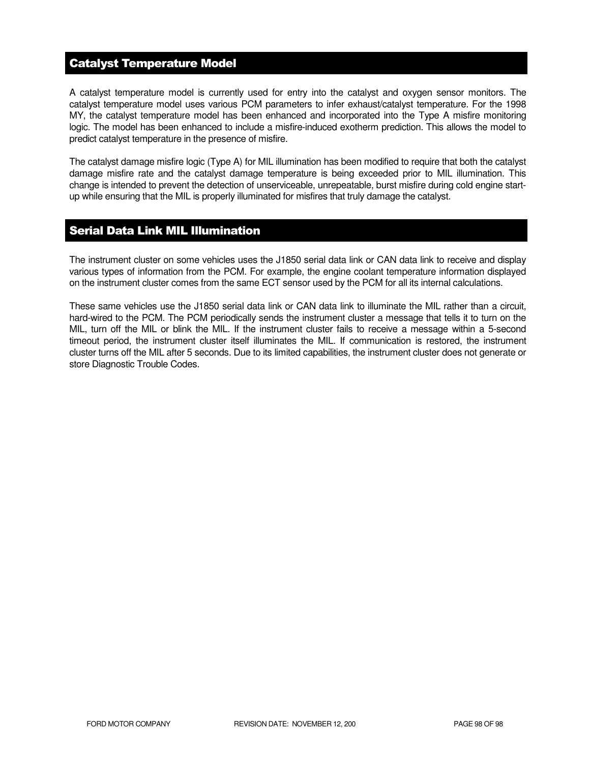## Catalyst Temperature Model

A catalyst temperature model is currently used for entry into the catalyst and oxygen sensor monitors. The catalyst temperature model uses various PCM parameters to infer exhaust/catalyst temperature. For the 1998 MY, the catalyst temperature model has been enhanced and incorporated into the Type A misfire monitoring logic. The model has been enhanced to include a misfire-induced exotherm prediction. This allows the model to predict catalyst temperature in the presence of misfire.

The catalyst damage misfire logic (Type A) for MIL illumination has been modified to require that both the catalyst damage misfire rate and the catalyst damage temperature is being exceeded prior to MIL illumination. This change is intended to prevent the detection of unserviceable, unrepeatable, burst misfire during cold engine start-up while ensuring that the MIL is properly illuminated for misfires that truly damage the catalyst.

## Serial Data Link MIL Illumination

The instrument cluster on some vehicles uses the J1850 serial data link or CAN data link to receive and display various types of information from the PCM. For example, the engine coolant temperature information displayed on the instrument cluster comes from the same ECT sensor used by the PCM for all its internal calculations.

These same vehicles use the J1850 serial data link or CAN data link to illuminate the MIL rather than a circuit, hard-wired to the PCM. The PCM periodically sends the instrument cluster a message that tells it to turn on the MIL, turn off the MIL or blink the MIL. If the instrument cluster fails to receive a message within a 5-second timeout period, the instrument cluster itself illuminates the MIL. If communication is restored, the instrument cluster turns off the MIL after 5 seconds. Due to its limited capabilities, the instrument cluster does not generate or store Diagnostic Trouble Codes.